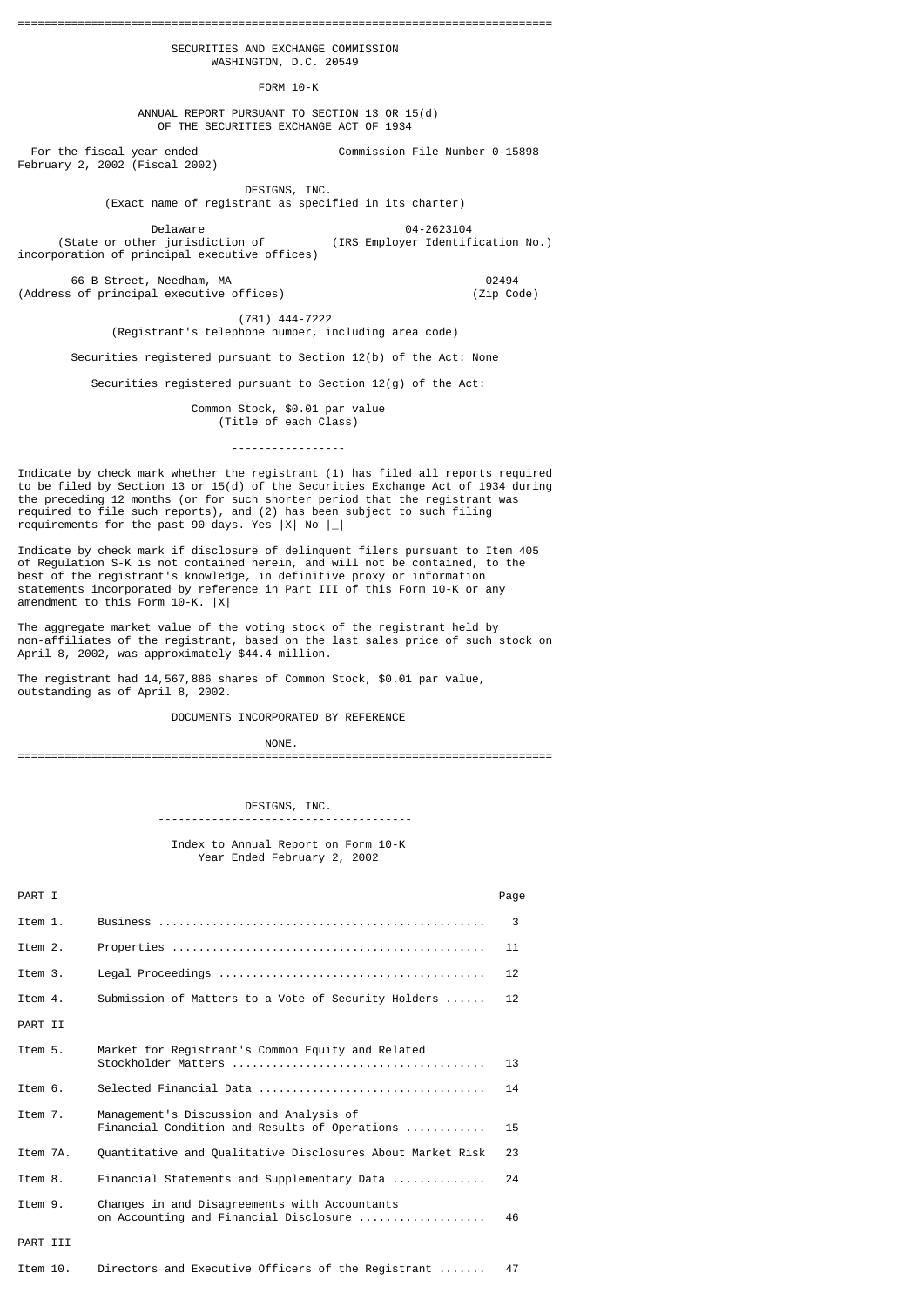SECURITIES AND EXCHANGE COMMISSION
WASHINGTON, D.C. 20549

FORM 10-K

ANNUAL REPORT PURSUANT TO SECTION 13 OR 15(d)
OF THE SECURITIES EXCHANGE ACT OF 1934

For the fiscal year ended February 2, 2002 (Fiscal 2002) — Commission File Number 0-15898

# DESIGNS, INC.

(Exact name of registrant as specified in its charter)

| Delaware | 04-2623104 |
|---|---|
| (State or other jurisdiction of incorporation of principal executive offices) | (IRS Employer Identification No.) |

| 66 B Street, Needham, MA | 02494 |
|---|---|
| (Address of principal executive offices) | (Zip Code) |

(781) 444-7222
(Registrant's telephone number, including area code)

Securities registered pursuant to Section 12(b) of the Act: None

Securities registered pursuant to Section 12(g) of the Act:

Common Stock, $0.01 par value
(Title of each Class)

-----------------

Indicate by check mark whether the registrant (1) has filed all reports required to be filed by Section 13 or 15(d) of the Securities Exchange Act of 1934 during the preceding 12 months (or for such shorter period that the registrant was required to file such reports), and (2) has been subject to such filing requirements for the past 90 days. Yes |X| No |_|

Indicate by check mark if disclosure of delinquent filers pursuant to Item 405 of Regulation S-K is not contained herein, and will not be contained, to the best of the registrant's knowledge, in definitive proxy or information statements incorporated by reference in Part III of this Form 10-K or any amendment to this Form 10-K. |X|

The aggregate market value of the voting stock of the registrant held by non-affiliates of the registrant, based on the last sales price of such stock on April 8, 2002, was approximately $44.4 million.

The registrant had 14,567,886 shares of Common Stock, $0.01 par value, outstanding as of April 8, 2002.

DOCUMENTS INCORPORATED BY REFERENCE

NONE.

---

## DESIGNS, INC.

Index to Annual Report on Form 10-K
Year Ended February 2, 2002

| | | Page |
|---|---|---|
| PART I | | |
| Item 1. | Business | 3 |
| Item 2. | Properties | 11 |
| Item 3. | Legal Proceedings | 12 |
| Item 4. | Submission of Matters to a Vote of Security Holders | 12 |
| PART II | | |
| Item 5. | Market for Registrant's Common Equity and Related Stockholder Matters | 13 |
| Item 6. | Selected Financial Data | 14 |
| Item 7. | Management's Discussion and Analysis of Financial Condition and Results of Operations | 15 |
| Item 7A. | Quantitative and Qualitative Disclosures About Market Risk | 23 |
| Item 8. | Financial Statements and Supplementary Data | 24 |
| Item 9. | Changes in and Disagreements with Accountants on Accounting and Financial Disclosure | 46 |
| PART III | | |
| Item 10. | Directors and Executive Officers of the Registrant | 47 |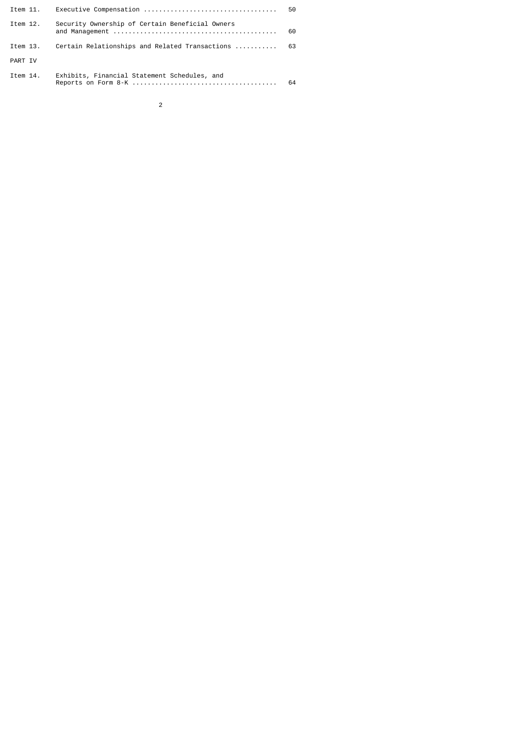| | | |
|---|---|---|
| Item 11. | Executive Compensation | 50 |
| Item 12. | Security Ownership of Certain Beneficial Owners and Management | 60 |
| Item 13. | Certain Relationships and Related Transactions | 63 |
| PART IV | | |
| Item 14. | Exhibits, Financial Statement Schedules, and Reports on Form 8-K | 64 |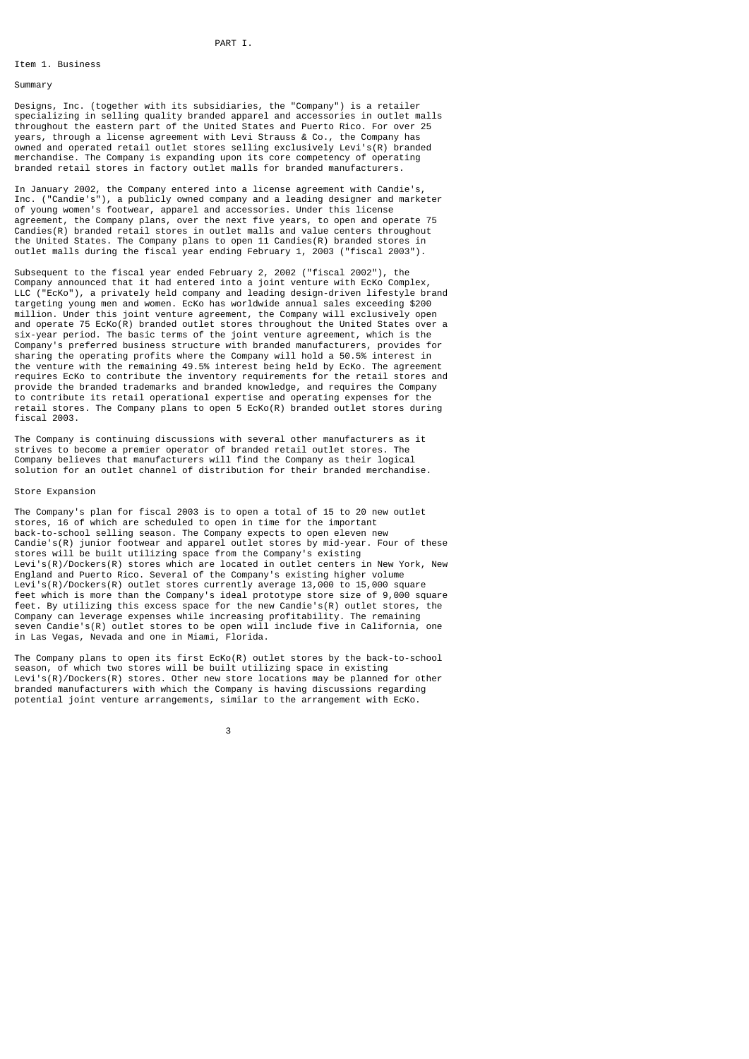# PART I.

## Item 1. Business

### Summary

Designs, Inc. (together with its subsidiaries, the "Company") is a retailer specializing in selling quality branded apparel and accessories in outlet malls throughout the eastern part of the United States and Puerto Rico. For over 25 years, through a license agreement with Levi Strauss & Co., the Company has owned and operated retail outlet stores selling exclusively Levi's(R) branded merchandise. The Company is expanding upon its core competency of operating branded retail stores in factory outlet malls for branded manufacturers.

In January 2002, the Company entered into a license agreement with Candie's, Inc. ("Candie's"), a publicly owned company and a leading designer and marketer of young women's footwear, apparel and accessories. Under this license agreement, the Company plans, over the next five years, to open and operate 75 Candies(R) branded retail stores in outlet malls and value centers throughout the United States. The Company plans to open 11 Candies(R) branded stores in outlet malls during the fiscal year ending February 1, 2003 ("fiscal 2003").

Subsequent to the fiscal year ended February 2, 2002 ("fiscal 2002"), the Company announced that it had entered into a joint venture with EcKo Complex, LLC ("EcKo"), a privately held company and leading design-driven lifestyle brand targeting young men and women. EcKo has worldwide annual sales exceeding $200 million. Under this joint venture agreement, the Company will exclusively open and operate 75 EcKo(R) branded outlet stores throughout the United States over a six-year period. The basic terms of the joint venture agreement, which is the Company's preferred business structure with branded manufacturers, provides for sharing the operating profits where the Company will hold a 50.5% interest in the venture with the remaining 49.5% interest being held by EcKo. The agreement requires EcKo to contribute the inventory requirements for the retail stores and provide the branded trademarks and branded knowledge, and requires the Company to contribute its retail operational expertise and operating expenses for the retail stores. The Company plans to open 5 EcKo(R) branded outlet stores during fiscal 2003.

The Company is continuing discussions with several other manufacturers as it strives to become a premier operator of branded retail outlet stores. The Company believes that manufacturers will find the Company as their logical solution for an outlet channel of distribution for their branded merchandise.

### Store Expansion

The Company's plan for fiscal 2003 is to open a total of 15 to 20 new outlet stores, 16 of which are scheduled to open in time for the important back-to-school selling season. The Company expects to open eleven new Candie's(R) junior footwear and apparel outlet stores by mid-year. Four of these stores will be built utilizing space from the Company's existing Levi's(R)/Dockers(R) stores which are located in outlet centers in New York, New England and Puerto Rico. Several of the Company's existing higher volume Levi's(R)/Dockers(R) outlet stores currently average 13,000 to 15,000 square feet which is more than the Company's ideal prototype store size of 9,000 square feet. By utilizing this excess space for the new Candie's(R) outlet stores, the Company can leverage expenses while increasing profitability. The remaining seven Candie's(R) outlet stores to be open will include five in California, one in Las Vegas, Nevada and one in Miami, Florida.

The Company plans to open its first EcKo(R) outlet stores by the back-to-school season, of which two stores will be built utilizing space in existing Levi's(R)/Dockers(R) stores. Other new store locations may be planned for other branded manufacturers with which the Company is having discussions regarding potential joint venture arrangements, similar to the arrangement with EcKo.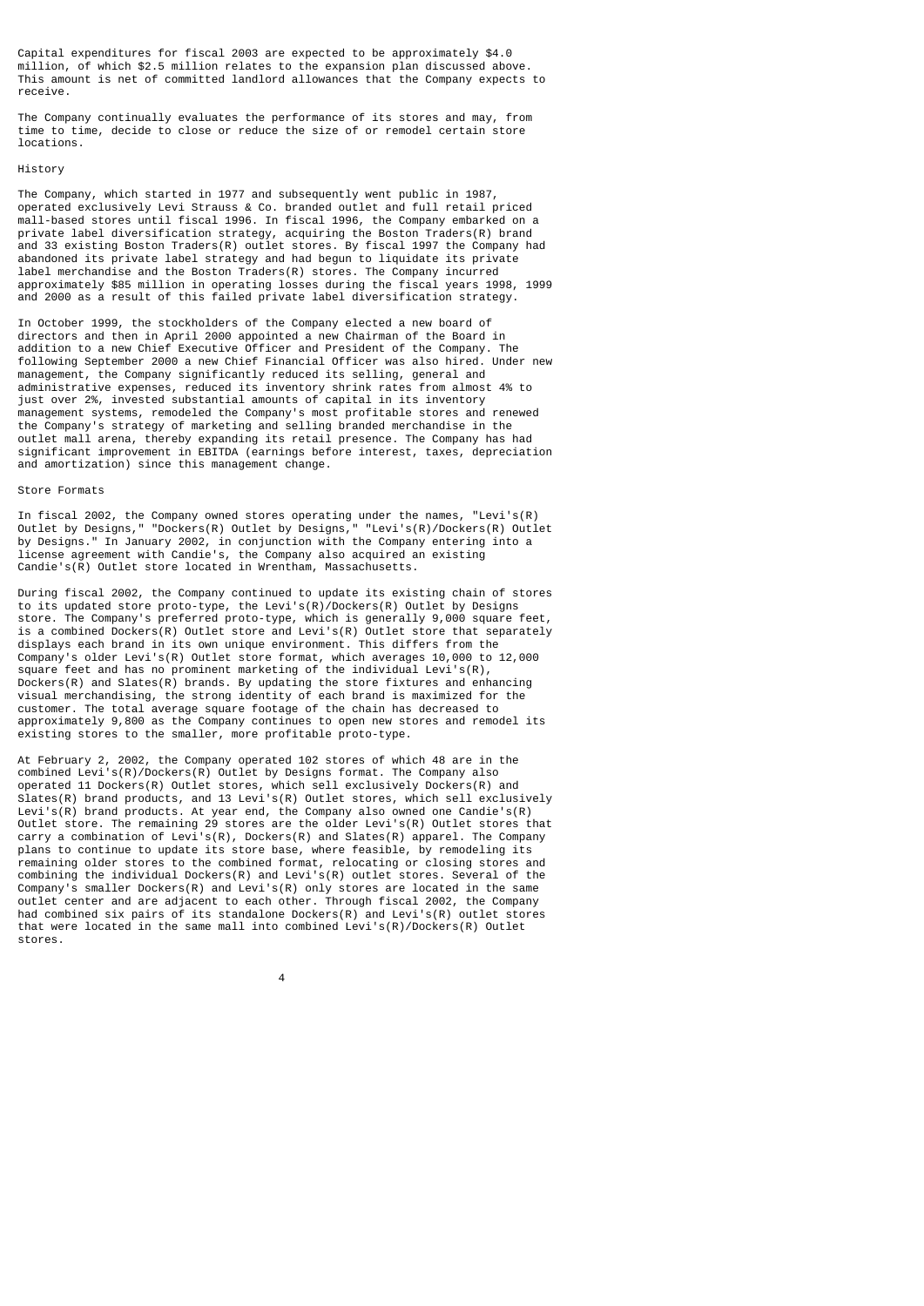Capital expenditures for fiscal 2003 are expected to be approximately $4.0 million, of which $2.5 million relates to the expansion plan discussed above. This amount is net of committed landlord allowances that the Company expects to receive.

The Company continually evaluates the performance of its stores and may, from time to time, decide to close or reduce the size of or remodel certain store locations.

## History

The Company, which started in 1977 and subsequently went public in 1987, operated exclusively Levi Strauss & Co. branded outlet and full retail priced mall-based stores until fiscal 1996. In fiscal 1996, the Company embarked on a private label diversification strategy, acquiring the Boston Traders(R) brand and 33 existing Boston Traders(R) outlet stores. By fiscal 1997 the Company had abandoned its private label strategy and had begun to liquidate its private label merchandise and the Boston Traders(R) stores. The Company incurred approximately $85 million in operating losses during the fiscal years 1998, 1999 and 2000 as a result of this failed private label diversification strategy.

In October 1999, the stockholders of the Company elected a new board of directors and then in April 2000 appointed a new Chairman of the Board in addition to a new Chief Executive Officer and President of the Company. The following September 2000 a new Chief Financial Officer was also hired. Under new management, the Company significantly reduced its selling, general and administrative expenses, reduced its inventory shrink rates from almost 4% to just over 2%, invested substantial amounts of capital in its inventory management systems, remodeled the Company's most profitable stores and renewed the Company's strategy of marketing and selling branded merchandise in the outlet mall arena, thereby expanding its retail presence. The Company has had significant improvement in EBITDA (earnings before interest, taxes, depreciation and amortization) since this management change.

## Store Formats

In fiscal 2002, the Company owned stores operating under the names, "Levi's(R) Outlet by Designs," "Dockers(R) Outlet by Designs," "Levi's(R)/Dockers(R) Outlet by Designs." In January 2002, in conjunction with the Company entering into a license agreement with Candie's, the Company also acquired an existing Candie's(R) Outlet store located in Wrentham, Massachusetts.

During fiscal 2002, the Company continued to update its existing chain of stores to its updated store proto-type, the Levi's(R)/Dockers(R) Outlet by Designs store. The Company's preferred proto-type, which is generally 9,000 square feet, is a combined Dockers(R) Outlet store and Levi's(R) Outlet store that separately displays each brand in its own unique environment. This differs from the Company's older Levi's(R) Outlet store format, which averages 10,000 to 12,000 square feet and has no prominent marketing of the individual Levi's(R), Dockers(R) and Slates(R) brands. By updating the store fixtures and enhancing visual merchandising, the strong identity of each brand is maximized for the customer. The total average square footage of the chain has decreased to approximately 9,800 as the Company continues to open new stores and remodel its existing stores to the smaller, more profitable proto-type.

At February 2, 2002, the Company operated 102 stores of which 48 are in the combined Levi's(R)/Dockers(R) Outlet by Designs format. The Company also operated 11 Dockers(R) Outlet stores, which sell exclusively Dockers(R) and Slates(R) brand products, and 13 Levi's(R) Outlet stores, which sell exclusively Levi's(R) brand products. At year end, the Company also owned one Candie's(R) Outlet store. The remaining 29 stores are the older Levi's(R) Outlet stores that carry a combination of Levi's(R), Dockers(R) and Slates(R) apparel. The Company plans to continue to update its store base, where feasible, by remodeling its remaining older stores to the combined format, relocating or closing stores and combining the individual Dockers(R) and Levi's(R) outlet stores. Several of the Company's smaller Dockers(R) and Levi's(R) only stores are located in the same outlet center and are adjacent to each other. Through fiscal 2002, the Company had combined six pairs of its standalone Dockers(R) and Levi's(R) outlet stores that were located in the same mall into combined Levi's(R)/Dockers(R) Outlet stores.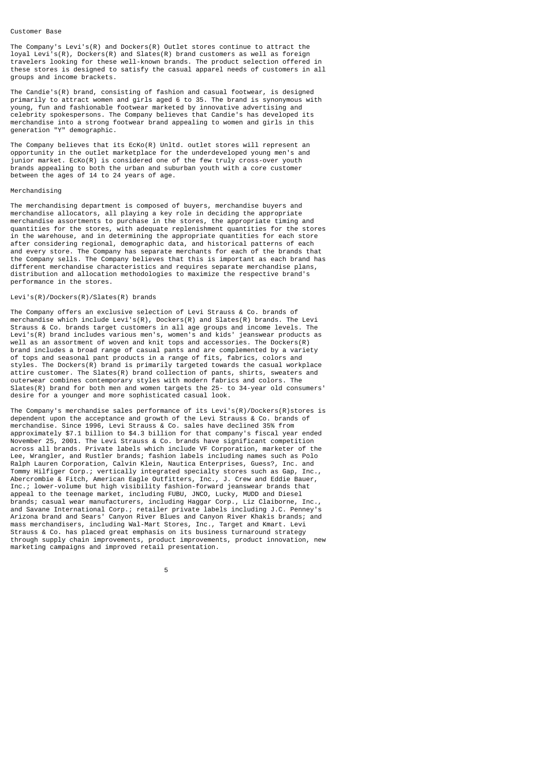### Customer Base

The Company's Levi's(R) and Dockers(R) Outlet stores continue to attract the loyal Levi's(R), Dockers(R) and Slates(R) brand customers as well as foreign travelers looking for these well-known brands. The product selection offered in these stores is designed to satisfy the casual apparel needs of customers in all groups and income brackets.

The Candie's(R) brand, consisting of fashion and casual footwear, is designed primarily to attract women and girls aged 6 to 35. The brand is synonymous with young, fun and fashionable footwear marketed by innovative advertising and celebrity spokespersons. The Company believes that Candie's has developed its merchandise into a strong footwear brand appealing to women and girls in this generation "Y" demographic.

The Company believes that its EcKo(R) Unltd. outlet stores will represent an opportunity in the outlet marketplace for the underdeveloped young men's and junior market. EcKo(R) is considered one of the few truly cross-over youth brands appealing to both the urban and suburban youth with a core customer between the ages of 14 to 24 years of age.

### Merchandising

The merchandising department is composed of buyers, merchandise buyers and merchandise allocators, all playing a key role in deciding the appropriate merchandise assortments to purchase in the stores, the appropriate timing and quantities for the stores, with adequate replenishment quantities for the stores in the warehouse, and in determining the appropriate quantities for each store after considering regional, demographic data, and historical patterns of each and every store. The Company has separate merchants for each of the brands that the Company sells. The Company believes that this is important as each brand has different merchandise characteristics and requires separate merchandise plans, distribution and allocation methodologies to maximize the respective brand's performance in the stores.

### Levi's(R)/Dockers(R)/Slates(R) brands

The Company offers an exclusive selection of Levi Strauss & Co. brands of merchandise which include Levi's(R), Dockers(R) and Slates(R) brands. The Levi Strauss & Co. brands target customers in all age groups and income levels. The Levi's(R) brand includes various men's, women's and kids' jeanswear products as well as an assortment of woven and knit tops and accessories. The Dockers(R) brand includes a broad range of casual pants and are complemented by a variety of tops and seasonal pant products in a range of fits, fabrics, colors and styles. The Dockers(R) brand is primarily targeted towards the casual workplace attire customer. The Slates(R) brand collection of pants, shirts, sweaters and outerwear combines contemporary styles with modern fabrics and colors. The Slates(R) brand for both men and women targets the 25- to 34-year old consumers' desire for a younger and more sophisticated casual look.

The Company's merchandise sales performance of its Levi's(R)/Dockers(R)stores is dependent upon the acceptance and growth of the Levi Strauss & Co. brands of merchandise. Since 1996, Levi Strauss & Co. sales have declined 35% from approximately $7.1 billion to $4.3 billion for that company's fiscal year ended November 25, 2001. The Levi Strauss & Co. brands have significant competition across all brands. Private labels which include VF Corporation, marketer of the Lee, Wrangler, and Rustler brands; fashion labels including names such as Polo Ralph Lauren Corporation, Calvin Klein, Nautica Enterprises, Guess?, Inc. and Tommy Hilfiger Corp.; vertically integrated specialty stores such as Gap, Inc., Abercrombie & Fitch, American Eagle Outfitters, Inc., J. Crew and Eddie Bauer, Inc.; lower-volume but high visibility fashion-forward jeanswear brands that appeal to the teenage market, including FUBU, JNCO, Lucky, MUDD and Diesel brands; casual wear manufacturers, including Haggar Corp., Liz Claiborne, Inc., and Savane International Corp.; retailer private labels including J.C. Penney's Arizona brand and Sears' Canyon River Blues and Canyon River Khakis brands; and mass merchandisers, including Wal-Mart Stores, Inc., Target and Kmart. Levi Strauss & Co. has placed great emphasis on its business turnaround strategy through supply chain improvements, product improvements, product innovation, new marketing campaigns and improved retail presentation.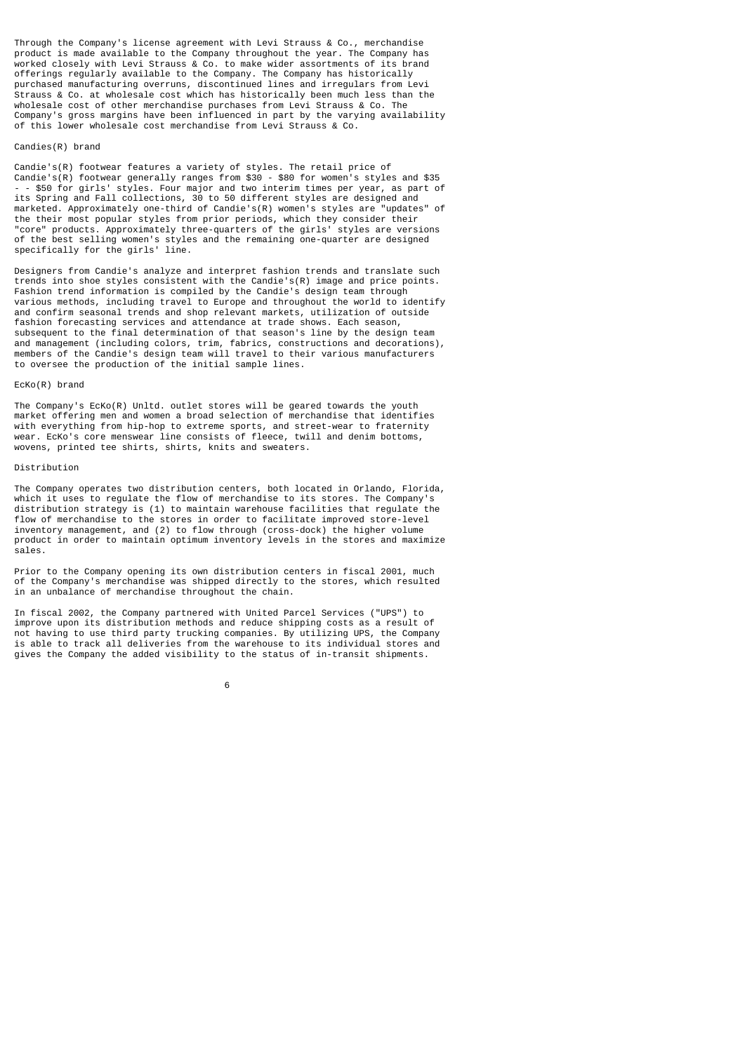Through the Company's license agreement with Levi Strauss & Co., merchandise product is made available to the Company throughout the year. The Company has worked closely with Levi Strauss & Co. to make wider assortments of its brand offerings regularly available to the Company. The Company has historically purchased manufacturing overruns, discontinued lines and irregulars from Levi Strauss & Co. at wholesale cost which has historically been much less than the wholesale cost of other merchandise purchases from Levi Strauss & Co. The Company's gross margins have been influenced in part by the varying availability of this lower wholesale cost merchandise from Levi Strauss & Co.

### Candies(R) brand

Candie's(R) footwear features a variety of styles. The retail price of Candie's(R) footwear generally ranges from $30 - $80 for women's styles and $35 - - $50 for girls' styles. Four major and two interim times per year, as part of its Spring and Fall collections, 30 to 50 different styles are designed and marketed. Approximately one-third of Candie's(R) women's styles are "updates" of the their most popular styles from prior periods, which they consider their "core" products. Approximately three-quarters of the girls' styles are versions of the best selling women's styles and the remaining one-quarter are designed specifically for the girls' line.

Designers from Candie's analyze and interpret fashion trends and translate such trends into shoe styles consistent with the Candie's(R) image and price points. Fashion trend information is compiled by the Candie's design team through various methods, including travel to Europe and throughout the world to identify and confirm seasonal trends and shop relevant markets, utilization of outside fashion forecasting services and attendance at trade shows. Each season, subsequent to the final determination of that season's line by the design team and management (including colors, trim, fabrics, constructions and decorations), members of the Candie's design team will travel to their various manufacturers to oversee the production of the initial sample lines.

### EcKo(R) brand

The Company's EcKo(R) Unltd. outlet stores will be geared towards the youth market offering men and women a broad selection of merchandise that identifies with everything from hip-hop to extreme sports, and street-wear to fraternity wear. EcKo's core menswear line consists of fleece, twill and denim bottoms, wovens, printed tee shirts, shirts, knits and sweaters.

### Distribution

The Company operates two distribution centers, both located in Orlando, Florida, which it uses to regulate the flow of merchandise to its stores. The Company's distribution strategy is (1) to maintain warehouse facilities that regulate the flow of merchandise to the stores in order to facilitate improved store-level inventory management, and (2) to flow through (cross-dock) the higher volume product in order to maintain optimum inventory levels in the stores and maximize sales.

Prior to the Company opening its own distribution centers in fiscal 2001, much of the Company's merchandise was shipped directly to the stores, which resulted in an unbalance of merchandise throughout the chain.

In fiscal 2002, the Company partnered with United Parcel Services ("UPS") to improve upon its distribution methods and reduce shipping costs as a result of not having to use third party trucking companies. By utilizing UPS, the Company is able to track all deliveries from the warehouse to its individual stores and gives the Company the added visibility to the status of in-transit shipments.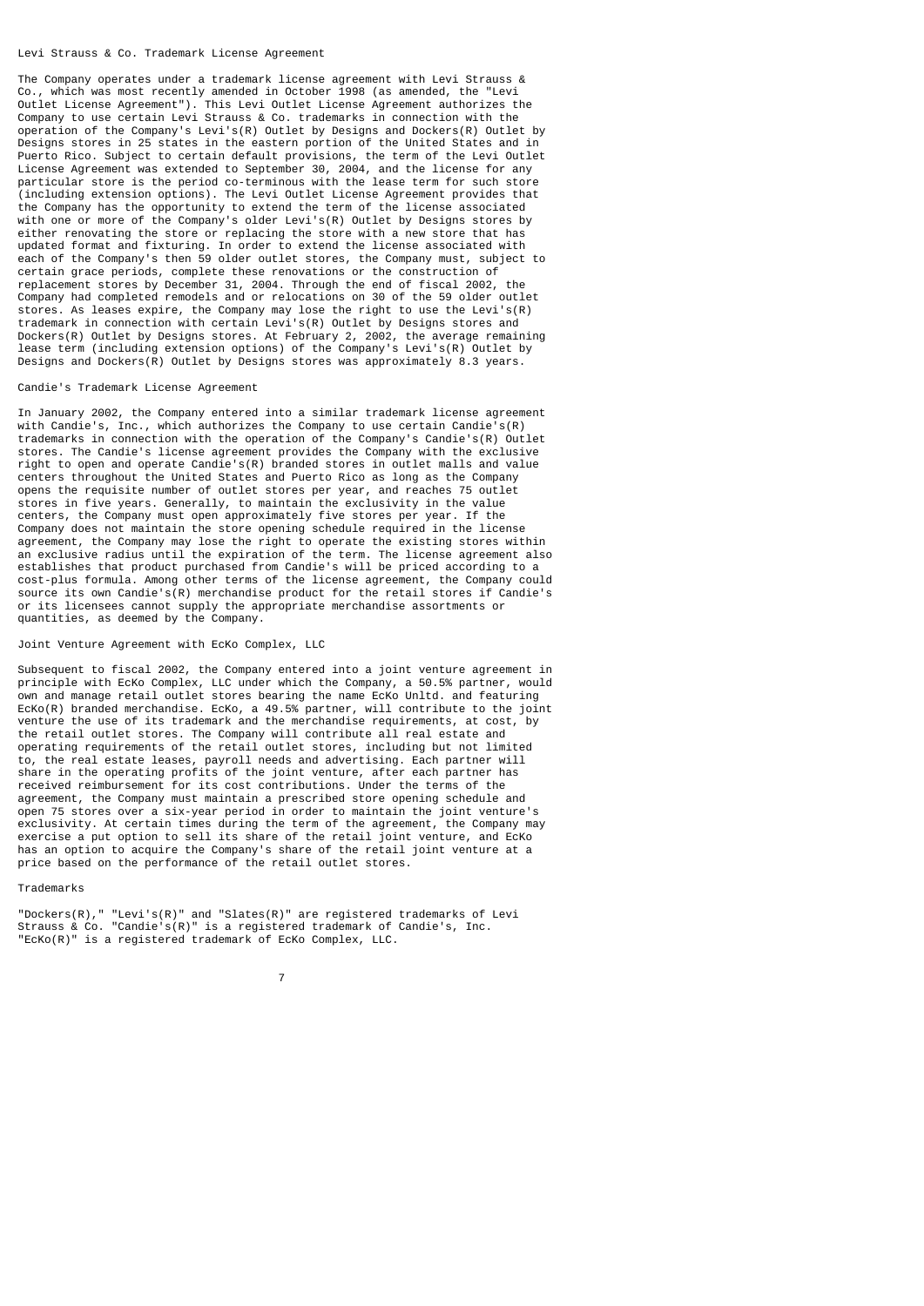## Levi Strauss & Co. Trademark License Agreement

The Company operates under a trademark license agreement with Levi Strauss & Co., which was most recently amended in October 1998 (as amended, the "Levi Outlet License Agreement"). This Levi Outlet License Agreement authorizes the Company to use certain Levi Strauss & Co. trademarks in connection with the operation of the Company's Levi's(R) Outlet by Designs and Dockers(R) Outlet by Designs stores in 25 states in the eastern portion of the United States and in Puerto Rico. Subject to certain default provisions, the term of the Levi Outlet License Agreement was extended to September 30, 2004, and the license for any particular store is the period co-terminous with the lease term for such store (including extension options). The Levi Outlet License Agreement provides that the Company has the opportunity to extend the term of the license associated with one or more of the Company's older Levi's(R) Outlet by Designs stores by either renovating the store or replacing the store with a new store that has updated format and fixturing. In order to extend the license associated with each of the Company's then 59 older outlet stores, the Company must, subject to certain grace periods, complete these renovations or the construction of replacement stores by December 31, 2004. Through the end of fiscal 2002, the Company had completed remodels and or relocations on 30 of the 59 older outlet stores. As leases expire, the Company may lose the right to use the Levi's(R) trademark in connection with certain Levi's(R) Outlet by Designs stores and Dockers(R) Outlet by Designs stores. At February 2, 2002, the average remaining lease term (including extension options) of the Company's Levi's(R) Outlet by Designs and Dockers(R) Outlet by Designs stores was approximately 8.3 years.

## Candie's Trademark License Agreement

In January 2002, the Company entered into a similar trademark license agreement with Candie's, Inc., which authorizes the Company to use certain Candie's(R) trademarks in connection with the operation of the Company's Candie's(R) Outlet stores. The Candie's license agreement provides the Company with the exclusive right to open and operate Candie's(R) branded stores in outlet malls and value centers throughout the United States and Puerto Rico as long as the Company opens the requisite number of outlet stores per year, and reaches 75 outlet stores in five years. Generally, to maintain the exclusivity in the value centers, the Company must open approximately five stores per year. If the Company does not maintain the store opening schedule required in the license agreement, the Company may lose the right to operate the existing stores within an exclusive radius until the expiration of the term. The license agreement also establishes that product purchased from Candie's will be priced according to a cost-plus formula. Among other terms of the license agreement, the Company could source its own Candie's(R) merchandise product for the retail stores if Candie's or its licensees cannot supply the appropriate merchandise assortments or quantities, as deemed by the Company.

## Joint Venture Agreement with EcKo Complex, LLC

Subsequent to fiscal 2002, the Company entered into a joint venture agreement in principle with EcKo Complex, LLC under which the Company, a 50.5% partner, would own and manage retail outlet stores bearing the name EcKo Unltd. and featuring EcKo(R) branded merchandise. EcKo, a 49.5% partner, will contribute to the joint venture the use of its trademark and the merchandise requirements, at cost, by the retail outlet stores. The Company will contribute all real estate and operating requirements of the retail outlet stores, including but not limited to, the real estate leases, payroll needs and advertising. Each partner will share in the operating profits of the joint venture, after each partner has received reimbursement for its cost contributions. Under the terms of the agreement, the Company must maintain a prescribed store opening schedule and open 75 stores over a six-year period in order to maintain the joint venture's exclusivity. At certain times during the term of the agreement, the Company may exercise a put option to sell its share of the retail joint venture, and EcKo has an option to acquire the Company's share of the retail joint venture at a price based on the performance of the retail outlet stores.

## Trademarks

"Dockers(R)," "Levi's(R)" and "Slates(R)" are registered trademarks of Levi Strauss & Co. "Candie's(R)" is a registered trademark of Candie's, Inc. "EcKo(R)" is a registered trademark of EcKo Complex, LLC.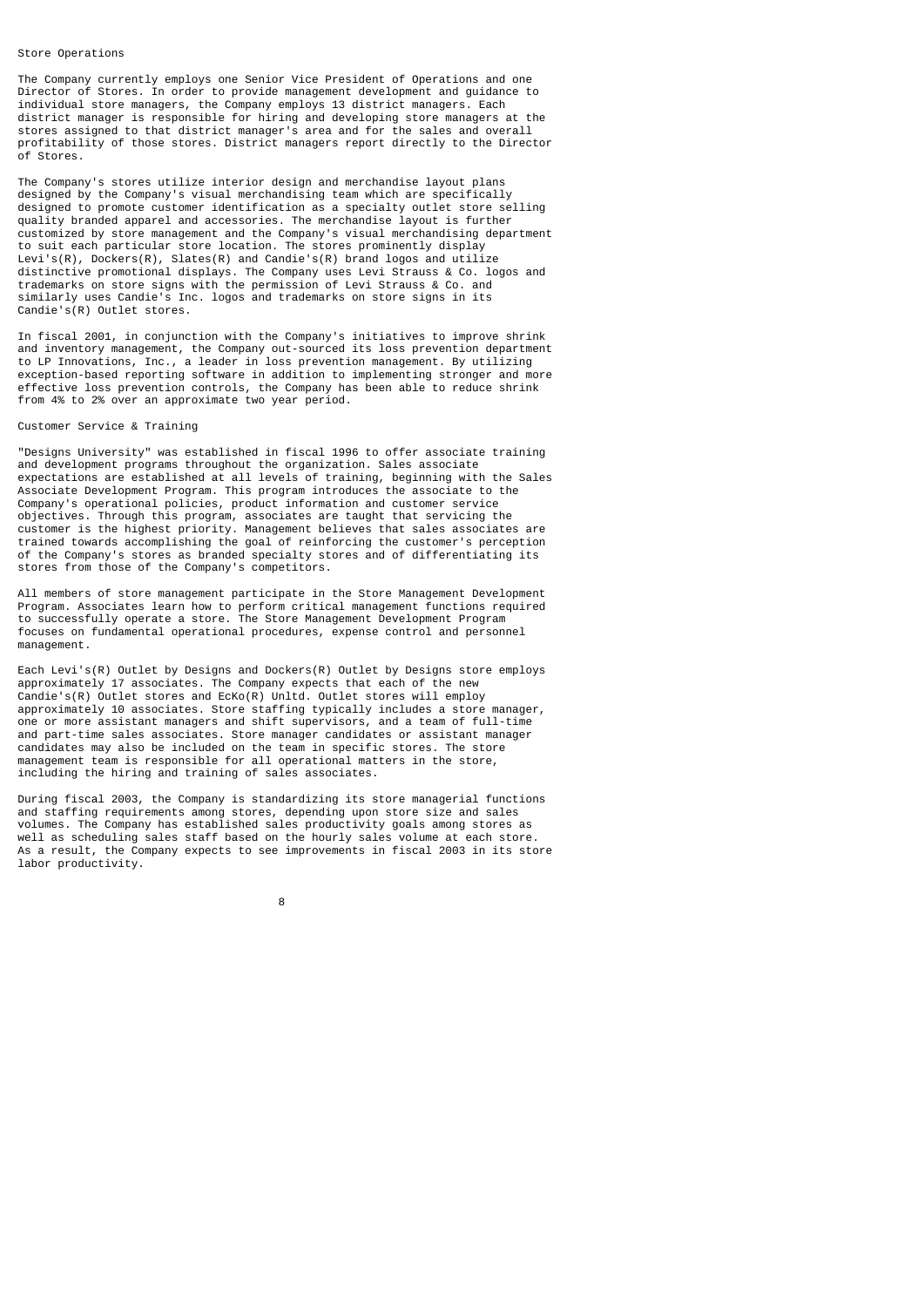## Store Operations

The Company currently employs one Senior Vice President of Operations and one Director of Stores. In order to provide management development and guidance to individual store managers, the Company employs 13 district managers. Each district manager is responsible for hiring and developing store managers at the stores assigned to that district manager's area and for the sales and overall profitability of those stores. District managers report directly to the Director of Stores.

The Company's stores utilize interior design and merchandise layout plans designed by the Company's visual merchandising team which are specifically designed to promote customer identification as a specialty outlet store selling quality branded apparel and accessories. The merchandise layout is further customized by store management and the Company's visual merchandising department to suit each particular store location. The stores prominently display Levi's(R), Dockers(R), Slates(R) and Candie's(R) brand logos and utilize distinctive promotional displays. The Company uses Levi Strauss & Co. logos and trademarks on store signs with the permission of Levi Strauss & Co. and similarly uses Candie's Inc. logos and trademarks on store signs in its Candie's(R) Outlet stores.

In fiscal 2001, in conjunction with the Company's initiatives to improve shrink and inventory management, the Company out-sourced its loss prevention department to LP Innovations, Inc., a leader in loss prevention management. By utilizing exception-based reporting software in addition to implementing stronger and more effective loss prevention controls, the Company has been able to reduce shrink from 4% to 2% over an approximate two year period.

## Customer Service & Training

"Designs University" was established in fiscal 1996 to offer associate training and development programs throughout the organization. Sales associate expectations are established at all levels of training, beginning with the Sales Associate Development Program. This program introduces the associate to the Company's operational policies, product information and customer service objectives. Through this program, associates are taught that servicing the customer is the highest priority. Management believes that sales associates are trained towards accomplishing the goal of reinforcing the customer's perception of the Company's stores as branded specialty stores and of differentiating its stores from those of the Company's competitors.

All members of store management participate in the Store Management Development Program. Associates learn how to perform critical management functions required to successfully operate a store. The Store Management Development Program focuses on fundamental operational procedures, expense control and personnel management.

Each Levi's(R) Outlet by Designs and Dockers(R) Outlet by Designs store employs approximately 17 associates. The Company expects that each of the new Candie's(R) Outlet stores and EcKo(R) Unltd. Outlet stores will employ approximately 10 associates. Store staffing typically includes a store manager, one or more assistant managers and shift supervisors, and a team of full-time and part-time sales associates. Store manager candidates or assistant manager candidates may also be included on the team in specific stores. The store management team is responsible for all operational matters in the store, including the hiring and training of sales associates.

During fiscal 2003, the Company is standardizing its store managerial functions and staffing requirements among stores, depending upon store size and sales volumes. The Company has established sales productivity goals among stores as well as scheduling sales staff based on the hourly sales volume at each store. As a result, the Company expects to see improvements in fiscal 2003 in its store labor productivity.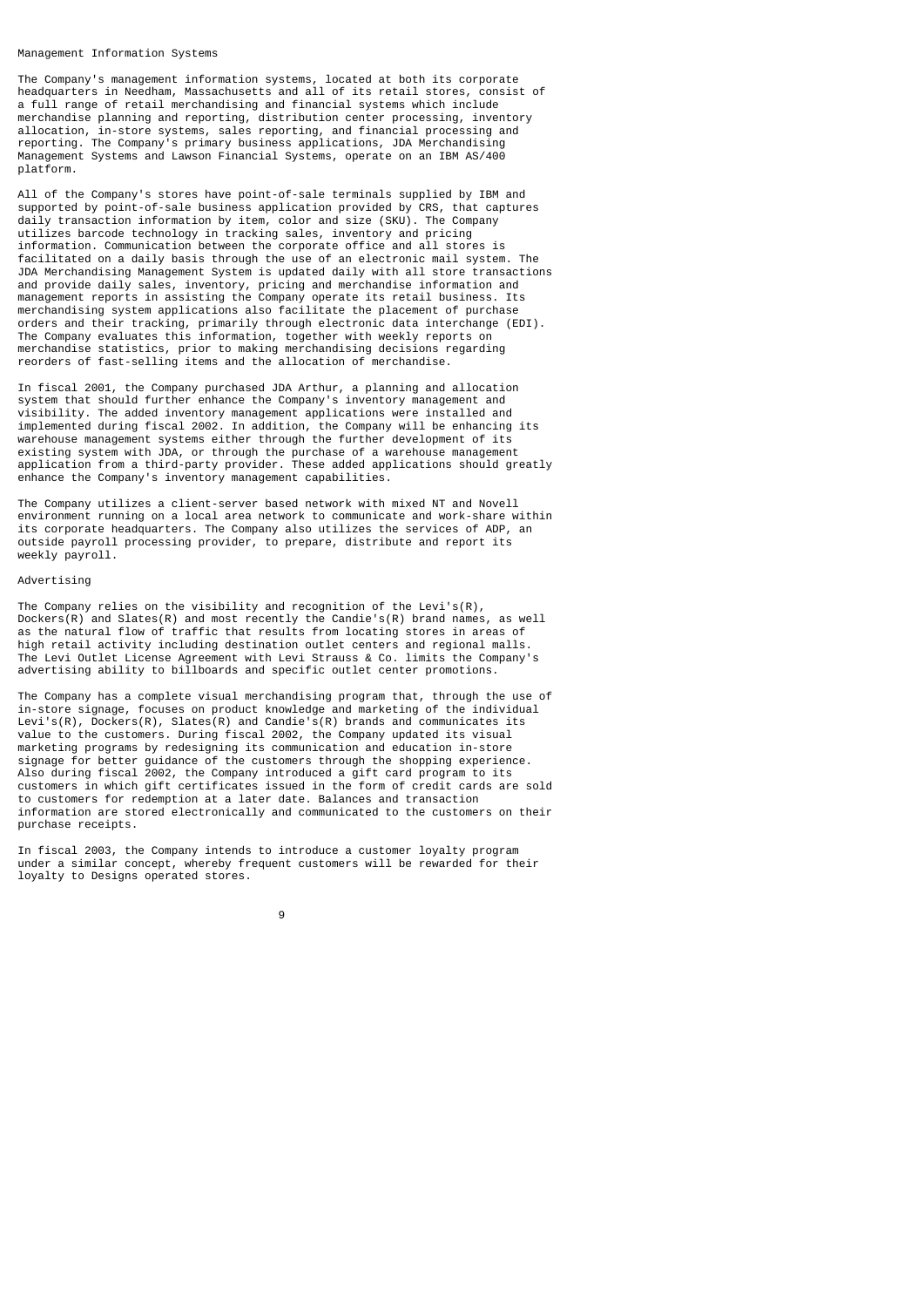## Management Information Systems

The Company's management information systems, located at both its corporate headquarters in Needham, Massachusetts and all of its retail stores, consist of a full range of retail merchandising and financial systems which include merchandise planning and reporting, distribution center processing, inventory allocation, in-store systems, sales reporting, and financial processing and reporting. The Company's primary business applications, JDA Merchandising Management Systems and Lawson Financial Systems, operate on an IBM AS/400 platform.

All of the Company's stores have point-of-sale terminals supplied by IBM and supported by point-of-sale business application provided by CRS, that captures daily transaction information by item, color and size (SKU). The Company utilizes barcode technology in tracking sales, inventory and pricing information. Communication between the corporate office and all stores is facilitated on a daily basis through the use of an electronic mail system. The JDA Merchandising Management System is updated daily with all store transactions and provide daily sales, inventory, pricing and merchandise information and management reports in assisting the Company operate its retail business. Its merchandising system applications also facilitate the placement of purchase orders and their tracking, primarily through electronic data interchange (EDI). The Company evaluates this information, together with weekly reports on merchandise statistics, prior to making merchandising decisions regarding reorders of fast-selling items and the allocation of merchandise.

In fiscal 2001, the Company purchased JDA Arthur, a planning and allocation system that should further enhance the Company's inventory management and visibility. The added inventory management applications were installed and implemented during fiscal 2002. In addition, the Company will be enhancing its warehouse management systems either through the further development of its existing system with JDA, or through the purchase of a warehouse management application from a third-party provider. These added applications should greatly enhance the Company's inventory management capabilities.

The Company utilizes a client-server based network with mixed NT and Novell environment running on a local area network to communicate and work-share within its corporate headquarters. The Company also utilizes the services of ADP, an outside payroll processing provider, to prepare, distribute and report its weekly payroll.

## Advertising

The Company relies on the visibility and recognition of the Levi's(R), Dockers(R) and Slates(R) and most recently the Candie's(R) brand names, as well as the natural flow of traffic that results from locating stores in areas of high retail activity including destination outlet centers and regional malls. The Levi Outlet License Agreement with Levi Strauss & Co. limits the Company's advertising ability to billboards and specific outlet center promotions.

The Company has a complete visual merchandising program that, through the use of in-store signage, focuses on product knowledge and marketing of the individual Levi's(R), Dockers(R), Slates(R) and Candie's(R) brands and communicates its value to the customers. During fiscal 2002, the Company updated its visual marketing programs by redesigning its communication and education in-store signage for better guidance of the customers through the shopping experience. Also during fiscal 2002, the Company introduced a gift card program to its customers in which gift certificates issued in the form of credit cards are sold to customers for redemption at a later date. Balances and transaction information are stored electronically and communicated to the customers on their purchase receipts.

In fiscal 2003, the Company intends to introduce a customer loyalty program under a similar concept, whereby frequent customers will be rewarded for their loyalty to Designs operated stores.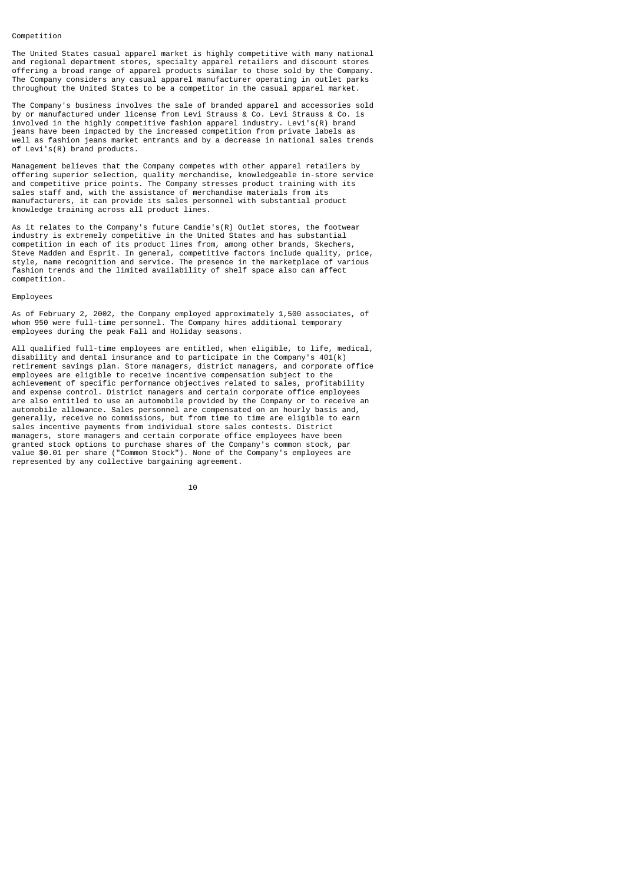## Competition

The United States casual apparel market is highly competitive with many national and regional department stores, specialty apparel retailers and discount stores offering a broad range of apparel products similar to those sold by the Company. The Company considers any casual apparel manufacturer operating in outlet parks throughout the United States to be a competitor in the casual apparel market.

The Company's business involves the sale of branded apparel and accessories sold by or manufactured under license from Levi Strauss & Co. Levi Strauss & Co. is involved in the highly competitive fashion apparel industry. Levi's(R) brand jeans have been impacted by the increased competition from private labels as well as fashion jeans market entrants and by a decrease in national sales trends of Levi's(R) brand products.

Management believes that the Company competes with other apparel retailers by offering superior selection, quality merchandise, knowledgeable in-store service and competitive price points. The Company stresses product training with its sales staff and, with the assistance of merchandise materials from its manufacturers, it can provide its sales personnel with substantial product knowledge training across all product lines.

As it relates to the Company's future Candie's(R) Outlet stores, the footwear industry is extremely competitive in the United States and has substantial competition in each of its product lines from, among other brands, Skechers, Steve Madden and Esprit. In general, competitive factors include quality, price, style, name recognition and service. The presence in the marketplace of various fashion trends and the limited availability of shelf space also can affect competition.

## Employees

As of February 2, 2002, the Company employed approximately 1,500 associates, of whom 950 were full-time personnel. The Company hires additional temporary employees during the peak Fall and Holiday seasons.

All qualified full-time employees are entitled, when eligible, to life, medical, disability and dental insurance and to participate in the Company's 401(k) retirement savings plan. Store managers, district managers, and corporate office employees are eligible to receive incentive compensation subject to the achievement of specific performance objectives related to sales, profitability and expense control. District managers and certain corporate office employees are also entitled to use an automobile provided by the Company or to receive an automobile allowance. Sales personnel are compensated on an hourly basis and, generally, receive no commissions, but from time to time are eligible to earn sales incentive payments from individual store sales contests. District managers, store managers and certain corporate office employees have been granted stock options to purchase shares of the Company's common stock, par value $0.01 per share ("Common Stock"). None of the Company's employees are represented by any collective bargaining agreement.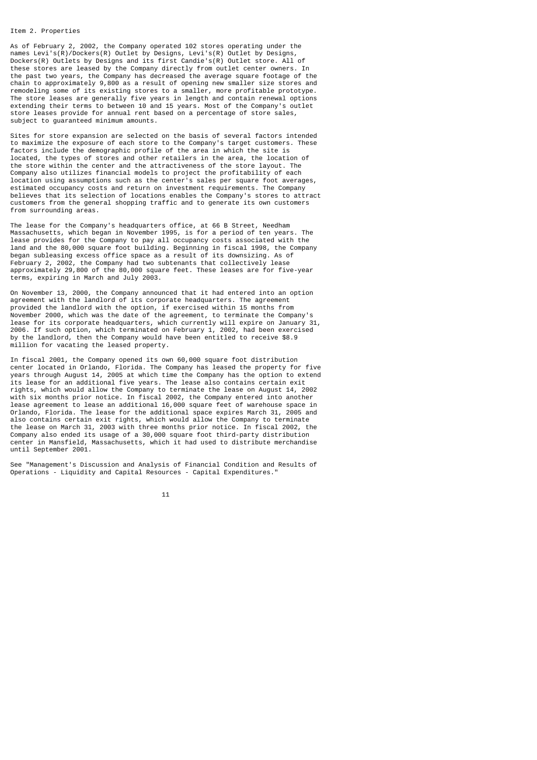## Item 2. Properties

As of February 2, 2002, the Company operated 102 stores operating under the names Levi's(R)/Dockers(R) Outlet by Designs, Levi's(R) Outlet by Designs, Dockers(R) Outlets by Designs and its first Candie's(R) Outlet store. All of these stores are leased by the Company directly from outlet center owners. In the past two years, the Company has decreased the average square footage of the chain to approximately 9,800 as a result of opening new smaller size stores and remodeling some of its existing stores to a smaller, more profitable prototype. The store leases are generally five years in length and contain renewal options extending their terms to between 10 and 15 years. Most of the Company's outlet store leases provide for annual rent based on a percentage of store sales, subject to guaranteed minimum amounts.

Sites for store expansion are selected on the basis of several factors intended to maximize the exposure of each store to the Company's target customers. These factors include the demographic profile of the area in which the site is located, the types of stores and other retailers in the area, the location of the store within the center and the attractiveness of the store layout. The Company also utilizes financial models to project the profitability of each location using assumptions such as the center's sales per square foot averages, estimated occupancy costs and return on investment requirements. The Company believes that its selection of locations enables the Company's stores to attract customers from the general shopping traffic and to generate its own customers from surrounding areas.

The lease for the Company's headquarters office, at 66 B Street, Needham Massachusetts, which began in November 1995, is for a period of ten years. The lease provides for the Company to pay all occupancy costs associated with the land and the 80,000 square foot building. Beginning in fiscal 1998, the Company began subleasing excess office space as a result of its downsizing. As of February 2, 2002, the Company had two subtenants that collectively lease approximately 29,800 of the 80,000 square feet. These leases are for five-year terms, expiring in March and July 2003.

On November 13, 2000, the Company announced that it had entered into an option agreement with the landlord of its corporate headquarters. The agreement provided the landlord with the option, if exercised within 15 months from November 2000, which was the date of the agreement, to terminate the Company's lease for its corporate headquarters, which currently will expire on January 31, 2006. If such option, which terminated on February 1, 2002, had been exercised by the landlord, then the Company would have been entitled to receive $8.9 million for vacating the leased property.

In fiscal 2001, the Company opened its own 60,000 square foot distribution center located in Orlando, Florida. The Company has leased the property for five years through August 14, 2005 at which time the Company has the option to extend its lease for an additional five years. The lease also contains certain exit rights, which would allow the Company to terminate the lease on August 14, 2002 with six months prior notice. In fiscal 2002, the Company entered into another lease agreement to lease an additional 16,000 square feet of warehouse space in Orlando, Florida. The lease for the additional space expires March 31, 2005 and also contains certain exit rights, which would allow the Company to terminate the lease on March 31, 2003 with three months prior notice. In fiscal 2002, the Company also ended its usage of a 30,000 square foot third-party distribution center in Mansfield, Massachusetts, which it had used to distribute merchandise until September 2001.

See "Management's Discussion and Analysis of Financial Condition and Results of Operations - Liquidity and Capital Resources - Capital Expenditures."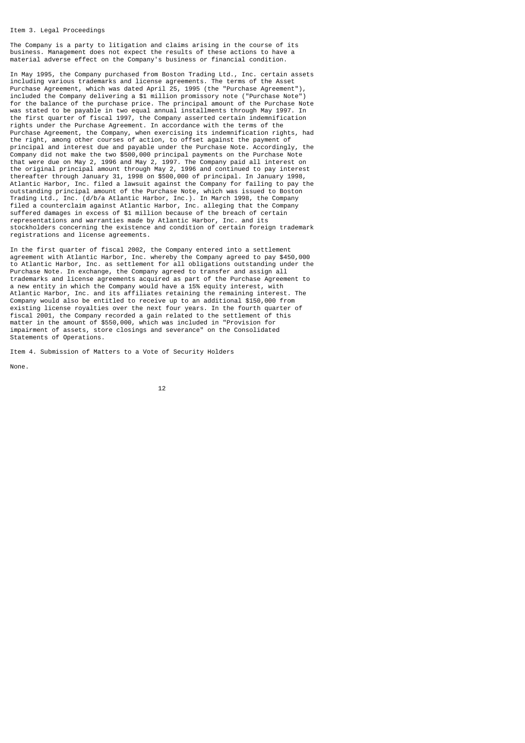## Item 3. Legal Proceedings

The Company is a party to litigation and claims arising in the course of its business. Management does not expect the results of these actions to have a material adverse effect on the Company's business or financial condition.

In May 1995, the Company purchased from Boston Trading Ltd., Inc. certain assets including various trademarks and license agreements. The terms of the Asset Purchase Agreement, which was dated April 25, 1995 (the "Purchase Agreement"), included the Company delivering a $1 million promissory note ("Purchase Note") for the balance of the purchase price. The principal amount of the Purchase Note was stated to be payable in two equal annual installments through May 1997. In the first quarter of fiscal 1997, the Company asserted certain indemnification rights under the Purchase Agreement. In accordance with the terms of the Purchase Agreement, the Company, when exercising its indemnification rights, had the right, among other courses of action, to offset against the payment of principal and interest due and payable under the Purchase Note. Accordingly, the Company did not make the two $500,000 principal payments on the Purchase Note that were due on May 2, 1996 and May 2, 1997. The Company paid all interest on the original principal amount through May 2, 1996 and continued to pay interest thereafter through January 31, 1998 on $500,000 of principal. In January 1998, Atlantic Harbor, Inc. filed a lawsuit against the Company for failing to pay the outstanding principal amount of the Purchase Note, which was issued to Boston Trading Ltd., Inc. (d/b/a Atlantic Harbor, Inc.). In March 1998, the Company filed a counterclaim against Atlantic Harbor, Inc. alleging that the Company suffered damages in excess of $1 million because of the breach of certain representations and warranties made by Atlantic Harbor, Inc. and its stockholders concerning the existence and condition of certain foreign trademark registrations and license agreements.

In the first quarter of fiscal 2002, the Company entered into a settlement agreement with Atlantic Harbor, Inc. whereby the Company agreed to pay $450,000 to Atlantic Harbor, Inc. as settlement for all obligations outstanding under the Purchase Note. In exchange, the Company agreed to transfer and assign all trademarks and license agreements acquired as part of the Purchase Agreement to a new entity in which the Company would have a 15% equity interest, with Atlantic Harbor, Inc. and its affiliates retaining the remaining interest. The Company would also be entitled to receive up to an additional $150,000 from existing license royalties over the next four years. In the fourth quarter of fiscal 2001, the Company recorded a gain related to the settlement of this matter in the amount of $550,000, which was included in "Provision for impairment of assets, store closings and severance" on the Consolidated Statements of Operations.

## Item 4. Submission of Matters to a Vote of Security Holders

None.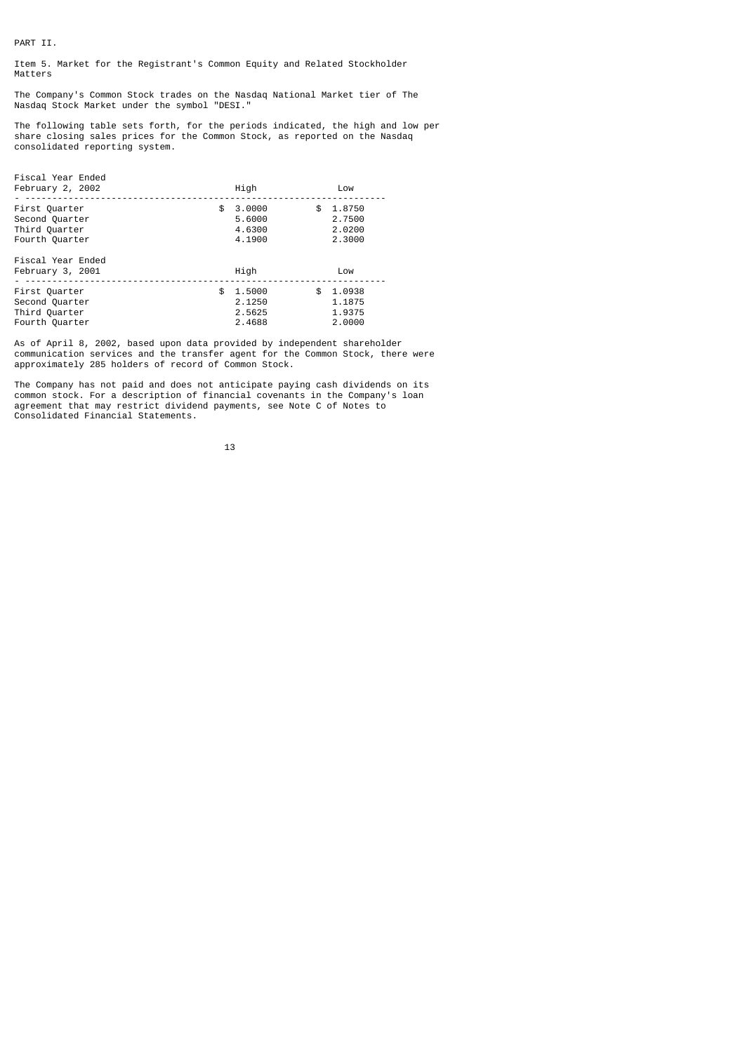PART II.

## Item 5. Market for the Registrant's Common Equity and Related Stockholder Matters

The Company's Common Stock trades on the Nasdaq National Market tier of The Nasdaq Stock Market under the symbol "DESI."

The following table sets forth, for the periods indicated, the high and low per share closing sales prices for the Common Stock, as reported on the Nasdaq consolidated reporting system.

| Fiscal Year Ended February 2, 2002 | High | Low |
|---|---|---|
| First Quarter | $ 3.0000 | $ 1.8750 |
| Second Quarter | 5.6000 | 2.7500 |
| Third Quarter | 4.6300 | 2.0200 |
| Fourth Quarter | 4.1900 | 2.3000 |

| Fiscal Year Ended February 3, 2001 | High | Low |
|---|---|---|
| First Quarter | $ 1.5000 | $ 1.0938 |
| Second Quarter | 2.1250 | 1.1875 |
| Third Quarter | 2.5625 | 1.9375 |
| Fourth Quarter | 2.4688 | 2.0000 |

As of April 8, 2002, based upon data provided by independent shareholder communication services and the transfer agent for the Common Stock, there were approximately 285 holders of record of Common Stock.

The Company has not paid and does not anticipate paying cash dividends on its common stock. For a description of financial covenants in the Company's loan agreement that may restrict dividend payments, see Note C of Notes to Consolidated Financial Statements.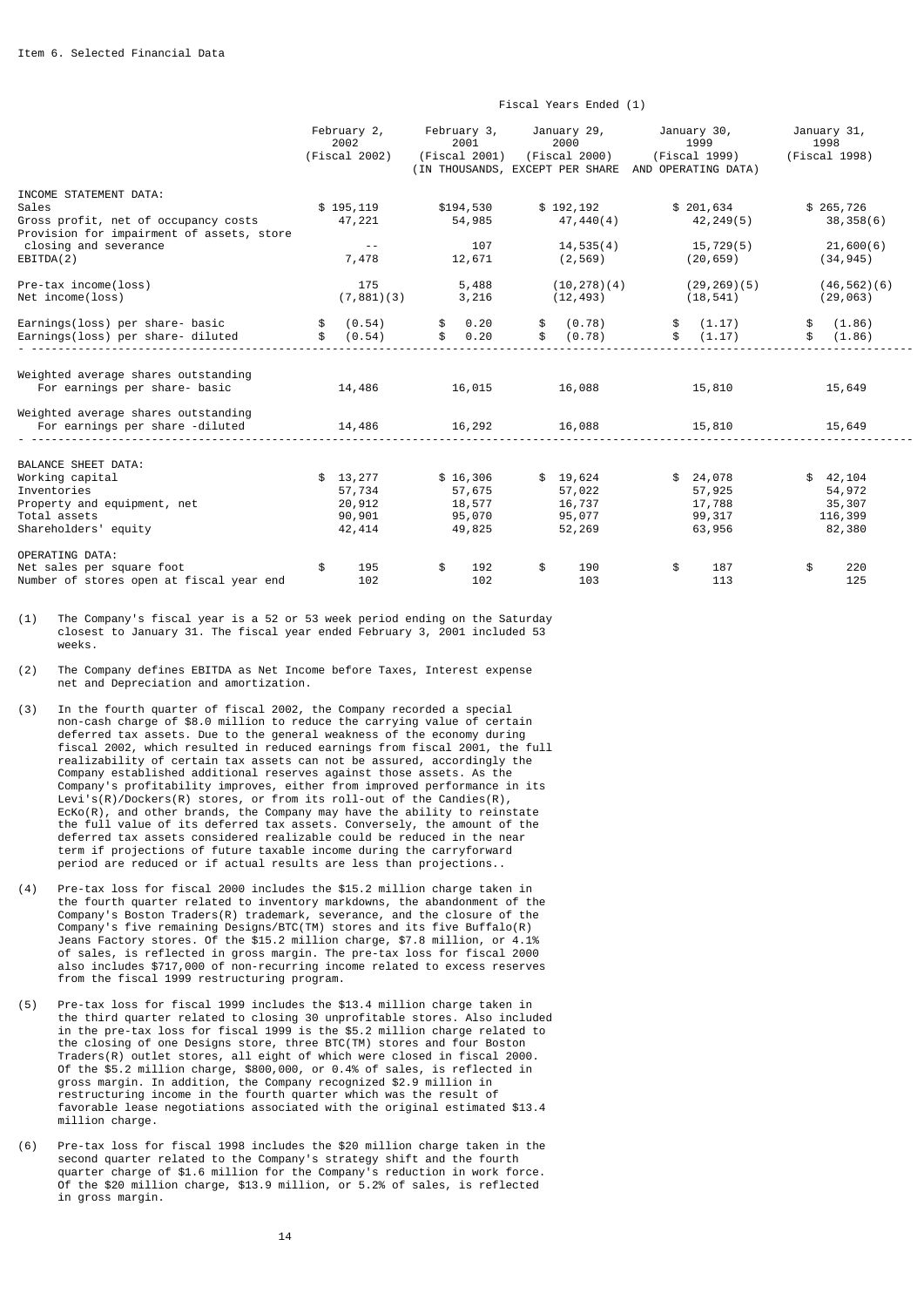Item 6. Selected Financial Data

| | Fiscal Years Ended (1) | | | | |
|---|---|---|---|---|---|
| | February 2, 2002 (Fiscal 2002) | February 3, 2001 (Fiscal 2001) | January 29, 2000 (Fiscal 2000) | January 30, 1999 (Fiscal 1999) | January 31, 1998 (Fiscal 1998) |
| | (IN THOUSANDS, EXCEPT PER SHARE AND OPERATING DATA) | | | | |
| INCOME STATEMENT DATA: | | | | | |
| Sales | $ 195,119 | $194,530 | $ 192,192 | $ 201,634 | $ 265,726 |
| Gross profit, net of occupancy costs | 47,221 | 54,985 | 47,440(4) | 42,249(5) | 38,358(6) |
| Provision for impairment of assets, store closing and severance | -- | 107 | 14,535(4) | 15,729(5) | 21,600(6) |
| EBITDA(2) | 7,478 | 12,671 | (2,569) | (20,659) | (34,945) |
| Pre-tax income(loss) | 175 | 5,488 | (10,278)(4) | (29,269)(5) | (46,562)(6) |
| Net income(loss) | (7,881)(3) | 3,216 | (12,493) | (18,541) | (29,063) |
| Earnings(loss) per share- basic | $ (0.54) | $ 0.20 | $ (0.78) | $ (1.17) | $ (1.86) |
| Earnings(loss) per share- diluted | $ (0.54) | $ 0.20 | $ (0.78) | $ (1.17) | $ (1.86) |
| Weighted average shares outstanding For earnings per share- basic | 14,486 | 16,015 | 16,088 | 15,810 | 15,649 |
| Weighted average shares outstanding For earnings per share -diluted | 14,486 | 16,292 | 16,088 | 15,810 | 15,649 |
| BALANCE SHEET DATA: | | | | | |
| Working capital | $ 13,277 | $ 16,306 | $ 19,624 | $ 24,078 | $ 42,104 |
| Inventories | 57,734 | 57,675 | 57,022 | 57,925 | 54,972 |
| Property and equipment, net | 20,912 | 18,577 | 16,737 | 17,788 | 35,307 |
| Total assets | 90,901 | 95,070 | 95,077 | 99,317 | 116,399 |
| Shareholders' equity | 42,414 | 49,825 | 52,269 | 63,956 | 82,380 |
| OPERATING DATA: | | | | | |
| Net sales per square foot | $ 195 | $ 192 | $ 190 | $ 187 | $ 220 |
| Number of stores open at fiscal year end | 102 | 102 | 103 | 113 | 125 |

(1) The Company's fiscal year is a 52 or 53 week period ending on the Saturday closest to January 31. The fiscal year ended February 3, 2001 included 53 weeks.

(2) The Company defines EBITDA as Net Income before Taxes, Interest expense net and Depreciation and amortization.

(3) In the fourth quarter of fiscal 2002, the Company recorded a special non-cash charge of $8.0 million to reduce the carrying value of certain deferred tax assets. Due to the general weakness of the economy during fiscal 2002, which resulted in reduced earnings from fiscal 2001, the full realizability of certain tax assets can not be assured, accordingly the Company established additional reserves against those assets. As the Company's profitability improves, either from improved performance in its Levi's(R)/Dockers(R) stores, or from its roll-out of the Candies(R), EcKo(R), and other brands, the Company may have the ability to reinstate the full value of its deferred tax assets. Conversely, the amount of the deferred tax assets considered realizable could be reduced in the near term if projections of future taxable income during the carryforward period are reduced or if actual results are less than projections..

(4) Pre-tax loss for fiscal 2000 includes the $15.2 million charge taken in the fourth quarter related to inventory markdowns, the abandonment of the Company's Boston Traders(R) trademark, severance, and the closure of the Company's five remaining Designs/BTC(TM) stores and its five Buffalo(R) Jeans Factory stores. Of the $15.2 million charge, $7.8 million, or 4.1% of sales, is reflected in gross margin. The pre-tax loss for fiscal 2000 also includes $717,000 of non-recurring income related to excess reserves from the fiscal 1999 restructuring program.

(5) Pre-tax loss for fiscal 1999 includes the $13.4 million charge taken in the third quarter related to closing 30 unprofitable stores. Also included in the pre-tax loss for fiscal 1999 is the $5.2 million charge related to the closing of one Designs store, three BTC(TM) stores and four Boston Traders(R) outlet stores, all eight of which were closed in fiscal 2000. Of the $5.2 million charge, $800,000, or 0.4% of sales, is reflected in gross margin. In addition, the Company recognized $2.9 million in restructuring income in the fourth quarter which was the result of favorable lease negotiations associated with the original estimated $13.4 million charge.

(6) Pre-tax loss for fiscal 1998 includes the $20 million charge taken in the second quarter related to the Company's strategy shift and the fourth quarter charge of $1.6 million for the Company's reduction in work force. Of the $20 million charge, $13.9 million, or 5.2% of sales, is reflected in gross margin.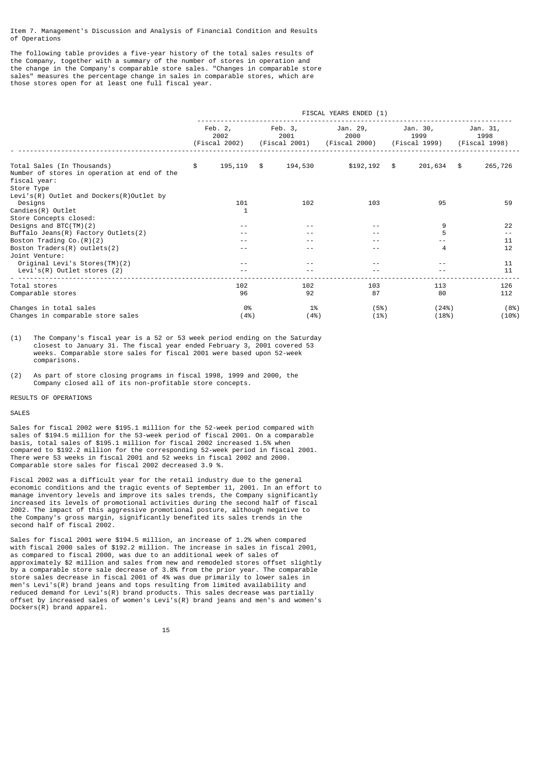Item 7. Management's Discussion and Analysis of Financial Condition and Results of Operations

The following table provides a five-year history of the total sales results of the Company, together with a summary of the number of stores in operation and the change in the Company's comparable store sales. "Changes in comparable store sales" measures the percentage change in sales in comparable stores, which are those stores open for at least one full fiscal year.

| | FISCAL YEARS ENDED (1) | | | | |
|---|---|---|---|---|---|
| | Feb. 2, 2002 (Fiscal 2002) | Feb. 3, 2001 (Fiscal 2001) | Jan. 29, 2000 (Fiscal 2000) | Jan. 30, 1999 (Fiscal 1999) | Jan. 31, 1998 (Fiscal 1998) |
| Total Sales (In Thousands) | $ 195,119 | $ 194,530 | $192,192 | $ 201,634 | $ 265,726 |
| Number of stores in operation at end of the fiscal year: | | | | | |
| Store Type | | | | | |
| Levi's(R) Outlet and Dockers(R)Outlet by Designs | 101 | 102 | 103 | 95 | 59 |
| Candies(R) Outlet | 1 | | | | |
| Store Concepts closed: | | | | | |
| Designs and BTC(TM)(2) | -- | -- | -- | 9 | 22 |
| Buffalo Jeans(R) Factory Outlets(2) | -- | -- | -- | 5 | -- |
| Boston Trading Co.(R)(2) | -- | -- | -- | -- | 11 |
| Boston Traders(R) outlets(2) | -- | -- | -- | 4 | 12 |
| Joint Venture: | | | | | |
| Original Levi's Stores(TM)(2) | -- | -- | -- | -- | 11 |
| Levi's(R) Outlet stores (2) | -- | -- | -- | -- | 11 |
| Total stores | 102 | 102 | 103 | 113 | 126 |
| Comparable stores | 96 | 92 | 87 | 80 | 112 |
| Changes in total sales | 0% | 1% | (5%) | (24%) | (8%) |
| Changes in comparable store sales | (4%) | (4%) | (1%) | (18%) | (10%) |

(1) The Company's fiscal year is a 52 or 53 week period ending on the Saturday closest to January 31. The fiscal year ended February 3, 2001 covered 53 weeks. Comparable store sales for fiscal 2001 were based upon 52-week comparisons.

(2) As part of store closing programs in fiscal 1998, 1999 and 2000, the Company closed all of its non-profitable store concepts.

## RESULTS OF OPERATIONS

### SALES

Sales for fiscal 2002 were $195.1 million for the 52-week period compared with sales of $194.5 million for the 53-week period of fiscal 2001. On a comparable basis, total sales of $195.1 million for fiscal 2002 increased 1.5% when compared to $192.2 million for the corresponding 52-week period in fiscal 2001. There were 53 weeks in fiscal 2001 and 52 weeks in fiscal 2002 and 2000. Comparable store sales for fiscal 2002 decreased 3.9 %.

Fiscal 2002 was a difficult year for the retail industry due to the general economic conditions and the tragic events of September 11, 2001. In an effort to manage inventory levels and improve its sales trends, the Company significantly increased its levels of promotional activities during the second half of fiscal 2002. The impact of this aggressive promotional posture, although negative to the Company's gross margin, significantly benefited its sales trends in the second half of fiscal 2002.

Sales for fiscal 2001 were $194.5 million, an increase of 1.2% when compared with fiscal 2000 sales of $192.2 million. The increase in sales in fiscal 2001, as compared to fiscal 2000, was due to an additional week of sales of approximately $2 million and sales from new and remodeled stores offset slightly by a comparable store sale decrease of 3.8% from the prior year. The comparable store sales decrease in fiscal 2001 of 4% was due primarily to lower sales in men's Levi's(R) brand jeans and tops resulting from limited availability and reduced demand for Levi's(R) brand products. This sales decrease was partially offset by increased sales of women's Levi's(R) brand jeans and men's and women's Dockers(R) brand apparel.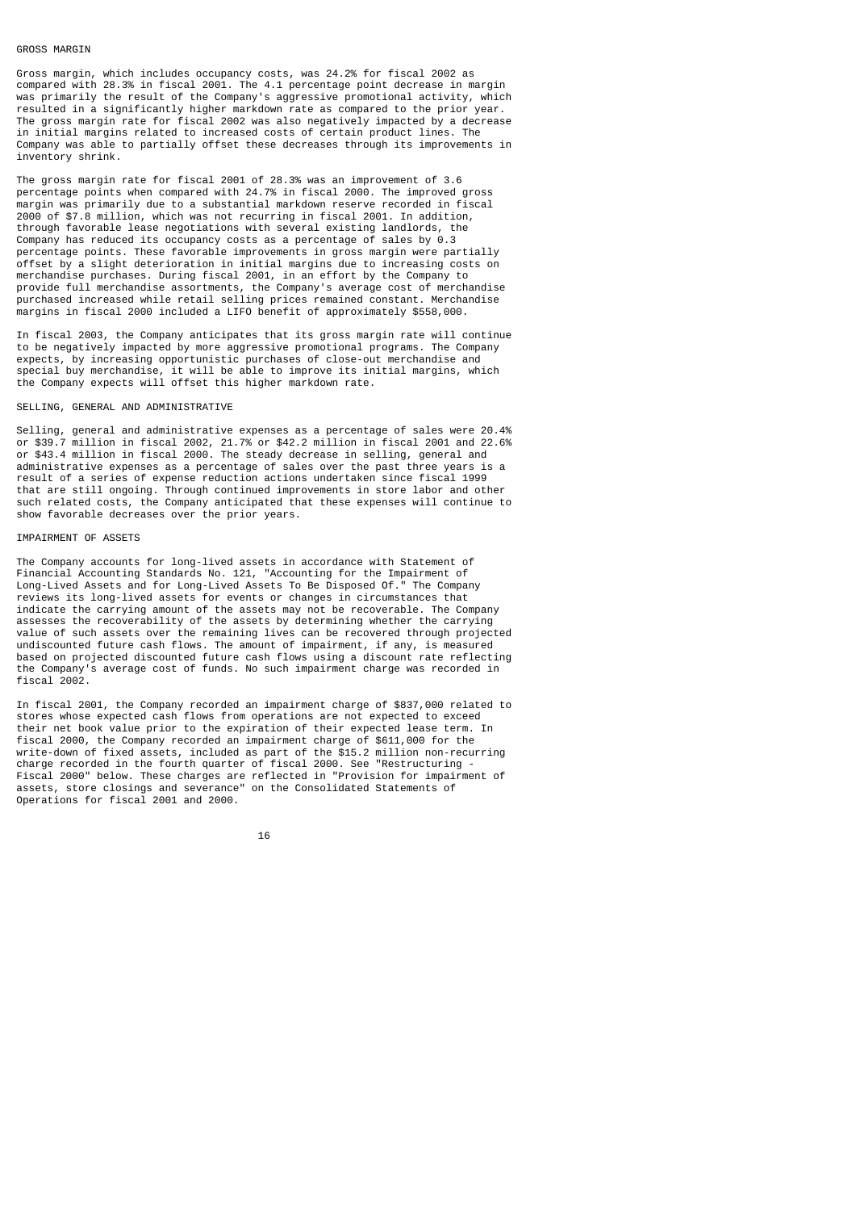## GROSS MARGIN

Gross margin, which includes occupancy costs, was 24.2% for fiscal 2002 as compared with 28.3% in fiscal 2001. The 4.1 percentage point decrease in margin was primarily the result of the Company's aggressive promotional activity, which resulted in a significantly higher markdown rate as compared to the prior year. The gross margin rate for fiscal 2002 was also negatively impacted by a decrease in initial margins related to increased costs of certain product lines. The Company was able to partially offset these decreases through its improvements in inventory shrink.

The gross margin rate for fiscal 2001 of 28.3% was an improvement of 3.6 percentage points when compared with 24.7% in fiscal 2000. The improved gross margin was primarily due to a substantial markdown reserve recorded in fiscal 2000 of $7.8 million, which was not recurring in fiscal 2001. In addition, through favorable lease negotiations with several existing landlords, the Company has reduced its occupancy costs as a percentage of sales by 0.3 percentage points. These favorable improvements in gross margin were partially offset by a slight deterioration in initial margins due to increasing costs on merchandise purchases. During fiscal 2001, in an effort by the Company to provide full merchandise assortments, the Company's average cost of merchandise purchased increased while retail selling prices remained constant. Merchandise margins in fiscal 2000 included a LIFO benefit of approximately $558,000.

In fiscal 2003, the Company anticipates that its gross margin rate will continue to be negatively impacted by more aggressive promotional programs. The Company expects, by increasing opportunistic purchases of close-out merchandise and special buy merchandise, it will be able to improve its initial margins, which the Company expects will offset this higher markdown rate.

## SELLING, GENERAL AND ADMINISTRATIVE

Selling, general and administrative expenses as a percentage of sales were 20.4% or $39.7 million in fiscal 2002, 21.7% or $42.2 million in fiscal 2001 and 22.6% or $43.4 million in fiscal 2000. The steady decrease in selling, general and administrative expenses as a percentage of sales over the past three years is a result of a series of expense reduction actions undertaken since fiscal 1999 that are still ongoing. Through continued improvements in store labor and other such related costs, the Company anticipated that these expenses will continue to show favorable decreases over the prior years.

## IMPAIRMENT OF ASSETS

The Company accounts for long-lived assets in accordance with Statement of Financial Accounting Standards No. 121, "Accounting for the Impairment of Long-Lived Assets and for Long-Lived Assets To Be Disposed Of." The Company reviews its long-lived assets for events or changes in circumstances that indicate the carrying amount of the assets may not be recoverable. The Company assesses the recoverability of the assets by determining whether the carrying value of such assets over the remaining lives can be recovered through projected undiscounted future cash flows. The amount of impairment, if any, is measured based on projected discounted future cash flows using a discount rate reflecting the Company's average cost of funds. No such impairment charge was recorded in fiscal 2002.

In fiscal 2001, the Company recorded an impairment charge of $837,000 related to stores whose expected cash flows from operations are not expected to exceed their net book value prior to the expiration of their expected lease term. In fiscal 2000, the Company recorded an impairment charge of $611,000 for the write-down of fixed assets, included as part of the $15.2 million non-recurring charge recorded in the fourth quarter of fiscal 2000. See "Restructuring - Fiscal 2000" below. These charges are reflected in "Provision for impairment of assets, store closings and severance" on the Consolidated Statements of Operations for fiscal 2001 and 2000.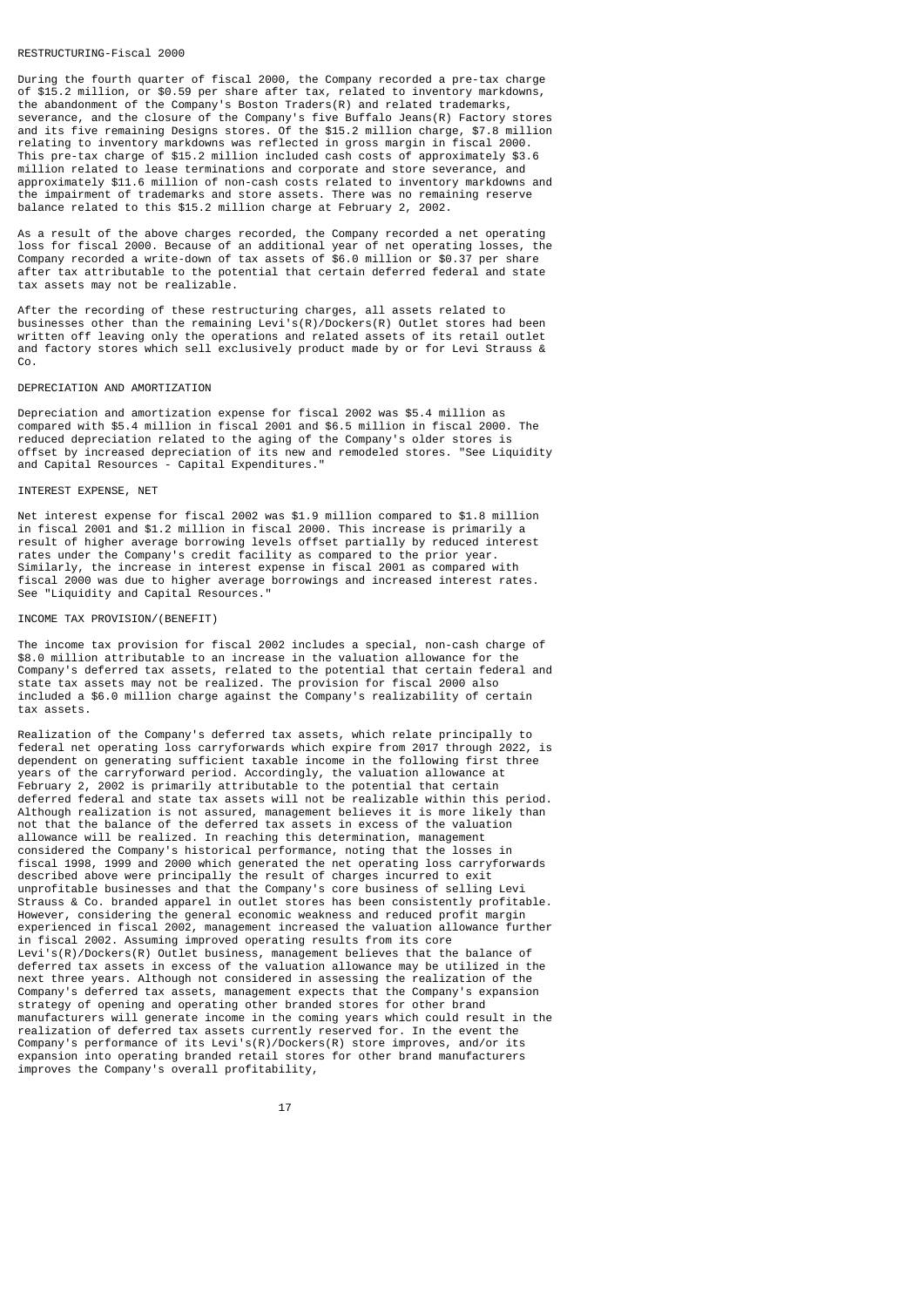RESTRUCTURING-Fiscal 2000

During the fourth quarter of fiscal 2000, the Company recorded a pre-tax charge of $15.2 million, or $0.59 per share after tax, related to inventory markdowns, the abandonment of the Company's Boston Traders(R) and related trademarks, severance, and the closure of the Company's five Buffalo Jeans(R) Factory stores and its five remaining Designs stores. Of the $15.2 million charge, $7.8 million relating to inventory markdowns was reflected in gross margin in fiscal 2000. This pre-tax charge of $15.2 million included cash costs of approximately $3.6 million related to lease terminations and corporate and store severance, and approximately $11.6 million of non-cash costs related to inventory markdowns and the impairment of trademarks and store assets. There was no remaining reserve balance related to this $15.2 million charge at February 2, 2002.

As a result of the above charges recorded, the Company recorded a net operating loss for fiscal 2000. Because of an additional year of net operating losses, the Company recorded a write-down of tax assets of $6.0 million or $0.37 per share after tax attributable to the potential that certain deferred federal and state tax assets may not be realizable.

After the recording of these restructuring charges, all assets related to businesses other than the remaining Levi's(R)/Dockers(R) Outlet stores had been written off leaving only the operations and related assets of its retail outlet and factory stores which sell exclusively product made by or for Levi Strauss & Co.

DEPRECIATION AND AMORTIZATION

Depreciation and amortization expense for fiscal 2002 was $5.4 million as compared with $5.4 million in fiscal 2001 and $6.5 million in fiscal 2000. The reduced depreciation related to the aging of the Company's older stores is offset by increased depreciation of its new and remodeled stores. "See Liquidity and Capital Resources - Capital Expenditures."

INTEREST EXPENSE, NET

Net interest expense for fiscal 2002 was $1.9 million compared to $1.8 million in fiscal 2001 and $1.2 million in fiscal 2000. This increase is primarily a result of higher average borrowing levels offset partially by reduced interest rates under the Company's credit facility as compared to the prior year. Similarly, the increase in interest expense in fiscal 2001 as compared with fiscal 2000 was due to higher average borrowings and increased interest rates. See "Liquidity and Capital Resources."

INCOME TAX PROVISION/(BENEFIT)

The income tax provision for fiscal 2002 includes a special, non-cash charge of $8.0 million attributable to an increase in the valuation allowance for the Company's deferred tax assets, related to the potential that certain federal and state tax assets may not be realized. The provision for fiscal 2000 also included a $6.0 million charge against the Company's realizability of certain tax assets.

Realization of the Company's deferred tax assets, which relate principally to federal net operating loss carryforwards which expire from 2017 through 2022, is dependent on generating sufficient taxable income in the following first three years of the carryforward period. Accordingly, the valuation allowance at February 2, 2002 is primarily attributable to the potential that certain deferred federal and state tax assets will not be realizable within this period. Although realization is not assured, management believes it is more likely than not that the balance of the deferred tax assets in excess of the valuation allowance will be realized. In reaching this determination, management considered the Company's historical performance, noting that the losses in fiscal 1998, 1999 and 2000 which generated the net operating loss carryforwards described above were principally the result of charges incurred to exit unprofitable businesses and that the Company's core business of selling Levi Strauss & Co. branded apparel in outlet stores has been consistently profitable. However, considering the general economic weakness and reduced profit margin experienced in fiscal 2002, management increased the valuation allowance further in fiscal 2002. Assuming improved operating results from its core Levi's(R)/Dockers(R) Outlet business, management believes that the balance of deferred tax assets in excess of the valuation allowance may be utilized in the next three years. Although not considered in assessing the realization of the Company's deferred tax assets, management expects that the Company's expansion strategy of opening and operating other branded stores for other brand manufacturers will generate income in the coming years which could result in the realization of deferred tax assets currently reserved for. In the event the Company's performance of its Levi's(R)/Dockers(R) store improves, and/or its expansion into operating branded retail stores for other brand manufacturers improves the Company's overall profitability,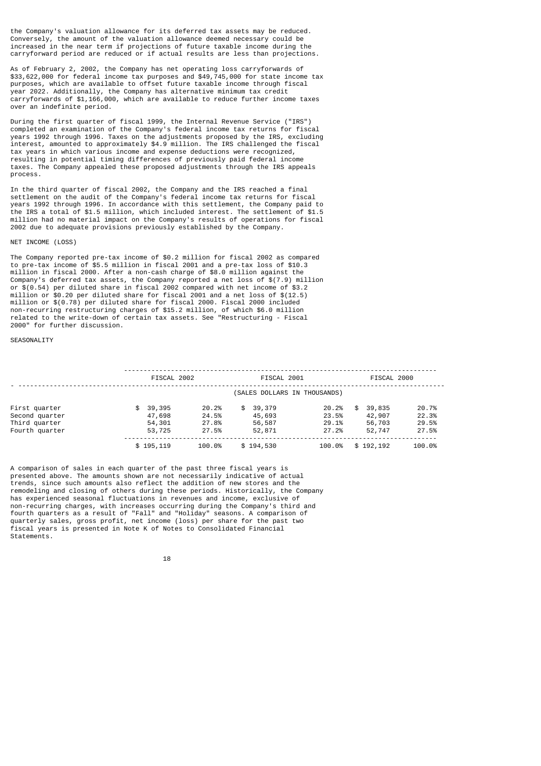the Company's valuation allowance for its deferred tax assets may be reduced. Conversely, the amount of the valuation allowance deemed necessary could be increased in the near term if projections of future taxable income during the carryforward period are reduced or if actual results are less than projections.

As of February 2, 2002, the Company has net operating loss carryforwards of $33,622,000 for federal income tax purposes and $49,745,000 for state income tax purposes, which are available to offset future taxable income through fiscal year 2022. Additionally, the Company has alternative minimum tax credit carryforwards of $1,166,000, which are available to reduce further income taxes over an indefinite period.

During the first quarter of fiscal 1999, the Internal Revenue Service ("IRS") completed an examination of the Company's federal income tax returns for fiscal years 1992 through 1996. Taxes on the adjustments proposed by the IRS, excluding interest, amounted to approximately $4.9 million. The IRS challenged the fiscal tax years in which various income and expense deductions were recognized, resulting in potential timing differences of previously paid federal income taxes. The Company appealed these proposed adjustments through the IRS appeals process.

In the third quarter of fiscal 2002, the Company and the IRS reached a final settlement on the audit of the Company's federal income tax returns for fiscal years 1992 through 1996. In accordance with this settlement, the Company paid to the IRS a total of $1.5 million, which included interest. The settlement of $1.5 million had no material impact on the Company's results of operations for fiscal 2002 due to adequate provisions previously established by the Company.

NET INCOME (LOSS)

The Company reported pre-tax income of $0.2 million for fiscal 2002 as compared to pre-tax income of $5.5 million in fiscal 2001 and a pre-tax loss of $10.3 million in fiscal 2000. After a non-cash charge of $8.0 million against the Company's deferred tax assets, the Company reported a net loss of $(7.9) million or $(0.54) per diluted share in fiscal 2002 compared with net income of $3.2 million or $0.20 per diluted share for fiscal 2001 and a net loss of $(12.5) million or $(0.78) per diluted share for fiscal 2000. Fiscal 2000 included non-recurring restructuring charges of $15.2 million, of which $6.0 million related to the write-down of certain tax assets. See "Restructuring - Fiscal 2000" for further discussion.

SEASONALITY

| | FISCAL 2002 | | FISCAL 2001 | | FISCAL 2000 | |
|---|---|---|---|---|---|---|
| | (SALES DOLLARS IN THOUSANDS) | | | | | |
| First quarter | $ 39,395 | 20.2% | $ 39,379 | 20.2% | $ 39,835 | 20.7% |
| Second quarter | 47,698 | 24.5% | 45,693 | 23.5% | 42,907 | 22.3% |
| Third quarter | 54,301 | 27.8% | 56,587 | 29.1% | 56,703 | 29.5% |
| Fourth quarter | 53,725 | 27.5% | 52,871 | 27.2% | 52,747 | 27.5% |
| | $ 195,119 | 100.0% | $ 194,530 | 100.0% | $ 192,192 | 100.0% |

A comparison of sales in each quarter of the past three fiscal years is presented above. The amounts shown are not necessarily indicative of actual trends, since such amounts also reflect the addition of new stores and the remodeling and closing of others during these periods. Historically, the Company has experienced seasonal fluctuations in revenues and income, exclusive of non-recurring charges, with increases occurring during the Company's third and fourth quarters as a result of "Fall" and "Holiday" seasons. A comparison of quarterly sales, gross profit, net income (loss) per share for the past two fiscal years is presented in Note K of Notes to Consolidated Financial Statements.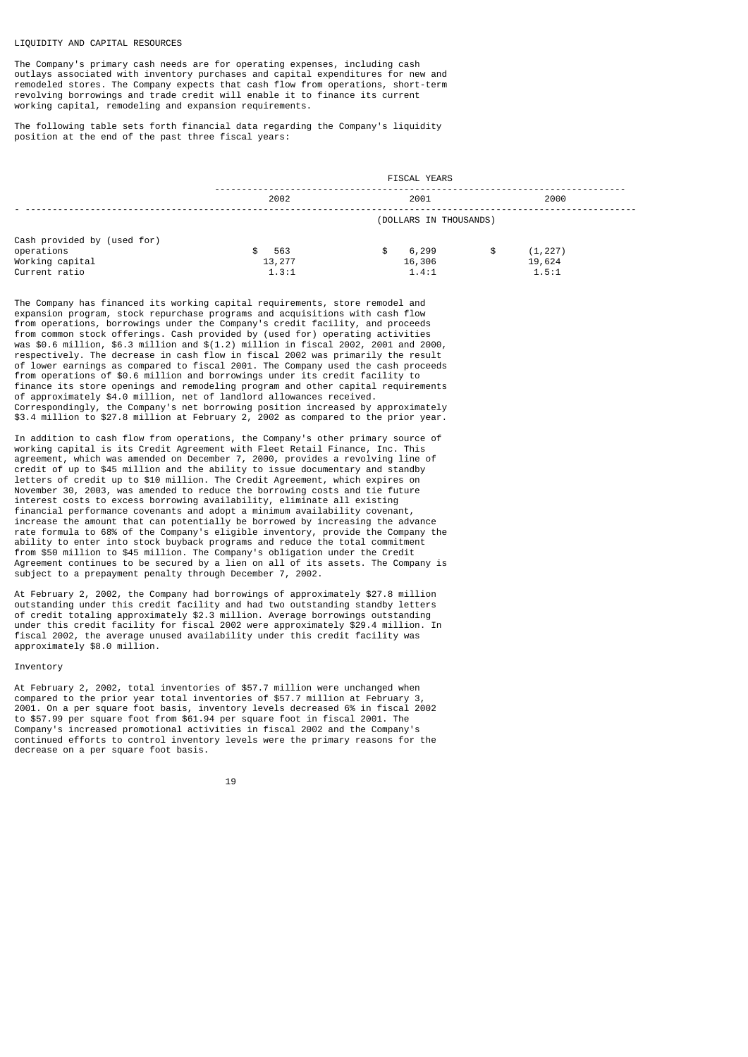## LIQUIDITY AND CAPITAL RESOURCES

The Company's primary cash needs are for operating expenses, including cash outlays associated with inventory purchases and capital expenditures for new and remodeled stores. The Company expects that cash flow from operations, short-term revolving borrowings and trade credit will enable it to finance its current working capital, remodeling and expansion requirements.

The following table sets forth financial data regarding the Company's liquidity position at the end of the past three fiscal years:

| | FISCAL YEARS | | |
|---|---|---|---|
| | 2002 | 2001 | 2000 |
| | (DOLLARS IN THOUSANDS) | | |
| Cash provided by (used for) operations | $ 563 | $ 6,299 | $ (1,227) |
| Working capital | 13,277 | 16,306 | 19,624 |
| Current ratio | 1.3:1 | 1.4:1 | 1.5:1 |

The Company has financed its working capital requirements, store remodel and expansion program, stock repurchase programs and acquisitions with cash flow from operations, borrowings under the Company's credit facility, and proceeds from common stock offerings. Cash provided by (used for) operating activities was $0.6 million, $6.3 million and $(1.2) million in fiscal 2002, 2001 and 2000, respectively. The decrease in cash flow in fiscal 2002 was primarily the result of lower earnings as compared to fiscal 2001. The Company used the cash proceeds from operations of $0.6 million and borrowings under its credit facility to finance its store openings and remodeling program and other capital requirements of approximately $4.0 million, net of landlord allowances received. Correspondingly, the Company's net borrowing position increased by approximately $3.4 million to $27.8 million at February 2, 2002 as compared to the prior year.

In addition to cash flow from operations, the Company's other primary source of working capital is its Credit Agreement with Fleet Retail Finance, Inc. This agreement, which was amended on December 7, 2000, provides a revolving line of credit of up to $45 million and the ability to issue documentary and standby letters of credit up to $10 million. The Credit Agreement, which expires on November 30, 2003, was amended to reduce the borrowing costs and tie future interest costs to excess borrowing availability, eliminate all existing financial performance covenants and adopt a minimum availability covenant, increase the amount that can potentially be borrowed by increasing the advance rate formula to 68% of the Company's eligible inventory, provide the Company the ability to enter into stock buyback programs and reduce the total commitment from $50 million to $45 million. The Company's obligation under the Credit Agreement continues to be secured by a lien on all of its assets. The Company is subject to a prepayment penalty through December 7, 2002.

At February 2, 2002, the Company had borrowings of approximately $27.8 million outstanding under this credit facility and had two outstanding standby letters of credit totaling approximately $2.3 million. Average borrowings outstanding under this credit facility for fiscal 2002 were approximately $29.4 million. In fiscal 2002, the average unused availability under this credit facility was approximately $8.0 million.

### Inventory

At February 2, 2002, total inventories of $57.7 million were unchanged when compared to the prior year total inventories of $57.7 million at February 3, 2001. On a per square foot basis, inventory levels decreased 6% in fiscal 2002 to $57.99 per square foot from $61.94 per square foot in fiscal 2001. The Company's increased promotional activities in fiscal 2002 and the Company's continued efforts to control inventory levels were the primary reasons for the decrease on a per square foot basis.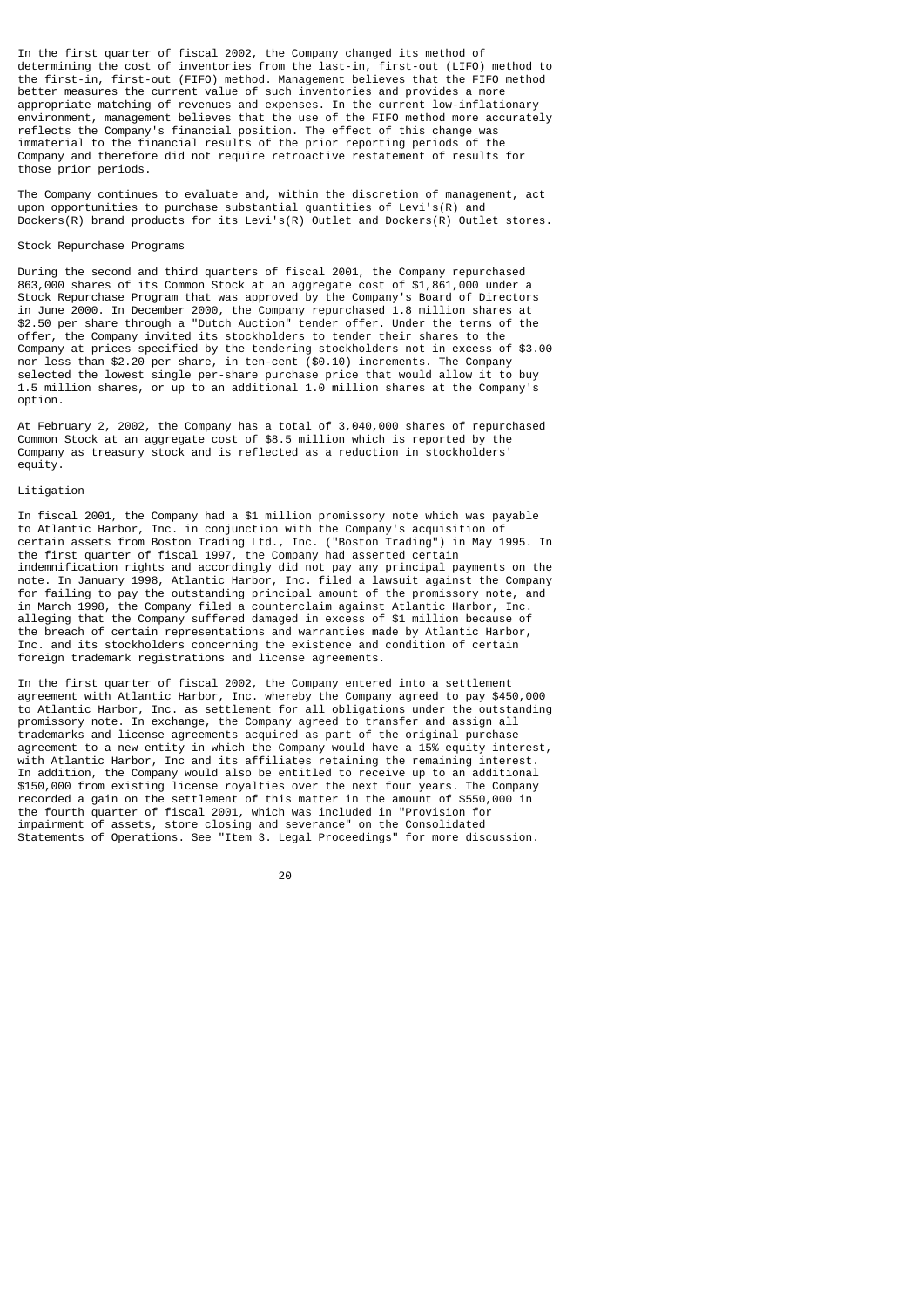In the first quarter of fiscal 2002, the Company changed its method of determining the cost of inventories from the last-in, first-out (LIFO) method to the first-in, first-out (FIFO) method. Management believes that the FIFO method better measures the current value of such inventories and provides a more appropriate matching of revenues and expenses. In the current low-inflationary environment, management believes that the use of the FIFO method more accurately reflects the Company's financial position. The effect of this change was immaterial to the financial results of the prior reporting periods of the Company and therefore did not require retroactive restatement of results for those prior periods.

The Company continues to evaluate and, within the discretion of management, act upon opportunities to purchase substantial quantities of Levi's(R) and Dockers(R) brand products for its Levi's(R) Outlet and Dockers(R) Outlet stores.

## Stock Repurchase Programs

During the second and third quarters of fiscal 2001, the Company repurchased 863,000 shares of its Common Stock at an aggregate cost of $1,861,000 under a Stock Repurchase Program that was approved by the Company's Board of Directors in June 2000. In December 2000, the Company repurchased 1.8 million shares at $2.50 per share through a "Dutch Auction" tender offer. Under the terms of the offer, the Company invited its stockholders to tender their shares to the Company at prices specified by the tendering stockholders not in excess of $3.00 nor less than $2.20 per share, in ten-cent ($0.10) increments. The Company selected the lowest single per-share purchase price that would allow it to buy 1.5 million shares, or up to an additional 1.0 million shares at the Company's option.

At February 2, 2002, the Company has a total of 3,040,000 shares of repurchased Common Stock at an aggregate cost of $8.5 million which is reported by the Company as treasury stock and is reflected as a reduction in stockholders' equity.

## Litigation

In fiscal 2001, the Company had a $1 million promissory note which was payable to Atlantic Harbor, Inc. in conjunction with the Company's acquisition of certain assets from Boston Trading Ltd., Inc. ("Boston Trading") in May 1995. In the first quarter of fiscal 1997, the Company had asserted certain indemnification rights and accordingly did not pay any principal payments on the note. In January 1998, Atlantic Harbor, Inc. filed a lawsuit against the Company for failing to pay the outstanding principal amount of the promissory note, and in March 1998, the Company filed a counterclaim against Atlantic Harbor, Inc. alleging that the Company suffered damaged in excess of $1 million because of the breach of certain representations and warranties made by Atlantic Harbor, Inc. and its stockholders concerning the existence and condition of certain foreign trademark registrations and license agreements.

In the first quarter of fiscal 2002, the Company entered into a settlement agreement with Atlantic Harbor, Inc. whereby the Company agreed to pay $450,000 to Atlantic Harbor, Inc. as settlement for all obligations under the outstanding promissory note. In exchange, the Company agreed to transfer and assign all trademarks and license agreements acquired as part of the original purchase agreement to a new entity in which the Company would have a 15% equity interest, with Atlantic Harbor, Inc and its affiliates retaining the remaining interest. In addition, the Company would also be entitled to receive up to an additional $150,000 from existing license royalties over the next four years. The Company recorded a gain on the settlement of this matter in the amount of $550,000 in the fourth quarter of fiscal 2001, which was included in "Provision for impairment of assets, store closing and severance" on the Consolidated Statements of Operations. See "Item 3. Legal Proceedings" for more discussion.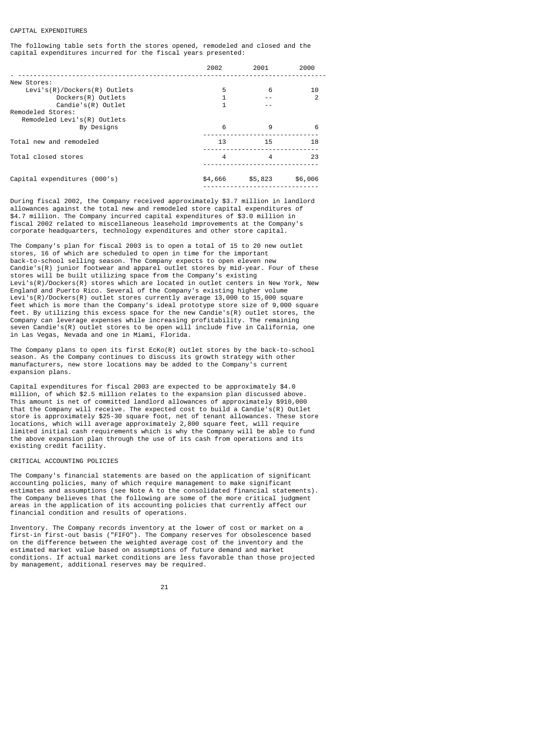## CAPITAL EXPENDITURES

The following table sets forth the stores opened, remodeled and closed and the capital expenditures incurred for the fiscal years presented:

| | 2002 | 2001 | 2000 |
|---|---|---|---|
| New Stores: | | | |
| Levi's(R)/Dockers(R) Outlets | 5 | 6 | 10 |
| Dockers(R) Outlets | 1 | -- | 2 |
| Candie's(R) Outlet | 1 | -- | |
| Remodeled Stores: | | | |
| Remodeled Levi's(R) Outlets By Designs | 6 | 9 | 6 |
| Total new and remodeled | 13 | 15 | 18 |
| Total closed stores | 4 | 4 | 23 |
| Capital expenditures (000's) | $4,666 | $5,823 | $6,006 |

During fiscal 2002, the Company received approximately $3.7 million in landlord allowances against the total new and remodeled store capital expenditures of $4.7 million. The Company incurred capital expenditures of $3.0 million in fiscal 2002 related to miscellaneous leasehold improvements at the Company's corporate headquarters, technology expenditures and other store capital.

The Company's plan for fiscal 2003 is to open a total of 15 to 20 new outlet stores, 16 of which are scheduled to open in time for the important back-to-school selling season. The Company expects to open eleven new Candie's(R) junior footwear and apparel outlet stores by mid-year. Four of these stores will be built utilizing space from the Company's existing Levi's(R)/Dockers(R) stores which are located in outlet centers in New York, New England and Puerto Rico. Several of the Company's existing higher volume Levi's(R)/Dockers(R) outlet stores currently average 13,000 to 15,000 square feet which is more than the Company's ideal prototype store size of 9,000 square feet. By utilizing this excess space for the new Candie's(R) outlet stores, the Company can leverage expenses while increasing profitability. The remaining seven Candie's(R) outlet stores to be open will include five in California, one in Las Vegas, Nevada and one in Miami, Florida.

The Company plans to open its first EcKo(R) outlet stores by the back-to-school season. As the Company continues to discuss its growth strategy with other manufacturers, new store locations may be added to the Company's current expansion plans.

Capital expenditures for fiscal 2003 are expected to be approximately $4.0 million, of which $2.5 million relates to the expansion plan discussed above. This amount is net of committed landlord allowances of approximately $910,000 that the Company will receive. The expected cost to build a Candie's(R) Outlet store is approximately $25-30 square foot, net of tenant allowances. These store locations, which will average approximately 2,800 square feet, will require limited initial cash requirements which is why the Company will be able to fund the above expansion plan through the use of its cash from operations and its existing credit facility.

## CRITICAL ACCOUNTING POLICIES

The Company's financial statements are based on the application of significant accounting policies, many of which require management to make significant estimates and assumptions (see Note A to the consolidated financial statements). The Company believes that the following are some of the more critical judgment areas in the application of its accounting policies that currently affect our financial condition and results of operations.

Inventory. The Company records inventory at the lower of cost or market on a first-in first-out basis ("FIFO"). The Company reserves for obsolescence based on the difference between the weighted average cost of the inventory and the estimated market value based on assumptions of future demand and market conditions. If actual market conditions are less favorable than those projected by management, additional reserves may be required.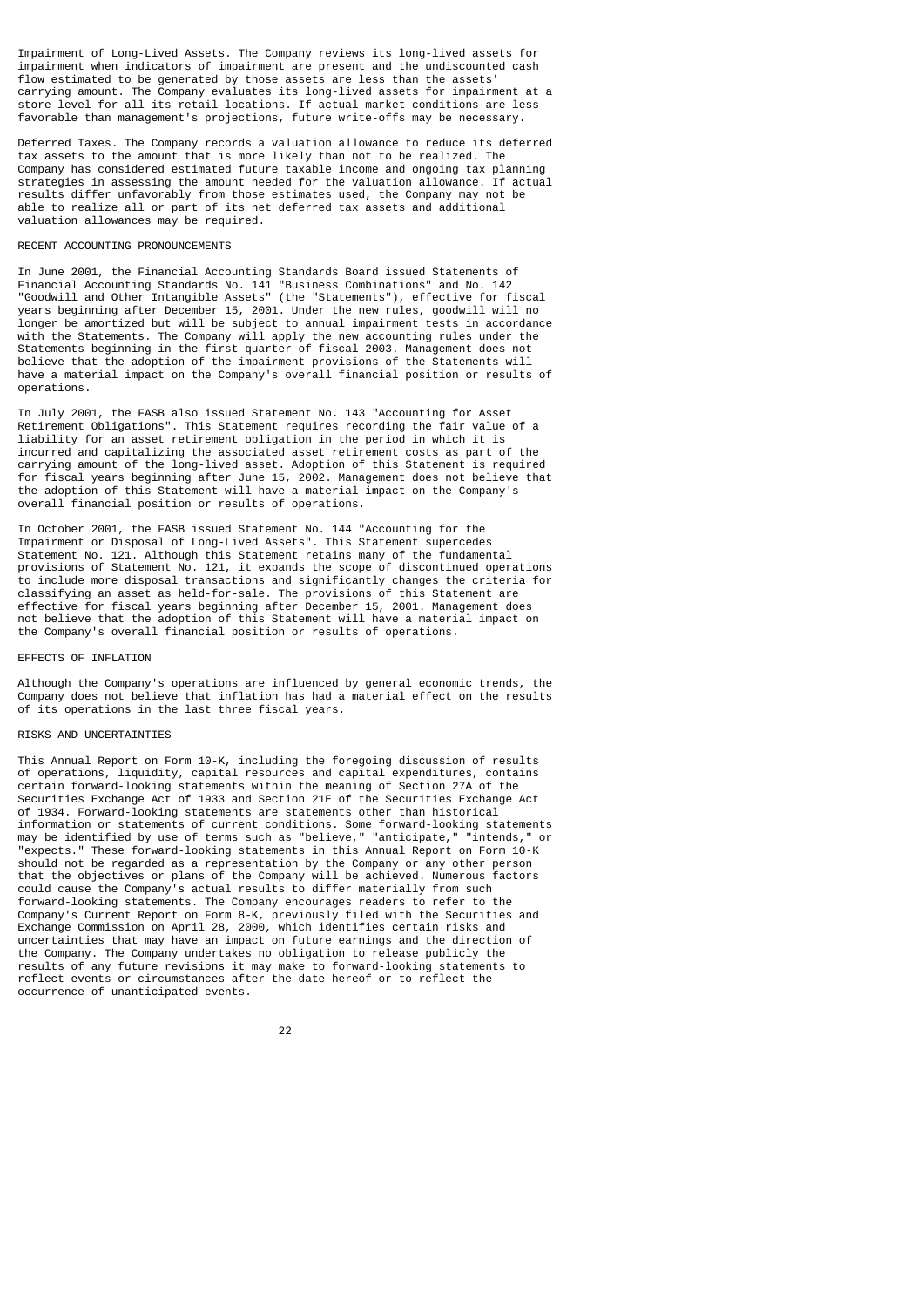Impairment of Long-Lived Assets. The Company reviews its long-lived assets for impairment when indicators of impairment are present and the undiscounted cash flow estimated to be generated by those assets are less than the assets' carrying amount. The Company evaluates its long-lived assets for impairment at a store level for all its retail locations. If actual market conditions are less favorable than management's projections, future write-offs may be necessary.

Deferred Taxes. The Company records a valuation allowance to reduce its deferred tax assets to the amount that is more likely than not to be realized. The Company has considered estimated future taxable income and ongoing tax planning strategies in assessing the amount needed for the valuation allowance. If actual results differ unfavorably from those estimates used, the Company may not be able to realize all or part of its net deferred tax assets and additional valuation allowances may be required.

## RECENT ACCOUNTING PRONOUNCEMENTS

In June 2001, the Financial Accounting Standards Board issued Statements of Financial Accounting Standards No. 141 "Business Combinations" and No. 142 "Goodwill and Other Intangible Assets" (the "Statements"), effective for fiscal years beginning after December 15, 2001. Under the new rules, goodwill will no longer be amortized but will be subject to annual impairment tests in accordance with the Statements. The Company will apply the new accounting rules under the Statements beginning in the first quarter of fiscal 2003. Management does not believe that the adoption of the impairment provisions of the Statements will have a material impact on the Company's overall financial position or results of operations.

In July 2001, the FASB also issued Statement No. 143 "Accounting for Asset Retirement Obligations". This Statement requires recording the fair value of a liability for an asset retirement obligation in the period in which it is incurred and capitalizing the associated asset retirement costs as part of the carrying amount of the long-lived asset. Adoption of this Statement is required for fiscal years beginning after June 15, 2002. Management does not believe that the adoption of this Statement will have a material impact on the Company's overall financial position or results of operations.

In October 2001, the FASB issued Statement No. 144 "Accounting for the Impairment or Disposal of Long-Lived Assets". This Statement supercedes Statement No. 121. Although this Statement retains many of the fundamental provisions of Statement No. 121, it expands the scope of discontinued operations to include more disposal transactions and significantly changes the criteria for classifying an asset as held-for-sale. The provisions of this Statement are effective for fiscal years beginning after December 15, 2001. Management does not believe that the adoption of this Statement will have a material impact on the Company's overall financial position or results of operations.

## EFFECTS OF INFLATION

Although the Company's operations are influenced by general economic trends, the Company does not believe that inflation has had a material effect on the results of its operations in the last three fiscal years.

## RISKS AND UNCERTAINTIES

This Annual Report on Form 10-K, including the foregoing discussion of results of operations, liquidity, capital resources and capital expenditures, contains certain forward-looking statements within the meaning of Section 27A of the Securities Exchange Act of 1933 and Section 21E of the Securities Exchange Act of 1934. Forward-looking statements are statements other than historical information or statements of current conditions. Some forward-looking statements may be identified by use of terms such as "believe," "anticipate," "intends," or "expects." These forward-looking statements in this Annual Report on Form 10-K should not be regarded as a representation by the Company or any other person that the objectives or plans of the Company will be achieved. Numerous factors could cause the Company's actual results to differ materially from such forward-looking statements. The Company encourages readers to refer to the Company's Current Report on Form 8-K, previously filed with the Securities and Exchange Commission on April 28, 2000, which identifies certain risks and uncertainties that may have an impact on future earnings and the direction of the Company. The Company undertakes no obligation to release publicly the results of any future revisions it may make to forward-looking statements to reflect events or circumstances after the date hereof or to reflect the occurrence of unanticipated events.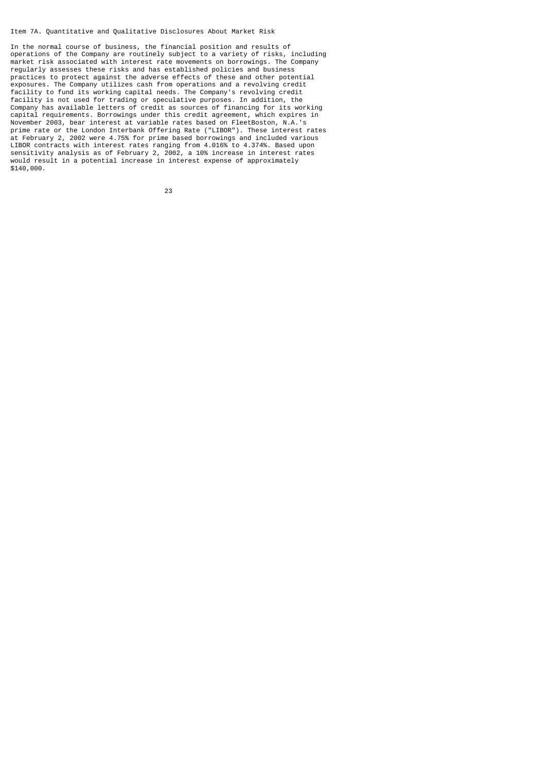## Item 7A. Quantitative and Qualitative Disclosures About Market Risk

In the normal course of business, the financial position and results of operations of the Company are routinely subject to a variety of risks, including market risk associated with interest rate movements on borrowings. The Company regularly assesses these risks and has established policies and business practices to protect against the adverse effects of these and other potential exposures. The Company utilizes cash from operations and a revolving credit facility to fund its working capital needs. The Company's revolving credit facility is not used for trading or speculative purposes. In addition, the Company has available letters of credit as sources of financing for its working capital requirements. Borrowings under this credit agreement, which expires in November 2003, bear interest at variable rates based on FleetBoston, N.A.'s prime rate or the London Interbank Offering Rate ("LIBOR"). These interest rates at February 2, 2002 were 4.75% for prime based borrowings and included various LIBOR contracts with interest rates ranging from 4.016% to 4.374%. Based upon sensitivity analysis as of February 2, 2002, a 10% increase in interest rates would result in a potential increase in interest expense of approximately $140,000.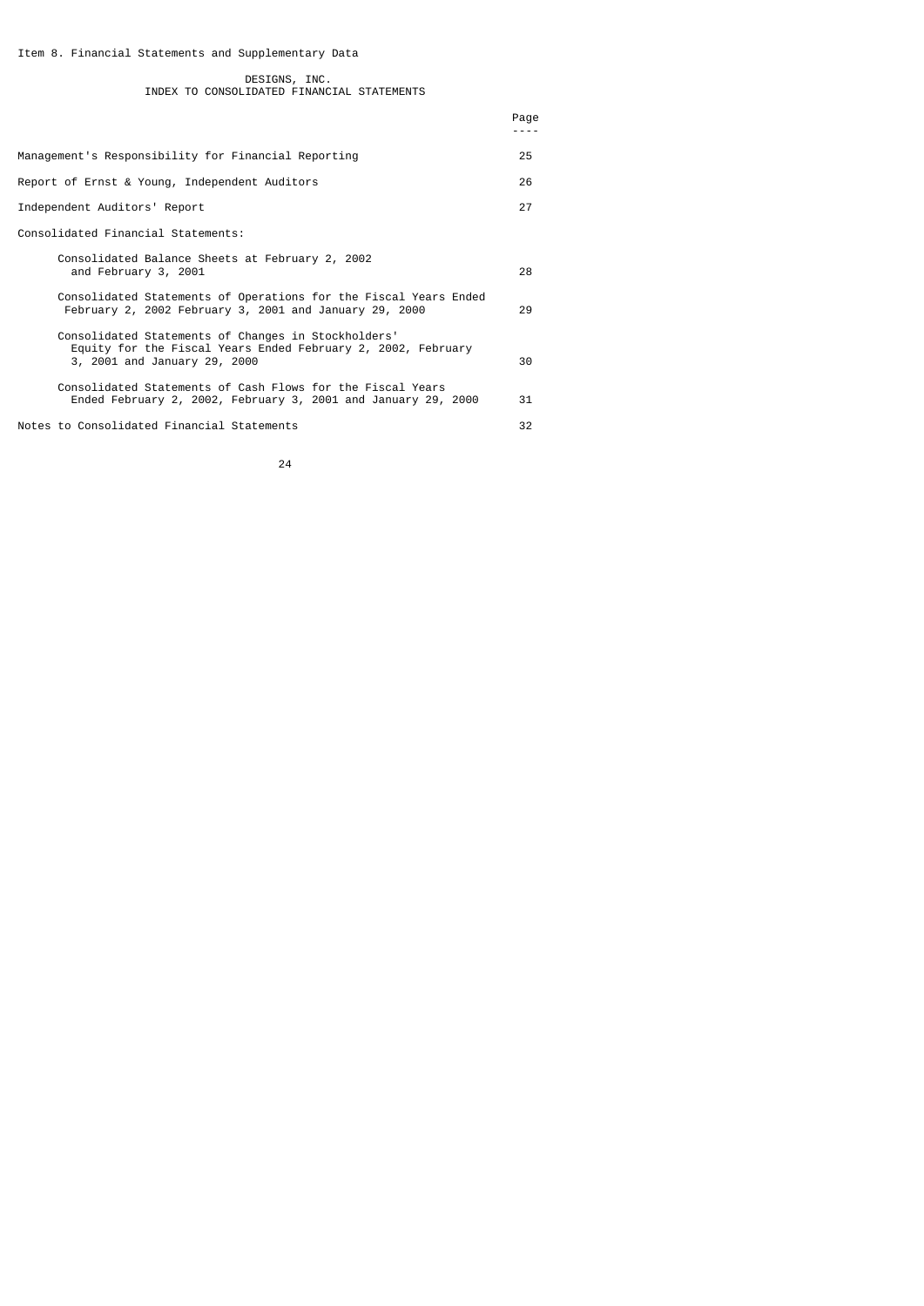Item 8. Financial Statements and Supplementary Data

## DESIGNS, INC.
## INDEX TO CONSOLIDATED FINANCIAL STATEMENTS

| | Page |
|---|---|
| Management's Responsibility for Financial Reporting | 25 |
| Report of Ernst & Young, Independent Auditors | 26 |
| Independent Auditors' Report | 27 |
| Consolidated Financial Statements: | |
| Consolidated Balance Sheets at February 2, 2002 and February 3, 2001 | 28 |
| Consolidated Statements of Operations for the Fiscal Years Ended February 2, 2002 February 3, 2001 and January 29, 2000 | 29 |
| Consolidated Statements of Changes in Stockholders' Equity for the Fiscal Years Ended February 2, 2002, February 3, 2001 and January 29, 2000 | 30 |
| Consolidated Statements of Cash Flows for the Fiscal Years Ended February 2, 2002, February 3, 2001 and January 29, 2000 | 31 |
| Notes to Consolidated Financial Statements | 32 |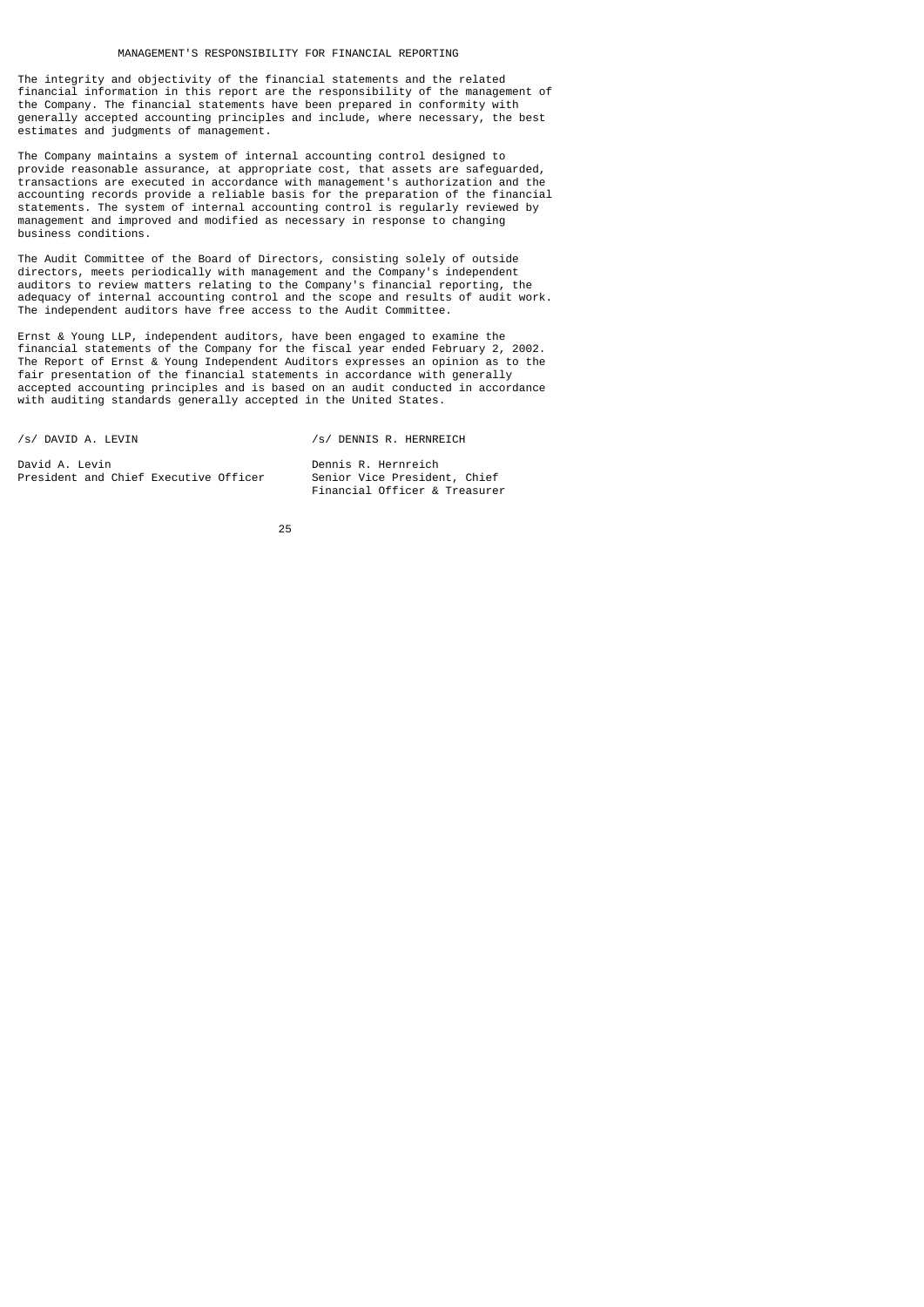# MANAGEMENT'S RESPONSIBILITY FOR FINANCIAL REPORTING

The integrity and objectivity of the financial statements and the related financial information in this report are the responsibility of the management of the Company. The financial statements have been prepared in conformity with generally accepted accounting principles and include, where necessary, the best estimates and judgments of management.

The Company maintains a system of internal accounting control designed to provide reasonable assurance, at appropriate cost, that assets are safeguarded, transactions are executed in accordance with management's authorization and the accounting records provide a reliable basis for the preparation of the financial statements. The system of internal accounting control is regularly reviewed by management and improved and modified as necessary in response to changing business conditions.

The Audit Committee of the Board of Directors, consisting solely of outside directors, meets periodically with management and the Company's independent auditors to review matters relating to the Company's financial reporting, the adequacy of internal accounting control and the scope and results of audit work. The independent auditors have free access to the Audit Committee.

Ernst & Young LLP, independent auditors, have been engaged to examine the financial statements of the Company for the fiscal year ended February 2, 2002. The Report of Ernst & Young Independent Auditors expresses an opinion as to the fair presentation of the financial statements in accordance with generally accepted accounting principles and is based on an audit conducted in accordance with auditing standards generally accepted in the United States.

/s/ DAVID A. LEVIN

David A. Levin
President and Chief Executive Officer

/s/ DENNIS R. HERNREICH

Dennis R. Hernreich
Senior Vice President, Chief Financial Officer & Treasurer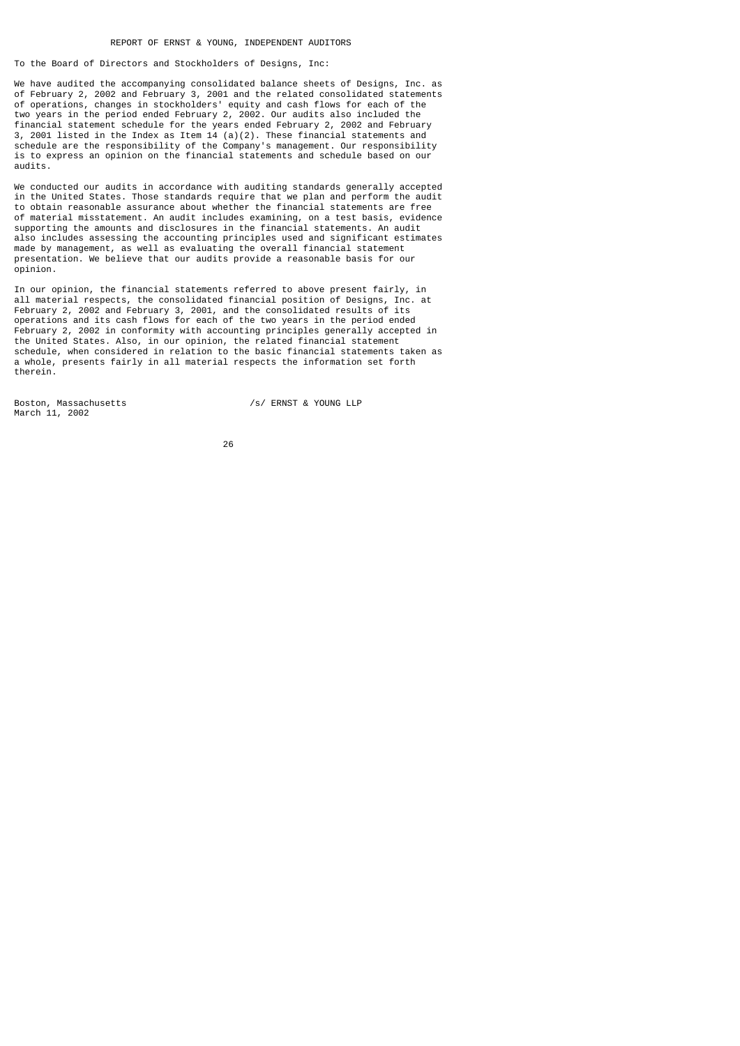## REPORT OF ERNST & YOUNG, INDEPENDENT AUDITORS

To the Board of Directors and Stockholders of Designs, Inc:

We have audited the accompanying consolidated balance sheets of Designs, Inc. as of February 2, 2002 and February 3, 2001 and the related consolidated statements of operations, changes in stockholders' equity and cash flows for each of the two years in the period ended February 2, 2002. Our audits also included the financial statement schedule for the years ended February 2, 2002 and February 3, 2001 listed in the Index as Item 14 (a)(2). These financial statements and schedule are the responsibility of the Company's management. Our responsibility is to express an opinion on the financial statements and schedule based on our audits.

We conducted our audits in accordance with auditing standards generally accepted in the United States. Those standards require that we plan and perform the audit to obtain reasonable assurance about whether the financial statements are free of material misstatement. An audit includes examining, on a test basis, evidence supporting the amounts and disclosures in the financial statements. An audit also includes assessing the accounting principles used and significant estimates made by management, as well as evaluating the overall financial statement presentation. We believe that our audits provide a reasonable basis for our opinion.

In our opinion, the financial statements referred to above present fairly, in all material respects, the consolidated financial position of Designs, Inc. at February 2, 2002 and February 3, 2001, and the consolidated results of its operations and its cash flows for each of the two years in the period ended February 2, 2002 in conformity with accounting principles generally accepted in the United States. Also, in our opinion, the related financial statement schedule, when considered in relation to the basic financial statements taken as a whole, presents fairly in all material respects the information set forth therein.

Boston, Massachusetts
March 11, 2002

/s/ ERNST & YOUNG LLP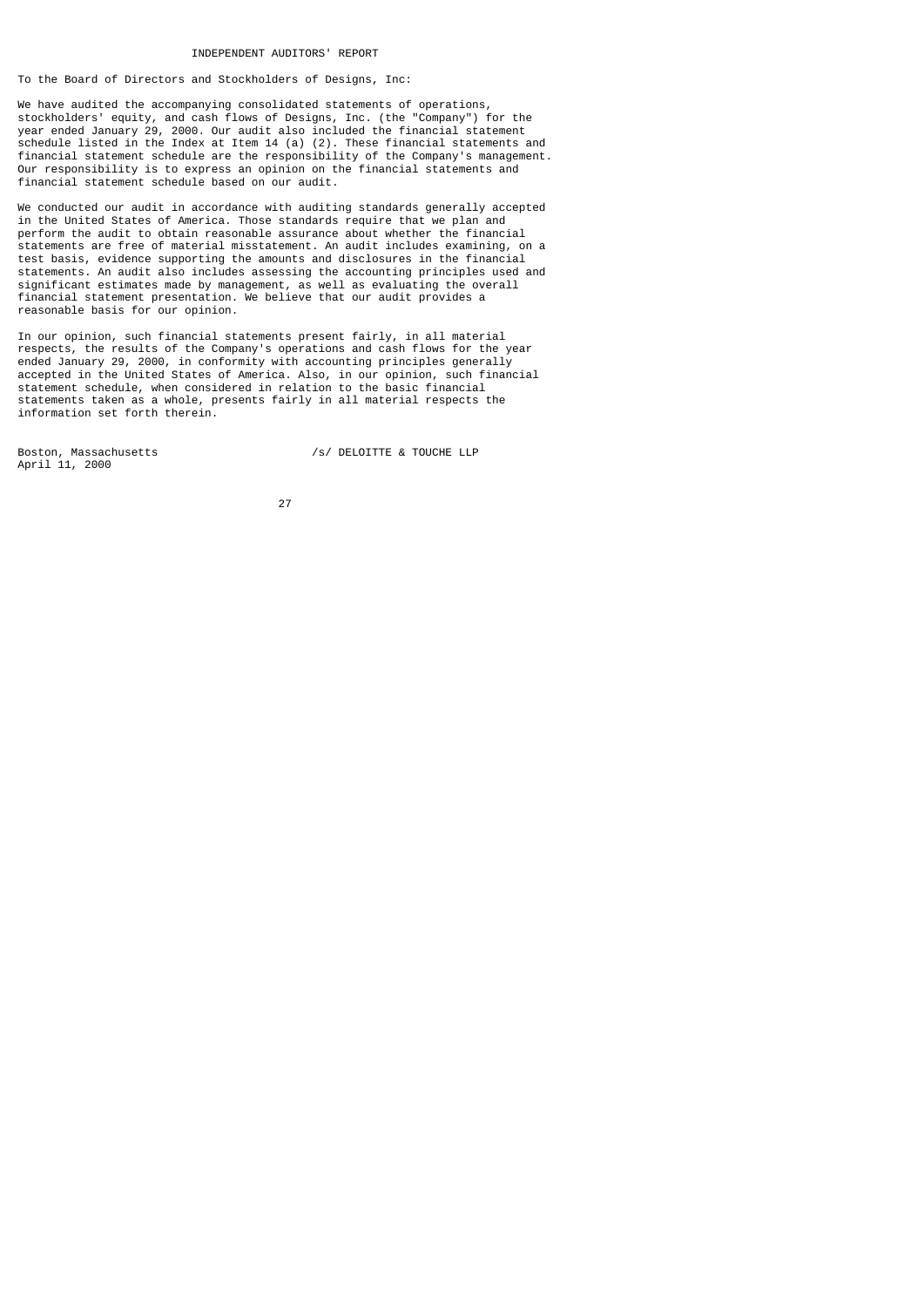# INDEPENDENT AUDITORS' REPORT

To the Board of Directors and Stockholders of Designs, Inc:

We have audited the accompanying consolidated statements of operations, stockholders' equity, and cash flows of Designs, Inc. (the "Company") for the year ended January 29, 2000. Our audit also included the financial statement schedule listed in the Index at Item 14 (a) (2). These financial statements and financial statement schedule are the responsibility of the Company's management. Our responsibility is to express an opinion on the financial statements and financial statement schedule based on our audit.

We conducted our audit in accordance with auditing standards generally accepted in the United States of America. Those standards require that we plan and perform the audit to obtain reasonable assurance about whether the financial statements are free of material misstatement. An audit includes examining, on a test basis, evidence supporting the amounts and disclosures in the financial statements. An audit also includes assessing the accounting principles used and significant estimates made by management, as well as evaluating the overall financial statement presentation. We believe that our audit provides a reasonable basis for our opinion.

In our opinion, such financial statements present fairly, in all material respects, the results of the Company's operations and cash flows for the year ended January 29, 2000, in conformity with accounting principles generally accepted in the United States of America. Also, in our opinion, such financial statement schedule, when considered in relation to the basic financial statements taken as a whole, presents fairly in all material respects the information set forth therein.

Boston, Massachusetts
April 11, 2000

/s/ DELOITTE & TOUCHE LLP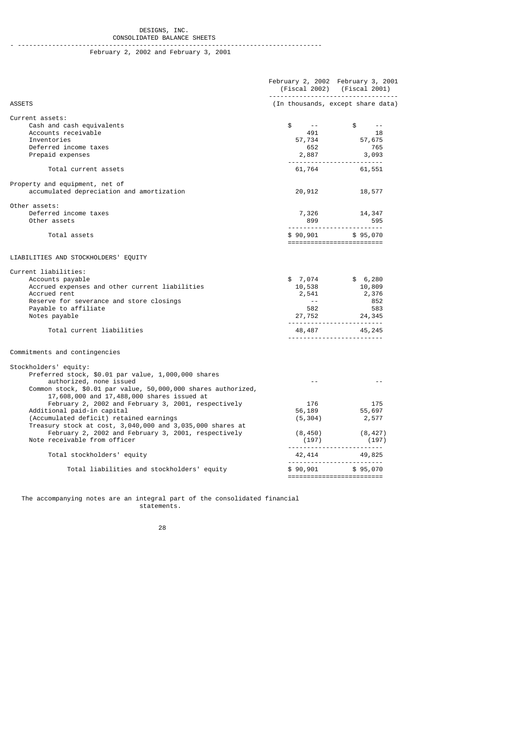# DESIGNS, INC.
## CONSOLIDATED BALANCE SHEETS

February 2, 2002 and February 3, 2001

| | February 2, 2002 (Fiscal 2002) | February 3, 2001 (Fiscal 2001) |
|---|---|---|
| ASSETS | (In thousands, except share data) | |
| Current assets: | | |
| Cash and cash equivalents | $ -- | $ -- |
| Accounts receivable | 491 | 18 |
| Inventories | 57,734 | 57,675 |
| Deferred income taxes | 652 | 765 |
| Prepaid expenses | 2,887 | 3,093 |
| Total current assets | 61,764 | 61,551 |
| Property and equipment, net of accumulated depreciation and amortization | 20,912 | 18,577 |
| Other assets: | | |
| Deferred income taxes | 7,326 | 14,347 |
| Other assets | 899 | 595 |
| Total assets | $ 90,901 | $ 95,070 |
| LIABILITIES AND STOCKHOLDERS' EQUITY | | |
| Current liabilities: | | |
| Accounts payable | $ 7,074 | $ 6,280 |
| Accrued expenses and other current liabilities | 10,538 | 10,809 |
| Accrued rent | 2,541 | 2,376 |
| Reserve for severance and store closings | -- | 852 |
| Payable to affiliate | 582 | 583 |
| Notes payable | 27,752 | 24,345 |
| Total current liabilities | 48,487 | 45,245 |
| Commitments and contingencies | | |
| Stockholders' equity: | | |
| Preferred stock, $0.01 par value, 1,000,000 shares authorized, none issued | -- | -- |
| Common stock, $0.01 par value, 50,000,000 shares authorized, 17,608,000 and 17,488,000 shares issued at February 2, 2002 and February 3, 2001, respectively | 176 | 175 |
| Additional paid-in capital | 56,189 | 55,697 |
| (Accumulated deficit) retained earnings | (5,304) | 2,577 |
| Treasury stock at cost, 3,040,000 and 3,035,000 shares at February 2, 2002 and February 3, 2001, respectively | (8,450) | (8,427) |
| Note receivable from officer | (197) | (197) |
| Total stockholders' equity | 42,414 | 49,825 |
| Total liabilities and stockholders' equity | $ 90,901 | $ 95,070 |

The accompanying notes are an integral part of the consolidated financial statements.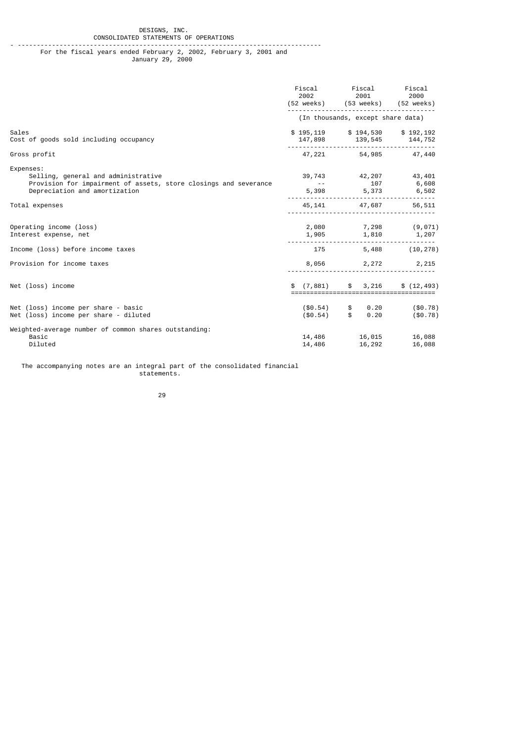DESIGNS, INC.

CONSOLIDATED STATEMENTS OF OPERATIONS

For the fiscal years ended February 2, 2002, February 3, 2001 and January 29, 2000

| | Fiscal 2002 (52 weeks) | Fiscal 2001 (53 weeks) | Fiscal 2000 (52 weeks) |
|---|---|---|---|
| | (In thousands, except share data) | | |
| Sales | $ 195,119 | $ 194,530 | $ 192,192 |
| Cost of goods sold including occupancy | 147,898 | 139,545 | 144,752 |
| Gross profit | 47,221 | 54,985 | 47,440 |
| Expenses: | | | |
| Selling, general and administrative | 39,743 | 42,207 | 43,401 |
| Provision for impairment of assets, store closings and severance | -- | 107 | 6,608 |
| Depreciation and amortization | 5,398 | 5,373 | 6,502 |
| Total expenses | 45,141 | 47,687 | 56,511 |
| Operating income (loss) | 2,080 | 7,298 | (9,071) |
| Interest expense, net | 1,905 | 1,810 | 1,207 |
| Income (loss) before income taxes | 175 | 5,488 | (10,278) |
| Provision for income taxes | 8,056 | 2,272 | 2,215 |
| Net (loss) income | $ (7,881) | $ 3,216 | $ (12,493) |
| Net (loss) income per share - basic | ($0.54) | $ 0.20 | ($0.78) |
| Net (loss) income per share - diluted | ($0.54) | $ 0.20 | ($0.78) |
| Weighted-average number of common shares outstanding: | | | |
| Basic | 14,486 | 16,015 | 16,088 |
| Diluted | 14,486 | 16,292 | 16,088 |

The accompanying notes are an integral part of the consolidated financial statements.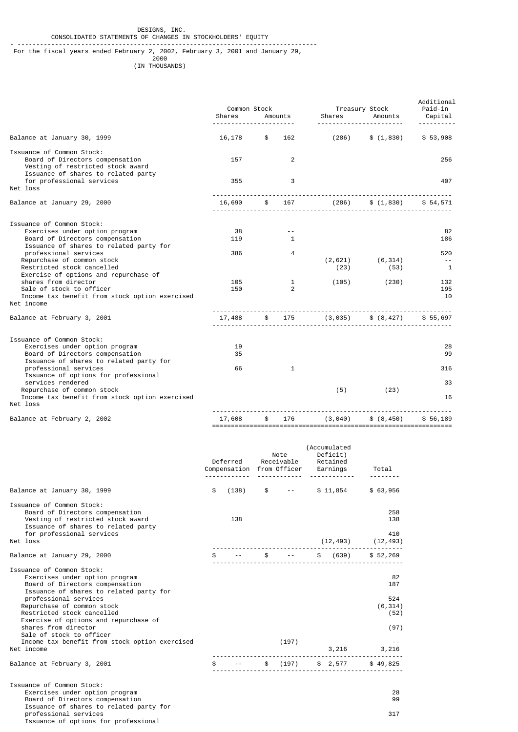DESIGNS, INC.
CONSOLIDATED STATEMENTS OF CHANGES IN STOCKHOLDERS' EQUITY

For the fiscal years ended February 2, 2002, February 3, 2001 and January 29, 2000
(IN THOUSANDS)

| | Common Stock | | Treasury Stock | | Additional Paid-in Capital |
|---|---|---|---|---|---|
| | Shares | Amounts | Shares | Amounts | |
| Balance at January 30, 1999 | 16,178 | $ 162 | (286) | $ (1,830) | $ 53,908 |
| Issuance of Common Stock: | | | | | |
| Board of Directors compensation | 157 | 2 | | | 256 |
| Vesting of restricted stock award | | | | | |
| Issuance of shares to related party for professional services | 355 | 3 | | | 407 |
| Net loss | | | | | |
| Balance at January 29, 2000 | 16,690 | $ 167 | (286) | $ (1,830) | $ 54,571 |
| Issuance of Common Stock: | | | | | |
| Exercises under option program | 38 | -- | | | 82 |
| Board of Directors compensation | 119 | 1 | | | 186 |
| Issuance of shares to related party for professional services | 386 | 4 | | | 520 |
| Repurchase of common stock | | | (2,621) | (6,314) | -- |
| Restricted stock cancelled | | | (23) | (53) | 1 |
| Exercise of options and repurchase of shares from director | 105 | 1 | (105) | (230) | 132 |
| Sale of stock to officer | 150 | 2 | | | 195 |
| Income tax benefit from stock option exercised | | | | | 10 |
| Net income | | | | | |
| Balance at February 3, 2001 | 17,488 | $ 175 | (3,035) | $ (8,427) | $ 55,697 |
| Issuance of Common Stock: | | | | | |
| Exercises under option program | 19 | | | | 28 |
| Board of Directors compensation | 35 | | | | 99 |
| Issuance of shares to related party for professional services | 66 | 1 | | | 316 |
| Issuance of options for professional services rendered | | | | | 33 |
| Repurchase of common stock | | | (5) | (23) | |
| Income tax benefit from stock option exercised | | | | | 16 |
| Net loss | | | | | |
| Balance at February 2, 2002 | 17,608 | $ 176 | (3,040) | $ (8,450) | $ 56,189 |

| | Deferred Compensation | Note Receivable from Officer | (Accumulated Deficit) Retained Earnings | Total |
|---|---|---|---|---|
| Balance at January 30, 1999 | $ (138) | $ -- | $ 11,854 | $ 63,956 |
| Issuance of Common Stock: | | | | |
| Board of Directors compensation | | | | 258 |
| Vesting of restricted stock award | 138 | | | 138 |
| Issuance of shares to related party for professional services | | | | 410 |
| Net loss | | | (12,493) | (12,493) |
| Balance at January 29, 2000 | $ -- | $ -- | $ (639) | $ 52,269 |
| Issuance of Common Stock: | | | | |
| Exercises under option program | | | | 82 |
| Board of Directors compensation | | | | 187 |
| Issuance of shares to related party for professional services | | | | 524 |
| Repurchase of common stock | | | | (6,314) |
| Restricted stock cancelled | | | | (52) |
| Exercise of options and repurchase of shares from director | | | | (97) |
| Sale of stock to officer | | | | |
| Income tax benefit from stock option exercised | | (197) | | -- |
| Net income | | | 3,216 | 3,216 |
| Balance at February 3, 2001 | $ -- | $ (197) | $ 2,577 | $ 49,825 |
| Issuance of Common Stock: | | | | |
| Exercises under option program | | | | 28 |
| Board of Directors compensation | | | | 99 |
| Issuance of shares to related party for professional services | | | | 317 |
| Issuance of options for professional | | | | |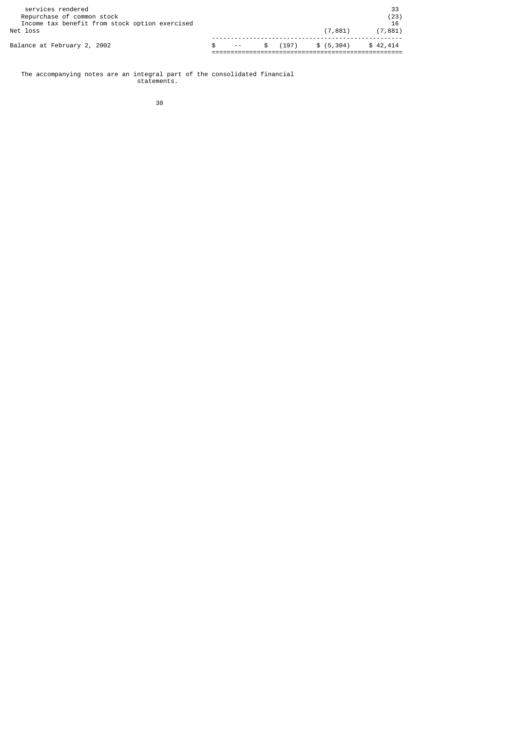| | | | | |
|---|---|---|---|---|
| services rendered | | | | 33 |
| Repurchase of common stock | | | | (23) |
| Income tax benefit from stock option exercised | | | | 16 |
| Net loss | | | (7,881) | (7,881) |
| Balance at February 2, 2002 | $ -- | $ (197) | $ (5,304) | $ 42,414 |

The accompanying notes are an integral part of the consolidated financial statements.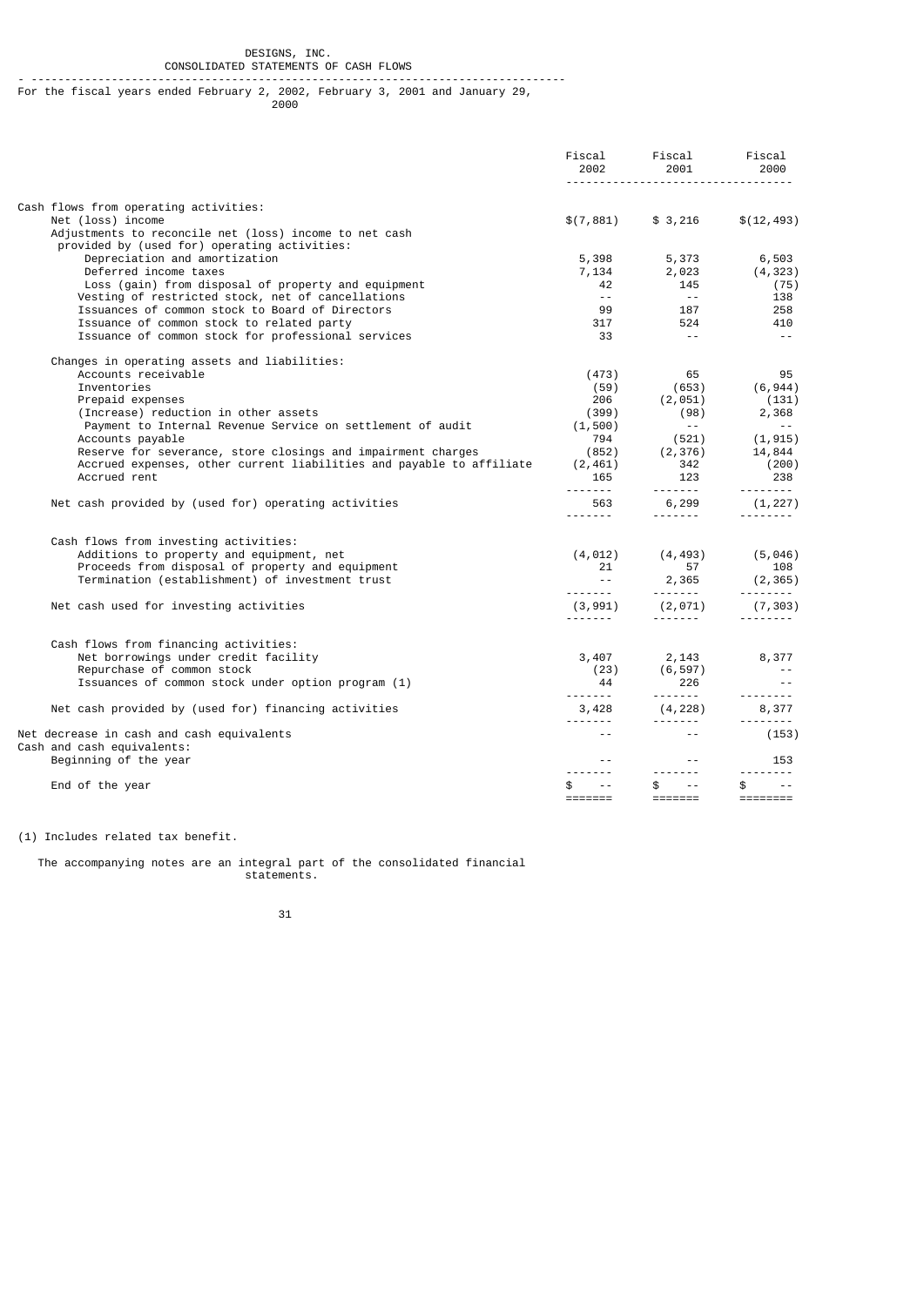DESIGNS, INC.

CONSOLIDATED STATEMENTS OF CASH FLOWS

For the fiscal years ended February 2, 2002, February 3, 2001 and January 29, 2000

| | Fiscal 2002 | Fiscal 2001 | Fiscal 2000 |
|---|---|---|---|
| Cash flows from operating activities: | | | |
| Net (loss) income | $(7,881) | $ 3,216 | $(12,493) |
| Adjustments to reconcile net (loss) income to net cash provided by (used for) operating activities: | | | |
| Depreciation and amortization | 5,398 | 5,373 | 6,503 |
| Deferred income taxes | 7,134 | 2,023 | (4,323) |
| Loss (gain) from disposal of property and equipment | 42 | 145 | (75) |
| Vesting of restricted stock, net of cancellations | -- | -- | 138 |
| Issuances of common stock to Board of Directors | 99 | 187 | 258 |
| Issuance of common stock to related party | 317 | 524 | 410 |
| Issuance of common stock for professional services | 33 | -- | -- |
| Changes in operating assets and liabilities: | | | |
| Accounts receivable | (473) | 65 | 95 |
| Inventories | (59) | (653) | (6,944) |
| Prepaid expenses | 206 | (2,051) | (131) |
| (Increase) reduction in other assets | (399) | (98) | 2,368 |
| Payment to Internal Revenue Service on settlement of audit | (1,500) | -- | -- |
| Accounts payable | 794 | (521) | (1,915) |
| Reserve for severance, store closings and impairment charges | (852) | (2,376) | 14,844 |
| Accrued expenses, other current liabilities and payable to affiliate | (2,461) | 342 | (200) |
| Accrued rent | 165 | 123 | 238 |
| Net cash provided by (used for) operating activities | 563 | 6,299 | (1,227) |
| Cash flows from investing activities: | | | |
| Additions to property and equipment, net | (4,012) | (4,493) | (5,046) |
| Proceeds from disposal of property and equipment | 21 | 57 | 108 |
| Termination (establishment) of investment trust | -- | 2,365 | (2,365) |
| Net cash used for investing activities | (3,991) | (2,071) | (7,303) |
| Cash flows from financing activities: | | | |
| Net borrowings under credit facility | 3,407 | 2,143 | 8,377 |
| Repurchase of common stock | (23) | (6,597) | -- |
| Issuances of common stock under option program (1) | 44 | 226 | -- |
| Net cash provided by (used for) financing activities | 3,428 | (4,228) | 8,377 |
| Net decrease in cash and cash equivalents | -- | -- | (153) |
| Cash and cash equivalents: | | | |
| Beginning of the year | -- | -- | 153 |
| End of the year | $ -- | $ -- | $ -- |

(1) Includes related tax benefit.

The accompanying notes are an integral part of the consolidated financial statements.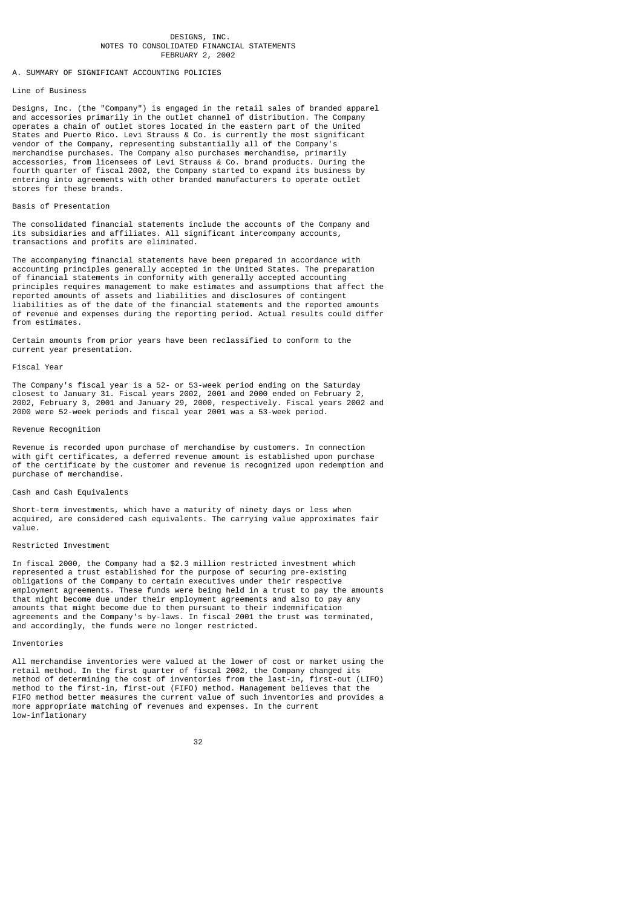DESIGNS, INC.
NOTES TO CONSOLIDATED FINANCIAL STATEMENTS
FEBRUARY 2, 2002

## A. SUMMARY OF SIGNIFICANT ACCOUNTING POLICIES

### Line of Business

Designs, Inc. (the "Company") is engaged in the retail sales of branded apparel and accessories primarily in the outlet channel of distribution. The Company operates a chain of outlet stores located in the eastern part of the United States and Puerto Rico. Levi Strauss & Co. is currently the most significant vendor of the Company, representing substantially all of the Company's merchandise purchases. The Company also purchases merchandise, primarily accessories, from licensees of Levi Strauss & Co. brand products. During the fourth quarter of fiscal 2002, the Company started to expand its business by entering into agreements with other branded manufacturers to operate outlet stores for these brands.

### Basis of Presentation

The consolidated financial statements include the accounts of the Company and its subsidiaries and affiliates. All significant intercompany accounts, transactions and profits are eliminated.

The accompanying financial statements have been prepared in accordance with accounting principles generally accepted in the United States. The preparation of financial statements in conformity with generally accepted accounting principles requires management to make estimates and assumptions that affect the reported amounts of assets and liabilities and disclosures of contingent liabilities as of the date of the financial statements and the reported amounts of revenue and expenses during the reporting period. Actual results could differ from estimates.

Certain amounts from prior years have been reclassified to conform to the current year presentation.

### Fiscal Year

The Company's fiscal year is a 52- or 53-week period ending on the Saturday closest to January 31. Fiscal years 2002, 2001 and 2000 ended on February 2, 2002, February 3, 2001 and January 29, 2000, respectively. Fiscal years 2002 and 2000 were 52-week periods and fiscal year 2001 was a 53-week period.

### Revenue Recognition

Revenue is recorded upon purchase of merchandise by customers. In connection with gift certificates, a deferred revenue amount is established upon purchase of the certificate by the customer and revenue is recognized upon redemption and purchase of merchandise.

### Cash and Cash Equivalents

Short-term investments, which have a maturity of ninety days or less when acquired, are considered cash equivalents. The carrying value approximates fair value.

### Restricted Investment

In fiscal 2000, the Company had a $2.3 million restricted investment which represented a trust established for the purpose of securing pre-existing obligations of the Company to certain executives under their respective employment agreements. These funds were being held in a trust to pay the amounts that might become due under their employment agreements and also to pay any amounts that might become due to them pursuant to their indemnification agreements and the Company's by-laws. In fiscal 2001 the trust was terminated, and accordingly, the funds were no longer restricted.

### Inventories

All merchandise inventories were valued at the lower of cost or market using the retail method. In the first quarter of fiscal 2002, the Company changed its method of determining the cost of inventories from the last-in, first-out (LIFO) method to the first-in, first-out (FIFO) method. Management believes that the FIFO method better measures the current value of such inventories and provides a more appropriate matching of revenues and expenses. In the current low-inflationary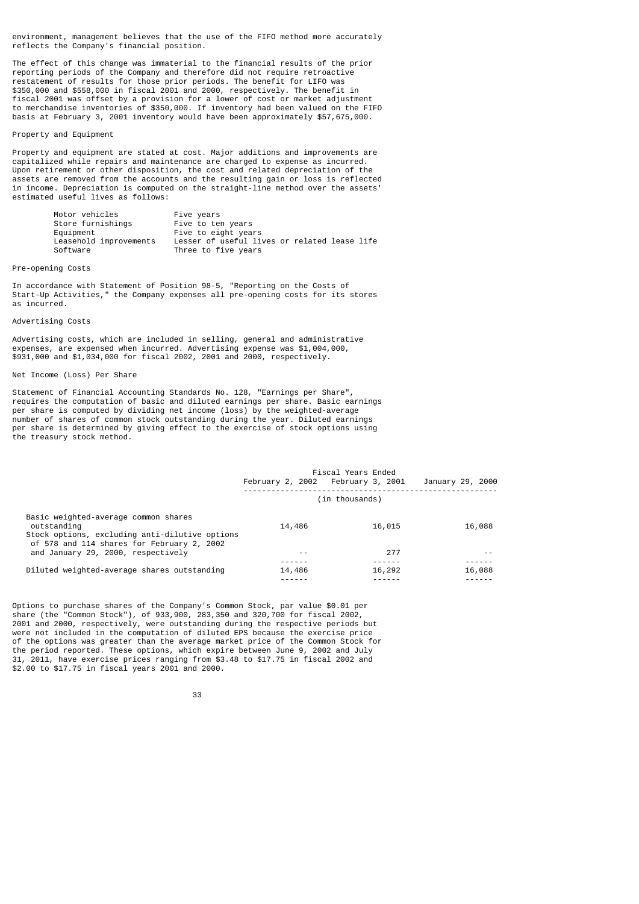environment, management believes that the use of the FIFO method more accurately reflects the Company's financial position.

The effect of this change was immaterial to the financial results of the prior reporting periods of the Company and therefore did not require retroactive restatement of results for those prior periods. The benefit for LIFO was $350,000 and $558,000 in fiscal 2001 and 2000, respectively. The benefit in fiscal 2001 was offset by a provision for a lower of cost or market adjustment to merchandise inventories of $350,000. If inventory had been valued on the FIFO basis at February 3, 2001 inventory would have been approximately $57,675,000.

### Property and Equipment

Property and equipment are stated at cost. Major additions and improvements are capitalized while repairs and maintenance are charged to expense as incurred. Upon retirement or other disposition, the cost and related depreciation of the assets are removed from the accounts and the resulting gain or loss is reflected in income. Depreciation is computed on the straight-line method over the assets' estimated useful lives as follows:

| | |
|---|---|
| Motor vehicles | Five years |
| Store furnishings | Five to ten years |
| Equipment | Five to eight years |
| Leasehold improvements | Lesser of useful lives or related lease life |
| Software | Three to five years |

### Pre-opening Costs

In accordance with Statement of Position 98-5, "Reporting on the Costs of Start-Up Activities," the Company expenses all pre-opening costs for its stores as incurred.

### Advertising Costs

Advertising costs, which are included in selling, general and administrative expenses, are expensed when incurred. Advertising expense was $1,004,000, $931,000 and $1,034,000 for fiscal 2002, 2001 and 2000, respectively.

### Net Income (Loss) Per Share

Statement of Financial Accounting Standards No. 128, "Earnings per Share", requires the computation of basic and diluted earnings per share. Basic earnings per share is computed by dividing net income (loss) by the weighted-average number of shares of common stock outstanding during the year. Diluted earnings per share is determined by giving effect to the exercise of stock options using the treasury stock method.

| | Fiscal Years Ended | | |
|---|---|---|---|
| | February 2, 2002 | February 3, 2001 | January 29, 2000 |
| | (in thousands) | | |
| Basic weighted-average common shares outstanding | 14,486 | 16,015 | 16,088 |
| Stock options, excluding anti-dilutive options of 578 and 114 shares for February 2, 2002 and January 29, 2000, respectively | -- | 277 | -- |
| Diluted weighted-average shares outstanding | 14,486 | 16,292 | 16,088 |

Options to purchase shares of the Company's Common Stock, par value $0.01 per share (the "Common Stock"), of 933,900, 283,350 and 320,700 for fiscal 2002, 2001 and 2000, respectively, were outstanding during the respective periods but were not included in the computation of diluted EPS because the exercise price of the options was greater than the average market price of the Common Stock for the period reported. These options, which expire between June 9, 2002 and July 31, 2011, have exercise prices ranging from $3.48 to $17.75 in fiscal 2002 and $2.00 to $17.75 in fiscal years 2001 and 2000.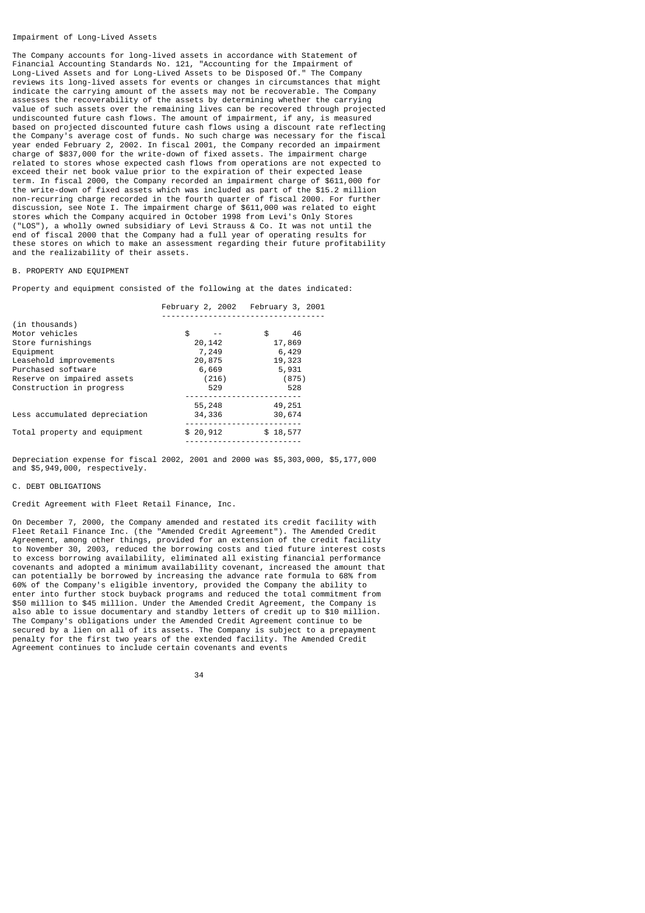Impairment of Long-Lived Assets

The Company accounts for long-lived assets in accordance with Statement of Financial Accounting Standards No. 121, "Accounting for the Impairment of Long-Lived Assets and for Long-Lived Assets to be Disposed Of." The Company reviews its long-lived assets for events or changes in circumstances that might indicate the carrying amount of the assets may not be recoverable. The Company assesses the recoverability of the assets by determining whether the carrying value of such assets over the remaining lives can be recovered through projected undiscounted future cash flows. The amount of impairment, if any, is measured based on projected discounted future cash flows using a discount rate reflecting the Company's average cost of funds. No such charge was necessary for the fiscal year ended February 2, 2002. In fiscal 2001, the Company recorded an impairment charge of $837,000 for the write-down of fixed assets. The impairment charge related to stores whose expected cash flows from operations are not expected to exceed their net book value prior to the expiration of their expected lease term. In fiscal 2000, the Company recorded an impairment charge of $611,000 for the write-down of fixed assets which was included as part of the $15.2 million non-recurring charge recorded in the fourth quarter of fiscal 2000. For further discussion, see Note I. The impairment charge of $611,000 was related to eight stores which the Company acquired in October 1998 from Levi's Only Stores ("LOS"), a wholly owned subsidiary of Levi Strauss & Co. It was not until the end of fiscal 2000 that the Company had a full year of operating results for these stores on which to make an assessment regarding their future profitability and the realizability of their assets.

B. PROPERTY AND EQUIPMENT

Property and equipment consisted of the following at the dates indicated:

| (in thousands) | February 2, 2002 | February 3, 2001 |
|---|---|---|
| Motor vehicles | $ -- | $ 46 |
| Store furnishings | 20,142 | 17,869 |
| Equipment | 7,249 | 6,429 |
| Leasehold improvements | 20,875 | 19,323 |
| Purchased software | 6,669 | 5,931 |
| Reserve on impaired assets | (216) | (875) |
| Construction in progress | 529 | 528 |
| | 55,248 | 49,251 |
| Less accumulated depreciation | 34,336 | 30,674 |
| Total property and equipment | $ 20,912 | $ 18,577 |

Depreciation expense for fiscal 2002, 2001 and 2000 was $5,303,000, $5,177,000 and $5,949,000, respectively.

C. DEBT OBLIGATIONS

Credit Agreement with Fleet Retail Finance, Inc.

On December 7, 2000, the Company amended and restated its credit facility with Fleet Retail Finance Inc. (the "Amended Credit Agreement"). The Amended Credit Agreement, among other things, provided for an extension of the credit facility to November 30, 2003, reduced the borrowing costs and tied future interest costs to excess borrowing availability, eliminated all existing financial performance covenants and adopted a minimum availability covenant, increased the amount that can potentially be borrowed by increasing the advance rate formula to 68% from 60% of the Company's eligible inventory, provided the Company the ability to enter into further stock buyback programs and reduced the total commitment from $50 million to $45 million. Under the Amended Credit Agreement, the Company is also able to issue documentary and standby letters of credit up to $10 million. The Company's obligations under the Amended Credit Agreement continue to be secured by a lien on all of its assets. The Company is subject to a prepayment penalty for the first two years of the extended facility. The Amended Credit Agreement continues to include certain covenants and events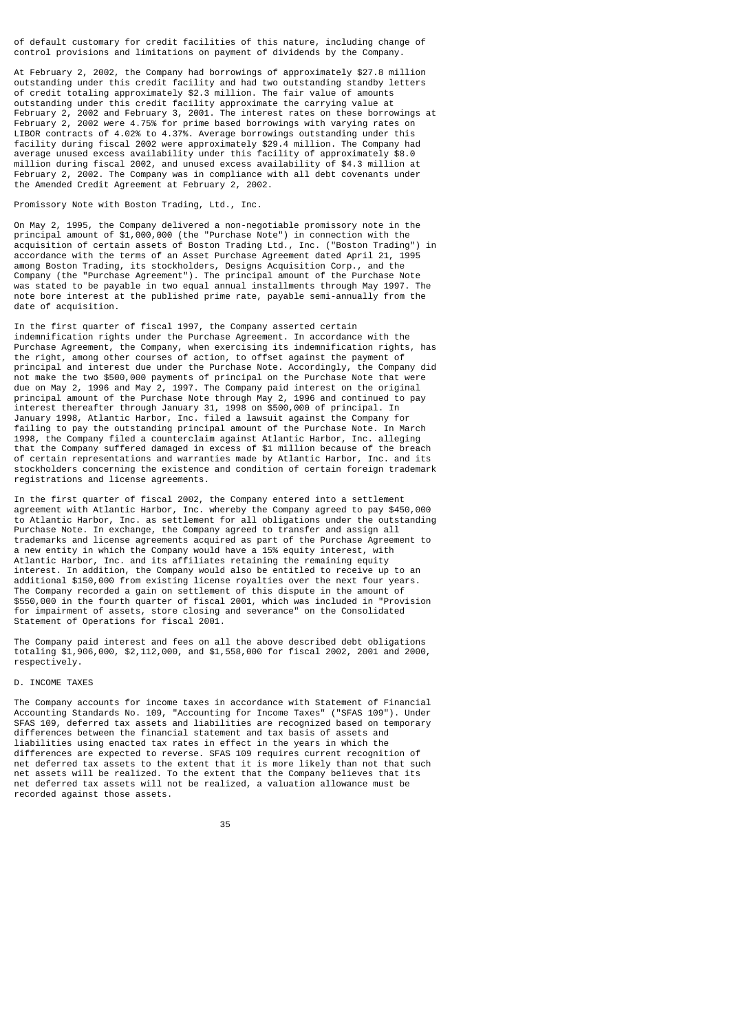of default customary for credit facilities of this nature, including change of control provisions and limitations on payment of dividends by the Company.

At February 2, 2002, the Company had borrowings of approximately $27.8 million outstanding under this credit facility and had two outstanding standby letters of credit totaling approximately $2.3 million. The fair value of amounts outstanding under this credit facility approximate the carrying value at February 2, 2002 and February 3, 2001. The interest rates on these borrowings at February 2, 2002 were 4.75% for prime based borrowings with varying rates on LIBOR contracts of 4.02% to 4.37%. Average borrowings outstanding under this facility during fiscal 2002 were approximately $29.4 million. The Company had average unused excess availability under this facility of approximately $8.0 million during fiscal 2002, and unused excess availability of $4.3 million at February 2, 2002. The Company was in compliance with all debt covenants under the Amended Credit Agreement at February 2, 2002.

Promissory Note with Boston Trading, Ltd., Inc.

On May 2, 1995, the Company delivered a non-negotiable promissory note in the principal amount of $1,000,000 (the "Purchase Note") in connection with the acquisition of certain assets of Boston Trading Ltd., Inc. ("Boston Trading") in accordance with the terms of an Asset Purchase Agreement dated April 21, 1995 among Boston Trading, its stockholders, Designs Acquisition Corp., and the Company (the "Purchase Agreement"). The principal amount of the Purchase Note was stated to be payable in two equal annual installments through May 1997. The note bore interest at the published prime rate, payable semi-annually from the date of acquisition.

In the first quarter of fiscal 1997, the Company asserted certain indemnification rights under the Purchase Agreement. In accordance with the Purchase Agreement, the Company, when exercising its indemnification rights, has the right, among other courses of action, to offset against the payment of principal and interest due under the Purchase Note. Accordingly, the Company did not make the two $500,000 payments of principal on the Purchase Note that were due on May 2, 1996 and May 2, 1997. The Company paid interest on the original principal amount of the Purchase Note through May 2, 1996 and continued to pay interest thereafter through January 31, 1998 on $500,000 of principal. In January 1998, Atlantic Harbor, Inc. filed a lawsuit against the Company for failing to pay the outstanding principal amount of the Purchase Note. In March 1998, the Company filed a counterclaim against Atlantic Harbor, Inc. alleging that the Company suffered damaged in excess of $1 million because of the breach of certain representations and warranties made by Atlantic Harbor, Inc. and its stockholders concerning the existence and condition of certain foreign trademark registrations and license agreements.

In the first quarter of fiscal 2002, the Company entered into a settlement agreement with Atlantic Harbor, Inc. whereby the Company agreed to pay $450,000 to Atlantic Harbor, Inc. as settlement for all obligations under the outstanding Purchase Note. In exchange, the Company agreed to transfer and assign all trademarks and license agreements acquired as part of the Purchase Agreement to a new entity in which the Company would have a 15% equity interest, with Atlantic Harbor, Inc. and its affiliates retaining the remaining equity interest. In addition, the Company would also be entitled to receive up to an additional $150,000 from existing license royalties over the next four years. The Company recorded a gain on settlement of this dispute in the amount of $550,000 in the fourth quarter of fiscal 2001, which was included in "Provision for impairment of assets, store closing and severance" on the Consolidated Statement of Operations for fiscal 2001.

The Company paid interest and fees on all the above described debt obligations totaling $1,906,000, $2,112,000, and $1,558,000 for fiscal 2002, 2001 and 2000, respectively.

D. INCOME TAXES

The Company accounts for income taxes in accordance with Statement of Financial Accounting Standards No. 109, "Accounting for Income Taxes" ("SFAS 109"). Under SFAS 109, deferred tax assets and liabilities are recognized based on temporary differences between the financial statement and tax basis of assets and liabilities using enacted tax rates in effect in the years in which the differences are expected to reverse. SFAS 109 requires current recognition of net deferred tax assets to the extent that it is more likely than not that such net assets will be realized. To the extent that the Company believes that its net deferred tax assets will not be realized, a valuation allowance must be recorded against those assets.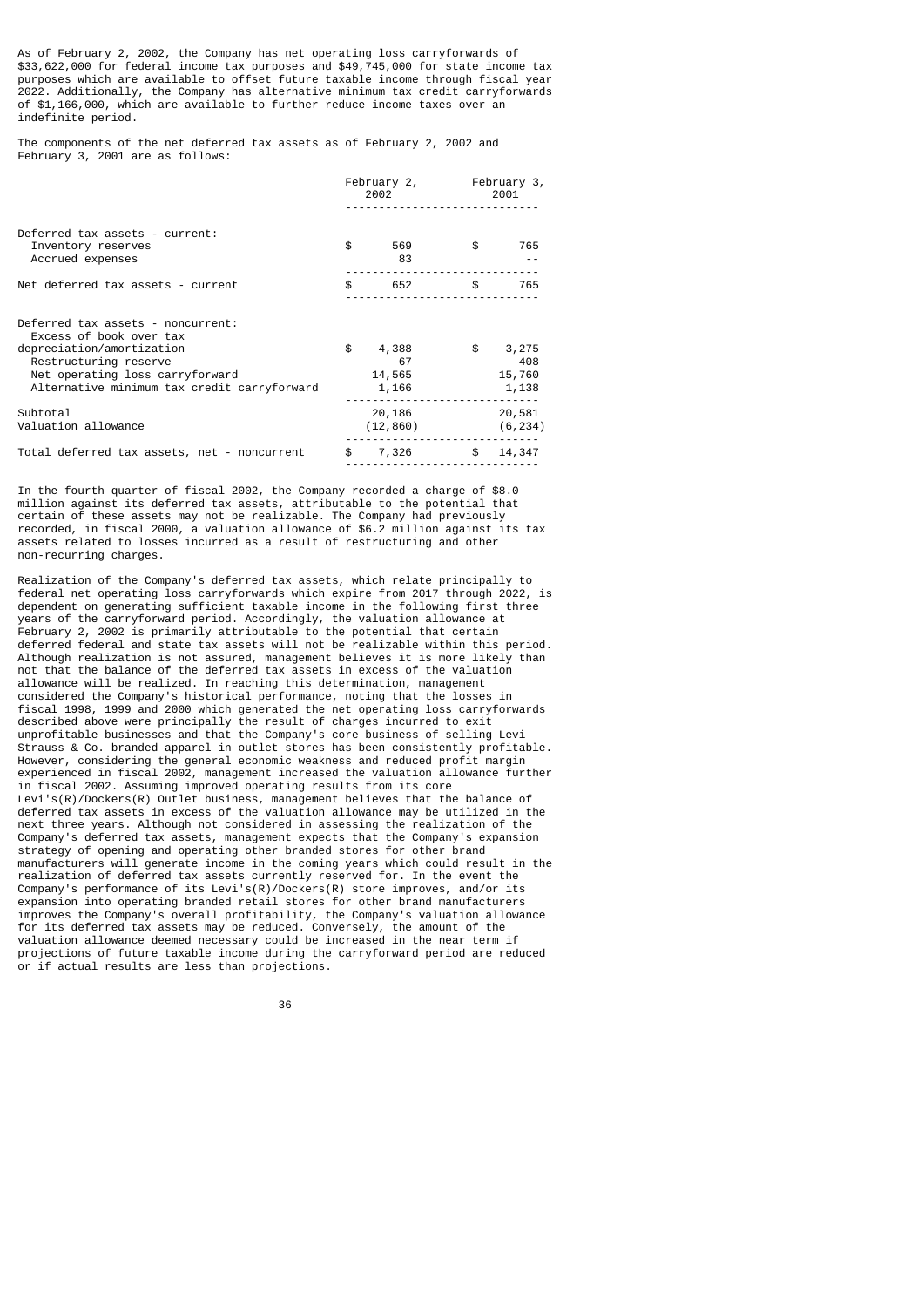As of February 2, 2002, the Company has net operating loss carryforwards of $33,622,000 for federal income tax purposes and $49,745,000 for state income tax purposes which are available to offset future taxable income through fiscal year 2022. Additionally, the Company has alternative minimum tax credit carryforwards of $1,166,000, which are available to further reduce income taxes over an indefinite period.

The components of the net deferred tax assets as of February 2, 2002 and February 3, 2001 are as follows:

| | February 2, 2002 | February 3, 2001 |
|---|---|---|
| Deferred tax assets - current: | | |
| Inventory reserves | $ 569 | $ 765 |
| Accrued expenses | 83 | -- |
| Net deferred tax assets - current | $ 652 | $ 765 |
| Deferred tax assets - noncurrent: | | |
| Excess of book over tax depreciation/amortization | $ 4,388 | $ 3,275 |
| Restructuring reserve | 67 | 408 |
| Net operating loss carryforward | 14,565 | 15,760 |
| Alternative minimum tax credit carryforward | 1,166 | 1,138 |
| Subtotal | 20,186 | 20,581 |
| Valuation allowance | (12,860) | (6,234) |
| Total deferred tax assets, net - noncurrent | $ 7,326 | $ 14,347 |

In the fourth quarter of fiscal 2002, the Company recorded a charge of $8.0 million against its deferred tax assets, attributable to the potential that certain of these assets may not be realizable. The Company had previously recorded, in fiscal 2000, a valuation allowance of $6.2 million against its tax assets related to losses incurred as a result of restructuring and other non-recurring charges.

Realization of the Company's deferred tax assets, which relate principally to federal net operating loss carryforwards which expire from 2017 through 2022, is dependent on generating sufficient taxable income in the following first three years of the carryforward period. Accordingly, the valuation allowance at February 2, 2002 is primarily attributable to the potential that certain deferred federal and state tax assets will not be realizable within this period. Although realization is not assured, management believes it is more likely than not that the balance of the deferred tax assets in excess of the valuation allowance will be realized. In reaching this determination, management considered the Company's historical performance, noting that the losses in fiscal 1998, 1999 and 2000 which generated the net operating loss carryforwards described above were principally the result of charges incurred to exit unprofitable businesses and that the Company's core business of selling Levi Strauss & Co. branded apparel in outlet stores has been consistently profitable. However, considering the general economic weakness and reduced profit margin experienced in fiscal 2002, management increased the valuation allowance further in fiscal 2002. Assuming improved operating results from its core Levi's(R)/Dockers(R) Outlet business, management believes that the balance of deferred tax assets in excess of the valuation allowance may be utilized in the next three years. Although not considered in assessing the realization of the Company's deferred tax assets, management expects that the Company's expansion strategy of opening and operating other branded stores for other brand manufacturers in the coming years which could result in the realization of deferred tax assets currently reserved for. In the event the Company's performance of its Levi's(R)/Dockers(R) store improves, and/or its expansion into operating branded retail stores for other brand manufacturers improves the Company's overall profitability, the Company's valuation allowance for its deferred tax assets may be reduced. Conversely, the amount of the valuation allowance deemed necessary could be increased in the near term if projections of future taxable income during the carryforward period are reduced or if actual results are less than projections.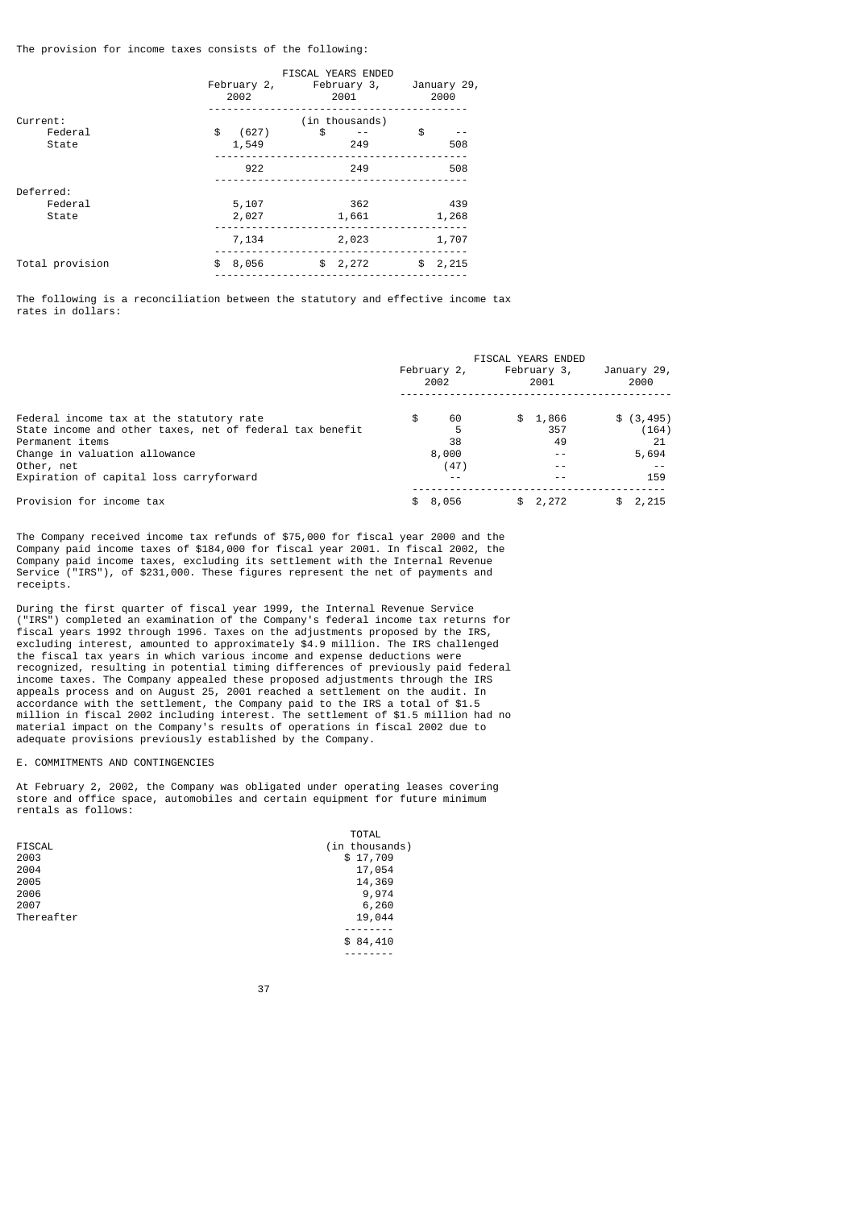The provision for income taxes consists of the following:

| | FISCAL YEARS ENDED | | |
|---|---|---|---|
| | February 2, 2002 | February 3, 2001 | January 29, 2000 |
| | (in thousands) | | |
| Current: | | | |
| Federal | $ (627) | $ -- | $ -- |
| State | 1,549 | 249 | 508 |
| | 922 | 249 | 508 |
| Deferred: | | | |
| Federal | 5,107 | 362 | 439 |
| State | 2,027 | 1,661 | 1,268 |
| | 7,134 | 2,023 | 1,707 |
| Total provision | $ 8,056 | $ 2,272 | $ 2,215 |

The following is a reconciliation between the statutory and effective income tax rates in dollars:

| | FISCAL YEARS ENDED | | |
|---|---|---|---|
| | February 2, 2002 | February 3, 2001 | January 29, 2000 |
| Federal income tax at the statutory rate | $ 60 | $ 1,866 | $ (3,495) |
| State income and other taxes, net of federal tax benefit | 5 | 357 | (164) |
| Permanent items | 38 | 49 | 21 |
| Change in valuation allowance | 8,000 | -- | 5,694 |
| Other, net | (47) | -- | -- |
| Expiration of capital loss carryforward | -- | -- | 159 |
| Provision for income tax | $ 8,056 | $ 2,272 | $ 2,215 |

The Company received income tax refunds of $75,000 for fiscal year 2000 and the Company paid income taxes of $184,000 for fiscal year 2001. In fiscal 2002, the Company paid income taxes, excluding its settlement with the Internal Revenue Service ("IRS"), of $231,000. These figures represent the net of payments and receipts.

During the first quarter of fiscal year 1999, the Internal Revenue Service ("IRS") completed an examination of the Company's federal income tax returns for fiscal years 1992 through 1996. Taxes on the adjustments proposed by the IRS, excluding interest, amounted to approximately $4.9 million. The IRS challenged the fiscal tax years in which various income and expense deductions were recognized, resulting in potential timing differences of previously paid federal income taxes. The Company appealed these proposed adjustments through the IRS appeals process and on August 25, 2001 reached a settlement on the audit. In accordance with the settlement, the Company paid to the IRS a total of $1.5 million in fiscal 2002 including interest. The settlement of $1.5 million had no material impact on the Company's results of operations in fiscal 2002 due to adequate provisions previously established by the Company.

E. COMMITMENTS AND CONTINGENCIES

At February 2, 2002, the Company was obligated under operating leases covering store and office space, automobiles and certain equipment for future minimum rentals as follows:

| FISCAL | TOTAL (in thousands) |
|---|---|
| 2003 | $ 17,709 |
| 2004 | 17,054 |
| 2005 | 14,369 |
| 2006 | 9,974 |
| 2007 | 6,260 |
| Thereafter | 19,044 |
| | $ 84,410 |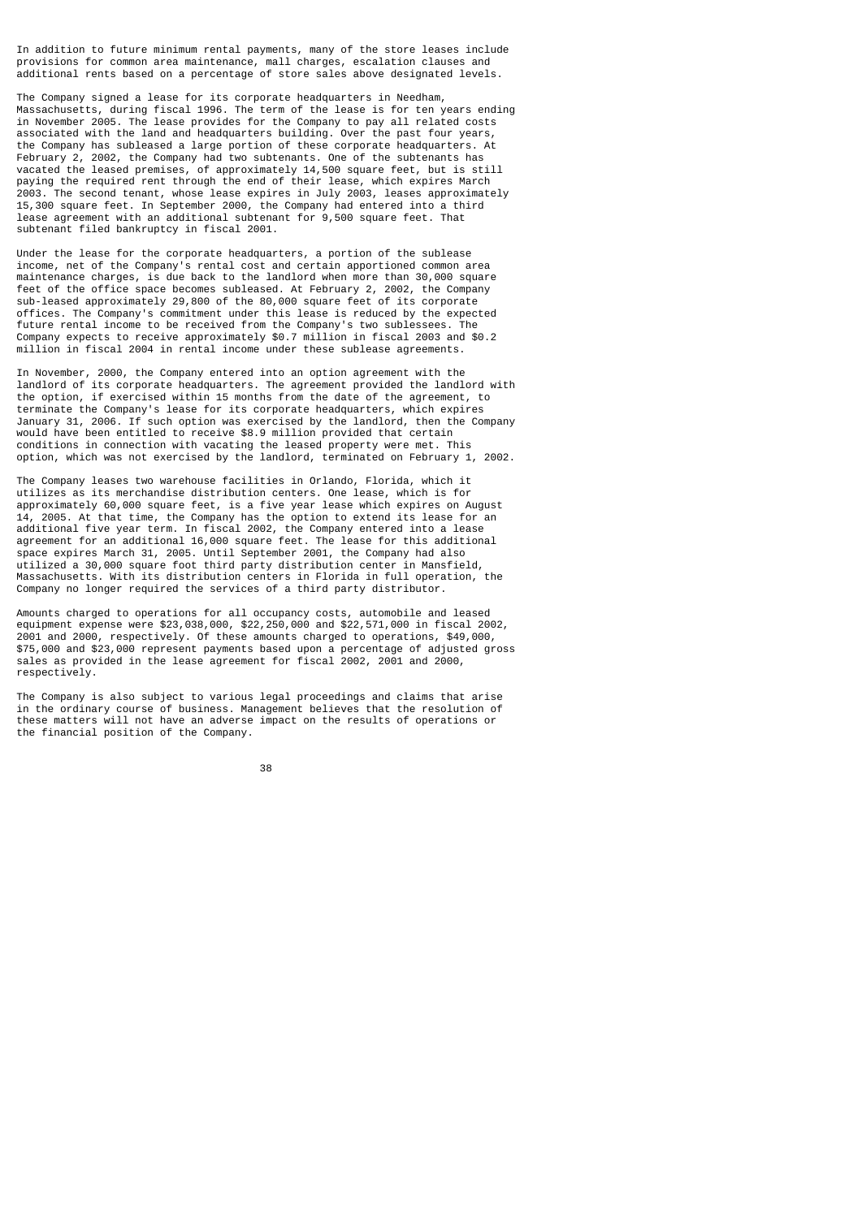In addition to future minimum rental payments, many of the store leases include provisions for common area maintenance, mall charges, escalation clauses and additional rents based on a percentage of store sales above designated levels.

The Company signed a lease for its corporate headquarters in Needham, Massachusetts, during fiscal 1996. The term of the lease is for ten years ending in November 2005. The lease provides for the Company to pay all related costs associated with the land and headquarters building. Over the past four years, the Company has subleased a large portion of these corporate headquarters. At February 2, 2002, the Company had two subtenants. One of the subtenants has vacated the leased premises, of approximately 14,500 square feet, but is still paying the required rent through the end of their lease, which expires March 2003. The second tenant, whose lease expires in July 2003, leases approximately 15,300 square feet. In September 2000, the Company had entered into a third lease agreement with an additional subtenant for 9,500 square feet. That subtenant filed bankruptcy in fiscal 2001.

Under the lease for the corporate headquarters, a portion of the sublease income, net of the Company's rental cost and certain apportioned common area maintenance charges, is due back to the landlord when more than 30,000 square feet of the office space becomes subleased. At February 2, 2002, the Company sub-leased approximately 29,800 of the 80,000 square feet of its corporate offices. The Company's commitment under this lease is reduced by the expected future rental income to be received from the Company's two sublessees. The Company expects to receive approximately $0.7 million in fiscal 2003 and $0.2 million in fiscal 2004 in rental income under these sublease agreements.

In November, 2000, the Company entered into an option agreement with the landlord of its corporate headquarters. The agreement provided the landlord with the option, if exercised within 15 months from the date of the agreement, to terminate the Company's lease for its corporate headquarters, which expires January 31, 2006. If such option was exercised by the landlord, then the Company would have been entitled to receive $8.9 million provided that certain conditions in connection with vacating the leased property were met. This option, which was not exercised by the landlord, terminated on February 1, 2002.

The Company leases two warehouse facilities in Orlando, Florida, which it utilizes as its merchandise distribution centers. One lease, which is for approximately 60,000 square feet, is a five year lease which expires on August 14, 2005. At that time, the Company has the option to extend its lease for an additional five year term. In fiscal 2002, the Company entered into a lease agreement for an additional 16,000 square feet. The lease for this additional space expires March 31, 2005. Until September 2001, the Company had also utilized a 30,000 square foot third party distribution center in Mansfield, Massachusetts. With its distribution centers in Florida in full operation, the Company no longer required the services of a third party distributor.

Amounts charged to operations for all occupancy costs, automobile and leased equipment expense were $23,038,000, $22,250,000 and $22,571,000 in fiscal 2002, 2001 and 2000, respectively. Of these amounts charged to operations, $49,000, $75,000 and $23,000 represent payments based upon a percentage of adjusted gross sales as provided in the lease agreement for fiscal 2002, 2001 and 2000, respectively.

The Company is also subject to various legal proceedings and claims that arise in the ordinary course of business. Management believes that the resolution of these matters will not have an adverse impact on the results of operations or the financial position of the Company.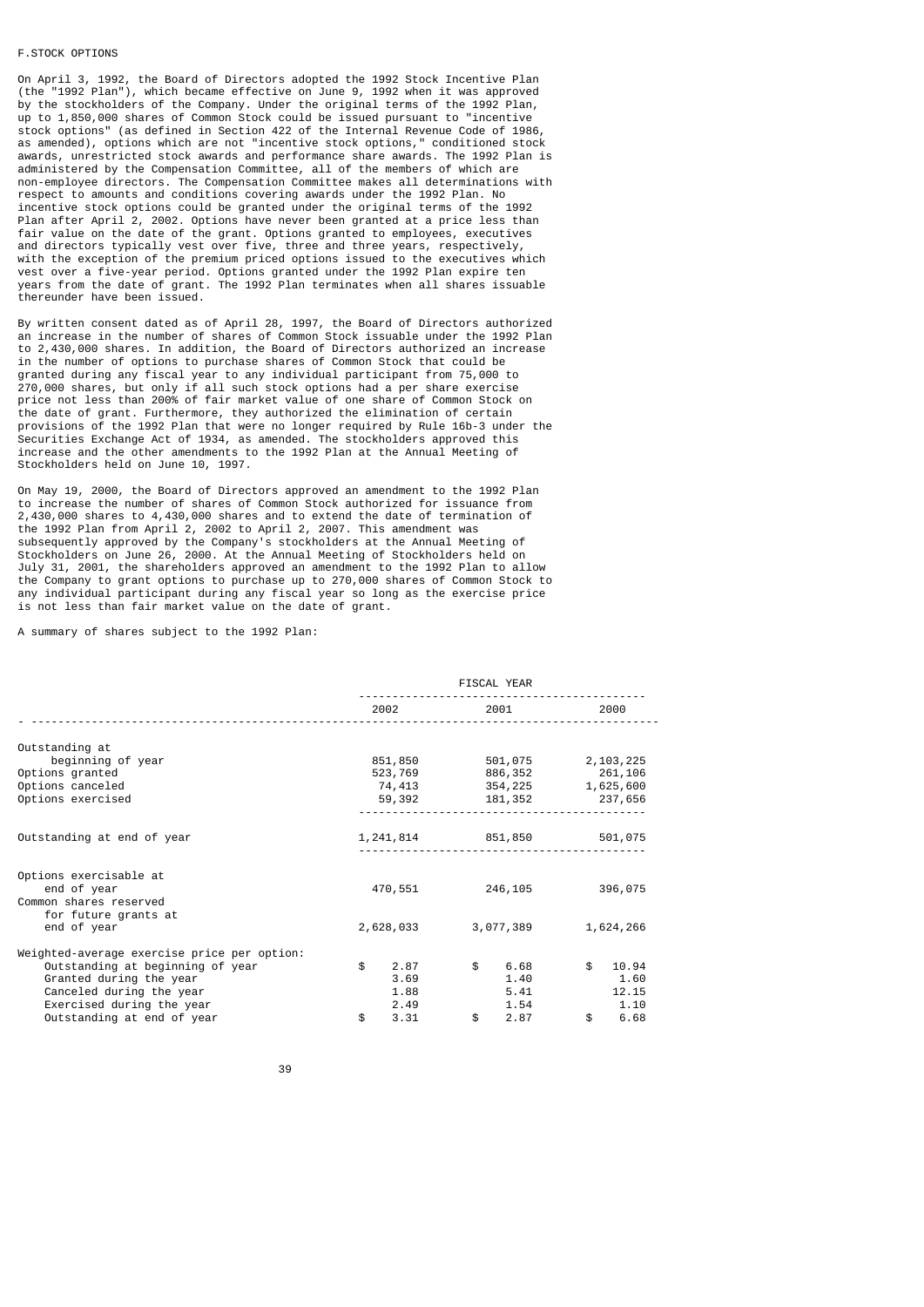F. STOCK OPTIONS

On April 3, 1992, the Board of Directors adopted the 1992 Stock Incentive Plan (the "1992 Plan"), which became effective on June 9, 1992 when it was approved by the stockholders of the Company. Under the original terms of the 1992 Plan, up to 1,850,000 shares of Common Stock could be issued pursuant to "incentive stock options" (as defined in Section 422 of the Internal Revenue Code of 1986, as amended), options which are not "incentive stock options," conditioned stock awards, unrestricted stock awards and performance share awards. The 1992 Plan is administered by the Compensation Committee, all of the members of which are non-employee directors. The Compensation Committee makes all determinations with respect to amounts and conditions covering awards under the 1992 Plan. No incentive stock options could be granted under the original terms of the 1992 Plan after April 2, 2002. Options have never been granted at a price less than fair value on the date of the grant. Options granted to employees, executives and directors typically vest over five, three and three years, respectively, with the exception of the premium priced options issued to the executives which vest over a five-year period. Options granted under the 1992 Plan expire ten years from the date of grant. The 1992 Plan terminates when all shares issuable thereunder have been issued.

By written consent dated as of April 28, 1997, the Board of Directors authorized an increase in the number of shares of Common Stock issuable under the 1992 Plan to 2,430,000 shares. In addition, the Board of Directors authorized an increase in the number of options to purchase shares of Common Stock that could be granted during any fiscal year to any individual participant from 75,000 to 270,000 shares, but only if all such stock options had a per share exercise price not less than 200% of fair market value of one share of Common Stock on the date of grant. Furthermore, they authorized the elimination of certain provisions of the 1992 Plan that were no longer required by Rule 16b-3 under the Securities Exchange Act of 1934, as amended. The stockholders approved this increase and the other amendments to the 1992 Plan at the Annual Meeting of Stockholders held on June 10, 1997.

On May 19, 2000, the Board of Directors approved an amendment to the 1992 Plan to increase the number of shares of Common Stock authorized for issuance from 2,430,000 shares to 4,430,000 shares and to extend the date of termination of the 1992 Plan from April 2, 2002 to April 2, 2007. This amendment was subsequently approved by the Company's stockholders at the Annual Meeting of Stockholders on June 26, 2000. At the Annual Meeting of Stockholders held on July 31, 2001, the shareholders approved an amendment to the 1992 Plan to allow the Company to grant options to purchase up to 270,000 shares of Common Stock to any individual participant during any fiscal year so long as the exercise price is not less than fair market value on the date of grant.

A summary of shares subject to the 1992 Plan:

| | FISCAL YEAR | | |
|---|---|---|---|
| | 2002 | 2001 | 2000 |
| Outstanding at beginning of year | 851,850 | 501,075 | 2,103,225 |
| Options granted | 523,769 | 886,352 | 261,106 |
| Options canceled | 74,413 | 354,225 | 1,625,600 |
| Options exercised | 59,392 | 181,352 | 237,656 |
| Outstanding at end of year | 1,241,814 | 851,850 | 501,075 |
| Options exercisable at end of year | 470,551 | 246,105 | 396,075 |
| Common shares reserved for future grants at end of year | 2,628,033 | 3,077,389 | 1,624,266 |
| Weighted-average exercise price per option: | | | |
| Outstanding at beginning of year | $ 2.87 | $ 6.68 | $ 10.94 |
| Granted during the year | 3.69 | 1.40 | 1.60 |
| Canceled during the year | 1.88 | 5.41 | 12.15 |
| Exercised during the year | 2.49 | 1.54 | 1.10 |
| Outstanding at end of year | $ 3.31 | $ 2.87 | $ 6.68 |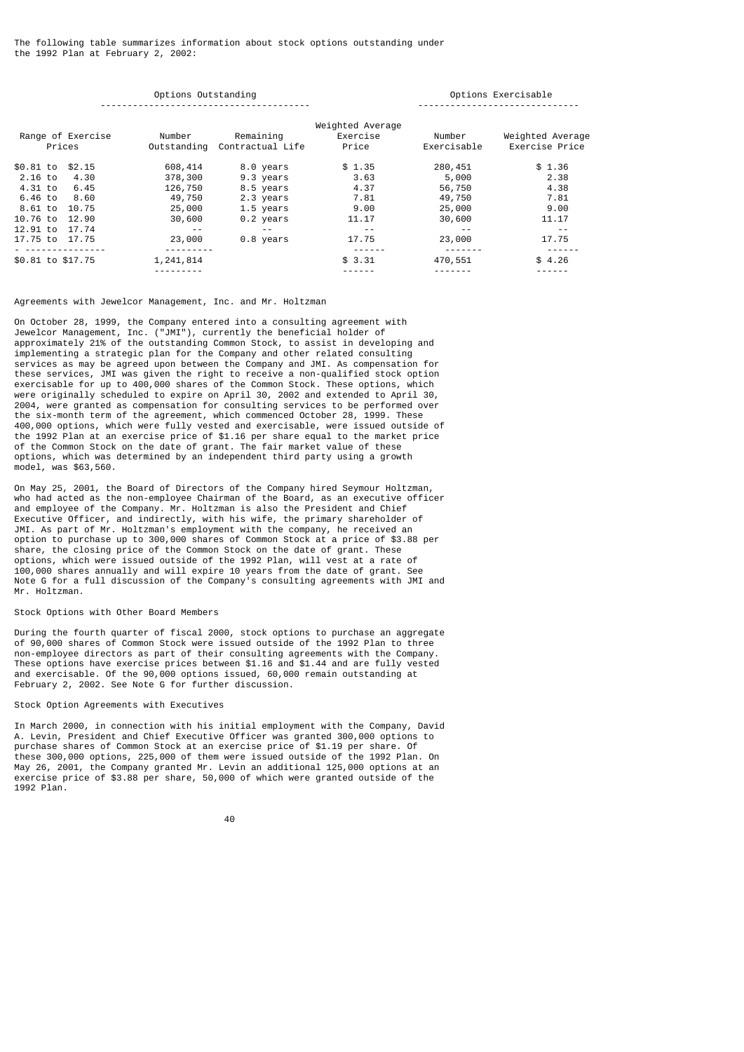The following table summarizes information about stock options outstanding under the 1992 Plan at February 2, 2002:

| | Options Outstanding | | | Options Exercisable | |
|---|---|---|---|---|---|
| Range of Exercise Prices | Number Outstanding | Remaining Contractual Life | Weighted Average Exercise Price | Number Exercisable | Weighted Average Exercise Price |
| $0.81 to $2.15 | 608,414 | 8.0 years | $ 1.35 | 280,451 | $ 1.36 |
| 2.16 to 4.30 | 378,300 | 9.3 years | 3.63 | 5,000 | 2.38 |
| 4.31 to 6.45 | 126,750 | 8.5 years | 4.37 | 56,750 | 4.38 |
| 6.46 to 8.60 | 49,750 | 2.3 years | 7.81 | 49,750 | 7.81 |
| 8.61 to 10.75 | 25,000 | 1.5 years | 9.00 | 25,000 | 9.00 |
| 10.76 to 12.90 | 30,600 | 0.2 years | 11.17 | 30,600 | 11.17 |
| 12.91 to 17.74 | -- | -- | -- | -- | -- |
| 17.75 to 17.75 | 23,000 | 0.8 years | 17.75 | 23,000 | 17.75 |
| $0.81 to $17.75 | 1,241,814 | | $ 3.31 | 470,551 | $ 4.26 |

Agreements with Jewelcor Management, Inc. and Mr. Holtzman

On October 28, 1999, the Company entered into a consulting agreement with Jewelcor Management, Inc. ("JMI"), currently the beneficial holder of approximately 21% of the outstanding Common Stock, to assist in developing and implementing a strategic plan for the Company and other related consulting services as may be agreed upon between the Company and JMI. As compensation for these services, JMI was given the right to receive a non-qualified stock option exercisable for up to 400,000 shares of the Common Stock. These options, which were originally scheduled to expire on April 30, 2002 and extended to April 30, 2004, were granted as compensation for consulting services to be performed over the six-month term of the agreement, which commenced October 28, 1999. These 400,000 options, which were fully vested and exercisable, were issued outside of the 1992 Plan at an exercise price of $1.16 per share equal to the market price of the Common Stock on the date of grant. The fair market value of these options, which was determined by an independent third party using a growth model, was $63,560.

On May 25, 2001, the Board of Directors of the Company hired Seymour Holtzman, who had acted as the non-employee Chairman of the Board, as an executive officer and employee of the Company. Mr. Holtzman is also the President and Chief Executive Officer, and indirectly, with his wife, the primary shareholder of JMI. As part of Mr. Holtzman's employment with the company, he received an option to purchase up to 300,000 shares of Common Stock at a price of $3.88 per share, the closing price of the Common Stock on the date of grant. These options, which were issued outside of the 1992 Plan, will vest at a rate of 100,000 shares annually and will expire 10 years from the date of grant. See Note G for a full discussion of the Company's consulting agreements with JMI and Mr. Holtzman.

Stock Options with Other Board Members

During the fourth quarter of fiscal 2000, stock options to purchase an aggregate of 90,000 shares of Common Stock were issued outside of the 1992 Plan to three non-employee directors as part of their consulting agreements with the Company. These options have exercise prices between $1.16 and $1.44 and are fully vested and exercisable. Of the 90,000 options issued, 60,000 remain outstanding at February 2, 2002. See Note G for further discussion.

Stock Option Agreements with Executives

In March 2000, in connection with his initial employment with the Company, David A. Levin, President and Chief Executive Officer was granted 300,000 options to purchase shares of Common Stock at an exercise price of $1.19 per share. Of these 300,000 options, 225,000 of them were issued outside of the 1992 Plan. On May 26, 2001, the Company granted Mr. Levin an additional 125,000 options at an exercise price of $3.88 per share, 50,000 of which were granted outside of the 1992 Plan.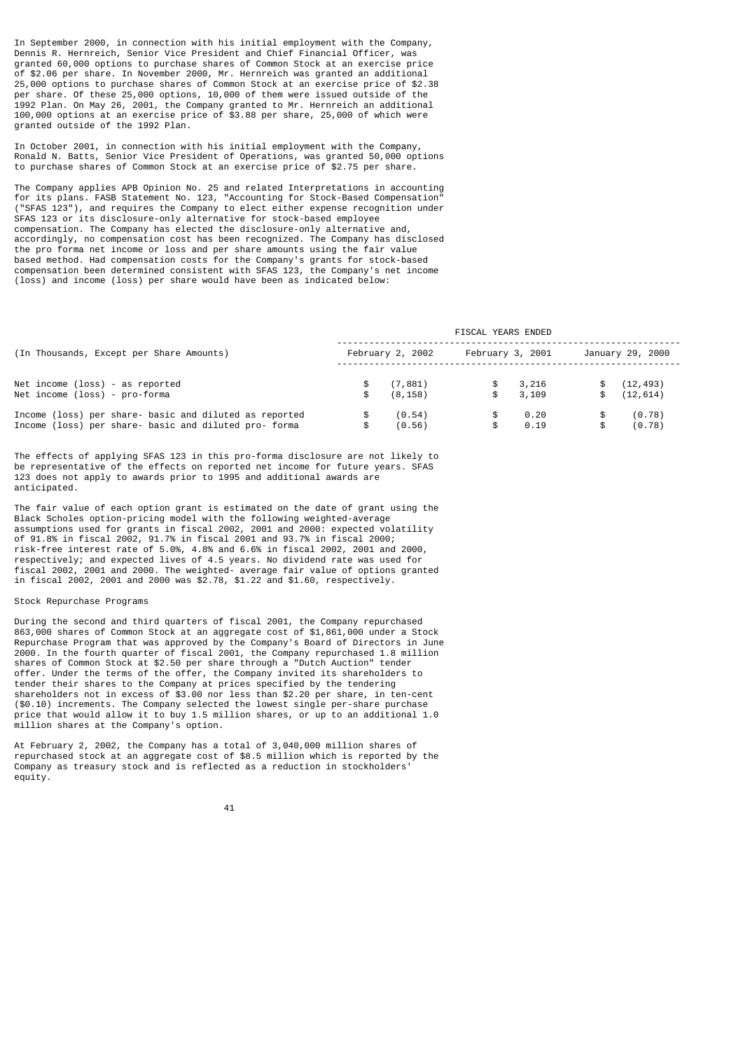In September 2000, in connection with his initial employment with the Company, Dennis R. Hernreich, Senior Vice President and Chief Financial Officer, was granted 60,000 options to purchase shares of Common Stock at an exercise price of $2.06 per share. In November 2000, Mr. Hernreich was granted an additional 25,000 options to purchase shares of Common Stock at an exercise price of $2.38 per share. Of these 25,000 options, 10,000 of them were issued outside of the 1992 Plan. On May 26, 2001, the Company granted to Mr. Hernreich an additional 100,000 options at an exercise price of $3.88 per share, 25,000 of which were granted outside of the 1992 Plan.

In October 2001, in connection with his initial employment with the Company, Ronald N. Batts, Senior Vice President of Operations, was granted 50,000 options to purchase shares of Common Stock at an exercise price of $2.75 per share.

The Company applies APB Opinion No. 25 and related Interpretations in accounting for its plans. FASB Statement No. 123, "Accounting for Stock-Based Compensation" ("SFAS 123"), and requires the Company to elect either expense recognition under SFAS 123 or its disclosure-only alternative for stock-based employee compensation. The Company has elected the disclosure-only alternative and, accordingly, no compensation cost has been recognized. The Company has disclosed the pro forma net income or loss and per share amounts using the fair value based method. Had compensation costs for the Company's grants for stock-based compensation been determined consistent with SFAS 123, the Company's net income (loss) and income (loss) per share would have been as indicated below:

| (In Thousands, Except per Share Amounts) | FISCAL YEARS ENDED | | |
|---|---|---|---|
| | February 2, 2002 | February 3, 2001 | January 29, 2000 |
| Net income (loss) - as reported | $ (7,881) | $ 3,216 | $ (12,493) |
| Net income (loss) - pro-forma | $ (8,158) | $ 3,109 | $ (12,614) |
| Income (loss) per share- basic and diluted as reported | $ (0.54) | $ 0.20 | $ (0.78) |
| Income (loss) per share- basic and diluted pro- forma | $ (0.56) | $ 0.19 | $ (0.78) |

The effects of applying SFAS 123 in this pro-forma disclosure are not likely to be representative of the effects on reported net income for future years. SFAS 123 does not apply to awards prior to 1995 and additional awards are anticipated.

The fair value of each option grant is estimated on the date of grant using the Black Scholes option-pricing model with the following weighted-average assumptions used for grants in fiscal 2002, 2001 and 2000: expected volatility of 91.8% in fiscal 2002, 91.7% in fiscal 2001 and 93.7% in fiscal 2000; risk-free interest rate of 5.0%, 4.8% and 6.6% in fiscal 2002, 2001 and 2000, respectively; and expected lives of 4.5 years. No dividend rate was used for fiscal 2002, 2001 and 2000. The weighted- average fair value of options granted in fiscal 2002, 2001 and 2000 was $2.78, $1.22 and $1.60, respectively.

Stock Repurchase Programs

During the second and third quarters of fiscal 2001, the Company repurchased 863,000 shares of Common Stock at an aggregate cost of $1,861,000 under a Stock Repurchase Program that was approved by the Company's Board of Directors in June 2000. In the fourth quarter of fiscal 2001, the Company repurchased 1.8 million shares of Common Stock at $2.50 per share through a "Dutch Auction" tender offer. Under the terms of the offer, the Company invited its shareholders to tender their shares to the Company at prices specified by the tendering shareholders not in excess of $3.00 nor less than $2.20 per share, in ten-cent ($0.10) increments. The Company selected the lowest single per-share purchase price that would allow it to buy 1.5 million shares, or up to an additional 1.0 million shares at the Company's option.

At February 2, 2002, the Company has a total of 3,040,000 million shares of repurchased stock at an aggregate cost of $8.5 million which is reported by the Company as treasury stock and is reflected as a reduction in stockholders' equity.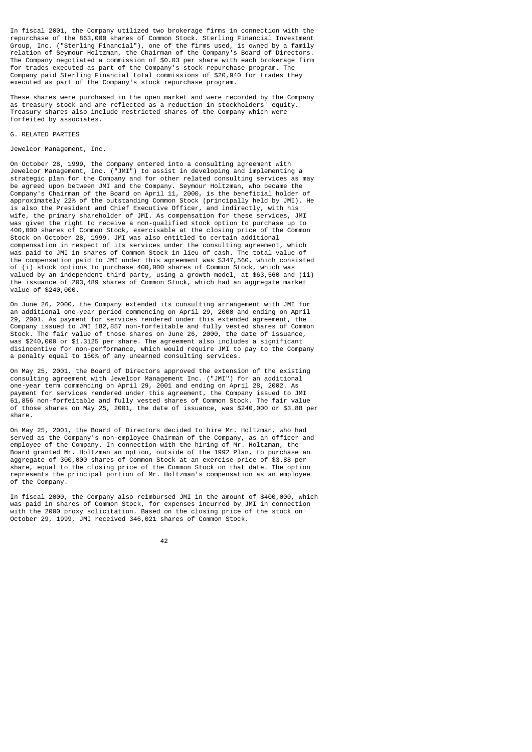In fiscal 2001, the Company utilized two brokerage firms in connection with the repurchase of the 863,000 shares of Common Stock. Sterling Financial Investment Group, Inc. ("Sterling Financial"), one of the firms used, is owned by a family relation of Seymour Holtzman, the Chairman of the Company's Board of Directors. The Company negotiated a commission of $0.03 per share with each brokerage firm for trades executed as part of the Company's stock repurchase program. The Company paid Sterling Financial total commissions of $20,940 for trades they executed as part of the Company's stock repurchase program.

These shares were purchased in the open market and were recorded by the Company as treasury stock and are reflected as a reduction in stockholders' equity. Treasury shares also include restricted shares of the Company which were forfeited by associates.

## G. RELATED PARTIES

### Jewelcor Management, Inc.

On October 28, 1999, the Company entered into a consulting agreement with Jewelcor Management, Inc. ("JMI") to assist in developing and implementing a strategic plan for the Company and for other related consulting services as may be agreed upon between JMI and the Company. Seymour Holtzman, who became the Company's Chairman of the Board on April 11, 2000, is the beneficial holder of approximately 22% of the outstanding Common Stock (principally held by JMI). He is also the President and Chief Executive Officer, and indirectly, with his wife, the primary shareholder of JMI. As compensation for these services, JMI was given the right to receive a non-qualified stock option to purchase up to 400,000 shares of Common Stock, exercisable at the closing price of the Common Stock on October 28, 1999. JMI was also entitled to certain additional compensation in respect of its services under the consulting agreement, which was paid to JMI in shares of Common Stock in lieu of cash. The total value of the compensation paid to JMI under this agreement was $347,560, which consisted of (i) stock options to purchase 400,000 shares of Common Stock, which was valued by an independent third party, using a growth model, at $63,560 and (ii) the issuance of 203,489 shares of Common Stock, which had an aggregate market value of $240,000.

On June 26, 2000, the Company extended its consulting arrangement with JMI for an additional one-year period commencing on April 29, 2000 and ending on April 29, 2001. As payment for services rendered under this extended agreement, the Company issued to JMI 182,857 non-forfeitable and fully vested shares of Common Stock. The fair value of those shares on June 26, 2000, the date of issuance, was $240,000 or $1.3125 per share. The agreement also includes a significant disincentive for non-performance, which would require JMI to pay to the Company a penalty equal to 150% of any unearned consulting services.

On May 25, 2001, the Board of Directors approved the extension of the existing consulting agreement with Jewelcor Management Inc. ("JMI") for an additional one-year term commencing on April 29, 2001 and ending on April 28, 2002. As payment for services rendered under this agreement, the Company issued to JMI 61,856 non-forfeitable and fully vested shares of Common Stock. The fair value of those shares on May 25, 2001, the date of issuance, was $240,000 or $3.88 per share.

On May 25, 2001, the Board of Directors decided to hire Mr. Holtzman, who had served as the Company's non-employee Chairman of the Company, as an officer and employee of the Company. In connection with the hiring of Mr. Holtzman, the Board granted Mr. Holtzman an option, outside of the 1992 Plan, to purchase an aggregate of 300,000 shares of Common Stock at an exercise price of $3.88 per share, equal to the closing price of the Common Stock on that date. The option represents the principal portion of Mr. Holtzman's compensation as an employee of the Company.

In fiscal 2000, the Company also reimbursed JMI in the amount of $400,000, which was paid in shares of Common Stock, for expenses incurred by JMI in connection with the 2000 proxy solicitation. Based on the closing price of the stock on October 29, 1999, JMI received 346,021 shares of Common Stock.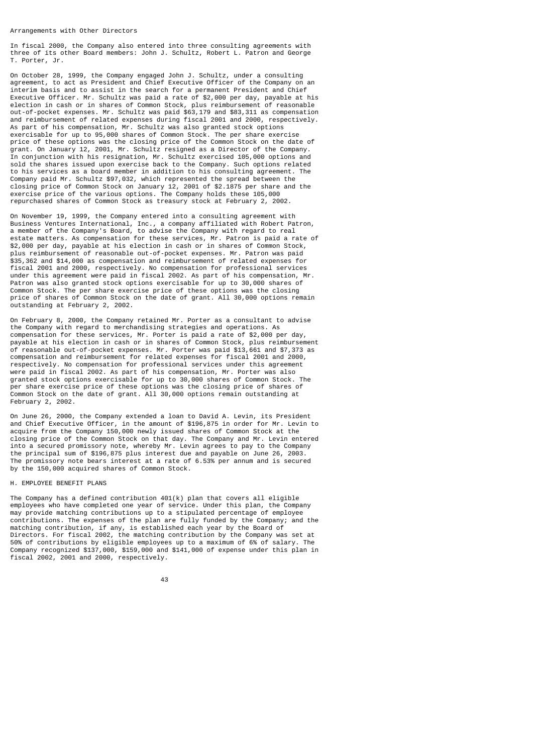Arrangements with Other Directors

In fiscal 2000, the Company also entered into three consulting agreements with three of its other Board members: John J. Schultz, Robert L. Patron and George T. Porter, Jr.

On October 28, 1999, the Company engaged John J. Schultz, under a consulting agreement, to act as President and Chief Executive Officer of the Company on an interim basis and to assist in the search for a permanent President and Chief Executive Officer. Mr. Schultz was paid a rate of $2,000 per day, payable at his election in cash or in shares of Common Stock, plus reimbursement of reasonable out-of-pocket expenses. Mr. Schultz was paid $63,179 and $83,311 as compensation and reimbursement of related expenses during fiscal 2001 and 2000, respectively. As part of his compensation, Mr. Schultz was also granted stock options exercisable for up to 95,000 shares of Common Stock. The per share exercise price of these options was the closing price of the Common Stock on the date of grant. On January 12, 2001, Mr. Schultz resigned as a Director of the Company. In conjunction with his resignation, Mr. Schultz exercised 105,000 options and sold the shares issued upon exercise back to the Company. Such options related to his services as a board member in addition to his consulting agreement. The Company paid Mr. Schultz $97,032, which represented the spread between the closing price of Common Stock on January 12, 2001 of $2.1875 per share and the exercise price of the various options. The Company holds these 105,000 repurchased shares of Common Stock as treasury stock at February 2, 2002.

On November 19, 1999, the Company entered into a consulting agreement with Business Ventures International, Inc., a company affiliated with Robert Patron, a member of the Company's Board, to advise the Company with regard to real estate matters. As compensation for these services, Mr. Patron is paid a rate of $2,000 per day, payable at his election in cash or in shares of Common Stock, plus reimbursement of reasonable out-of-pocket expenses. Mr. Patron was paid $35,362 and $14,000 as compensation and reimbursement of related expenses for fiscal 2001 and 2000, respectively. No compensation for professional services under this agreement were paid in fiscal 2002. As part of his compensation, Mr. Patron was also granted stock options exercisable for up to 30,000 shares of Common Stock. The per share exercise price of these options was the closing price of shares of Common Stock on the date of grant. All 30,000 options remain outstanding at February 2, 2002.

On February 8, 2000, the Company retained Mr. Porter as a consultant to advise the Company with regard to merchandising strategies and operations. As compensation for these services, Mr. Porter is paid a rate of $2,000 per day, payable at his election in cash or in shares of Common Stock, plus reimbursement of reasonable out-of-pocket expenses. Mr. Porter was paid $13,661 and $7,373 as compensation and reimbursement for related expenses for fiscal 2001 and 2000, respectively. No compensation for professional services under this agreement were paid in fiscal 2002. As part of his compensation, Mr. Porter was also granted stock options exercisable for up to 30,000 shares of Common Stock. The per share exercise price of these options was the closing price of shares of Common Stock on the date of grant. All 30,000 options remain outstanding at February 2, 2002.

On June 26, 2000, the Company extended a loan to David A. Levin, its President and Chief Executive Officer, in the amount of $196,875 in order for Mr. Levin to acquire from the Company 150,000 newly issued shares of Common Stock at the closing price of the Common Stock on that day. The Company and Mr. Levin entered into a secured promissory note, whereby Mr. Levin agrees to pay to the Company the principal sum of $196,875 plus interest due and payable on June 26, 2003. The promissory note bears interest at a rate of 6.53% per annum and is secured by the 150,000 acquired shares of Common Stock.

## H. EMPLOYEE BENEFIT PLANS

The Company has a defined contribution 401(k) plan that covers all eligible employees who have completed one year of service. Under this plan, the Company may provide matching contributions up to a stipulated percentage of employee contributions. The expenses of the plan are fully funded by the Company; and the matching contribution, if any, is established each year by the Board of Directors. For fiscal 2002, the matching contribution by the Company was set at 50% of contributions by eligible employees up to a maximum of 6% of salary. The Company recognized $137,000, $159,000 and $141,000 of expense under this plan in fiscal 2002, 2001 and 2000, respectively.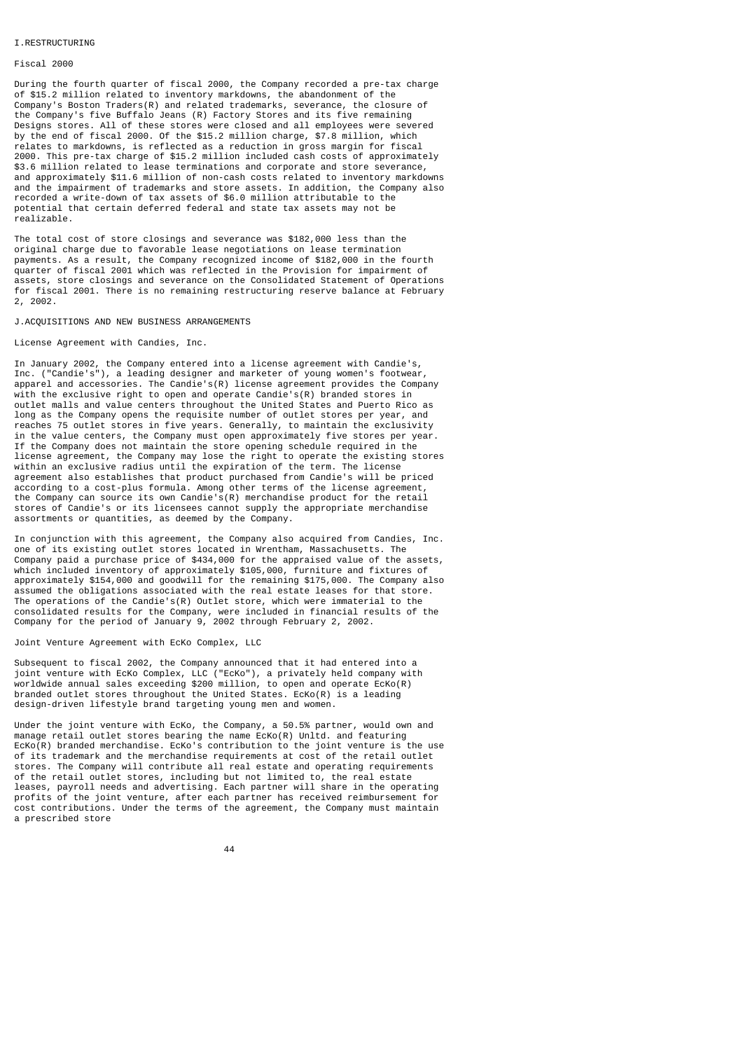## I. RESTRUCTURING

### Fiscal 2000

During the fourth quarter of fiscal 2000, the Company recorded a pre-tax charge of $15.2 million related to inventory markdowns, the abandonment of the Company's Boston Traders(R) and related trademarks, severance, the closure of the Company's five Buffalo Jeans (R) Factory Stores and its five remaining Designs stores. All of these stores were closed and all employees were severed by the end of fiscal 2000. Of the $15.2 million charge, $7.8 million, which relates to markdowns, is reflected as a reduction in gross margin for fiscal 2000. This pre-tax charge of $15.2 million included cash costs of approximately $3.6 million related to lease terminations and corporate and store severance, and approximately $11.6 million of non-cash costs related to inventory markdowns and the impairment of trademarks and store assets. In addition, the Company also recorded a write-down of tax assets of $6.0 million attributable to the potential that certain deferred federal and state tax assets may not be realizable.

The total cost of store closings and severance was $182,000 less than the original charge due to favorable lease negotiations on lease termination payments. As a result, the Company recognized income of $182,000 in the fourth quarter of fiscal 2001 which was reflected in the Provision for impairment of assets, store closings and severance on the Consolidated Statement of Operations for fiscal 2001. There is no remaining restructuring reserve balance at February 2, 2002.

## J. ACQUISITIONS AND NEW BUSINESS ARRANGEMENTS

### License Agreement with Candies, Inc.

In January 2002, the Company entered into a license agreement with Candie's, Inc. ("Candie's"), a leading designer and marketer of young women's footwear, apparel and accessories. The Candie's(R) license agreement provides the Company with the exclusive right to open and operate Candie's(R) branded stores in outlet malls and value centers throughout the United States and Puerto Rico as long as the Company opens the requisite number of outlet stores per year, and reaches 75 outlet stores in five years. Generally, to maintain the exclusivity in the value centers, the Company must open approximately five stores per year. If the Company does not maintain the store opening schedule required in the license agreement, the Company may lose the right to operate the existing stores within an exclusive radius until the expiration of the term. The license agreement also establishes that product purchased from Candie's will be priced according to a cost-plus formula. Among other terms of the license agreement, the Company can source its own Candie's(R) merchandise product for the retail stores of Candie's or its licensees cannot supply the appropriate merchandise assortments or quantities, as deemed by the Company.

In conjunction with this agreement, the Company also acquired from Candies, Inc. one of its existing outlet stores located in Wrentham, Massachusetts. The Company paid a purchase price of $434,000 for the appraised value of the assets, which included inventory of approximately $105,000, furniture and fixtures of approximately $154,000 and goodwill for the remaining $175,000. The Company also assumed the obligations associated with the real estate leases for that store. The operations of the Candie's(R) Outlet store, which were immaterial to the consolidated results for the Company, were included in financial results of the Company for the period of January 9, 2002 through February 2, 2002.

### Joint Venture Agreement with EcKo Complex, LLC

Subsequent to fiscal 2002, the Company announced that it had entered into a joint venture with EcKo Complex, LLC ("EcKo"), a privately held company with worldwide annual sales exceeding $200 million, to open and operate EcKo(R) branded outlet stores throughout the United States. EcKo(R) is a leading design-driven lifestyle brand targeting young men and women.

Under the joint venture with EcKo, the Company, a 50.5% partner, would own and manage retail outlet stores bearing the name EcKo(R) Unltd. and featuring EcKo(R) branded merchandise. EcKo's contribution to the joint venture is the use of its trademark and the merchandise requirements at cost of the retail outlet stores. The Company will contribute all real estate and operating requirements of the retail outlet stores, including but not limited to, the real estate leases, payroll needs and advertising. Each partner will share in the operating profits of the joint venture, after each partner has received reimbursement for cost contributions. Under the terms of the agreement, the Company must maintain a prescribed store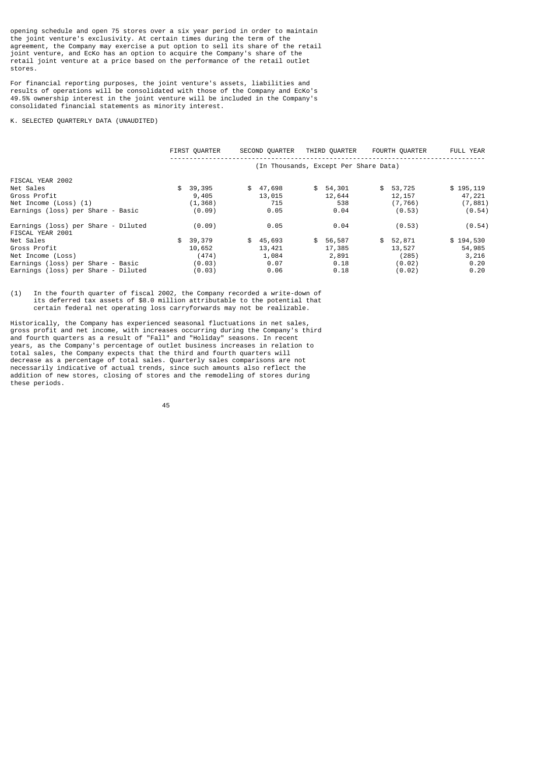opening schedule and open 75 stores over a six year period in order to maintain the joint venture's exclusivity. At certain times during the term of the agreement, the Company may exercise a put option to sell its share of the retail joint venture, and EcKo has an option to acquire the Company's share of the retail joint venture at a price based on the performance of the retail outlet stores.

For financial reporting purposes, the joint venture's assets, liabilities and results of operations will be consolidated with those of the Company and EcKo's 49.5% ownership interest in the joint venture will be included in the Company's consolidated financial statements as minority interest.

K. SELECTED QUARTERLY DATA (UNAUDITED)

| | FIRST QUARTER | SECOND QUARTER | THIRD QUARTER | FOURTH QUARTER | FULL YEAR |
|---|---|---|---|---|---|
| | (In Thousands, Except Per Share Data) | | | | |
| FISCAL YEAR 2002 | | | | | |
| Net Sales | $ 39,395 | $ 47,698 | $ 54,301 | $ 53,725 | $ 195,119 |
| Gross Profit | 9,405 | 13,015 | 12,644 | 12,157 | 47,221 |
| Net Income (Loss) (1) | (1,368) | 715 | 538 | (7,766) | (7,881) |
| Earnings (loss) per Share - Basic | (0.09) | 0.05 | 0.04 | (0.53) | (0.54) |
| Earnings (loss) per Share - Diluted | (0.09) | 0.05 | 0.04 | (0.53) | (0.54) |
| FISCAL YEAR 2001 | | | | | |
| Net Sales | $ 39,379 | $ 45,693 | $ 56,587 | $ 52,871 | $ 194,530 |
| Gross Profit | 10,652 | 13,421 | 17,385 | 13,527 | 54,985 |
| Net Income (Loss) | (474) | 1,084 | 2,891 | (285) | 3,216 |
| Earnings (loss) per Share - Basic | (0.03) | 0.07 | 0.18 | (0.02) | 0.20 |
| Earnings (loss) per Share - Diluted | (0.03) | 0.06 | 0.18 | (0.02) | 0.20 |

(1) In the fourth quarter of fiscal 2002, the Company recorded a write-down of its deferred tax assets of $8.0 million attributable to the potential that certain federal net operating loss carryforwards may not be realizable.

Historically, the Company has experienced seasonal fluctuations in net sales, gross profit and net income, with increases occurring during the Company's third and fourth quarters as a result of "Fall" and "Holiday" seasons. In recent years, as the Company's percentage of outlet business increases in relation to total sales, the Company expects that the third and fourth quarters will decrease as a percentage of total sales. Quarterly sales comparisons are not necessarily indicative of actual trends, since such amounts also reflect the addition of new stores, closing of stores and the remodeling of stores during these periods.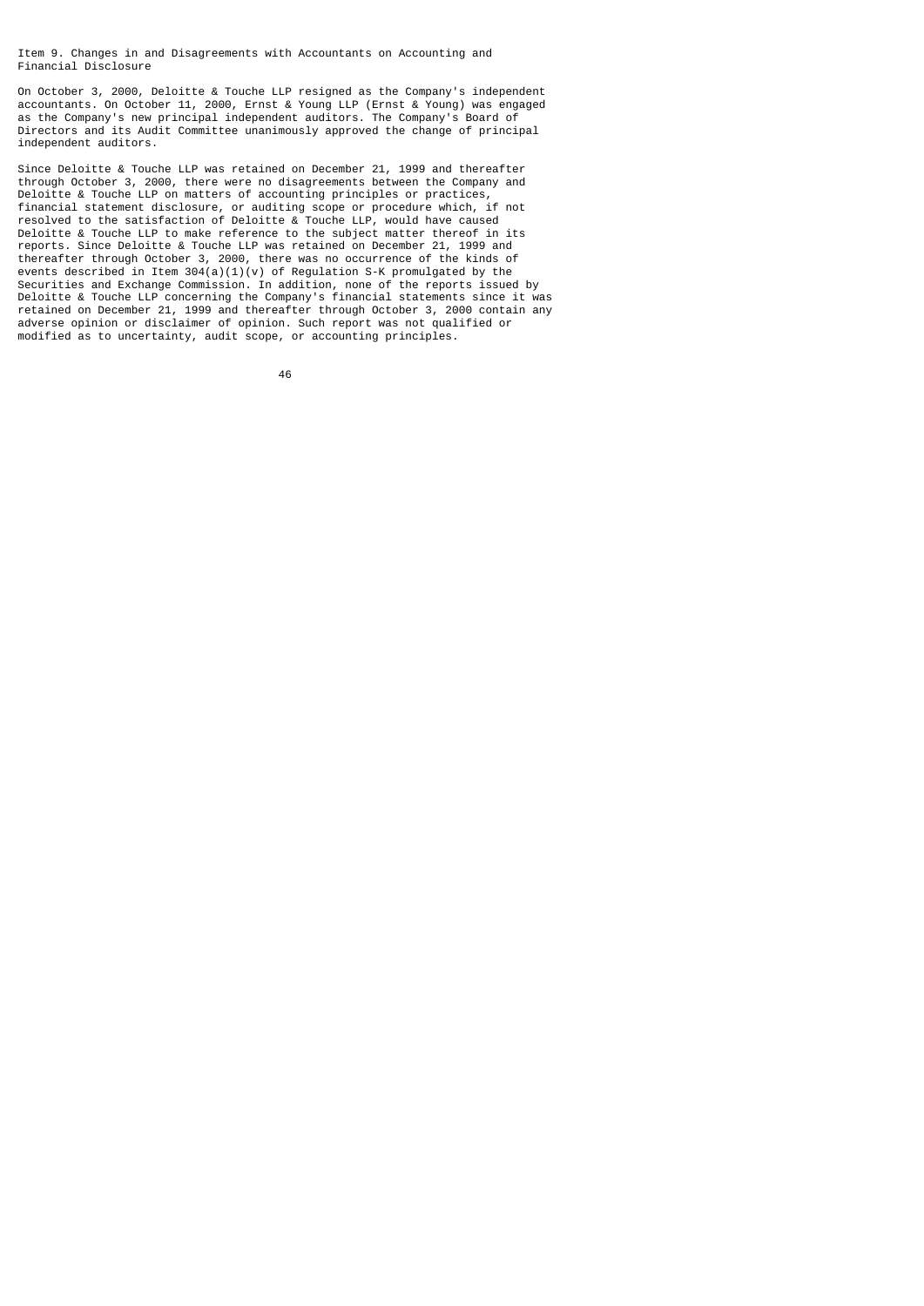## Item 9. Changes in and Disagreements with Accountants on Accounting and Financial Disclosure

On October 3, 2000, Deloitte & Touche LLP resigned as the Company's independent accountants. On October 11, 2000, Ernst & Young LLP (Ernst & Young) was engaged as the Company's new principal independent auditors. The Company's Board of Directors and its Audit Committee unanimously approved the change of principal independent auditors.

Since Deloitte & Touche LLP was retained on December 21, 1999 and thereafter through October 3, 2000, there were no disagreements between the Company and Deloitte & Touche LLP on matters of accounting principles or practices, financial statement disclosure, or auditing scope or procedure which, if not resolved to the satisfaction of Deloitte & Touche LLP, would have caused Deloitte & Touche LLP to make reference to the subject matter thereof in its reports. Since Deloitte & Touche LLP was retained on December 21, 1999 and thereafter through October 3, 2000, there was no occurrence of the kinds of events described in Item 304(a)(1)(v) of Regulation S-K promulgated by the Securities and Exchange Commission. In addition, none of the reports issued by Deloitte & Touche LLP concerning the Company's financial statements since it was retained on December 21, 1999 and thereafter through October 3, 2000 contain any adverse opinion or disclaimer of opinion. Such report was not qualified or modified as to uncertainty, audit scope, or accounting principles.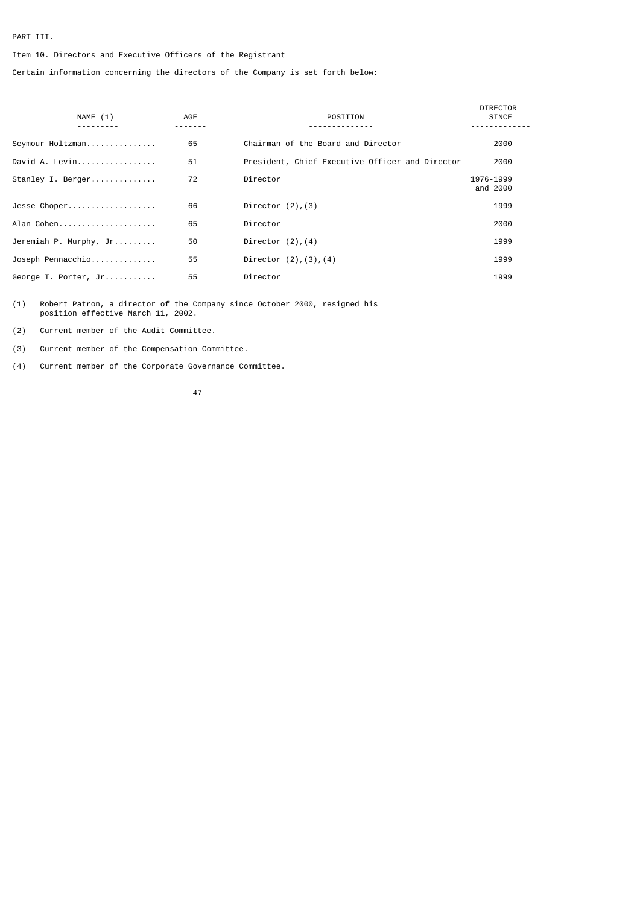PART III.

Item 10. Directors and Executive Officers of the Registrant

Certain information concerning the directors of the Company is set forth below:

| NAME (1) | AGE | POSITION | DIRECTOR SINCE |
|---|---|---|---|
| Seymour Holtzman | 65 | Chairman of the Board and Director | 2000 |
| David A. Levin | 51 | President, Chief Executive Officer and Director | 2000 |
| Stanley I. Berger | 72 | Director | 1976-1999 and 2000 |
| Jesse Choper | 66 | Director (2),(3) | 1999 |
| Alan Cohen | 65 | Director | 2000 |
| Jeremiah P. Murphy, Jr | 50 | Director (2),(4) | 1999 |
| Joseph Pennacchio | 55 | Director (2),(3),(4) | 1999 |
| George T. Porter, Jr | 55 | Director | 1999 |

(1) Robert Patron, a director of the Company since October 2000, resigned his position effective March 11, 2002.

(2) Current member of the Audit Committee.

(3) Current member of the Compensation Committee.

(4) Current member of the Corporate Governance Committee.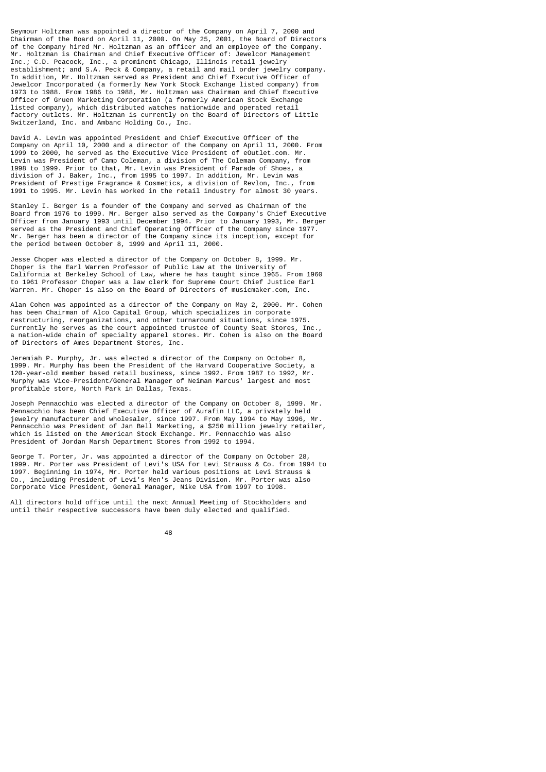Seymour Holtzman was appointed a director of the Company on April 7, 2000 and Chairman of the Board on April 11, 2000. On May 25, 2001, the Board of Directors of the Company hired Mr. Holtzman as an officer and an employee of the Company. Mr. Holtzman is Chairman and Chief Executive Officer of: Jewelcor Management Inc.; C.D. Peacock, Inc., a prominent Chicago, Illinois retail jewelry establishment; and S.A. Peck & Company, a retail and mail order jewelry company. In addition, Mr. Holtzman served as President and Chief Executive Officer of Jewelcor Incorporated (a formerly New York Stock Exchange listed company) from 1973 to 1988. From 1986 to 1988, Mr. Holtzman was Chairman and Chief Executive Officer of Gruen Marketing Corporation (a formerly American Stock Exchange listed company), which distributed watches nationwide and operated retail factory outlets. Mr. Holtzman is currently on the Board of Directors of Little Switzerland, Inc. and Ambanc Holding Co., Inc.

David A. Levin was appointed President and Chief Executive Officer of the Company on April 10, 2000 and a director of the Company on April 11, 2000. From 1999 to 2000, he served as the Executive Vice President of eOutlet.com. Mr. Levin was President of Camp Coleman, a division of The Coleman Company, from 1998 to 1999. Prior to that, Mr. Levin was President of Parade of Shoes, a division of J. Baker, Inc., from 1995 to 1997. In addition, Mr. Levin was President of Prestige Fragrance & Cosmetics, a division of Revlon, Inc., from 1991 to 1995. Mr. Levin has worked in the retail industry for almost 30 years.

Stanley I. Berger is a founder of the Company and served as Chairman of the Board from 1976 to 1999. Mr. Berger also served as the Company's Chief Executive Officer from January 1993 until December 1994. Prior to January 1993, Mr. Berger served as the President and Chief Operating Officer of the Company since 1977. Mr. Berger has been a director of the Company since its inception, except for the period between October 8, 1999 and April 11, 2000.

Jesse Choper was elected a director of the Company on October 8, 1999. Mr. Choper is the Earl Warren Professor of Public Law at the University of California at Berkeley School of Law, where he has taught since 1965. From 1960 to 1961 Professor Choper was a law clerk for Supreme Court Chief Justice Earl Warren. Mr. Choper is also on the Board of Directors of musicmaker.com, Inc.

Alan Cohen was appointed as a director of the Company on May 2, 2000. Mr. Cohen has been Chairman of Alco Capital Group, which specializes in corporate restructuring, reorganizations, and other turnaround situations, since 1975. Currently he serves as the court appointed trustee of County Seat Stores, Inc., a nation-wide chain of specialty apparel stores. Mr. Cohen is also on the Board of Directors of Ames Department Stores, Inc.

Jeremiah P. Murphy, Jr. was elected a director of the Company on October 8, 1999. Mr. Murphy has been the President of the Harvard Cooperative Society, a 120-year-old member based retail business, since 1992. From 1987 to 1992, Mr. Murphy was Vice-President/General Manager of Neiman Marcus' largest and most profitable store, North Park in Dallas, Texas.

Joseph Pennacchio was elected a director of the Company on October 8, 1999. Mr. Pennacchio has been Chief Executive Officer of Aurafin LLC, a privately held jewelry manufacturer and wholesaler, since 1997. From May 1994 to May 1996, Mr. Pennacchio was President of Jan Bell Marketing, a $250 million jewelry retailer, which is listed on the American Stock Exchange. Mr. Pennacchio was also President of Jordan Marsh Department Stores from 1992 to 1994.

George T. Porter, Jr. was appointed a director of the Company on October 28, 1999. Mr. Porter was President of Levi's USA for Levi Strauss & Co. from 1994 to 1997. Beginning in 1974, Mr. Porter held various positions at Levi Strauss & Co., including President of Levi's Men's Jeans Division. Mr. Porter was also Corporate Vice President, General Manager, Nike USA from 1997 to 1998.

All directors hold office until the next Annual Meeting of Stockholders and until their respective successors have been duly elected and qualified.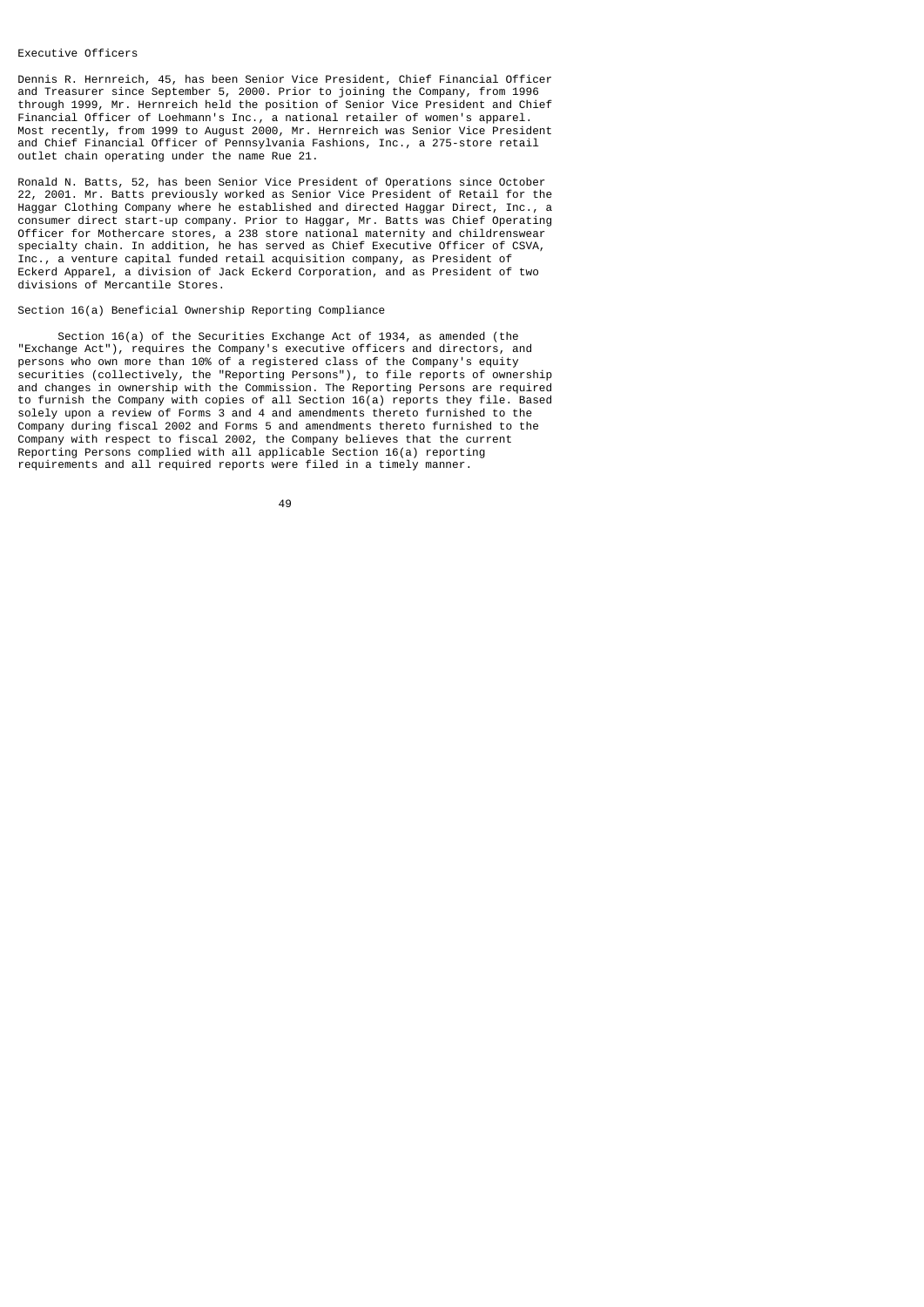## Executive Officers

Dennis R. Hernreich, 45, has been Senior Vice President, Chief Financial Officer and Treasurer since September 5, 2000. Prior to joining the Company, from 1996 through 1999, Mr. Hernreich held the position of Senior Vice President and Chief Financial Officer of Loehmann's Inc., a national retailer of women's apparel. Most recently, from 1999 to August 2000, Mr. Hernreich was Senior Vice President and Chief Financial Officer of Pennsylvania Fashions, Inc., a 275-store retail outlet chain operating under the name Rue 21.

Ronald N. Batts, 52, has been Senior Vice President of Operations since October 22, 2001. Mr. Batts previously worked as Senior Vice President of Retail for the Haggar Clothing Company where he established and directed Haggar Direct, Inc., a consumer direct start-up company. Prior to Haggar, Mr. Batts was Chief Operating Officer for Mothercare stores, a 238 store national maternity and childrenswear specialty chain. In addition, he has served as Chief Executive Officer of CSVA, Inc., a venture capital funded retail acquisition company, as President of Eckerd Apparel, a division of Jack Eckerd Corporation, and as President of two divisions of Mercantile Stores.

## Section 16(a) Beneficial Ownership Reporting Compliance

Section 16(a) of the Securities Exchange Act of 1934, as amended (the "Exchange Act"), requires the Company's executive officers and directors, and persons who own more than 10% of a registered class of the Company's equity securities (collectively, the "Reporting Persons"), to file reports of ownership and changes in ownership with the Commission. The Reporting Persons are required to furnish the Company with copies of all Section 16(a) reports they file. Based solely upon a review of Forms 3 and 4 and amendments thereto furnished to the Company during fiscal 2002 and Forms 5 and amendments thereto furnished to the Company with respect to fiscal 2002, the Company believes that the current Reporting Persons complied with all applicable Section 16(a) reporting requirements and all required reports were filed in a timely manner.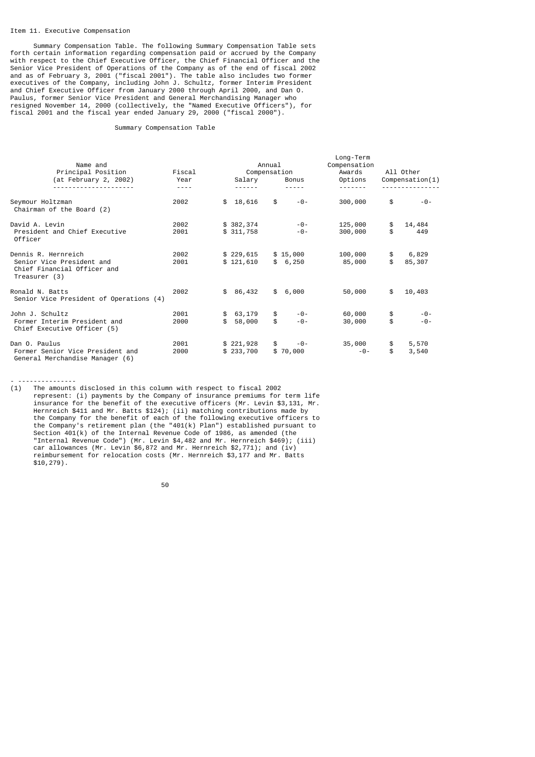Item 11. Executive Compensation

Summary Compensation Table. The following Summary Compensation Table sets forth certain information regarding compensation paid or accrued by the Company with respect to the Chief Executive Officer, the Chief Financial Officer and the Senior Vice President of Operations of the Company as of the end of fiscal 2002 and as of February 3, 2001 ("fiscal 2001"). The table also includes two former executives of the Company, including John J. Schultz, former Interim President and Chief Executive Officer from January 2000 through April 2000, and Dan O. Paulus, former Senior Vice President and General Merchandising Manager who resigned November 14, 2000 (collectively, the "Named Executive Officers"), for fiscal 2001 and the fiscal year ended January 29, 2000 ("fiscal 2000").

Summary Compensation Table

| Name and Principal Position (at February 2, 2002) | Fiscal Year | Annual Compensation | | Long-Term Compensation Awards | All Other Compensation(1) |
|---|---|---|---|---|---|
| | | Salary | Bonus | Options | |
| Seymour Holtzman<br>Chairman of the Board (2) | 2002 | $ 18,616 | $ -0- | 300,000 | $ -0- |
| David A. Levin<br>President and Chief Executive Officer | 2002 | $ 382,374 | -0- | 125,000 | $ 14,484 |
| | 2001 | $ 311,758 | -0- | 300,000 | $ 449 |
| Dennis R. Hernreich<br>Senior Vice President and Chief Financial Officer and Treasurer (3) | 2002 | $ 229,615 | $ 15,000 | 100,000 | $ 6,829 |
| | 2001 | $ 121,610 | $ 6,250 | 85,000 | $ 85,307 |
| Ronald N. Batts<br>Senior Vice President of Operations (4) | 2002 | $ 86,432 | $ 6,000 | 50,000 | $ 10,403 |
| John J. Schultz<br>Former Interim President and Chief Executive Officer (5) | 2001 | $ 63,179 | $ -0- | 60,000 | $ -0- |
| | 2000 | $ 58,000 | $ -0- | 30,000 | $ -0- |
| Dan O. Paulus<br>Former Senior Vice President and General Merchandise Manager (6) | 2001 | $ 221,928 | $ -0- | 35,000 | $ 5,570 |
| | 2000 | $ 233,700 | $ 70,000 | -0- | $ 3,540 |

---------------

(1) The amounts disclosed in this column with respect to fiscal 2002 represent: (i) payments by the Company of insurance premiums for term life insurance for the benefit of the executive officers (Mr. Levin $3,131, Mr. Hernreich $411 and Mr. Batts $124); (ii) matching contributions made by the Company for the benefit of each of the following executive officers to the Company's retirement plan (the "401(k) Plan") established pursuant to Section 401(k) of the Internal Revenue Code of 1986, as amended (the "Internal Revenue Code") (Mr. Levin $4,482 and Mr. Hernreich $469); (iii) car allowances (Mr. Levin $6,872 and Mr. Hernreich $2,771); and (iv) reimbursement for relocation costs (Mr. Hernreich $3,177 and Mr. Batts $10,279).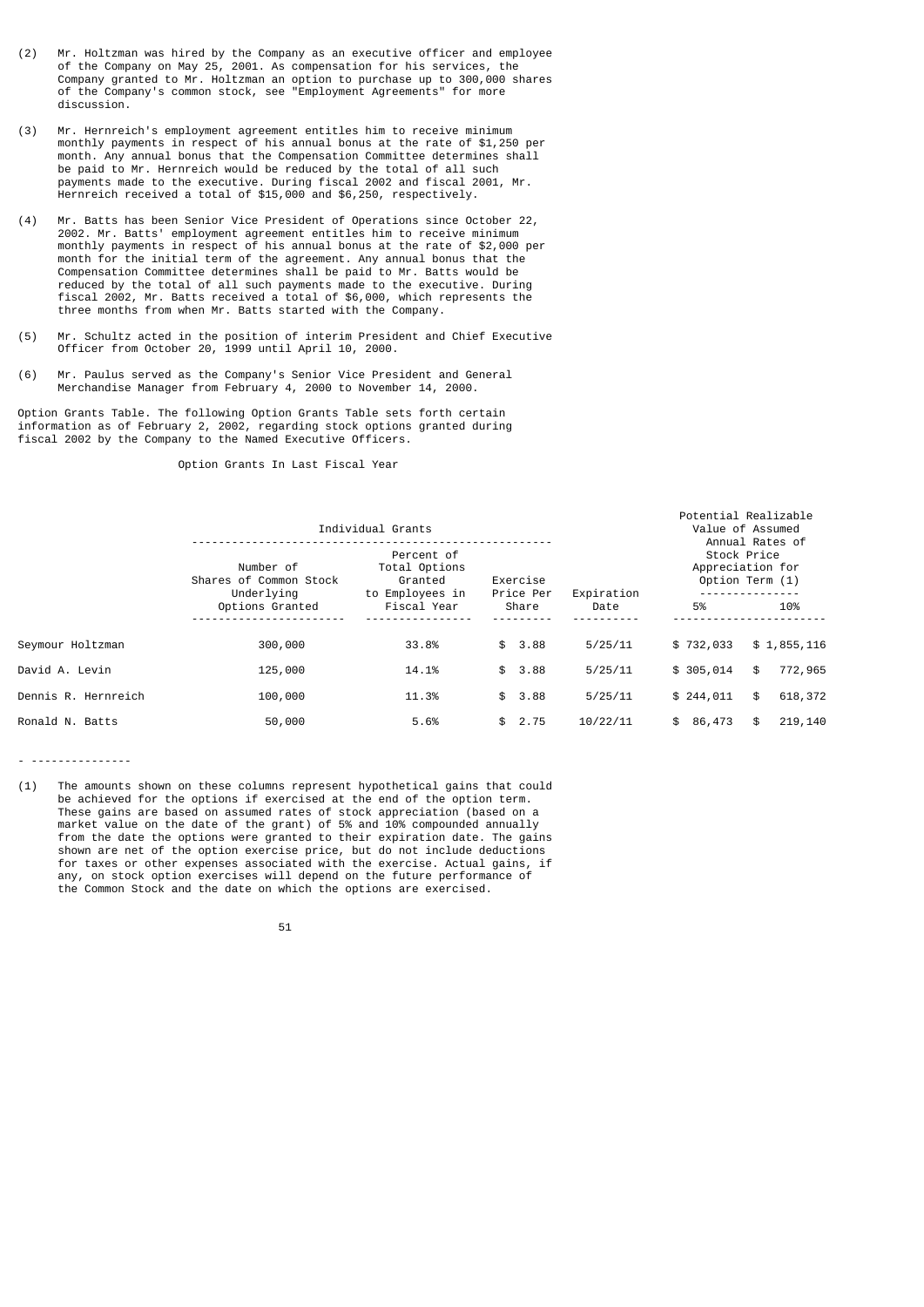(2) Mr. Holtzman was hired by the Company as an executive officer and employee of the Company on May 25, 2001. As compensation for his services, the Company granted to Mr. Holtzman an option to purchase up to 300,000 shares of the Company's common stock, see "Employment Agreements" for more discussion.

(3) Mr. Hernreich's employment agreement entitles him to receive minimum monthly payments in respect of his annual bonus at the rate of $1,250 per month. Any annual bonus that the Compensation Committee determines shall be paid to Mr. Hernreich would be reduced by the total of all such payments made to the executive. During fiscal 2002 and fiscal 2001, Mr. Hernreich received a total of $15,000 and $6,250, respectively.

(4) Mr. Batts has been Senior Vice President of Operations since October 22, 2002. Mr. Batts' employment agreement entitles him to receive minimum monthly payments in respect of his annual bonus at the rate of $2,000 per month for the initial term of the agreement. Any annual bonus that the Compensation Committee determines shall be paid to Mr. Batts would be reduced by the total of all such payments made to the executive. During fiscal 2002, Mr. Batts received a total of $6,000, which represents the three months from when Mr. Batts started with the Company.

(5) Mr. Schultz acted in the position of interim President and Chief Executive Officer from October 20, 1999 until April 10, 2000.

(6) Mr. Paulus served as the Company's Senior Vice President and General Merchandise Manager from February 4, 2000 to November 14, 2000.

Option Grants Table. The following Option Grants Table sets forth certain information as of February 2, 2002, regarding stock options granted during fiscal 2002 by the Company to the Named Executive Officers.

Option Grants In Last Fiscal Year

| | Individual Grants | | | | Potential Realizable Value of Assumed Annual Rates of Stock Price Appreciation for Option Term (1) | |
|---|---|---|---|---|---|---|
| | Number of Shares of Common Stock Underlying Options Granted | Percent of Total Options Granted to Employees in Fiscal Year | Exercise Price Per Share | Expiration Date | 5% | 10% |
| Seymour Holtzman | 300,000 | 33.8% | $ 3.88 | 5/25/11 | $ 732,033 | $ 1,855,116 |
| David A. Levin | 125,000 | 14.1% | $ 3.88 | 5/25/11 | $ 305,014 | $ 772,965 |
| Dennis R. Hernreich | 100,000 | 11.3% | $ 3.88 | 5/25/11 | $ 244,011 | $ 618,372 |
| Ronald N. Batts | 50,000 | 5.6% | $ 2.75 | 10/22/11 | $ 86,473 | $ 219,140 |

(1) The amounts shown on these columns represent hypothetical gains that could be achieved for the options if exercised at the end of the option term. These gains are based on assumed rates of stock appreciation (based on a market value on the date of the grant) of 5% and 10% compounded annually from the date the options were granted to their expiration date. The gains shown are net of the option exercise price, but do not include deductions for taxes or other expenses associated with the exercise. Actual gains, if any, on stock option exercises will depend on the future performance of the Common Stock and the date on which the options are exercised.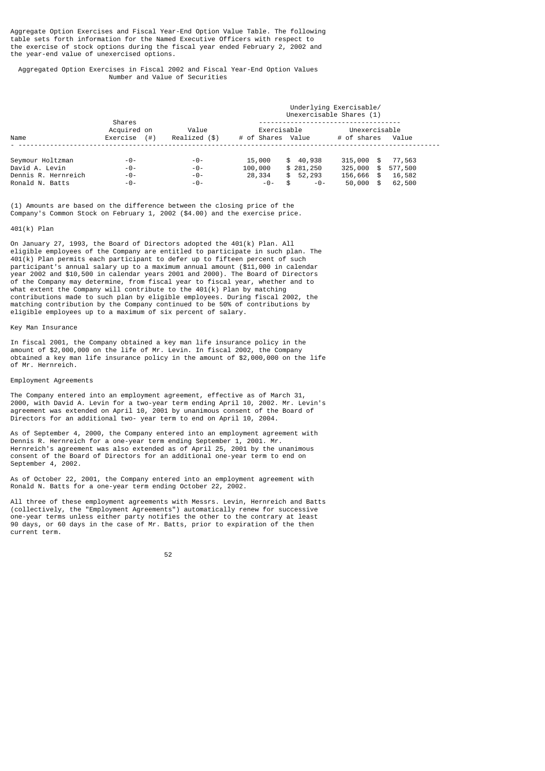Aggregate Option Exercises and Fiscal Year-End Option Value Table. The following table sets forth information for the Named Executive Officers with respect to the exercise of stock options during the fiscal year ended February 2, 2002 and the year-end value of unexercised options.

Aggregated Option Exercises in Fiscal 2002 and Fiscal Year-End Option Values
Number and Value of Securities

| Name | Shares Acquired on Exercise (#) | Value Realized ($) | Underlying Exercisable/ Unexercisable Shares (1) | | | |
|---|---|---|---|---|---|---|
| | | | Exercisable | | Unexercisable | |
| | | | # of Shares | Value | # of shares | Value |
| Seymour Holtzman | -0- | -0- | 15,000 | $ 40,938 | 315,000 | $ 77,563 |
| David A. Levin | -0- | -0- | 100,000 | $ 281,250 | 325,000 | $ 577,500 |
| Dennis R. Hernreich | -0- | -0- | 28,334 | $ 52,293 | 156,666 | $ 16,582 |
| Ronald N. Batts | -0- | -0- | -0- | $ -0- | 50,000 | $ 62,500 |

(1) Amounts are based on the difference between the closing price of the Company's Common Stock on February 1, 2002 ($4.00) and the exercise price.

401(k) Plan

On January 27, 1993, the Board of Directors adopted the 401(k) Plan. All eligible employees of the Company are entitled to participate in such plan. The 401(k) Plan permits each participant to defer up to fifteen percent of such participant's annual salary up to a maximum annual amount ($11,000 in calendar year 2002 and $10,500 in calendar years 2001 and 2000). The Board of Directors of the Company may determine, from fiscal year to fiscal year, whether and to what extent the Company will contribute to the 401(k) Plan by matching contributions made to such plan by eligible employees. During fiscal 2002, the matching contribution by the Company continued to be 50% of contributions by eligible employees up to a maximum of six percent of salary.

Key Man Insurance

In fiscal 2001, the Company obtained a key man life insurance policy in the amount of $2,000,000 on the life of Mr. Levin. In fiscal 2002, the Company obtained a key man life insurance policy in the amount of $2,000,000 on the life of Mr. Hernreich.

Employment Agreements

The Company entered into an employment agreement, effective as of March 31, 2000, with David A. Levin for a two-year term ending April 10, 2002. Mr. Levin's agreement was extended on April 10, 2001 by unanimous consent of the Board of Directors for an additional two- year term to end on April 10, 2004.

As of September 4, 2000, the Company entered into an employment agreement with Dennis R. Hernreich for a one-year term ending September 1, 2001. Mr. Hernreich's agreement was also extended as of April 25, 2001 by the unanimous consent of the Board of Directors for an additional one-year term to end on September 4, 2002.

As of October 22, 2001, the Company entered into an employment agreement with Ronald N. Batts for a one-year term ending October 22, 2002.

All three of these employment agreements with Messrs. Levin, Hernreich and Batts (collectively, the "Employment Agreements") automatically renew for successive one-year terms unless either party notifies the other to the contrary at least 90 days, or 60 days in the case of Mr. Batts, prior to expiration of the then current term.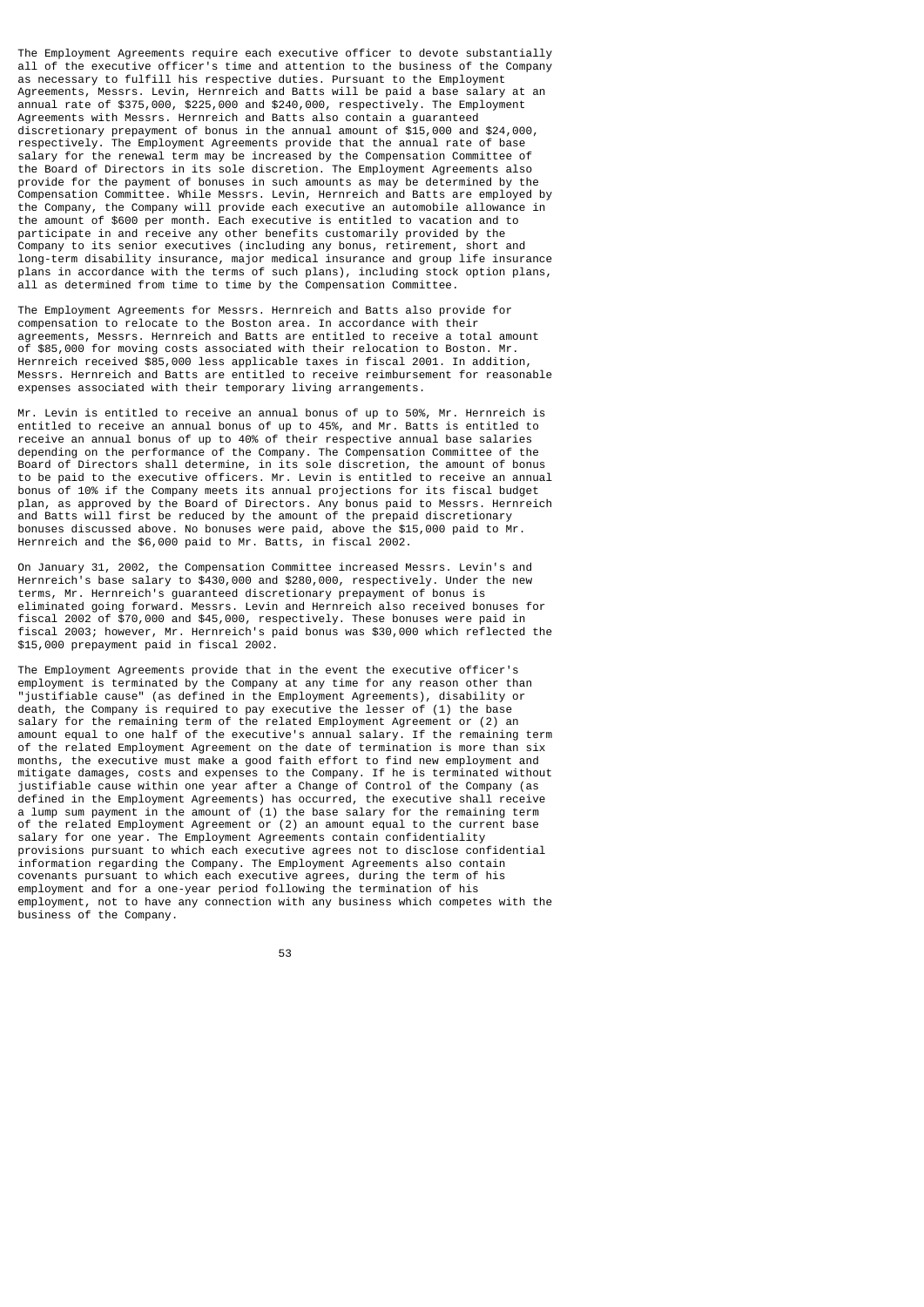The Employment Agreements require each executive officer to devote substantially all of the executive officer's time and attention to the business of the Company as necessary to fulfill his respective duties. Pursuant to the Employment Agreements, Messrs. Levin, Hernreich and Batts will be paid a base salary at an annual rate of $375,000, $225,000 and $240,000, respectively. The Employment Agreements with Messrs. Hernreich and Batts also contain a guaranteed discretionary prepayment of bonus in the annual amount of $15,000 and $24,000, respectively. The Employment Agreements provide that the annual rate of base salary for the renewal term may be increased by the Compensation Committee of the Board of Directors in its sole discretion. The Employment Agreements also provide for the payment of bonuses in such amounts as may be determined by the Compensation Committee. While Messrs. Levin, Hernreich and Batts are employed by the Company, the Company will provide each executive an automobile allowance in the amount of $600 per month. Each executive is entitled to vacation and to participate in and receive any other benefits customarily provided by the Company to its senior executives (including any bonus, retirement, short and long-term disability insurance, major medical insurance and group life insurance plans in accordance with the terms of such plans), including stock option plans, all as determined from time to time by the Compensation Committee.

The Employment Agreements for Messrs. Hernreich and Batts also provide for compensation to relocate to the Boston area. In accordance with their agreements, Messrs. Hernreich and Batts are entitled to receive a total amount of $85,000 for moving costs associated with their relocation to Boston. Mr. Hernreich received $85,000 less applicable taxes in fiscal 2001. In addition, Messrs. Hernreich and Batts are entitled to receive reimbursement for reasonable expenses associated with their temporary living arrangements.

Mr. Levin is entitled to receive an annual bonus of up to 50%, Mr. Hernreich is entitled to receive an annual bonus of up to 45%, and Mr. Batts is entitled to receive an annual bonus of up to 40% of their respective annual base salaries depending on the performance of the Company. The Compensation Committee of the Board of Directors shall determine, in its sole discretion, the amount of bonus to be paid to the executive officers. Mr. Levin is entitled to receive an annual bonus of 10% if the Company meets its annual projections for its fiscal budget plan, as approved by the Board of Directors. Any bonus paid to Messrs. Hernreich and Batts will first be reduced by the amount of the prepaid discretionary bonuses discussed above. No bonuses were paid, above the $15,000 paid to Mr. Hernreich and the $6,000 paid to Mr. Batts, in fiscal 2002.

On January 31, 2002, the Compensation Committee increased Messrs. Levin's and Hernreich's base salary to $430,000 and $280,000, respectively. Under the new terms, Mr. Hernreich's guaranteed discretionary prepayment of bonus is eliminated going forward. Messrs. Levin and Hernreich also received bonuses for fiscal 2002 of $70,000 and $45,000, respectively. These bonuses were paid in fiscal 2003; however, Mr. Hernreich's paid bonus was $30,000 which reflected the $15,000 prepayment paid in fiscal 2002.

The Employment Agreements provide that in the event the executive officer's employment is terminated by the Company at any time for any reason other than "justifiable cause" (as defined in the Employment Agreements), disability or death, the Company is required to pay executive the lesser of (1) the base salary for the remaining term of the related Employment Agreement or (2) an amount equal to one half of the executive's annual salary. If the remaining term of the related Employment Agreement on the date of termination is more than six months, the executive must make a good faith effort to find new employment and mitigate damages, costs and expenses to the Company. If he is terminated without justifiable cause within one year after a Change of Control of the Company (as defined in the Employment Agreements) has occurred, the executive shall receive a lump sum payment in the amount of (1) the base salary for the remaining term of the related Employment Agreement or (2) an amount equal to the current base salary for one year. The Employment Agreements contain confidentiality provisions pursuant to which each executive agrees not to disclose confidential information regarding the Company. The Employment Agreements also contain covenants pursuant to which each executive agrees, during the term of his employment and for a one-year period following the termination of his employment, not to have any connection with any business which competes with the business of the Company.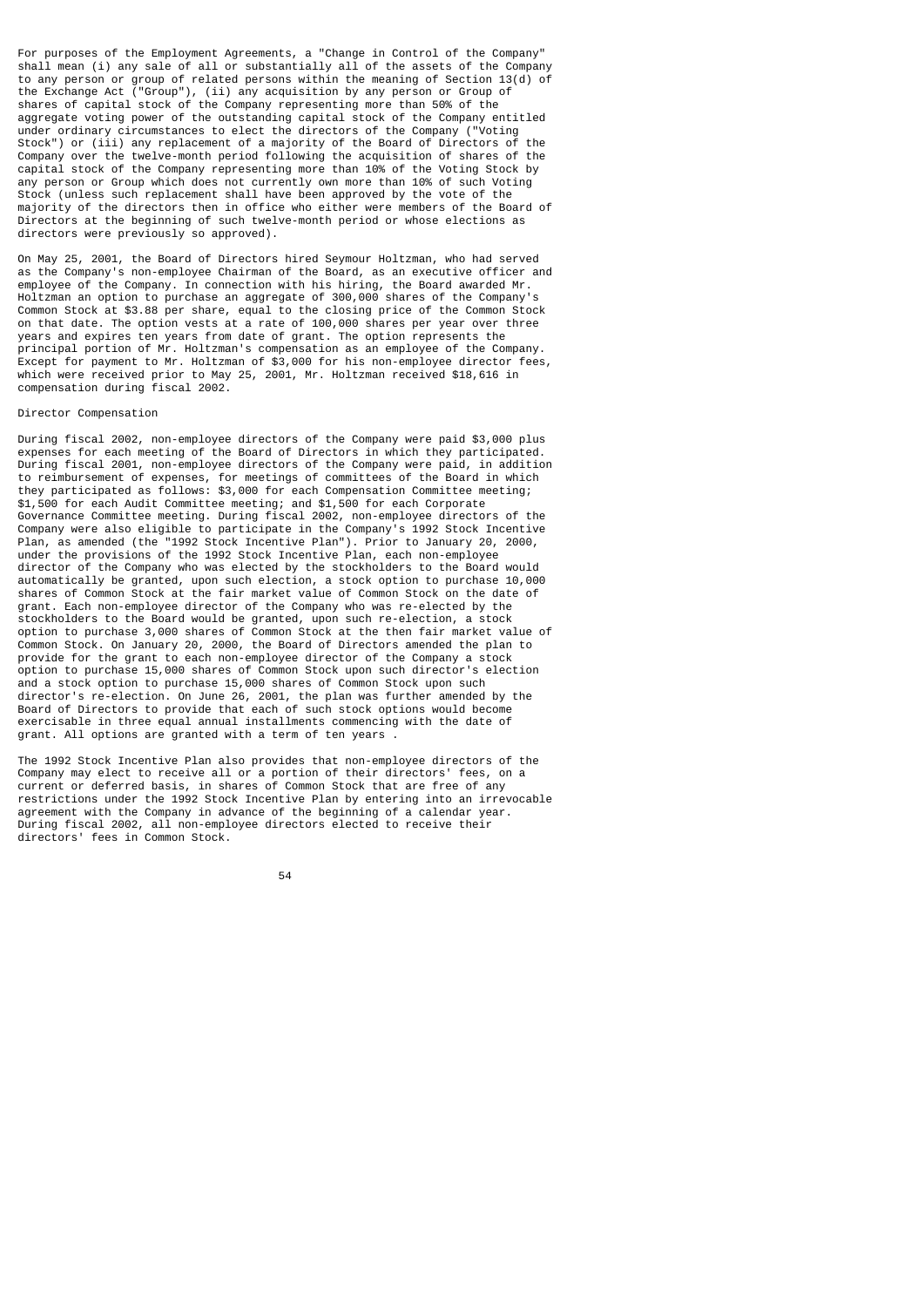For purposes of the Employment Agreements, a "Change in Control of the Company" shall mean (i) any sale of all or substantially all of the assets of the Company to any person or group of related persons within the meaning of Section 13(d) of the Exchange Act ("Group"), (ii) any acquisition by any person or Group of shares of capital stock of the Company representing more than 50% of the aggregate voting power of the outstanding capital stock of the Company entitled under ordinary circumstances to elect the directors of the Company ("Voting Stock") or (iii) any replacement of a majority of the Board of Directors of the Company over the twelve-month period following the acquisition of shares of the capital stock of the Company representing more than 10% of the Voting Stock by any person or Group which does not currently own more than 10% of such Voting Stock (unless such replacement shall have been approved by the vote of the majority of the directors then in office who either were members of the Board of Directors at the beginning of such twelve-month period or whose elections as directors were previously so approved).

On May 25, 2001, the Board of Directors hired Seymour Holtzman, who had served as the Company's non-employee Chairman of the Board, as an executive officer and employee of the Company. In connection with his hiring, the Board awarded Mr. Holtzman an option to purchase an aggregate of 300,000 shares of the Company's Common Stock at $3.88 per share, equal to the closing price of the Common Stock on that date. The option vests at a rate of 100,000 shares per year over three years and expires ten years from date of grant. The option represents the principal portion of Mr. Holtzman's compensation as an employee of the Company. Except for payment to Mr. Holtzman of $3,000 for his non-employee director fees, which were received prior to May 25, 2001, Mr. Holtzman received $18,616 in compensation during fiscal 2002.

## Director Compensation

During fiscal 2002, non-employee directors of the Company were paid $3,000 plus expenses for each meeting of the Board of Directors in which they participated. During fiscal 2001, non-employee directors of the Company were paid, in addition to reimbursement of expenses, for meetings of committees of the Board in which they participated as follows: $3,000 for each Compensation Committee meeting; $1,500 for each Audit Committee meeting; and $1,500 for each Corporate Governance Committee meeting. During fiscal 2002, non-employee directors of the Company were also eligible to participate in the Company's 1992 Stock Incentive Plan, as amended (the "1992 Stock Incentive Plan"). Prior to January 20, 2000, under the provisions of the 1992 Stock Incentive Plan, each non-employee director of the Company who was elected by the stockholders to the Board would automatically be granted, upon such election, a stock option to purchase 10,000 shares of Common Stock at the fair market value of Common Stock on the date of grant. Each non-employee director of the Company who was re-elected by the stockholders to the Board would be granted, upon such re-election, a stock option to purchase 3,000 shares of Common Stock at the then fair market value of Common Stock. On January 20, 2000, the Board of Directors amended the plan to provide for the grant to each non-employee director of the Company a stock option to purchase 15,000 shares of Common Stock upon such director's election and a stock option to purchase 15,000 shares of Common Stock upon such director's re-election. On June 26, 2001, the plan was further amended by the Board of Directors to provide that each of such stock options would become exercisable in three equal annual installments commencing with the date of grant. All options are granted with a term of ten years .

The 1992 Stock Incentive Plan also provides that non-employee directors of the Company may elect to receive all or a portion of their directors' fees, on a current or deferred basis, in shares of Common Stock that are free of any restrictions under the 1992 Stock Incentive Plan by entering into an irrevocable agreement with the Company in advance of the beginning of a calendar year. During fiscal 2002, all non-employee directors elected to receive their directors' fees in Common Stock.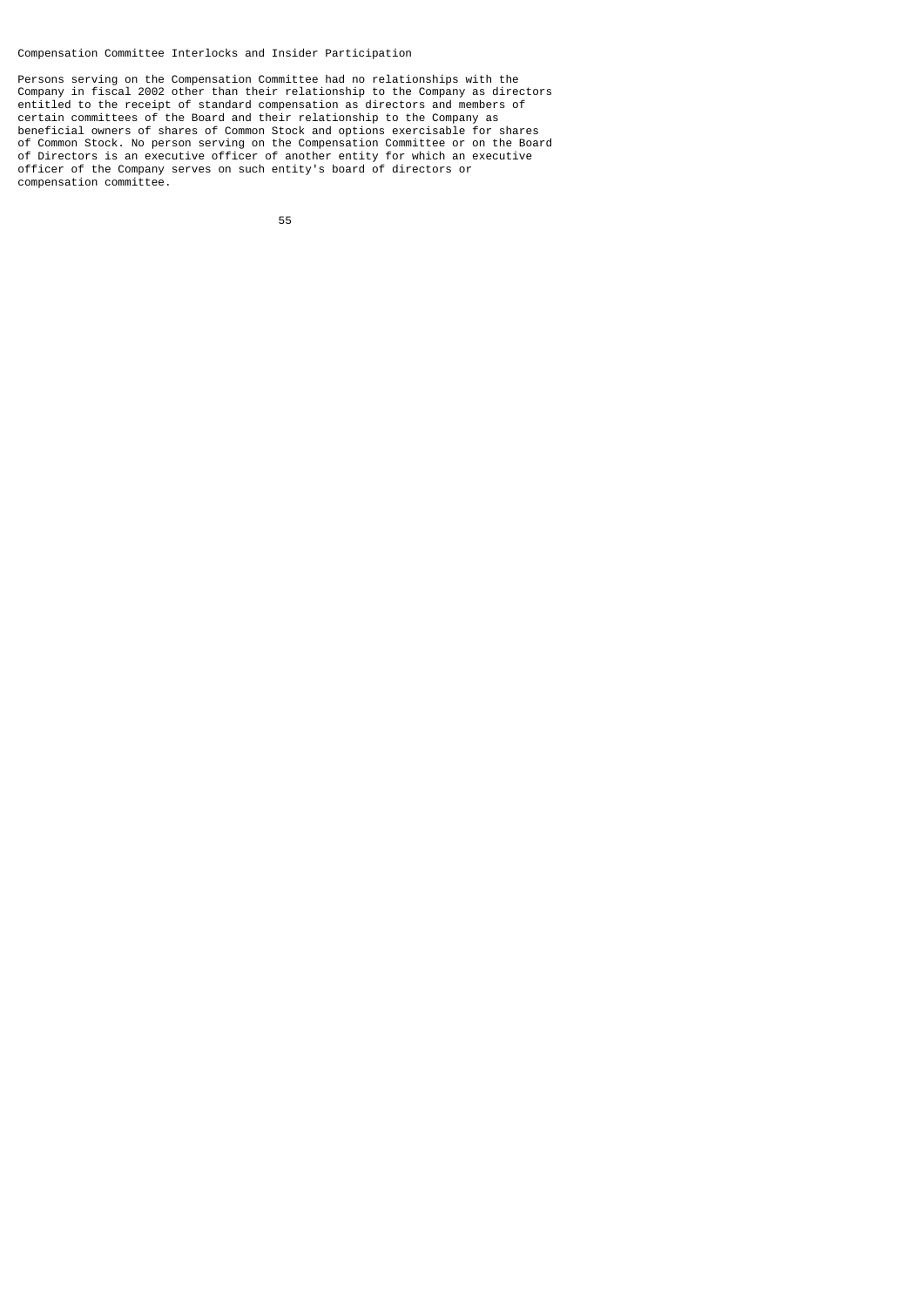## Compensation Committee Interlocks and Insider Participation

Persons serving on the Compensation Committee had no relationships with the Company in fiscal 2002 other than their relationship to the Company as directors entitled to the receipt of standard compensation as directors and members of certain committees of the Board and their relationship to the Company as beneficial owners of shares of Common Stock and options exercisable for shares of Common Stock. No person serving on the Compensation Committee or on the Board of Directors is an executive officer of another entity for which an executive officer of the Company serves on such entity's board of directors or compensation committee.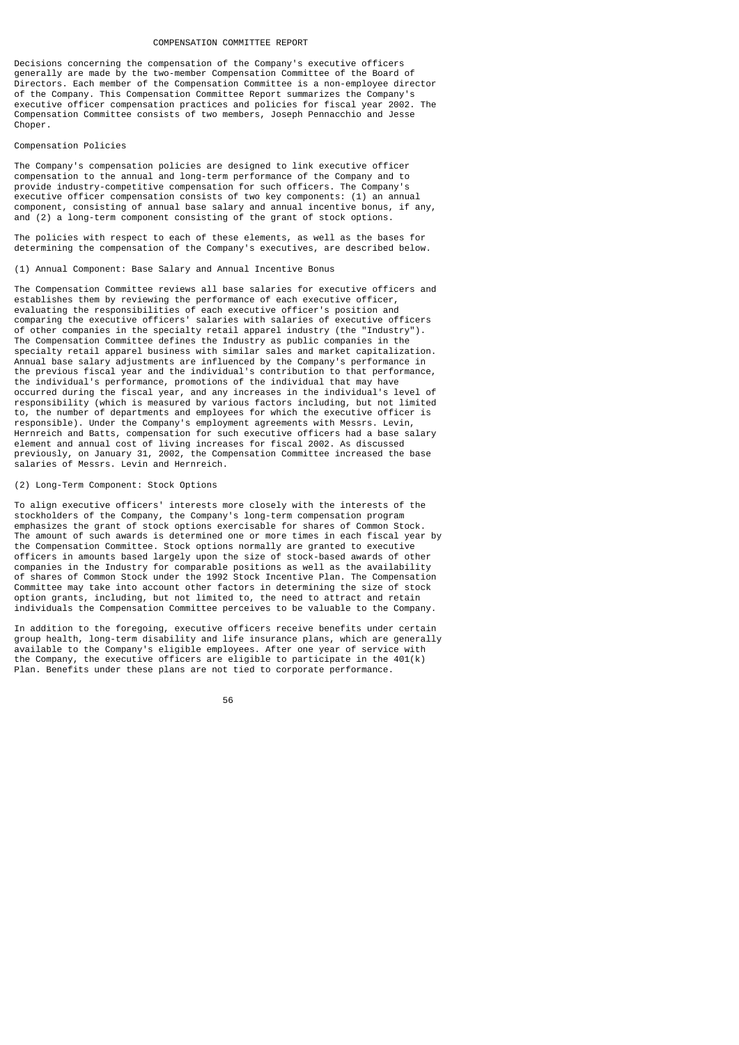# COMPENSATION COMMITTEE REPORT

Decisions concerning the compensation of the Company's executive officers generally are made by the two-member Compensation Committee of the Board of Directors. Each member of the Compensation Committee is a non-employee director of the Company. This Compensation Committee Report summarizes the Company's executive officer compensation practices and policies for fiscal year 2002. The Compensation Committee consists of two members, Joseph Pennacchio and Jesse Choper.

## Compensation Policies

The Company's compensation policies are designed to link executive officer compensation to the annual and long-term performance of the Company and to provide industry-competitive compensation for such officers. The Company's executive officer compensation consists of two key components: (1) an annual component, consisting of annual base salary and annual incentive bonus, if any, and (2) a long-term component consisting of the grant of stock options.

The policies with respect to each of these elements, as well as the bases for determining the compensation of the Company's executives, are described below.

### (1) Annual Component: Base Salary and Annual Incentive Bonus

The Compensation Committee reviews all base salaries for executive officers and establishes them by reviewing the performance of each executive officer, evaluating the responsibilities of each executive officer's position and comparing the executive officers' salaries with salaries of executive officers of other companies in the specialty retail apparel industry (the "Industry"). The Compensation Committee defines the Industry as public companies in the specialty retail apparel business with similar sales and market capitalization. Annual base salary adjustments are influenced by the Company's performance in the previous fiscal year and the individual's contribution to that performance, the individual's performance, promotions of the individual that may have occurred during the fiscal year, and any increases in the individual's level of responsibility (which is measured by various factors including, but not limited to, the number of departments and employees for which the executive officer is responsible). Under the Company's employment agreements with Messrs. Levin, Hernreich and Batts, compensation for such executive officers had a base salary element and annual cost of living increases for fiscal 2002. As discussed previously, on January 31, 2002, the Compensation Committee increased the base salaries of Messrs. Levin and Hernreich.

### (2) Long-Term Component: Stock Options

To align executive officers' interests more closely with the interests of the stockholders of the Company, the Company's long-term compensation program emphasizes the grant of stock options exercisable for shares of Common Stock. The amount of such awards is determined one or more times in each fiscal year by the Compensation Committee. Stock options normally are granted to executive officers in amounts based largely upon the size of stock-based awards of other companies in the Industry for comparable positions as well as the availability of shares of Common Stock under the 1992 Stock Incentive Plan. The Compensation Committee may take into account other factors in determining the size of stock option grants, including, but not limited to, the need to attract and retain individuals the Compensation Committee perceives to be valuable to the Company.

In addition to the foregoing, executive officers receive benefits under certain group health, long-term disability and life insurance plans, which are generally available to the Company's eligible employees. After one year of service with the Company, the executive officers are eligible to participate in the 401(k) Plan. Benefits under these plans are not tied to corporate performance.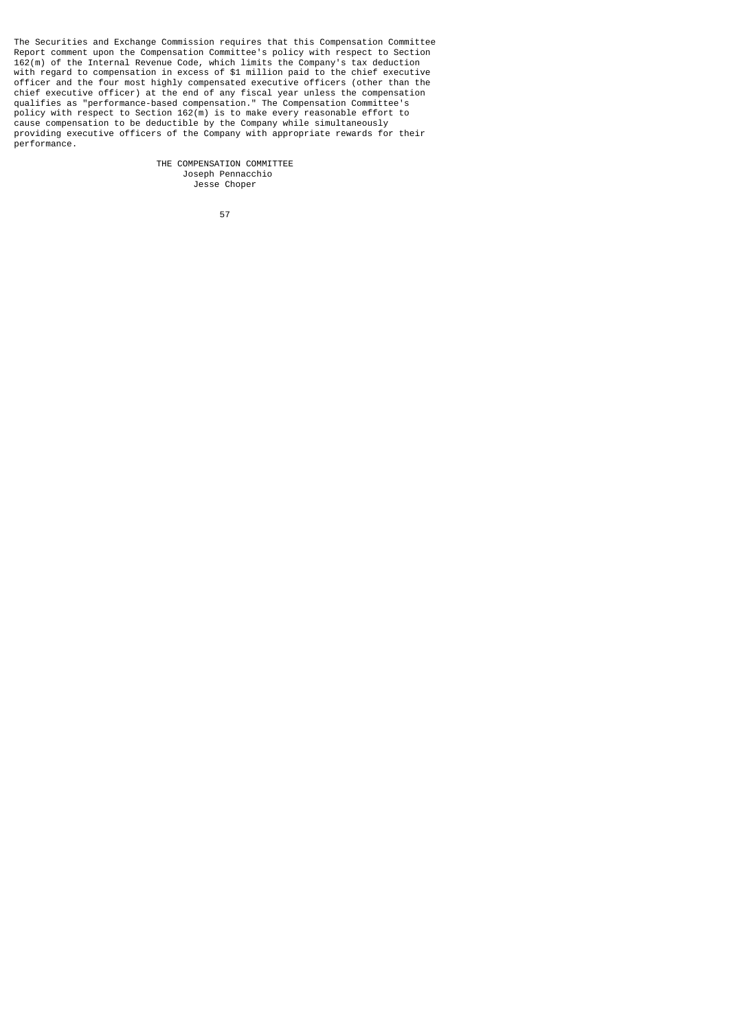The Securities and Exchange Commission requires that this Compensation Committee Report comment upon the Compensation Committee's policy with respect to Section 162(m) of the Internal Revenue Code, which limits the Company's tax deduction with regard to compensation in excess of $1 million paid to the chief executive officer and the four most highly compensated executive officers (other than the chief executive officer) at the end of any fiscal year unless the compensation qualifies as "performance-based compensation." The Compensation Committee's policy with respect to Section 162(m) is to make every reasonable effort to cause compensation to be deductible by the Company while simultaneously providing executive officers of the Company with appropriate rewards for their performance.

THE COMPENSATION COMMITTEE
Joseph Pennacchio
Jesse Choper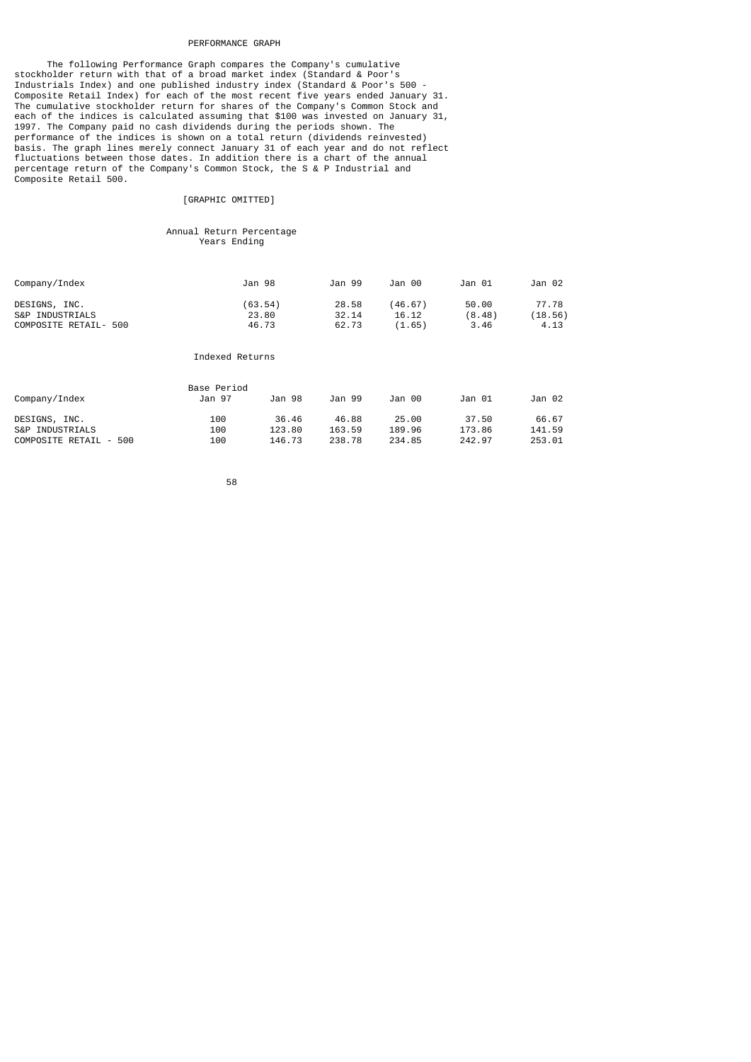## PERFORMANCE GRAPH

The following Performance Graph compares the Company's cumulative stockholder return with that of a broad market index (Standard & Poor's Industrials Index) and one published industry index (Standard & Poor's 500 - Composite Retail Index) for each of the most recent five years ended January 31. The cumulative stockholder return for shares of the Company's Common Stock and each of the indices is calculated assuming that $100 was invested on January 31, 1997. The Company paid no cash dividends during the periods shown. The performance of the indices is shown on a total return (dividends reinvested) basis. The graph lines merely connect January 31 of each year and do not reflect fluctuations between those dates. In addition there is a chart of the annual percentage return of the Company's Common Stock, the S & P Industrial and Composite Retail 500.

[GRAPHIC OMITTED]

Annual Return Percentage
Years Ending

| Company/Index | Jan 98 | Jan 99 | Jan 00 | Jan 01 | Jan 02 |
|---|---|---|---|---|---|
| DESIGNS, INC. | (63.54) | 28.58 | (46.67) | 50.00 | 77.78 |
| S&P INDUSTRIALS | 23.80 | 32.14 | 16.12 | (8.48) | (18.56) |
| COMPOSITE RETAIL- 500 | 46.73 | 62.73 | (1.65) | 3.46 | 4.13 |

Indexed Returns

| Company/Index | Base Period Jan 97 | Jan 98 | Jan 99 | Jan 00 | Jan 01 | Jan 02 |
|---|---|---|---|---|---|---|
| DESIGNS, INC. | 100 | 36.46 | 46.88 | 25.00 | 37.50 | 66.67 |
| S&P INDUSTRIALS | 100 | 123.80 | 163.59 | 189.96 | 173.86 | 141.59 |
| COMPOSITE RETAIL - 500 | 100 | 146.73 | 238.78 | 234.85 | 242.97 | 253.01 |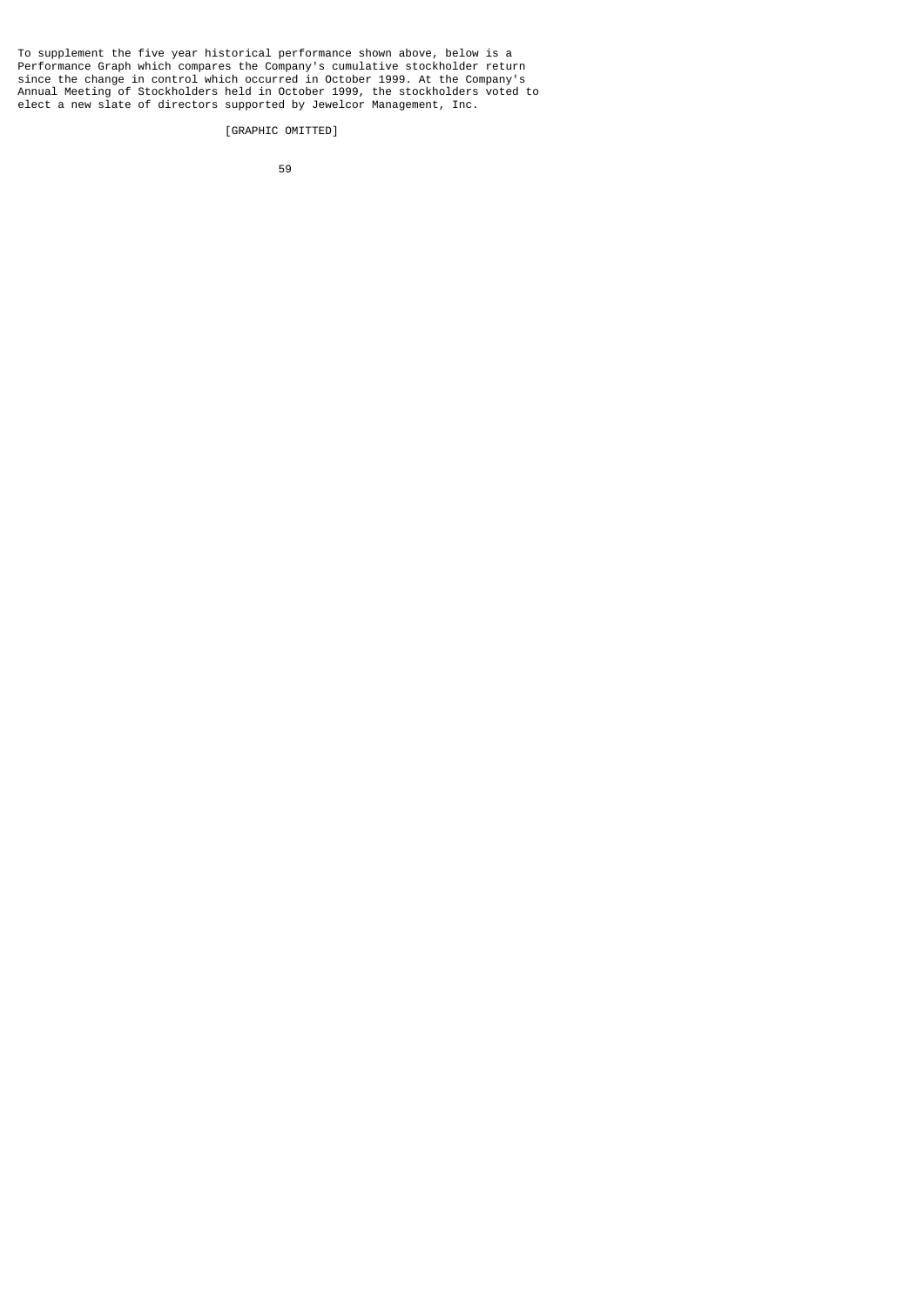To supplement the five year historical performance shown above, below is a Performance Graph which compares the Company's cumulative stockholder return since the change in control which occurred in October 1999. At the Company's Annual Meeting of Stockholders held in October 1999, the stockholders voted to elect a new slate of directors supported by Jewelcor Management, Inc.

[GRAPHIC OMITTED]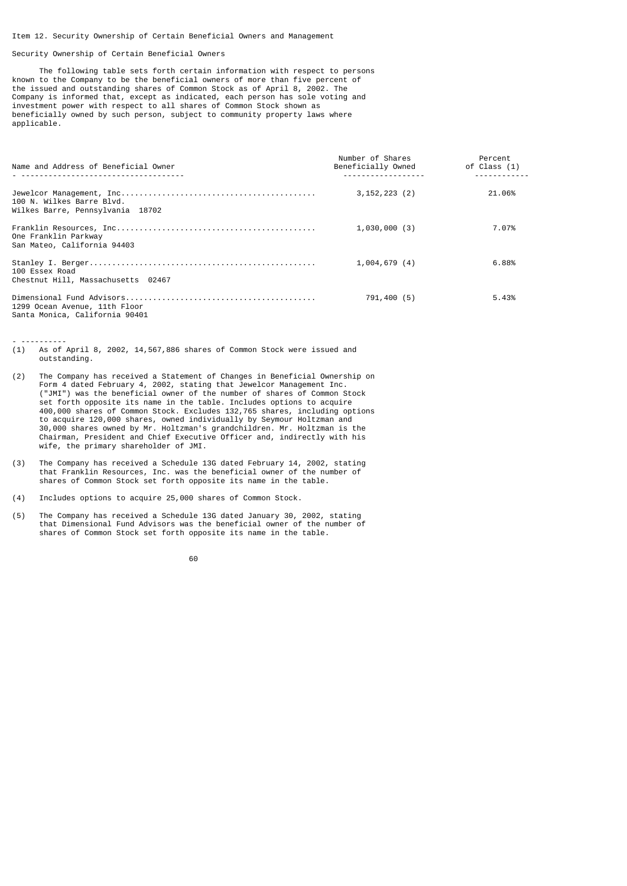Item 12. Security Ownership of Certain Beneficial Owners and Management

Security Ownership of Certain Beneficial Owners

The following table sets forth certain information with respect to persons known to the Company to be the beneficial owners of more than five percent of the issued and outstanding shares of Common Stock as of April 8, 2002. The Company is informed that, except as indicated, each person has sole voting and investment power with respect to all shares of Common Stock shown as beneficially owned by such person, subject to community property laws where applicable.

| Name and Address of Beneficial Owner | Number of Shares Beneficially Owned | Percent of Class (1) |
|---|---|---|
| Jewelcor Management, Inc. 100 N. Wilkes Barre Blvd. Wilkes Barre, Pennsylvania 18702 | 3,152,223 (2) | 21.06% |
| Franklin Resources, Inc. One Franklin Parkway San Mateo, California 94403 | 1,030,000 (3) | 7.07% |
| Stanley I. Berger 100 Essex Road Chestnut Hill, Massachusetts 02467 | 1,004,679 (4) | 6.88% |
| Dimensional Fund Advisors 1299 Ocean Avenue, 11th Floor Santa Monica, California 90401 | 791,400 (5) | 5.43% |

- ----------

(1) As of April 8, 2002, 14,567,886 shares of Common Stock were issued and outstanding.

(2) The Company has received a Statement of Changes in Beneficial Ownership on Form 4 dated February 4, 2002, stating that Jewelcor Management Inc. ("JMI") was the beneficial owner of the number of shares of Common Stock set forth opposite its name in the table. Includes options to acquire 400,000 shares of Common Stock. Excludes 132,765 shares, including options to acquire 120,000 shares, owned individually by Seymour Holtzman and 30,000 shares owned by Mr. Holtzman's grandchildren. Mr. Holtzman is the Chairman, President and Chief Executive Officer and, indirectly with his wife, the primary shareholder of JMI.

(3) The Company has received a Schedule 13G dated February 14, 2002, stating that Franklin Resources, Inc. was the beneficial owner of the number of shares of Common Stock set forth opposite its name in the table.

(4) Includes options to acquire 25,000 shares of Common Stock.

(5) The Company has received a Schedule 13G dated January 30, 2002, stating that Dimensional Fund Advisors was the beneficial owner of the number of shares of Common Stock set forth opposite its name in the table.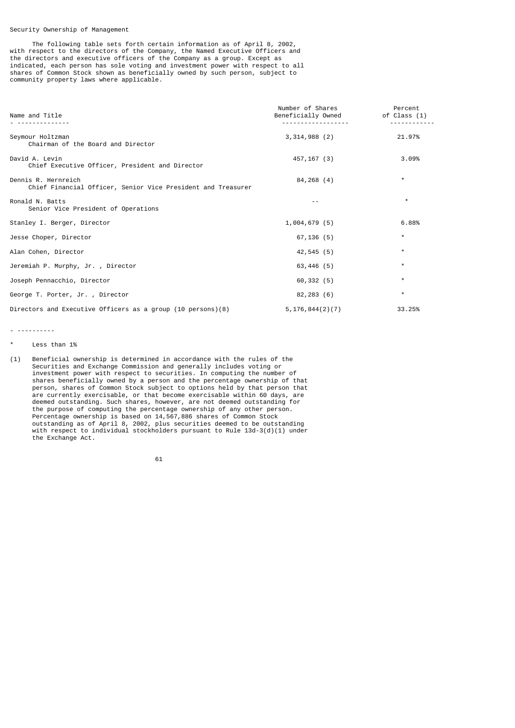Security Ownership of Management

The following table sets forth certain information as of April 8, 2002, with respect to the directors of the Company, the Named Executive Officers and the directors and executive officers of the Company as a group. Except as indicated, each person has sole voting and investment power with respect to all shares of Common Stock shown as beneficially owned by such person, subject to community property laws where applicable.

| Name and Title | Number of Shares Beneficially Owned | Percent of Class (1) |
|---|---|---|
| Seymour Holtzman<br>Chairman of the Board and Director | 3,314,988 (2) | 21.97% |
| David A. Levin<br>Chief Executive Officer, President and Director | 457,167 (3) | 3.09% |
| Dennis R. Hernreich<br>Chief Financial Officer, Senior Vice President and Treasurer | 84,268 (4) | * |
| Ronald N. Batts<br>Senior Vice President of Operations | -- | * |
| Stanley I. Berger, Director | 1,004,679 (5) | 6.88% |
| Jesse Choper, Director | 67,136 (5) | * |
| Alan Cohen, Director | 42,545 (5) | * |
| Jeremiah P. Murphy, Jr. , Director | 63,446 (5) | * |
| Joseph Pennacchio, Director | 60,332 (5) | * |
| George T. Porter, Jr. , Director | 82,283 (6) | * |
| Directors and Executive Officers as a group (10 persons)(8) | 5,176,844(2)(7) | 33.25% |

- ----------

\* Less than 1%

(1) Beneficial ownership is determined in accordance with the rules of the Securities and Exchange Commission and generally includes voting or investment power with respect to securities. In computing the number of shares beneficially owned by a person and the percentage ownership of that person, shares of Common Stock subject to options held by that person that are currently exercisable, or that become exercisable within 60 days, are deemed outstanding. Such shares, however, are not deemed outstanding for the purpose of computing the percentage ownership of any other person. Percentage ownership is based on 14,567,886 shares of Common Stock outstanding as of April 8, 2002, plus securities deemed to be outstanding with respect to individual stockholders pursuant to Rule 13d-3(d)(1) under the Exchange Act.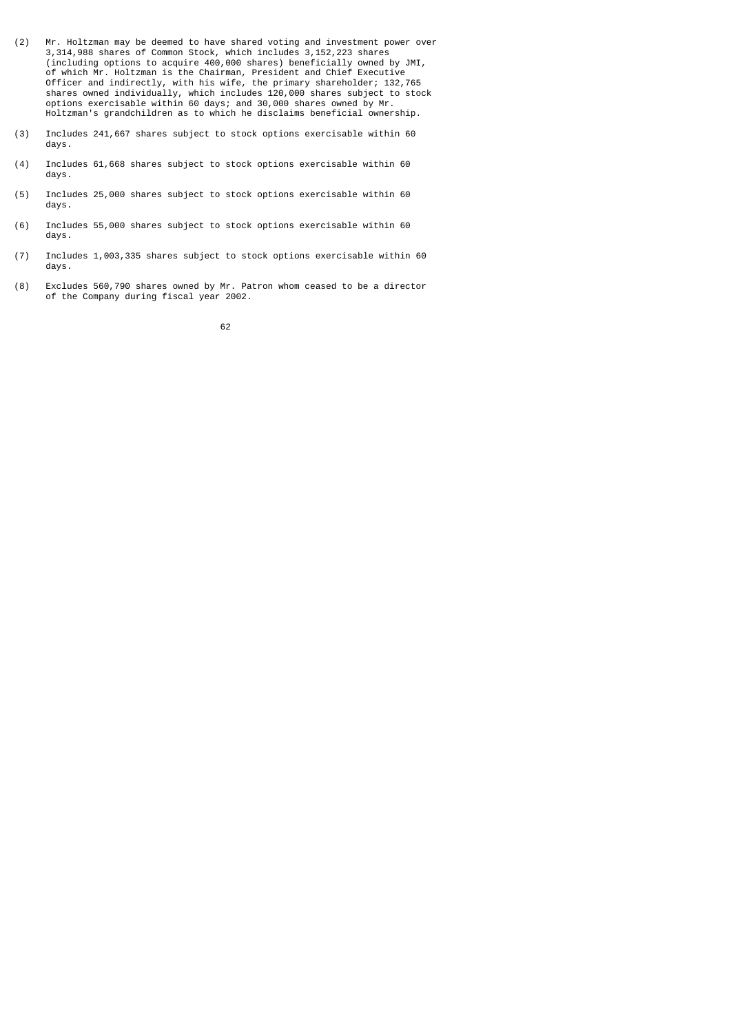(2) Mr. Holtzman may be deemed to have shared voting and investment power over 3,314,988 shares of Common Stock, which includes 3,152,223 shares (including options to acquire 400,000 shares) beneficially owned by JMI, of which Mr. Holtzman is the Chairman, President and Chief Executive Officer and indirectly, with his wife, the primary shareholder; 132,765 shares owned individually, which includes 120,000 shares subject to stock options exercisable within 60 days; and 30,000 shares owned by Mr. Holtzman's grandchildren as to which he disclaims beneficial ownership.

(3) Includes 241,667 shares subject to stock options exercisable within 60 days.

(4) Includes 61,668 shares subject to stock options exercisable within 60 days.

(5) Includes 25,000 shares subject to stock options exercisable within 60 days.

(6) Includes 55,000 shares subject to stock options exercisable within 60 days.

(7) Includes 1,003,335 shares subject to stock options exercisable within 60 days.

(8) Excludes 560,790 shares owned by Mr. Patron whom ceased to be a director of the Company during fiscal year 2002.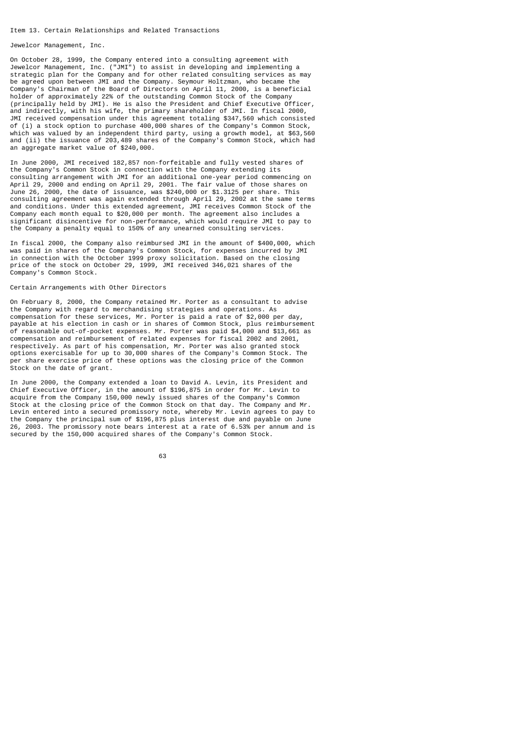## Item 13. Certain Relationships and Related Transactions

### Jewelcor Management, Inc.

On October 28, 1999, the Company entered into a consulting agreement with Jewelcor Management, Inc. ("JMI") to assist in developing and implementing a strategic plan for the Company and for other related consulting services as may be agreed upon between JMI and the Company. Seymour Holtzman, who became the Company's Chairman of the Board of Directors on April 11, 2000, is a beneficial holder of approximately 22% of the outstanding Common Stock of the Company (principally held by JMI). He is also the President and Chief Executive Officer, and indirectly, with his wife, the primary shareholder of JMI. In fiscal 2000, JMI received compensation under this agreement totaling $347,560 which consisted of (i) a stock option to purchase 400,000 shares of the Company's Common Stock, which was valued by an independent third party, using a growth model, at $63,560 and (ii) the issuance of 203,489 shares of the Company's Common Stock, which had an aggregate market value of $240,000.

In June 2000, JMI received 182,857 non-forfeitable and fully vested shares of the Company's Common Stock in connection with the Company extending its consulting arrangement with JMI for an additional one-year period commencing on April 29, 2000 and ending on April 29, 2001. The fair value of those shares on June 26, 2000, the date of issuance, was $240,000 or $1.3125 per share. This consulting agreement was again extended through April 29, 2002 at the same terms and conditions. Under this extended agreement, JMI receives Common Stock of the Company each month equal to $20,000 per month. The agreement also includes a significant disincentive for non-performance, which would require JMI to pay to the Company a penalty equal to 150% of any unearned consulting services.

In fiscal 2000, the Company also reimbursed JMI in the amount of $400,000, which was paid in shares of the Company's Common Stock, for expenses incurred by JMI in connection with the October 1999 proxy solicitation. Based on the closing price of the stock on October 29, 1999, JMI received 346,021 shares of the Company's Common Stock.

### Certain Arrangements with Other Directors

On February 8, 2000, the Company retained Mr. Porter as a consultant to advise the Company with regard to merchandising strategies and operations. As compensation for these services, Mr. Porter is paid a rate of $2,000 per day, payable at his election in cash or in shares of Common Stock, plus reimbursement of reasonable out-of-pocket expenses. Mr. Porter was paid $4,000 and $13,661 as compensation and reimbursement of related expenses for fiscal 2002 and 2001, respectively. As part of his compensation, Mr. Porter was also granted stock options exercisable for up to 30,000 shares of the Company's Common Stock. The per share exercise price of these options was the closing price of the Common Stock on the date of grant.

In June 2000, the Company extended a loan to David A. Levin, its President and Chief Executive Officer, in the amount of $196,875 in order for Mr. Levin to acquire from the Company 150,000 newly issued shares of the Company's Common Stock at the closing price of the Common Stock on that day. The Company and Mr. Levin entered into a secured promissory note, whereby Mr. Levin agrees to pay to the Company the principal sum of $196,875 plus interest due and payable on June 26, 2003. The promissory note bears interest at a rate of 6.53% per annum and is secured by the 150,000 acquired shares of the Company's Common Stock.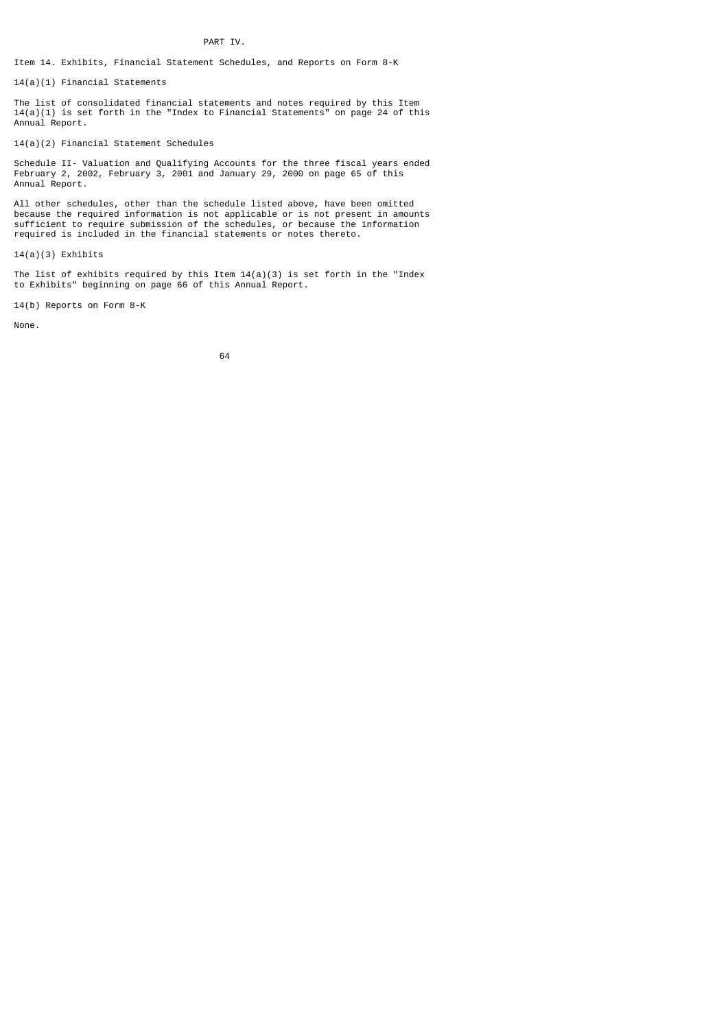# PART IV.

## Item 14. Exhibits, Financial Statement Schedules, and Reports on Form 8-K

### 14(a)(1) Financial Statements

The list of consolidated financial statements and notes required by this Item 14(a)(1) is set forth in the "Index to Financial Statements" on page 24 of this Annual Report.

### 14(a)(2) Financial Statement Schedules

Schedule II- Valuation and Qualifying Accounts for the three fiscal years ended February 2, 2002, February 3, 2001 and January 29, 2000 on page 65 of this Annual Report.

All other schedules, other than the schedule listed above, have been omitted because the required information is not applicable or is not present in amounts sufficient to require submission of the schedules, or because the information required is included in the financial statements or notes thereto.

### 14(a)(3) Exhibits

The list of exhibits required by this Item 14(a)(3) is set forth in the "Index to Exhibits" beginning on page 66 of this Annual Report.

### 14(b) Reports on Form 8-K

None.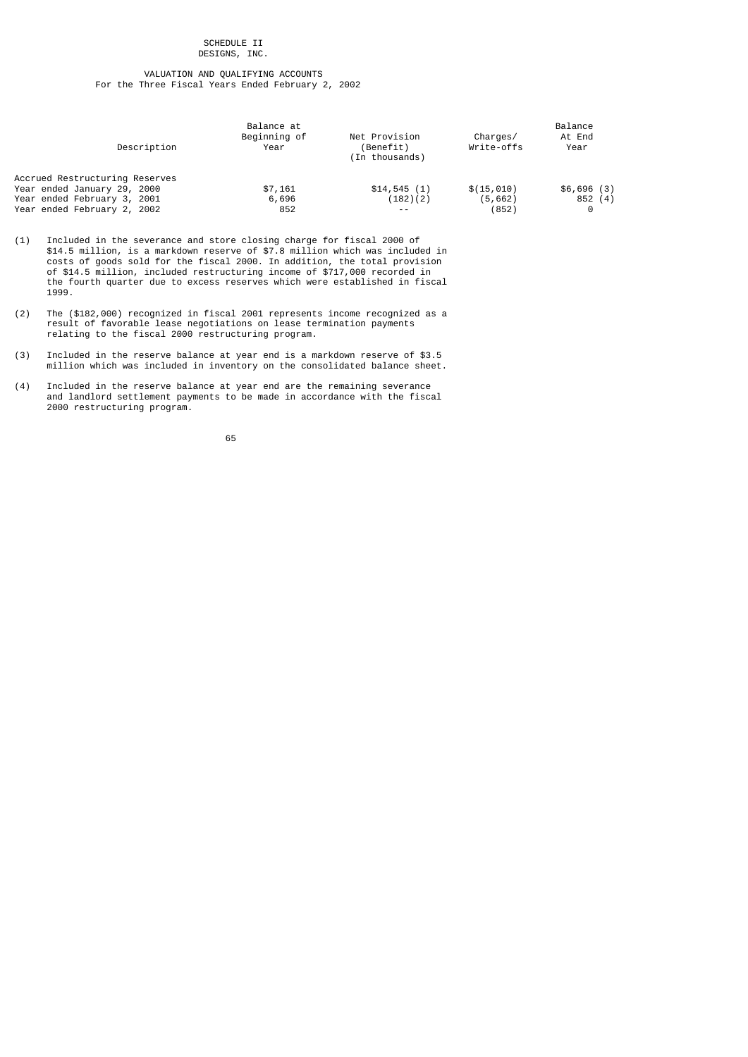SCHEDULE II

DESIGNS, INC.

VALUATION AND QUALIFYING ACCOUNTS

For the Three Fiscal Years Ended February 2, 2002

| Description | Balance at Beginning of Year | Net Provision (Benefit) (In thousands) | Charges/ Write-offs | Balance At End Year |
|---|---|---|---|---|
| Accrued Restructuring Reserves | | | | |
| Year ended January 29, 2000 | $7,161 | $14,545 (1) | $(15,010) | $6,696 (3) |
| Year ended February 3, 2001 | 6,696 | (182)(2) | (5,662) | 852 (4) |
| Year ended February 2, 2002 | 852 | -- | (852) | 0 |

(1) Included in the severance and store closing charge for fiscal 2000 of $14.5 million, is a markdown reserve of $7.8 million which was included in costs of goods sold for the fiscal 2000. In addition, the total provision of $14.5 million, included restructuring income of $717,000 recorded in the fourth quarter due to excess reserves which were established in fiscal 1999.

(2) The ($182,000) recognized in fiscal 2001 represents income recognized as a result of favorable lease negotiations on lease termination payments relating to the fiscal 2000 restructuring program.

(3) Included in the reserve balance at year end is a markdown reserve of $3.5 million which was included in inventory on the consolidated balance sheet.

(4) Included in the reserve balance at year end are the remaining severance and landlord settlement payments to be made in accordance with the fiscal 2000 restructuring program.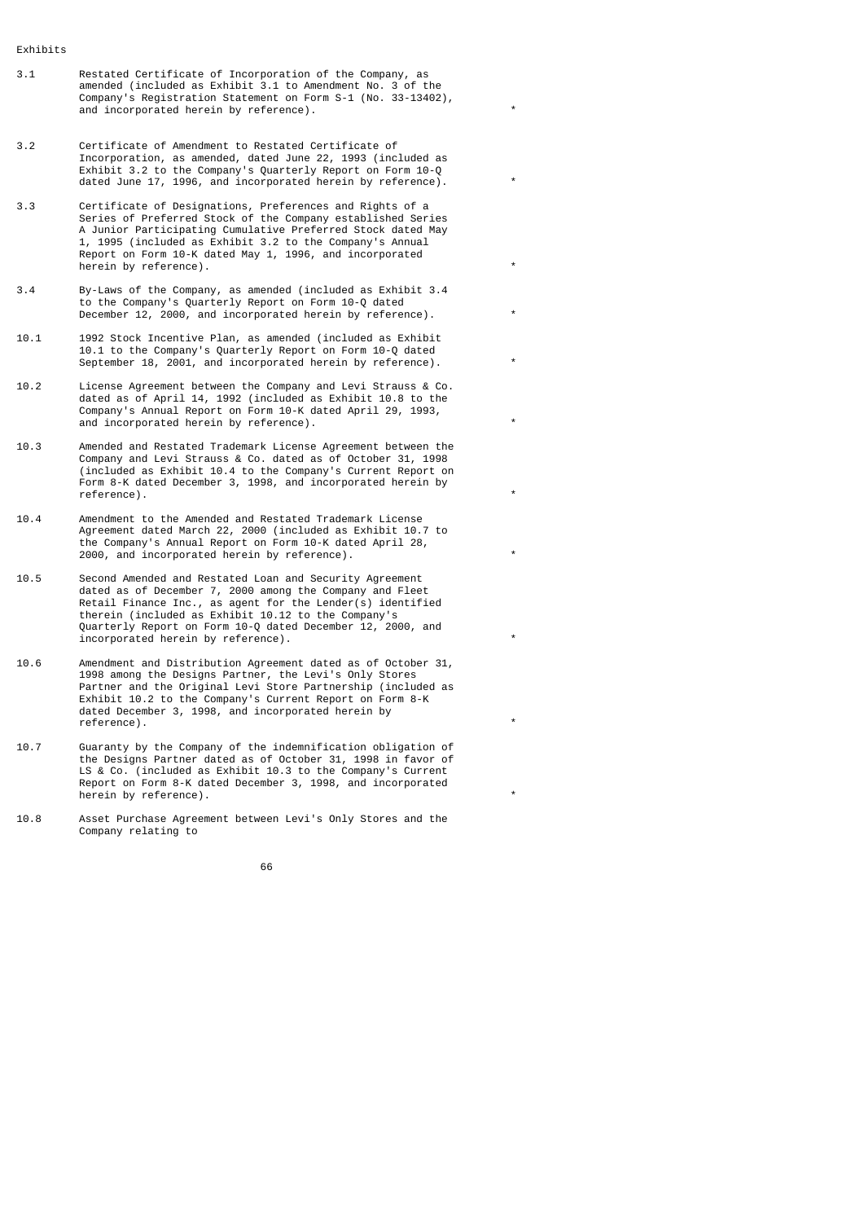Exhibits

| | | |
|---|---|---|
| 3.1 | Restated Certificate of Incorporation of the Company, as amended (included as Exhibit 3.1 to Amendment No. 3 of the Company's Registration Statement on Form S-1 (No. 33-13402), and incorporated herein by reference). | * |
| 3.2 | Certificate of Amendment to Restated Certificate of Incorporation, as amended, dated June 22, 1993 (included as Exhibit 3.2 to the Company's Quarterly Report on Form 10-Q dated June 17, 1996, and incorporated herein by reference). | * |
| 3.3 | Certificate of Designations, Preferences and Rights of a Series of Preferred Stock of the Company established Series A Junior Participating Cumulative Preferred Stock dated May 1, 1995 (included as Exhibit 3.2 to the Company's Annual Report on Form 10-K dated May 1, 1996, and incorporated herein by reference). | * |
| 3.4 | By-Laws of the Company, as amended (included as Exhibit 3.4 to the Company's Quarterly Report on Form 10-Q dated December 12, 2000, and incorporated herein by reference). | * |
| 10.1 | 1992 Stock Incentive Plan, as amended (included as Exhibit 10.1 to the Company's Quarterly Report on Form 10-Q dated September 18, 2001, and incorporated herein by reference). | * |
| 10.2 | License Agreement between the Company and Levi Strauss & Co. dated as of April 14, 1992 (included as Exhibit 10.8 to the Company's Annual Report on Form 10-K dated April 29, 1993, and incorporated herein by reference). | * |
| 10.3 | Amended and Restated Trademark License Agreement between the Company and Levi Strauss & Co. dated as of October 31, 1998 (included as Exhibit 10.4 to the Company's Current Report on Form 8-K dated December 3, 1998, and incorporated herein by reference). | * |
| 10.4 | Amendment to the Amended and Restated Trademark License Agreement dated March 22, 2000 (included as Exhibit 10.7 to the Company's Annual Report on Form 10-K dated April 28, 2000, and incorporated herein by reference). | * |
| 10.5 | Second Amended and Restated Loan and Security Agreement dated as of December 7, 2000 among the Company and Fleet Retail Finance Inc., as agent for the Lender(s) identified therein (included as Exhibit 10.12 to the Company's Quarterly Report on Form 10-Q dated December 12, 2000, and incorporated herein by reference). | * |
| 10.6 | Amendment and Distribution Agreement dated as of October 31, 1998 among the Designs Partner, the Levi's Only Stores Partner and the Original Levi Store Partnership (included as Exhibit 10.2 to the Company's Current Report on Form 8-K dated December 3, 1998, and incorporated herein by reference). | * |
| 10.7 | Guaranty by the Company of the indemnification obligation of the Designs Partner dated as of October 31, 1998 in favor of LS & Co. (included as Exhibit 10.3 to the Company's Current Report on Form 8-K dated December 3, 1998, and incorporated herein by reference). | * |
| 10.8 | Asset Purchase Agreement between Levi's Only Stores and the Company relating to | |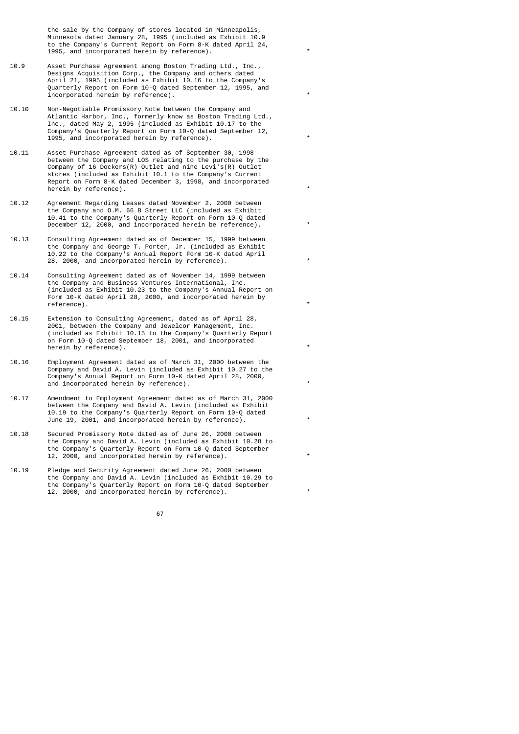|  |  |  |
|---|---|---|
|  | the sale by the Company of stores located in Minneapolis, Minnesota dated January 28, 1995 (included as Exhibit 10.9 to the Company's Current Report on Form 8-K dated April 24, 1995, and incorporated herein by reference). | * |
| 10.9 | Asset Purchase Agreement among Boston Trading Ltd., Inc., Designs Acquisition Corp., the Company and others dated April 21, 1995 (included as Exhibit 10.16 to the Company's Quarterly Report on Form 10-Q dated September 12, 1995, and incorporated herein by reference). | * |
| 10.10 | Non-Negotiable Promissory Note between the Company and Atlantic Harbor, Inc., formerly know as Boston Trading Ltd., Inc., dated May 2, 1995 (included as Exhibit 10.17 to the Company's Quarterly Report on Form 10-Q dated September 12, 1995, and incorporated herein by reference). | * |
| 10.11 | Asset Purchase Agreement dated as of September 30, 1998 between the Company and LOS relating to the purchase by the Company of 16 Dockers(R) Outlet and nine Levi's(R) Outlet stores (included as Exhibit 10.1 to the Company's Current Report on Form 8-K dated December 3, 1998, and incorporated herein by reference). | * |
| 10.12 | Agreement Regarding Leases dated November 2, 2000 between the Company and O.M. 66 B Street LLC (included as Exhibit 10.41 to the Company's Quarterly Report on Form 10-Q dated December 12, 2000, and incorporated herein be reference). | * |
| 10.13 | Consulting Agreement dated as of December 15, 1999 between the Company and George T. Porter, Jr. (included as Exhibit 10.22 to the Company's Annual Report Form 10-K dated April 28, 2000, and incorporated herein by reference). | * |
| 10.14 | Consulting Agreement dated as of November 14, 1999 between the Company and Business Ventures International, Inc. (included as Exhibit 10.23 to the Company's Annual Report on Form 10-K dated April 28, 2000, and incorporated herein by reference). | * |
| 10.15 | Extension to Consulting Agreement, dated as of April 28, 2001, between the Company and Jewelcor Management, Inc. (included as Exhibit 10.15 to the Company's Quarterly Report on Form 10-Q dated September 18, 2001, and incorporated herein by reference). | * |
| 10.16 | Employment Agreement dated as of March 31, 2000 between the Company and David A. Levin (included as Exhibit 10.27 to the Company's Annual Report on Form 10-K dated April 28, 2000, and incorporated herein by reference). | * |
| 10.17 | Amendment to Employment Agreement dated as of March 31, 2000 between the Company and David A. Levin (included as Exhibit 10.19 to the Company's Quarterly Report on Form 10-Q dated June 19, 2001, and incorporated herein by reference). | * |
| 10.18 | Secured Promissory Note dated as of June 26, 2000 between the Company and David A. Levin (included as Exhibit 10.28 to the Company's Quarterly Report on Form 10-Q dated September 12, 2000, and incorporated herein by reference). | * |
| 10.19 | Pledge and Security Agreement dated June 26, 2000 between the Company and David A. Levin (included as Exhibit 10.29 to the Company's Quarterly Report on Form 10-Q dated September 12, 2000, and incorporated herein by reference). | * |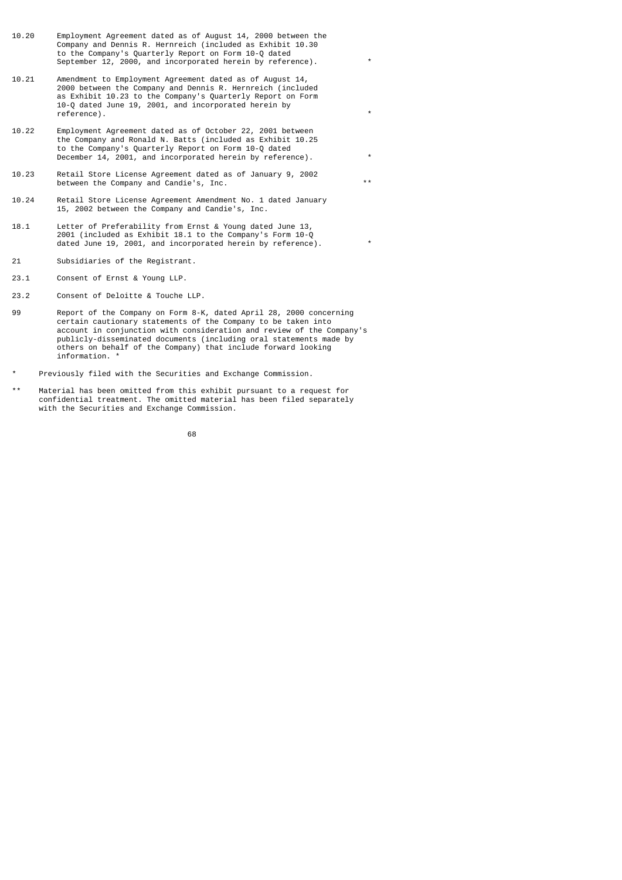| | | |
|---|---|---|
| 10.20 | Employment Agreement dated as of August 14, 2000 between the Company and Dennis R. Hernreich (included as Exhibit 10.30 to the Company's Quarterly Report on Form 10-Q dated September 12, 2000, and incorporated herein by reference). | * |
| 10.21 | Amendment to Employment Agreement dated as of August 14, 2000 between the Company and Dennis R. Hernreich (included as Exhibit 10.23 to the Company's Quarterly Report on Form 10-Q dated June 19, 2001, and incorporated herein by reference). | * |
| 10.22 | Employment Agreement dated as of October 22, 2001 between the Company and Ronald N. Batts (included as Exhibit 10.25 to the Company's Quarterly Report on Form 10-Q dated December 14, 2001, and incorporated herein by reference). | * |
| 10.23 | Retail Store License Agreement dated as of January 9, 2002 between the Company and Candie's, Inc. | ** |
| 10.24 | Retail Store License Agreement Amendment No. 1 dated January 15, 2002 between the Company and Candie's, Inc. | |
| 18.1 | Letter of Preferability from Ernst & Young dated June 13, 2001 (included as Exhibit 18.1 to the Company's Form 10-Q dated June 19, 2001, and incorporated herein by reference). | * |
| 21 | Subsidiaries of the Registrant. | |
| 23.1 | Consent of Ernst & Young LLP. | |
| 23.2 | Consent of Deloitte & Touche LLP. | |
| 99 | Report of the Company on Form 8-K, dated April 28, 2000 concerning certain cautionary statements of the Company to be taken into account in conjunction with consideration and review of the Company's publicly-disseminated documents (including oral statements made by others on behalf of the Company) that include forward looking information. * | |

\* Previously filed with the Securities and Exchange Commission.

** Material has been omitted from this exhibit pursuant to a request for confidential treatment. The omitted material has been filed separately with the Securities and Exchange Commission.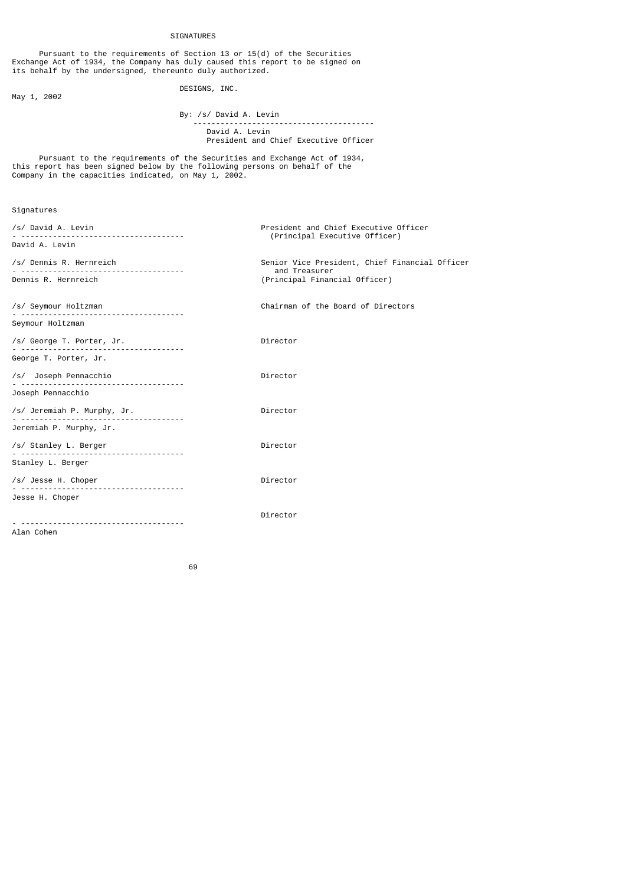# SIGNATURES

Pursuant to the requirements of Section 13 or 15(d) of the Securities Exchange Act of 1934, the Company has duly caused this report to be signed on its behalf by the undersigned, thereunto duly authorized.

DESIGNS, INC.

May 1, 2002

By: /s/ David A. Levin

David A. Levin
President and Chief Executive Officer

Pursuant to the requirements of the Securities and Exchange Act of 1934, this report has been signed below by the following persons on behalf of the Company in the capacities indicated, on May 1, 2002.

| Signatures | |
|---|---|
| /s/ David A. Levin<br>David A. Levin | President and Chief Executive Officer (Principal Executive Officer) |
| /s/ Dennis R. Hernreich<br>Dennis R. Hernreich | Senior Vice President, Chief Financial Officer and Treasurer (Principal Financial Officer) |
| /s/ Seymour Holtzman<br>Seymour Holtzman | Chairman of the Board of Directors |
| /s/ George T. Porter, Jr.<br>George T. Porter, Jr. | Director |
| /s/ Joseph Pennacchio<br>Joseph Pennacchio | Director |
| /s/ Jeremiah P. Murphy, Jr.<br>Jeremiah P. Murphy, Jr. | Director |
| /s/ Stanley L. Berger<br>Stanley L. Berger | Director |
| /s/ Jesse H. Choper<br>Jesse H. Choper | Director |
| Alan Cohen | Director |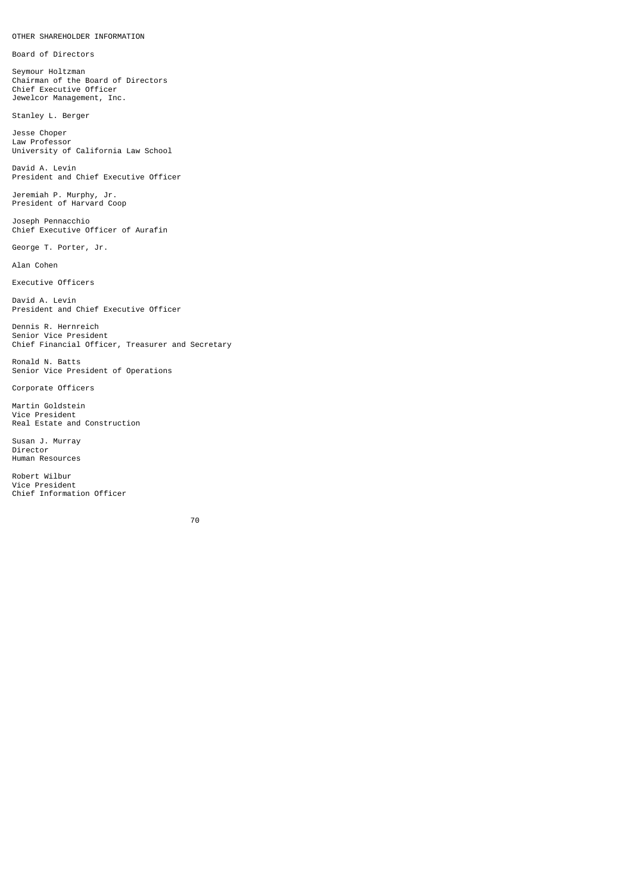## OTHER SHAREHOLDER INFORMATION

### Board of Directors

Seymour Holtzman
Chairman of the Board of Directors
Chief Executive Officer
Jewelcor Management, Inc.

Stanley L. Berger

Jesse Choper
Law Professor
University of California Law School

David A. Levin
President and Chief Executive Officer

Jeremiah P. Murphy, Jr.
President of Harvard Coop

Joseph Pennacchio
Chief Executive Officer of Aurafin

George T. Porter, Jr.

Alan Cohen

### Executive Officers

David A. Levin
President and Chief Executive Officer

Dennis R. Hernreich
Senior Vice President
Chief Financial Officer, Treasurer and Secretary

Ronald N. Batts
Senior Vice President of Operations

### Corporate Officers

Martin Goldstein
Vice President
Real Estate and Construction

Susan J. Murray
Director
Human Resources

Robert Wilbur
Vice President
Chief Information Officer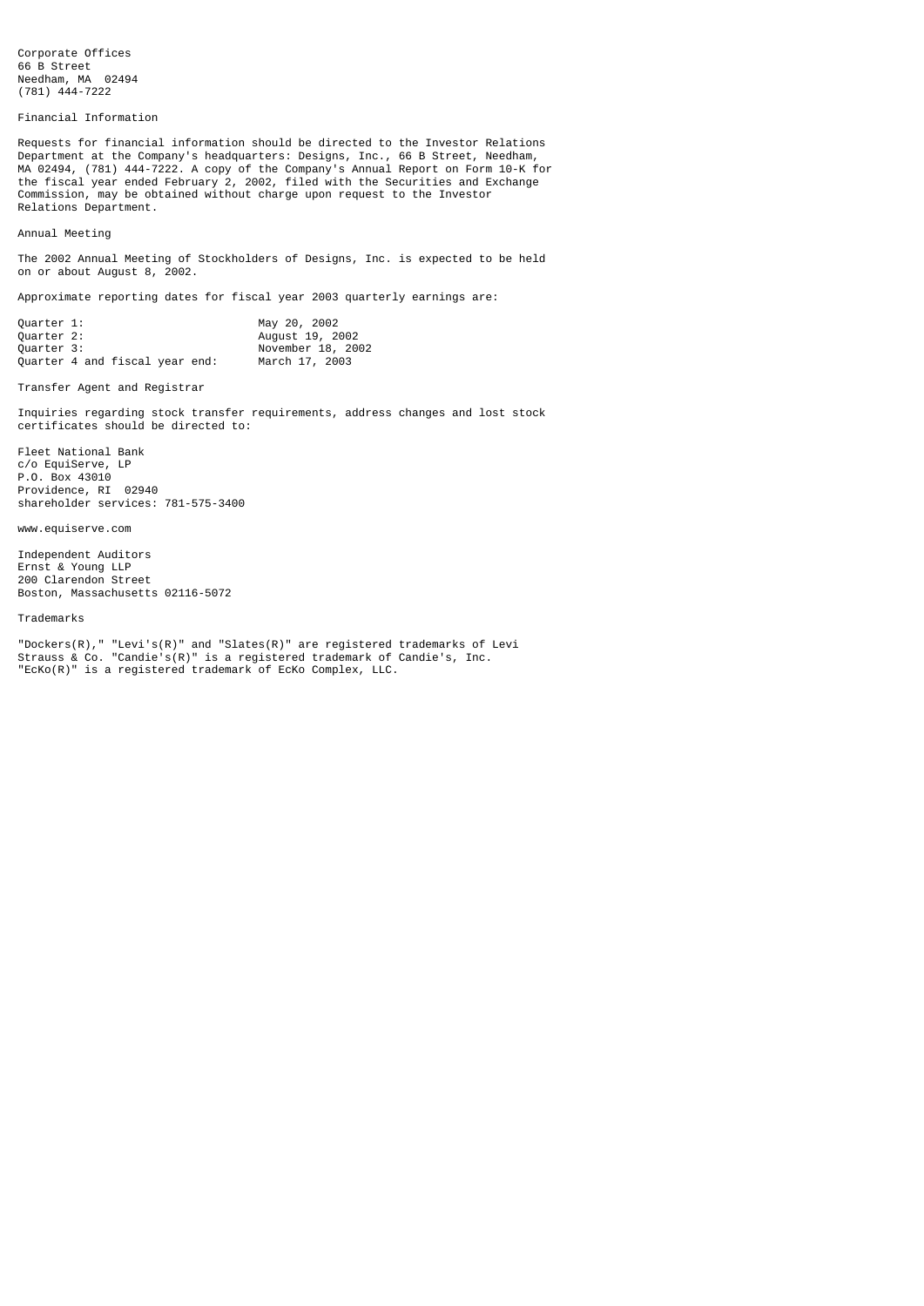Corporate Offices
66 B Street
Needham, MA 02494
(781) 444-7222

## Financial Information

Requests for financial information should be directed to the Investor Relations Department at the Company's headquarters: Designs, Inc., 66 B Street, Needham, MA 02494, (781) 444-7222. A copy of the Company's Annual Report on Form 10-K for the fiscal year ended February 2, 2002, filed with the Securities and Exchange Commission, may be obtained without charge upon request to the Investor Relations Department.

## Annual Meeting

The 2002 Annual Meeting of Stockholders of Designs, Inc. is expected to be held on or about August 8, 2002.

Approximate reporting dates for fiscal year 2003 quarterly earnings are:

| | |
|---|---|
| Quarter 1: | May 20, 2002 |
| Quarter 2: | August 19, 2002 |
| Quarter 3: | November 18, 2002 |
| Quarter 4 and fiscal year end: | March 17, 2003 |

## Transfer Agent and Registrar

Inquiries regarding stock transfer requirements, address changes and lost stock certificates should be directed to:

Fleet National Bank
c/o EquiServe, LP
P.O. Box 43010
Providence, RI 02940
shareholder services: 781-575-3400

www.equiserve.com

## Independent Auditors

Ernst & Young LLP
200 Clarendon Street
Boston, Massachusetts 02116-5072

## Trademarks

"Dockers(R)," "Levi's(R)" and "Slates(R)" are registered trademarks of Levi Strauss & Co. "Candie's(R)" is a registered trademark of Candie's, Inc. "EcKo(R)" is a registered trademark of EcKo Complex, LLC.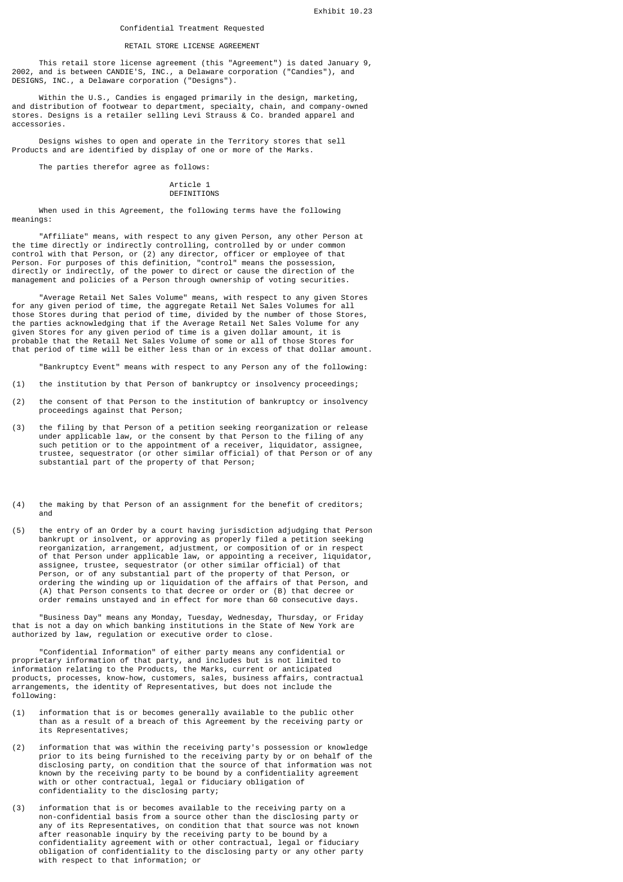Exhibit 10.23

Confidential Treatment Requested

# RETAIL STORE LICENSE AGREEMENT

This retail store license agreement (this "Agreement") is dated January 9, 2002, and is between CANDIE'S, INC., a Delaware corporation ("Candies"), and DESIGNS, INC., a Delaware corporation ("Designs").

Within the U.S., Candies is engaged primarily in the design, marketing, and distribution of footwear to department, specialty, chain, and company-owned stores. Designs is a retailer selling Levi Strauss & Co. branded apparel and accessories.

Designs wishes to open and operate in the Territory stores that sell Products and are identified by display of one or more of the Marks.

The parties therefor agree as follows:

## Article 1
## DEFINITIONS

When used in this Agreement, the following terms have the following meanings:

"Affiliate" means, with respect to any given Person, any other Person at the time directly or indirectly controlling, controlled by or under common control with that Person, or (2) any director, officer or employee of that Person. For purposes of this definition, "control" means the possession, directly or indirectly, of the power to direct or cause the direction of the management and policies of a Person through ownership of voting securities.

"Average Retail Net Sales Volume" means, with respect to any given Stores for any given period of time, the aggregate Retail Net Sales Volumes for all those Stores during that period of time, divided by the number of those Stores, the parties acknowledging that if the Average Retail Net Sales Volume for any given Stores for any given period of time is a given dollar amount, it is probable that the Retail Net Sales Volume of some or all of those Stores for that period of time will be either less than or in excess of that dollar amount.

"Bankruptcy Event" means with respect to any Person any of the following:

(1) the institution by that Person of bankruptcy or insolvency proceedings;

(2) the consent of that Person to the institution of bankruptcy or insolvency proceedings against that Person;

(3) the filing by that Person of a petition seeking reorganization or release under applicable law, or the consent by that Person to the filing of any such petition or to the appointment of a receiver, liquidator, assignee, trustee, sequestrator (or other similar official) of that Person or of any substantial part of the property of that Person;

(4) the making by that Person of an assignment for the benefit of creditors; and

(5) the entry of an Order by a court having jurisdiction adjudging that Person bankrupt or insolvent, or approving as properly filed a petition seeking reorganization, arrangement, adjustment, or composition of or in respect of that Person under applicable law, or appointing a receiver, liquidator, assignee, trustee, sequestrator (or other similar official) of that Person, or of any substantial part of the property of that Person, or ordering the winding up or liquidation of the affairs of that Person, and (A) that Person consents to that decree or order or (B) that decree or order remains unstayed and in effect for more than 60 consecutive days.

"Business Day" means any Monday, Tuesday, Wednesday, Thursday, or Friday that is not a day on which banking institutions in the State of New York are authorized by law, regulation or executive order to close.

"Confidential Information" of either party means any confidential or proprietary information of that party, and includes but is not limited to information relating to the Products, the Marks, current or anticipated products, processes, know-how, customers, sales, business affairs, contractual arrangements, the identity of Representatives, but does not include the following:

(1) information that is or becomes generally available to the public other than as a result of a breach of this Agreement by the receiving party or its Representatives;

(2) information that was within the receiving party's possession or knowledge prior to its being furnished to the receiving party by or on behalf of the disclosing party, on condition that the source of that information was not known by the receiving party to be bound by a confidentiality agreement with or other contractual, legal or fiduciary obligation of confidentiality to the disclosing party;

(3) information that is or becomes available to the receiving party on a non-confidential basis from a source other than the disclosing party or any of its Representatives, on condition that that source was not known after reasonable inquiry by the receiving party to be bound by a confidentiality agreement with or other contractual, legal or fiduciary obligation of confidentiality to the disclosing party or any other party with respect to that information; or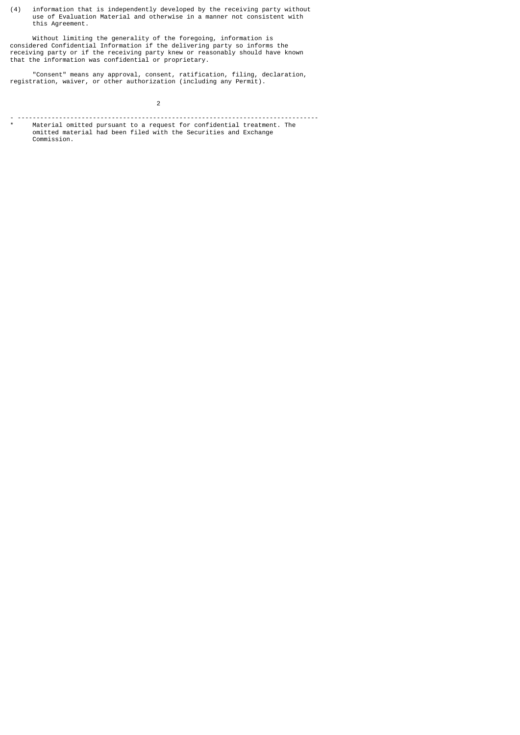(4) information that is independently developed by the receiving party without use of Evaluation Material and otherwise in a manner not consistent with this Agreement.

Without limiting the generality of the foregoing, information is considered Confidential Information if the delivering party so informs the receiving party or if the receiving party knew or reasonably should have known that the information was confidential or proprietary.

"Consent" means any approval, consent, ratification, filing, declaration, registration, waiver, or other authorization (including any Permit).

---

\* Material omitted pursuant to a request for confidential treatment. The omitted material had been filed with the Securities and Exchange Commission.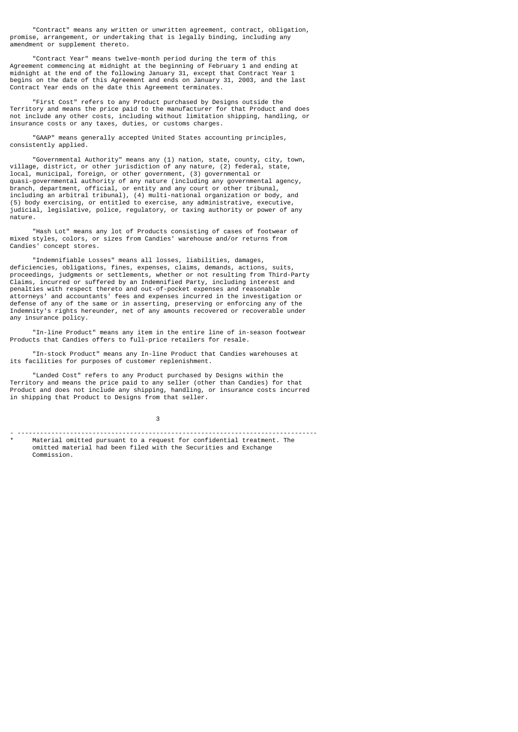"Contract" means any written or unwritten agreement, contract, obligation, promise, arrangement, or undertaking that is legally binding, including any amendment or supplement thereto.

"Contract Year" means twelve-month period during the term of this Agreement commencing at midnight at the beginning of February 1 and ending at midnight at the end of the following January 31, except that Contract Year 1 begins on the date of this Agreement and ends on January 31, 2003, and the last Contract Year ends on the date this Agreement terminates.

"First Cost" refers to any Product purchased by Designs outside the Territory and means the price paid to the manufacturer for that Product and does not include any other costs, including without limitation shipping, handling, or insurance costs or any taxes, duties, or customs charges.

"GAAP" means generally accepted United States accounting principles, consistently applied.

"Governmental Authority" means any (1) nation, state, county, city, town, village, district, or other jurisdiction of any nature, (2) federal, state, local, municipal, foreign, or other government, (3) governmental or quasi-governmental authority of any nature (including any governmental agency, branch, department, official, or entity and any court or other tribunal, including an arbitral tribunal), (4) multi-national organization or body, and (5) body exercising, or entitled to exercise, any administrative, executive, judicial, legislative, police, regulatory, or taxing authority or power of any nature.

"Hash Lot" means any lot of Products consisting of cases of footwear of mixed styles, colors, or sizes from Candies' warehouse and/or returns from Candies' concept stores.

"Indemnifiable Losses" means all losses, liabilities, damages, deficiencies, obligations, fines, expenses, claims, demands, actions, suits, proceedings, judgments or settlements, whether or not resulting from Third-Party Claims, incurred or suffered by an Indemnified Party, including interest and penalties with respect thereto and out-of-pocket expenses and reasonable attorneys' and accountants' fees and expenses incurred in the investigation or defense of any of the same or in asserting, preserving or enforcing any of the Indemnity's rights hereunder, net of any amounts recovered or recoverable under any insurance policy.

"In-line Product" means any item in the entire line of in-season footwear Products that Candies offers to full-price retailers for resale.

"In-stock Product" means any In-line Product that Candies warehouses at its facilities for purposes of customer replenishment.

"Landed Cost" refers to any Product purchased by Designs within the Territory and means the price paid to any seller (other than Candies) for that Product and does not include any shipping, handling, or insurance costs incurred in shipping that Product to Designs from that seller.

---

\* Material omitted pursuant to a request for confidential treatment. The omitted material had been filed with the Securities and Exchange Commission.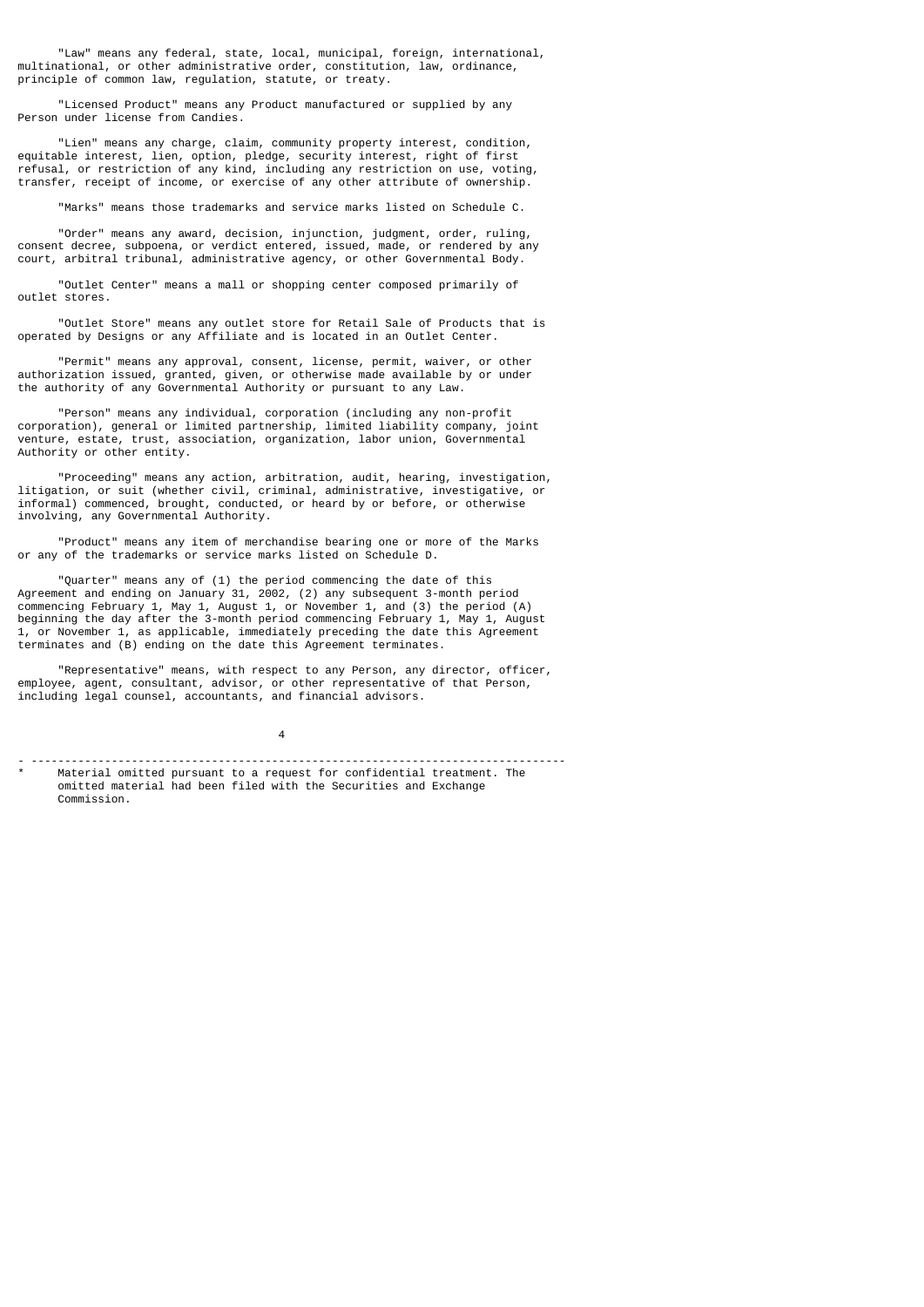"Law" means any federal, state, local, municipal, foreign, international, multinational, or other administrative order, constitution, law, ordinance, principle of common law, regulation, statute, or treaty.

"Licensed Product" means any Product manufactured or supplied by any Person under license from Candies.

"Lien" means any charge, claim, community property interest, condition, equitable interest, lien, option, pledge, security interest, right of first refusal, or restriction of any kind, including any restriction on use, voting, transfer, receipt of income, or exercise of any other attribute of ownership.

"Marks" means those trademarks and service marks listed on Schedule C.

"Order" means any award, decision, injunction, judgment, order, ruling, consent decree, subpoena, or verdict entered, issued, made, or rendered by any court, arbitral tribunal, administrative agency, or other Governmental Body.

"Outlet Center" means a mall or shopping center composed primarily of outlet stores.

"Outlet Store" means any outlet store for Retail Sale of Products that is operated by Designs or any Affiliate and is located in an Outlet Center.

"Permit" means any approval, consent, license, permit, waiver, or other authorization issued, granted, given, or otherwise made available by or under the authority of any Governmental Authority or pursuant to any Law.

"Person" means any individual, corporation (including any non-profit corporation), general or limited partnership, limited liability company, joint venture, estate, trust, association, organization, labor union, Governmental Authority or other entity.

"Proceeding" means any action, arbitration, audit, hearing, investigation, litigation, or suit (whether civil, criminal, administrative, investigative, or informal) commenced, brought, conducted, or heard by or before, or otherwise involving, any Governmental Authority.

"Product" means any item of merchandise bearing one or more of the Marks or any of the trademarks or service marks listed on Schedule D.

"Quarter" means any of (1) the period commencing the date of this Agreement and ending on January 31, 2002, (2) any subsequent 3-month period commencing February 1, May 1, August 1, or November 1, and (3) the period (A) beginning the day after the 3-month period commencing February 1, May 1, August 1, or November 1, as applicable, immediately preceding the date this Agreement terminates and (B) ending on the date this Agreement terminates.

"Representative" means, with respect to any Person, any director, officer, employee, agent, consultant, advisor, or other representative of that Person, including legal counsel, accountants, and financial advisors.

---

\* Material omitted pursuant to a request for confidential treatment. The omitted material had been filed with the Securities and Exchange Commission.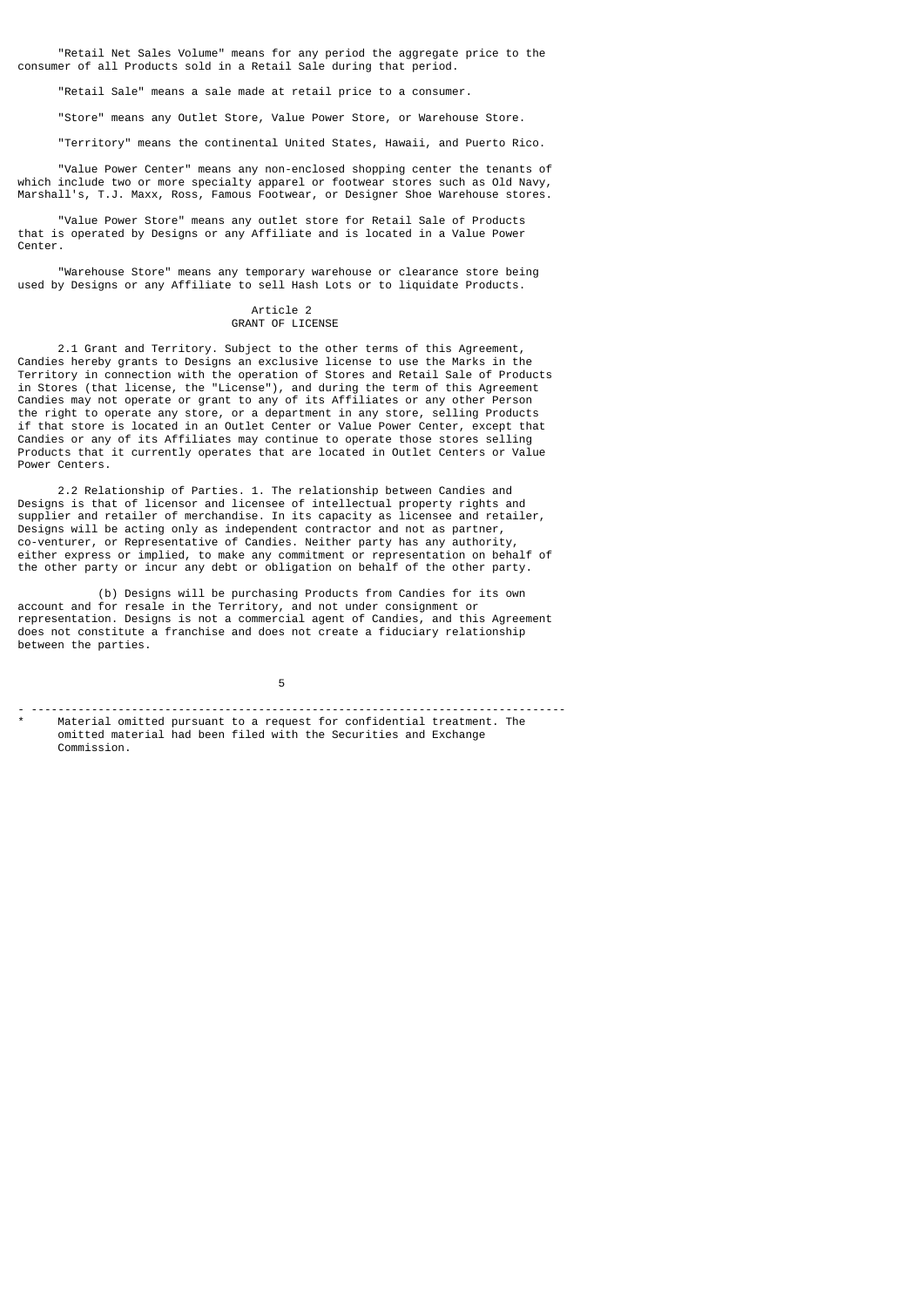"Retail Net Sales Volume" means for any period the aggregate price to the consumer of all Products sold in a Retail Sale during that period.

"Retail Sale" means a sale made at retail price to a consumer.

"Store" means any Outlet Store, Value Power Store, or Warehouse Store.

"Territory" means the continental United States, Hawaii, and Puerto Rico.

"Value Power Center" means any non-enclosed shopping center the tenants of which include two or more specialty apparel or footwear stores such as Old Navy, Marshall's, T.J. Maxx, Ross, Famous Footwear, or Designer Shoe Warehouse stores.

"Value Power Store" means any outlet store for Retail Sale of Products that is operated by Designs or any Affiliate and is located in a Value Power Center.

"Warehouse Store" means any temporary warehouse or clearance store being used by Designs or any Affiliate to sell Hash Lots or to liquidate Products.

## Article 2
## GRANT OF LICENSE

2.1 Grant and Territory. Subject to the other terms of this Agreement, Candies hereby grants to Designs an exclusive license to use the Marks in the Territory in connection with the operation of Stores and Retail Sale of Products in Stores (that license, the "License"), and during the term of this Agreement Candies may not operate or grant to any of its Affiliates or any other Person the right to operate any store, or a department in any store, selling Products if that store is located in an Outlet Center or Value Power Center, except that Candies or any of its Affiliates may continue to operate those stores selling Products that it currently operates that are located in Outlet Centers or Value Power Centers.

2.2 Relationship of Parties. 1. The relationship between Candies and Designs is that of licensor and licensee of intellectual property rights and supplier and retailer of merchandise. In its capacity as licensee and retailer, Designs will be acting only as independent contractor and not as partner, co-venturer, or Representative of Candies. Neither party has any authority, either express or implied, to make any commitment or representation on behalf of the other party or incur any debt or obligation on behalf of the other party.

(b) Designs will be purchasing Products from Candies for its own account and for resale in the Territory, and not under consignment or representation. Designs is not a commercial agent of Candies, and this Agreement does not constitute a franchise and does not create a fiduciary relationship between the parties.

---

* Material omitted pursuant to a request for confidential treatment. The omitted material had been filed with the Securities and Exchange Commission.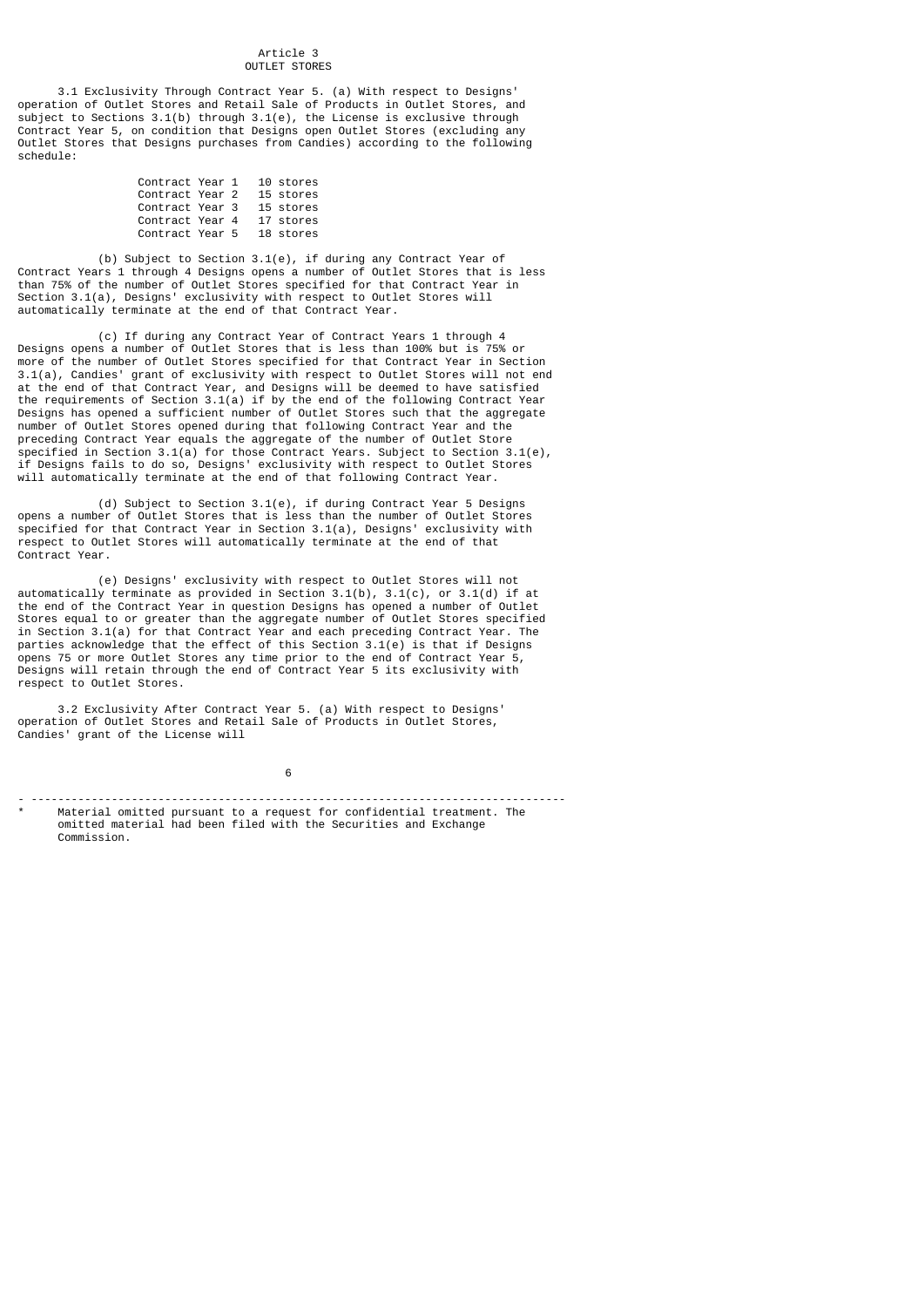## Article 3
## OUTLET STORES

3.1 Exclusivity Through Contract Year 5. (a) With respect to Designs' operation of Outlet Stores and Retail Sale of Products in Outlet Stores, and subject to Sections 3.1(b) through 3.1(e), the License is exclusive through Contract Year 5, on condition that Designs open Outlet Stores (excluding any Outlet Stores that Designs purchases from Candies) according to the following schedule:

| | |
|---|---|
| Contract Year 1 | 10 stores |
| Contract Year 2 | 15 stores |
| Contract Year 3 | 15 stores |
| Contract Year 4 | 17 stores |
| Contract Year 5 | 18 stores |

(b) Subject to Section 3.1(e), if during any Contract Year of Contract Years 1 through 4 Designs opens a number of Outlet Stores that is less than 75% of the number of Outlet Stores specified for that Contract Year in Section 3.1(a), Designs' exclusivity with respect to Outlet Stores will automatically terminate at the end of that Contract Year.

(c) If during any Contract Year of Contract Years 1 through 4 Designs opens a number of Outlet Stores that is less than 100% but is 75% or more of the number of Outlet Stores specified for that Contract Year in Section 3.1(a), Candies' grant of exclusivity with respect to Outlet Stores will not end at the end of that Contract Year, and Designs will be deemed to have satisfied the requirements of Section 3.1(a) if by the end of the following Contract Year Designs has opened a sufficient number of Outlet Stores such that the aggregate number of Outlet Stores opened during that following Contract Year and the preceding Contract Year equals the aggregate of the number of Outlet Store specified in Section 3.1(a) for those Contract Years. Subject to Section 3.1(e), if Designs fails to do so, Designs' exclusivity with respect to Outlet Stores will automatically terminate at the end of that following Contract Year.

(d) Subject to Section 3.1(e), if during Contract Year 5 Designs opens a number of Outlet Stores that is less than the number of Outlet Stores specified for that Contract Year in Section 3.1(a), Designs' exclusivity with respect to Outlet Stores will automatically terminate at the end of that Contract Year.

(e) Designs' exclusivity with respect to Outlet Stores will not automatically terminate as provided in Section 3.1(b), 3.1(c), or 3.1(d) if at the end of the Contract Year in question Designs has opened a number of Outlet Stores equal to or greater than the aggregate number of Outlet Stores specified in Section 3.1(a) for that Contract Year and each preceding Contract Year. The parties acknowledge that the effect of this Section 3.1(e) is that if Designs opens 75 or more Outlet Stores any time prior to the end of Contract Year 5, Designs will retain through the end of Contract Year 5 its exclusivity with respect to Outlet Stores.

3.2 Exclusivity After Contract Year 5. (a) With respect to Designs' operation of Outlet Stores and Retail Sale of Products in Outlet Stores, Candies' grant of the License will

---

* Material omitted pursuant to a request for confidential treatment. The omitted material had been filed with the Securities and Exchange Commission.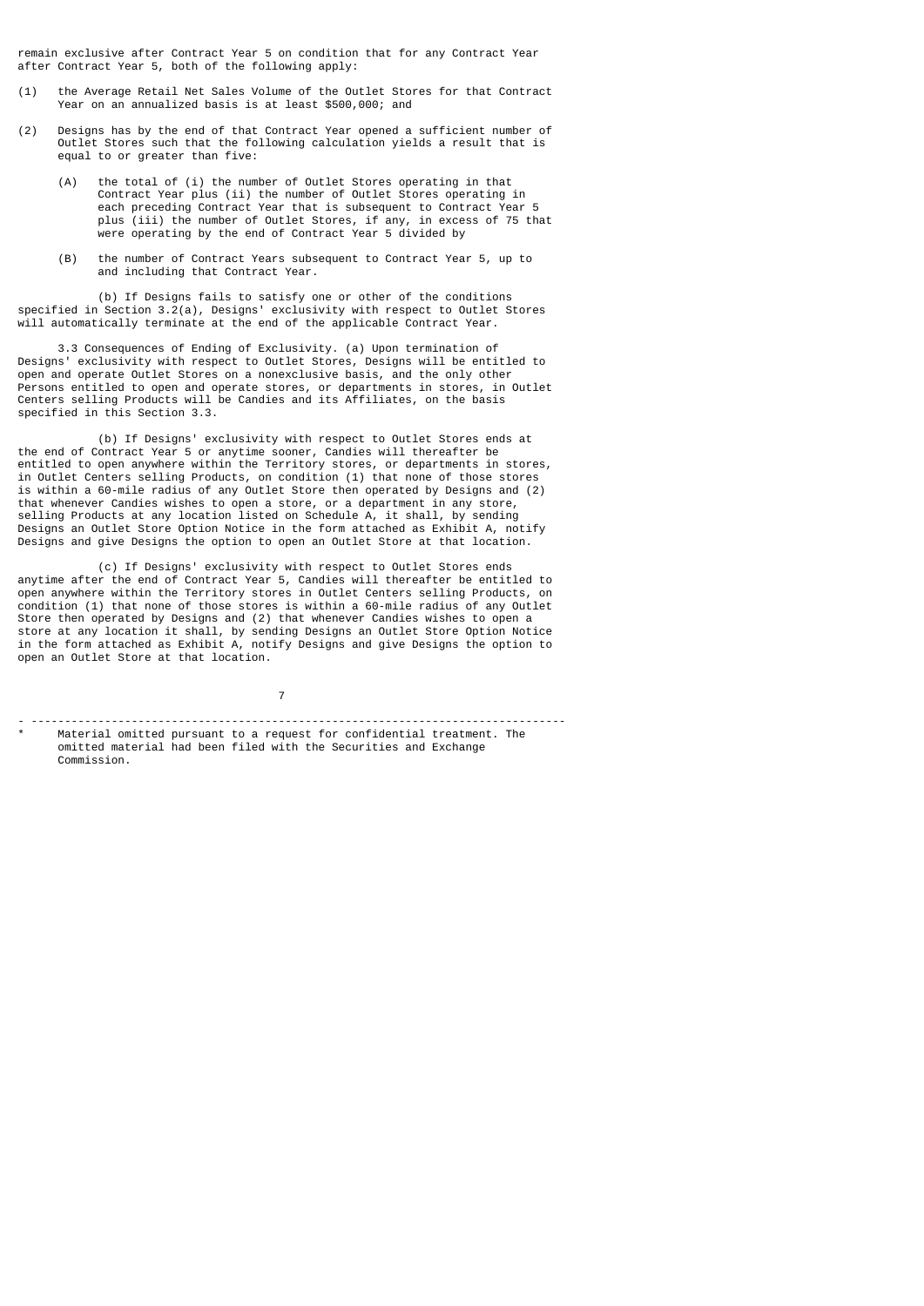remain exclusive after Contract Year 5 on condition that for any Contract Year after Contract Year 5, both of the following apply:

(1) the Average Retail Net Sales Volume of the Outlet Stores for that Contract Year on an annualized basis is at least $500,000; and

(2) Designs has by the end of that Contract Year opened a sufficient number of Outlet Stores such that the following calculation yields a result that is equal to or greater than five:

   (A) the total of (i) the number of Outlet Stores operating in that Contract Year plus (ii) the number of Outlet Stores operating in each preceding Contract Year that is subsequent to Contract Year 5 plus (iii) the number of Outlet Stores, if any, in excess of 75 that were operating by the end of Contract Year 5 divided by

   (B) the number of Contract Years subsequent to Contract Year 5, up to and including that Contract Year.

(b) If Designs fails to satisfy one or other of the conditions specified in Section 3.2(a), Designs' exclusivity with respect to Outlet Stores will automatically terminate at the end of the applicable Contract Year.

3.3 Consequences of Ending of Exclusivity. (a) Upon termination of Designs' exclusivity with respect to Outlet Stores, Designs will be entitled to open and operate Outlet Stores on a nonexclusive basis, and the only other Persons entitled to open and operate stores, or departments in stores, in Outlet Centers selling Products will be Candies and its Affiliates, on the basis specified in this Section 3.3.

(b) If Designs' exclusivity with respect to Outlet Stores ends at the end of Contract Year 5 or anytime sooner, Candies will thereafter be entitled to open anywhere within the Territory stores, or departments in stores, in Outlet Centers selling Products, on condition (1) that none of those stores is within a 60-mile radius of any Outlet Store then operated by Designs and (2) that whenever Candies wishes to open a store, or a department in any store, selling Products at any location listed on Schedule A, it shall, by sending Designs an Outlet Store Option Notice in the form attached as Exhibit A, notify Designs and give Designs the option to open an Outlet Store at that location.

(c) If Designs' exclusivity with respect to Outlet Stores ends anytime after the end of Contract Year 5, Candies will thereafter be entitled to open anywhere within the Territory stores in Outlet Centers selling Products, on condition (1) that none of those stores is within a 60-mile radius of any Outlet Store then operated by Designs and (2) that whenever Candies wishes to open a store at any location it shall, by sending Designs an Outlet Store Option Notice in the form attached as Exhibit A, notify Designs and give Designs the option to open an Outlet Store at that location.

---

* Material omitted pursuant to a request for confidential treatment. The omitted material had been filed with the Securities and Exchange Commission.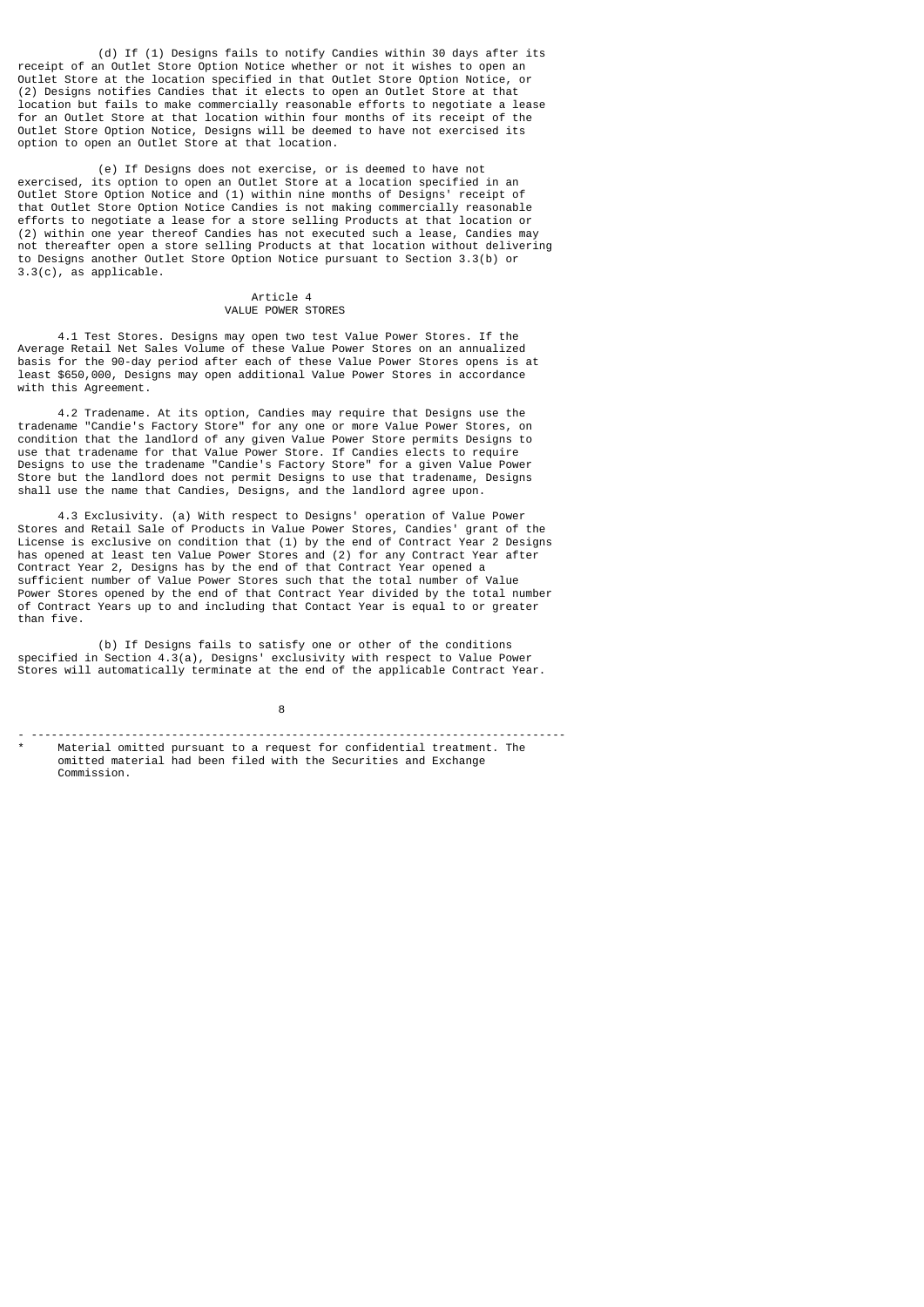(d) If (1) Designs fails to notify Candies within 30 days after its receipt of an Outlet Store Option Notice whether or not it wishes to open an Outlet Store at the location specified in that Outlet Store Option Notice, or (2) Designs notifies Candies that it elects to open an Outlet Store at that location but fails to make commercially reasonable efforts to negotiate a lease for an Outlet Store at that location within four months of its receipt of the Outlet Store Option Notice, Designs will be deemed to have not exercised its option to open an Outlet Store at that location.

(e) If Designs does not exercise, or is deemed to have not exercised, its option to open an Outlet Store at a location specified in an Outlet Store Option Notice and (1) within nine months of Designs' receipt of that Outlet Store Option Notice Candies is not making commercially reasonable efforts to negotiate a lease for a store selling Products at that location or (2) within one year thereof Candies has not executed such a lease, Candies may not thereafter open a store selling Products at that location without delivering to Designs another Outlet Store Option Notice pursuant to Section 3.3(b) or 3.3(c), as applicable.

## Article 4
## VALUE POWER STORES

4.1 Test Stores. Designs may open two test Value Power Stores. If the Average Retail Net Sales Volume of these Value Power Stores on an annualized basis for the 90-day period after each of these Value Power Stores opens is at least $650,000, Designs may open additional Value Power Stores in accordance with this Agreement.

4.2 Tradename. At its option, Candies may require that Designs use the tradename "Candie's Factory Store" for any one or more Value Power Stores, on condition that the landlord of any given Value Power Store permits Designs to use that tradename for that Value Power Store. If Candies elects to require Designs to use the tradename "Candie's Factory Store" for a given Value Power Store but the landlord does not permit Designs to use that tradename, Designs shall use the name that Candies, Designs, and the landlord agree upon.

4.3 Exclusivity. (a) With respect to Designs' operation of Value Power Stores and Retail Sale of Products in Value Power Stores, Candies' grant of the License is exclusive on condition that (1) by the end of Contract Year 2 Designs has opened at least ten Value Power Stores and (2) for any Contract Year after Contract Year 2, Designs has by the end of that Contract Year opened a sufficient number of Value Power Stores such that the total number of Value Power Stores opened by the end of that Contract Year divided by the total number of Contract Years up to and including that Contact Year is equal to or greater than five.

(b) If Designs fails to satisfy one or other of the conditions specified in Section 4.3(a), Designs' exclusivity with respect to Value Power Stores will automatically terminate at the end of the applicable Contract Year.

---

\* Material omitted pursuant to a request for confidential treatment. The omitted material had been filed with the Securities and Exchange Commission.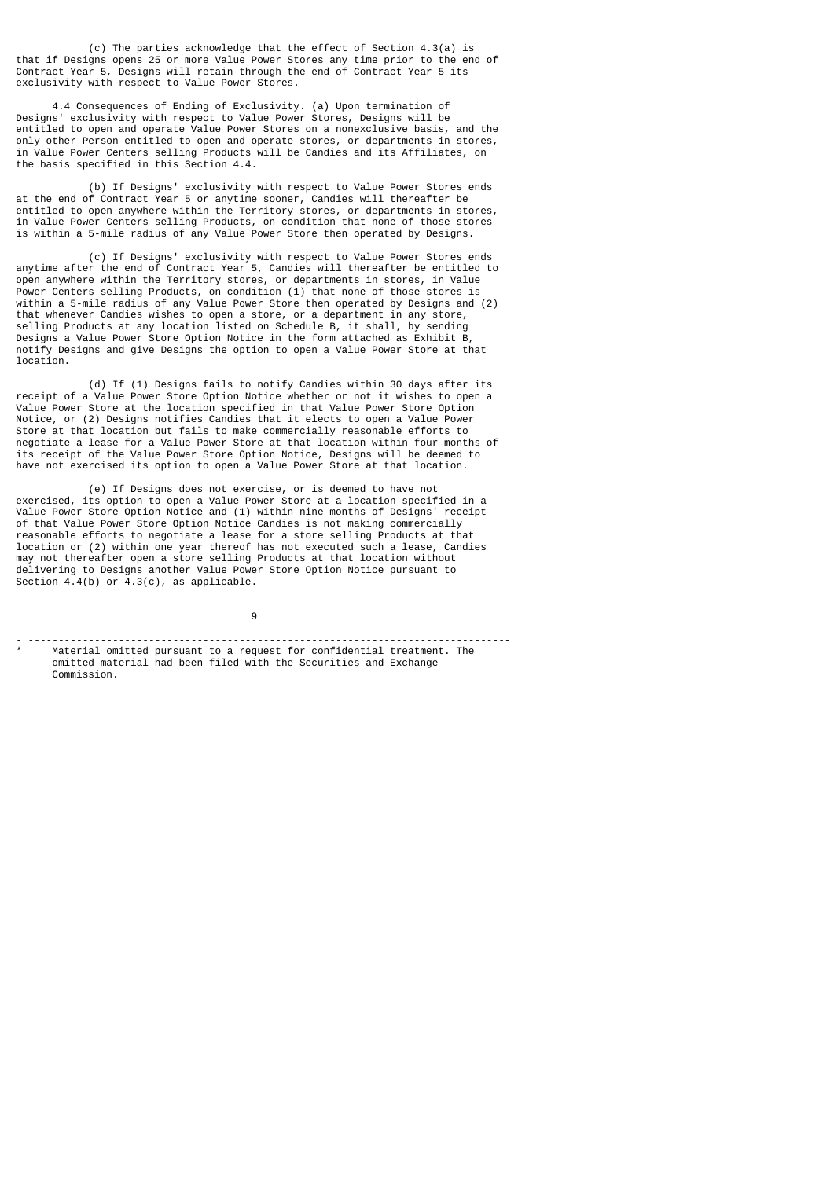(c) The parties acknowledge that the effect of Section 4.3(a) is that if Designs opens 25 or more Value Power Stores any time prior to the end of Contract Year 5, Designs will retain through the end of Contract Year 5 its exclusivity with respect to Value Power Stores.

4.4 Consequences of Ending of Exclusivity. (a) Upon termination of Designs' exclusivity with respect to Value Power Stores, Designs will be entitled to open and operate Value Power Stores on a nonexclusive basis, and the only other Person entitled to open and operate stores, or departments in stores, in Value Power Centers selling Products will be Candies and its Affiliates, on the basis specified in this Section 4.4.

(b) If Designs' exclusivity with respect to Value Power Stores ends at the end of Contract Year 5 or anytime sooner, Candies will thereafter be entitled to open anywhere within the Territory stores, or departments in stores, in Value Power Centers selling Products, on condition that none of those stores is within a 5-mile radius of any Value Power Store then operated by Designs.

(c) If Designs' exclusivity with respect to Value Power Stores ends anytime after the end of Contract Year 5, Candies will thereafter be entitled to open anywhere within the Territory stores, or departments in stores, in Value Power Centers selling Products, on condition (1) that none of those stores is within a 5-mile radius of any Value Power Store then operated by Designs and (2) that whenever Candies wishes to open a store, or a department in any store, selling Products at any location listed on Schedule B, it shall, by sending Designs a Value Power Store Option Notice in the form attached as Exhibit B, notify Designs and give Designs the option to open a Value Power Store at that location.

(d) If (1) Designs fails to notify Candies within 30 days after its receipt of a Value Power Store Option Notice whether or not it wishes to open a Value Power Store at the location specified in that Value Power Store Option Notice, or (2) Designs notifies Candies that it elects to open a Value Power Store at that location but fails to make commercially reasonable efforts to negotiate a lease for a Value Power Store at that location within four months of its receipt of the Value Power Store Option Notice, Designs will be deemed to have not exercised its option to open a Value Power Store at that location.

(e) If Designs does not exercise, or is deemed to have not exercised, its option to open a Value Power Store at a location specified in a Value Power Store Option Notice and (1) within nine months of Designs' receipt of that Value Power Store Option Notice Candies is not making commercially reasonable efforts to negotiate a lease for a store selling Products at that location or (2) within one year thereof has not executed such a lease, Candies may not thereafter open a store selling Products at that location without delivering to Designs another Value Power Store Option Notice pursuant to Section 4.4(b) or 4.3(c), as applicable.

---

\* Material omitted pursuant to a request for confidential treatment. The omitted material had been filed with the Securities and Exchange Commission.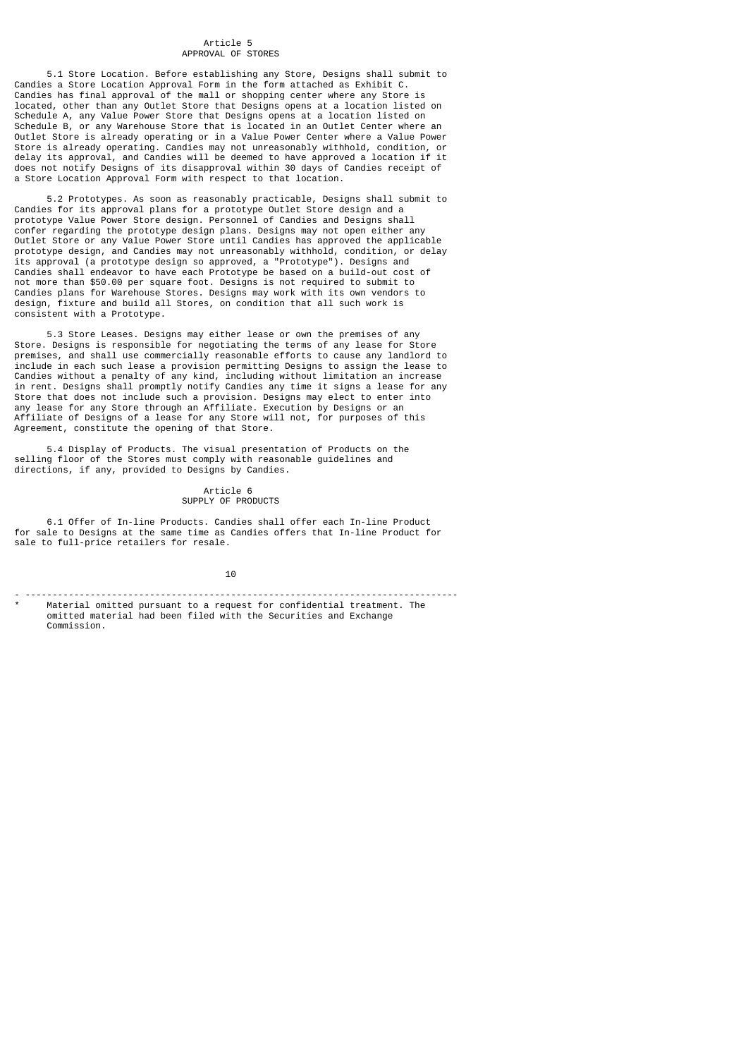## Article 5
## APPROVAL OF STORES

5.1 Store Location. Before establishing any Store, Designs shall submit to Candies a Store Location Approval Form in the form attached as Exhibit C. Candies has final approval of the mall or shopping center where any Store is located, other than any Outlet Store that Designs opens at a location listed on Schedule A, any Value Power Store that Designs opens at a location listed on Schedule B, or any Warehouse Store that is located in an Outlet Center where an Outlet Store is already operating or in a Value Power Center where a Value Power Store is already operating. Candies may not unreasonably withhold, condition, or delay its approval, and Candies will be deemed to have approved a location if it does not notify Designs of its disapproval within 30 days of Candies receipt of a Store Location Approval Form with respect to that location.

5.2 Prototypes. As soon as reasonably practicable, Designs shall submit to Candies for its approval plans for a prototype Outlet Store design and a prototype Value Power Store design. Personnel of Candies and Designs shall confer regarding the prototype design plans. Designs may not open either any Outlet Store or any Value Power Store until Candies has approved the applicable prototype design, and Candies may not unreasonably withhold, condition, or delay its approval (a prototype design so approved, a "Prototype"). Designs and Candies shall endeavor to have each Prototype be based on a build-out cost of not more than $50.00 per square foot. Designs is not required to submit to Candies plans for Warehouse Stores. Designs may work with its own vendors to design, fixture and build all Stores, on condition that all such work is consistent with a Prototype.

5.3 Store Leases. Designs may either lease or own the premises of any Store. Designs is responsible for negotiating the terms of any lease for Store premises, and shall use commercially reasonable efforts to cause any landlord to include in each such lease a provision permitting Designs to assign the lease to Candies without a penalty of any kind, including without limitation an increase in rent. Designs shall promptly notify Candies any time it signs a lease for any Store that does not include such a provision. Designs may elect to enter into any lease for any Store through an Affiliate. Execution by Designs or an Affiliate of Designs of a lease for any Store will not, for purposes of this Agreement, constitute the opening of that Store.

5.4 Display of Products. The visual presentation of Products on the selling floor of the Stores must comply with reasonable guidelines and directions, if any, provided to Designs by Candies.

## Article 6
## SUPPLY OF PRODUCTS

6.1 Offer of In-line Products. Candies shall offer each In-line Product for sale to Designs at the same time as Candies offers that In-line Product for sale to full-price retailers for resale.

---

\* Material omitted pursuant to a request for confidential treatment. The omitted material had been filed with the Securities and Exchange Commission.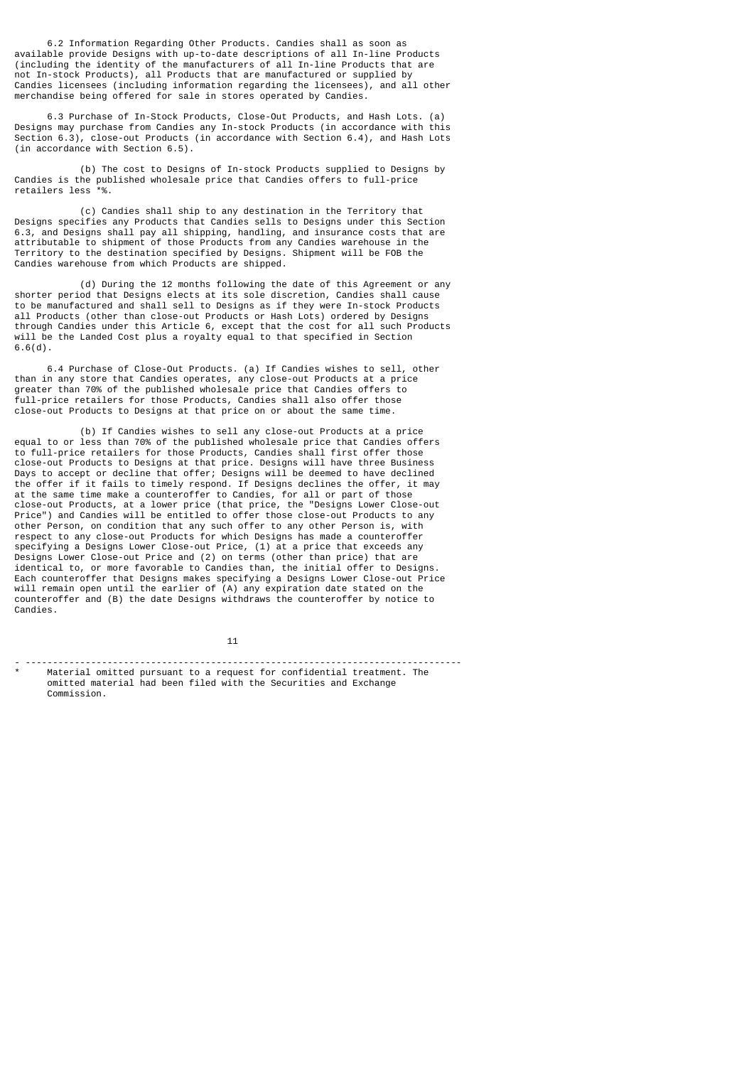6.2 Information Regarding Other Products. Candies shall as soon as available provide Designs with up-to-date descriptions of all In-line Products (including the identity of the manufacturers of all In-line Products that are not In-stock Products), all Products that are manufactured or supplied by Candies licensees (including information regarding the licensees), and all other merchandise being offered for sale in stores operated by Candies.

6.3 Purchase of In-Stock Products, Close-Out Products, and Hash Lots. (a) Designs may purchase from Candies any In-stock Products (in accordance with this Section 6.3), close-out Products (in accordance with Section 6.4), and Hash Lots (in accordance with Section 6.5).

(b) The cost to Designs of In-stock Products supplied to Designs by Candies is the published wholesale price that Candies offers to full-price retailers less *%.

(c) Candies shall ship to any destination in the Territory that Designs specifies any Products that Candies sells to Designs under this Section 6.3, and Designs shall pay all shipping, handling, and insurance costs that are attributable to shipment of those Products from any Candies warehouse in the Territory to the destination specified by Designs. Shipment will be FOB the Candies warehouse from which Products are shipped.

(d) During the 12 months following the date of this Agreement or any shorter period that Designs elects at its sole discretion, Candies shall cause to be manufactured and shall sell to Designs as if they were In-stock Products all Products (other than close-out Products or Hash Lots) ordered by Designs through Candies under this Article 6, except that the cost for all such Products will be the Landed Cost plus a royalty equal to that specified in Section 6.6(d).

6.4 Purchase of Close-Out Products. (a) If Candies wishes to sell, other than in any store that Candies operates, any close-out Products at a price greater than 70% of the published wholesale price that Candies offers to full-price retailers for those Products, Candies shall also offer those close-out Products to Designs at that price on or about the same time.

(b) If Candies wishes to sell any close-out Products at a price equal to or less than 70% of the published wholesale price that Candies offers to full-price retailers for those Products, Candies shall first offer those close-out Products to Designs at that price. Designs will have three Business Days to accept or decline that offer; Designs will be deemed to have declined the offer if it fails to timely respond. If Designs declines the offer, it may at the same time make a counteroffer to Candies, for all or part of those close-out Products, at a lower price (that price, the "Designs Lower Close-out Price") and Candies will be entitled to offer those close-out Products to any other Person, on condition that any such offer to any other Person is, with respect to any close-out Products for which Designs has made a counteroffer specifying a Designs Lower Close-out Price, (1) at a price that exceeds any Designs Lower Close-out Price and (2) on terms (other than price) that are identical to, or more favorable to Candies than, the initial offer to Designs. Each counteroffer that Designs makes specifying a Designs Lower Close-out Price will remain open until the earlier of (A) any expiration date stated on the counteroffer and (B) the date Designs withdraws the counteroffer by notice to Candies.

---

* Material omitted pursuant to a request for confidential treatment. The omitted material had been filed with the Securities and Exchange Commission.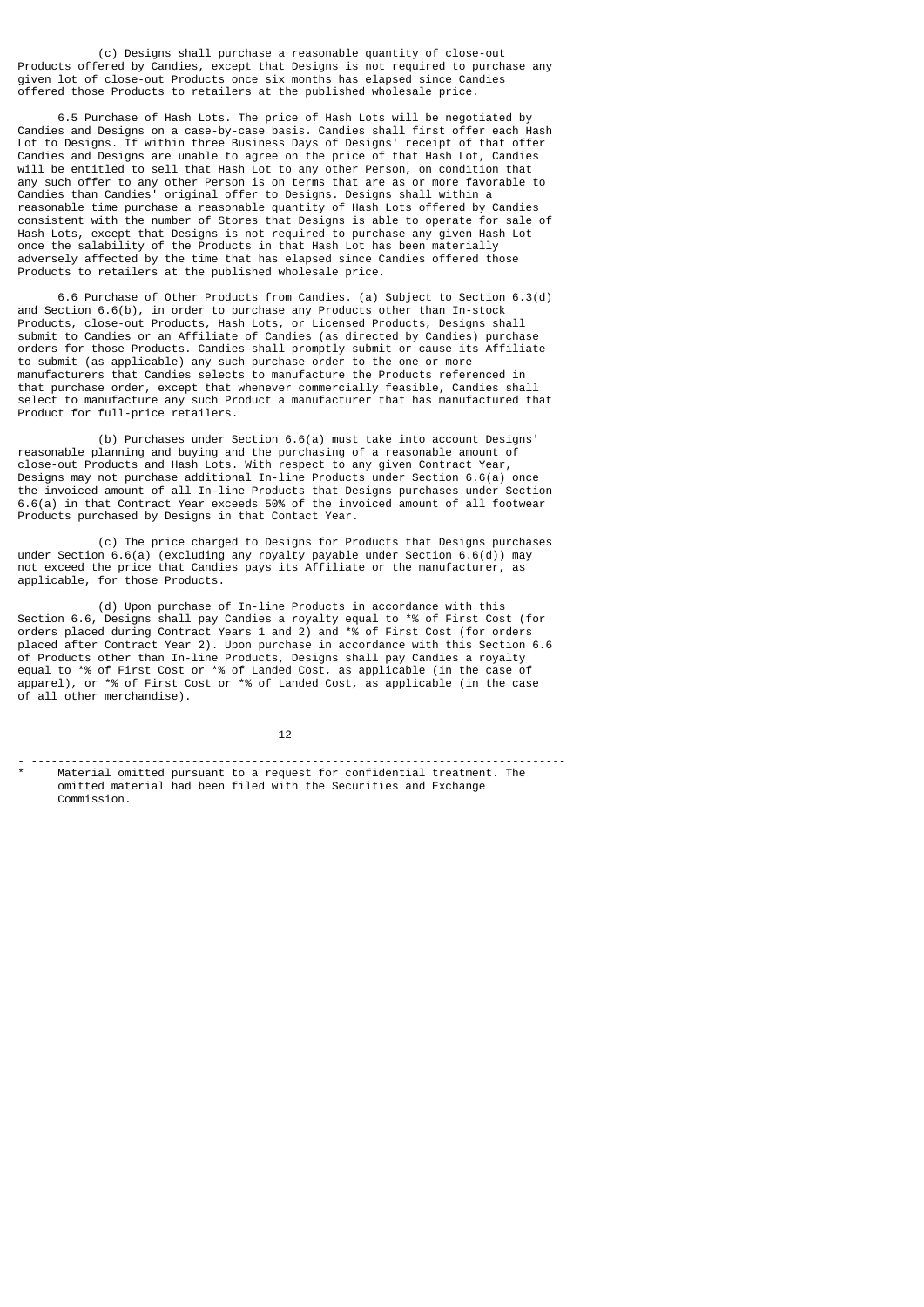(c) Designs shall purchase a reasonable quantity of close-out Products offered by Candies, except that Designs is not required to purchase any given lot of close-out Products once six months has elapsed since Candies offered those Products to retailers at the published wholesale price.

6.5 Purchase of Hash Lots. The price of Hash Lots will be negotiated by Candies and Designs on a case-by-case basis. Candies shall first offer each Hash Lot to Designs. If within three Business Days of Designs' receipt of that offer Candies and Designs are unable to agree on the price of that Hash Lot, Candies will be entitled to sell that Hash Lot to any other Person, on condition that any such offer to any other Person is on terms that are as or more favorable to Candies than Candies' original offer to Designs. Designs shall within a reasonable time purchase a reasonable quantity of Hash Lots offered by Candies consistent with the number of Stores that Designs is able to operate for sale of Hash Lots, except that Designs is not required to purchase any given Hash Lot once the salability of the Products in that Hash Lot has been materially adversely affected by the time that has elapsed since Candies offered those Products to retailers at the published wholesale price.

6.6 Purchase of Other Products from Candies. (a) Subject to Section 6.3(d) and Section 6.6(b), in order to purchase any Products other than In-stock Products, close-out Products, Hash Lots, or Licensed Products, Designs shall submit to Candies or an Affiliate of Candies (as directed by Candies) purchase orders for those Products. Candies shall promptly submit or cause its Affiliate to submit (as applicable) any such purchase order to the one or more manufacturers that Candies selects to manufacture the Products referenced in that purchase order, except that whenever commercially feasible, Candies shall select to manufacture any such Product a manufacturer that has manufactured that Product for full-price retailers.

(b) Purchases under Section 6.6(a) must take into account Designs' reasonable planning and buying and the purchasing of a reasonable amount of close-out Products and Hash Lots. With respect to any given Contract Year, Designs may not purchase additional In-line Products under Section 6.6(a) once the invoiced amount of all In-line Products that Designs purchases under Section 6.6(a) in that Contract Year exceeds 50% of the invoiced amount of all footwear Products purchased by Designs in that Contact Year.

(c) The price charged to Designs for Products that Designs purchases under Section 6.6(a) (excluding any royalty payable under Section 6.6(d)) may not exceed the price that Candies pays its Affiliate or the manufacturer, as applicable, for those Products.

(d) Upon purchase of In-line Products in accordance with this Section 6.6, Designs shall pay Candies a royalty equal to *% of First Cost (for orders placed during Contract Years 1 and 2) and *% of First Cost (for orders placed after Contract Year 2). Upon purchase in accordance with this Section 6.6 of Products other than In-line Products, Designs shall pay Candies a royalty equal to *% of First Cost or *% of Landed Cost, as applicable (in the case of apparel), or *% of First Cost or *% of Landed Cost, as applicable (in the case of all other merchandise).

---

* Material omitted pursuant to a request for confidential treatment. The omitted material had been filed with the Securities and Exchange Commission.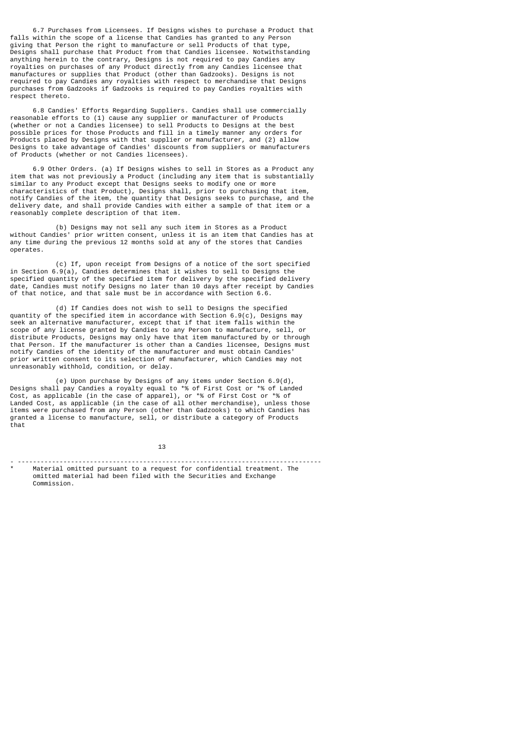6.7 Purchases from Licensees. If Designs wishes to purchase a Product that falls within the scope of a license that Candies has granted to any Person giving that Person the right to manufacture or sell Products of that type, Designs shall purchase that Product from that Candies licensee. Notwithstanding anything herein to the contrary, Designs is not required to pay Candies any royalties on purchases of any Product directly from any Candies licensee that manufactures or supplies that Product (other than Gadzooks). Designs is not required to pay Candies any royalties with respect to merchandise that Designs purchases from Gadzooks if Gadzooks is required to pay Candies royalties with respect thereto.

6.8 Candies' Efforts Regarding Suppliers. Candies shall use commercially reasonable efforts to (1) cause any supplier or manufacturer of Products (whether or not a Candies licensee) to sell Products to Designs at the best possible prices for those Products and fill in a timely manner any orders for Products placed by Designs with that supplier or manufacturer, and (2) allow Designs to take advantage of Candies' discounts from suppliers or manufacturers of Products (whether or not Candies licensees).

6.9 Other Orders. (a) If Designs wishes to sell in Stores as a Product any item that was not previously a Product (including any item that is substantially similar to any Product except that Designs seeks to modify one or more characteristics of that Product), Designs shall, prior to purchasing that item, notify Candies of the item, the quantity that Designs seeks to purchase, and the delivery date, and shall provide Candies with either a sample of that item or a reasonably complete description of that item.

(b) Designs may not sell any such item in Stores as a Product without Candies' prior written consent, unless it is an item that Candies has at any time during the previous 12 months sold at any of the stores that Candies operates.

(c) If, upon receipt from Designs of a notice of the sort specified in Section 6.9(a), Candies determines that it wishes to sell to Designs the specified quantity of the specified item for delivery by the specified delivery date, Candies must notify Designs no later than 10 days after receipt by Candies of that notice, and that sale must be in accordance with Section 6.6.

(d) If Candies does not wish to sell to Designs the specified quantity of the specified item in accordance with Section 6.9(c), Designs may seek an alternative manufacturer, except that if that item falls within the scope of any license granted by Candies to any Person to manufacture, sell, or distribute Products, Designs may only have that item manufactured by or through that Person. If the manufacturer is other than a Candies licensee, Designs must notify Candies of the identity of the manufacturer and must obtain Candies' prior written consent to its selection of manufacturer, which Candies may not unreasonably withhold, condition, or delay.

(e) Upon purchase by Designs of any items under Section 6.9(d), Designs shall pay Candies a royalty equal to *% of First Cost or *% of Landed Cost, as applicable (in the case of apparel), or *% of First Cost or *% of Landed Cost, as applicable (in the case of all other merchandise), unless those items were purchased from any Person (other than Gadzooks) to which Candies has granted a license to manufacture, sell, or distribute a category of Products that

---

\* Material omitted pursuant to a request for confidential treatment. The omitted material had been filed with the Securities and Exchange Commission.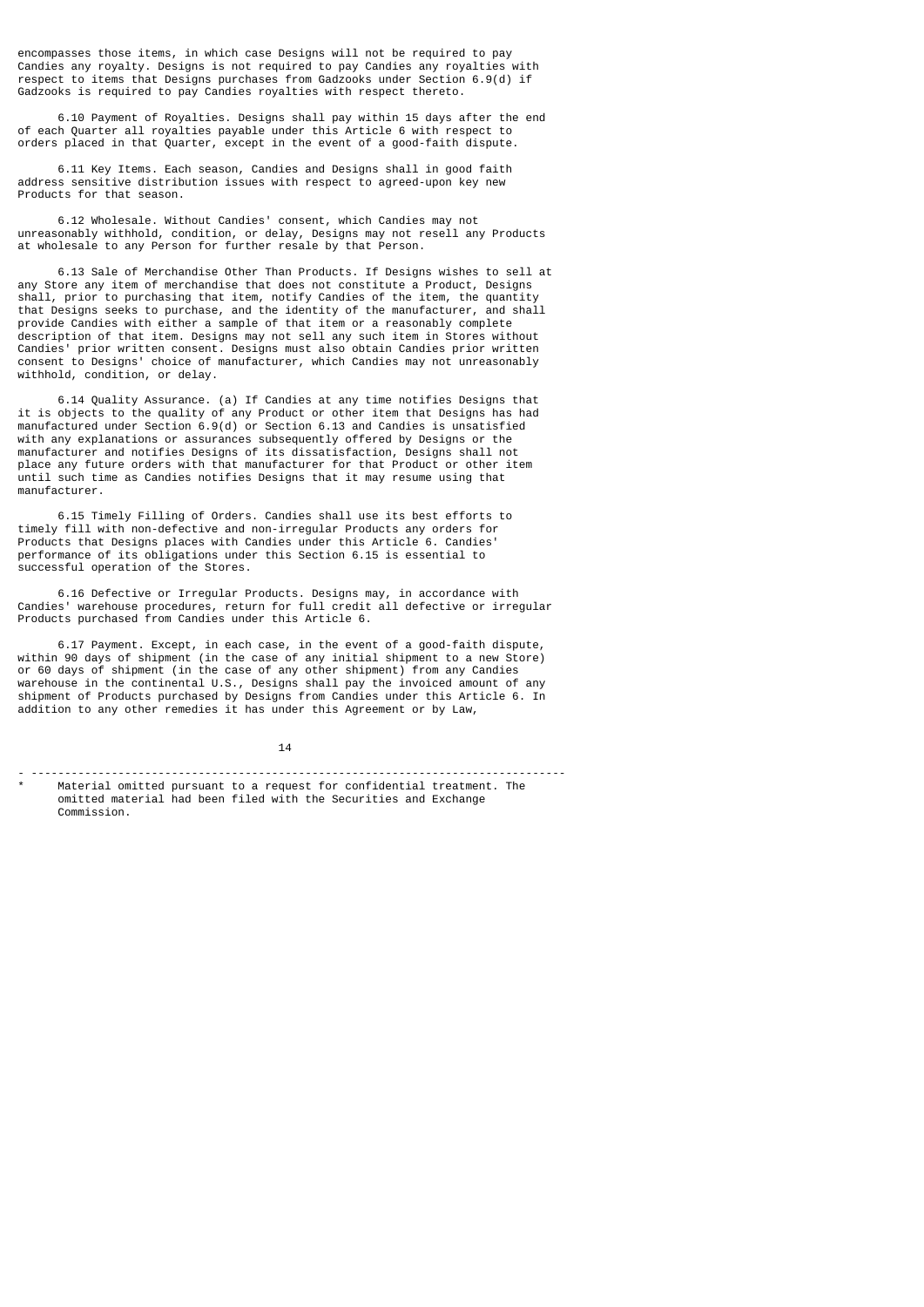encompasses those items, in which case Designs will not be required to pay Candies any royalty. Designs is not required to pay Candies any royalties with respect to items that Designs purchases from Gadzooks under Section 6.9(d) if Gadzooks is required to pay Candies royalties with respect thereto.

6.10 Payment of Royalties. Designs shall pay within 15 days after the end of each Quarter all royalties payable under this Article 6 with respect to orders placed in that Quarter, except in the event of a good-faith dispute.

6.11 Key Items. Each season, Candies and Designs shall in good faith address sensitive distribution issues with respect to agreed-upon key new Products for that season.

6.12 Wholesale. Without Candies' consent, which Candies may not unreasonably withhold, condition, or delay, Designs may not resell any Products at wholesale to any Person for further resale by that Person.

6.13 Sale of Merchandise Other Than Products. If Designs wishes to sell at any Store any item of merchandise that does not constitute a Product, Designs shall, prior to purchasing that item, notify Candies of the item, the quantity that Designs seeks to purchase, and the identity of the manufacturer, and shall provide Candies with either a sample of that item or a reasonably complete description of that item. Designs may not sell any such item in Stores without Candies' prior written consent. Designs must also obtain Candies prior written consent to Designs' choice of manufacturer, which Candies may not unreasonably withhold, condition, or delay.

6.14 Quality Assurance. (a) If Candies at any time notifies Designs that it is objects to the quality of any Product or other item that Designs has had manufactured under Section 6.9(d) or Section 6.13 and Candies is unsatisfied with any explanations or assurances subsequently offered by Designs or the manufacturer and notifies Designs of its dissatisfaction, Designs shall not place any future orders with that manufacturer for that Product or other item until such time as Candies notifies Designs that it may resume using that manufacturer.

6.15 Timely Filling of Orders. Candies shall use its best efforts to timely fill with non-defective and non-irregular Products any orders for Products that Designs places with Candies under this Article 6. Candies' performance of its obligations under this Section 6.15 is essential to successful operation of the Stores.

6.16 Defective or Irregular Products. Designs may, in accordance with Candies' warehouse procedures, return for full credit all defective or irregular Products purchased from Candies under this Article 6.

6.17 Payment. Except, in each case, in the event of a good-faith dispute, within 90 days of shipment (in the case of any initial shipment to a new Store) or 60 days of shipment (in the case of any other shipment) from any Candies warehouse in the continental U.S., Designs shall pay the invoiced amount of any shipment of Products purchased by Designs from Candies under this Article 6. In addition to any other remedies it has under this Agreement or by Law,

---

\* Material omitted pursuant to a request for confidential treatment. The omitted material had been filed with the Securities and Exchange Commission.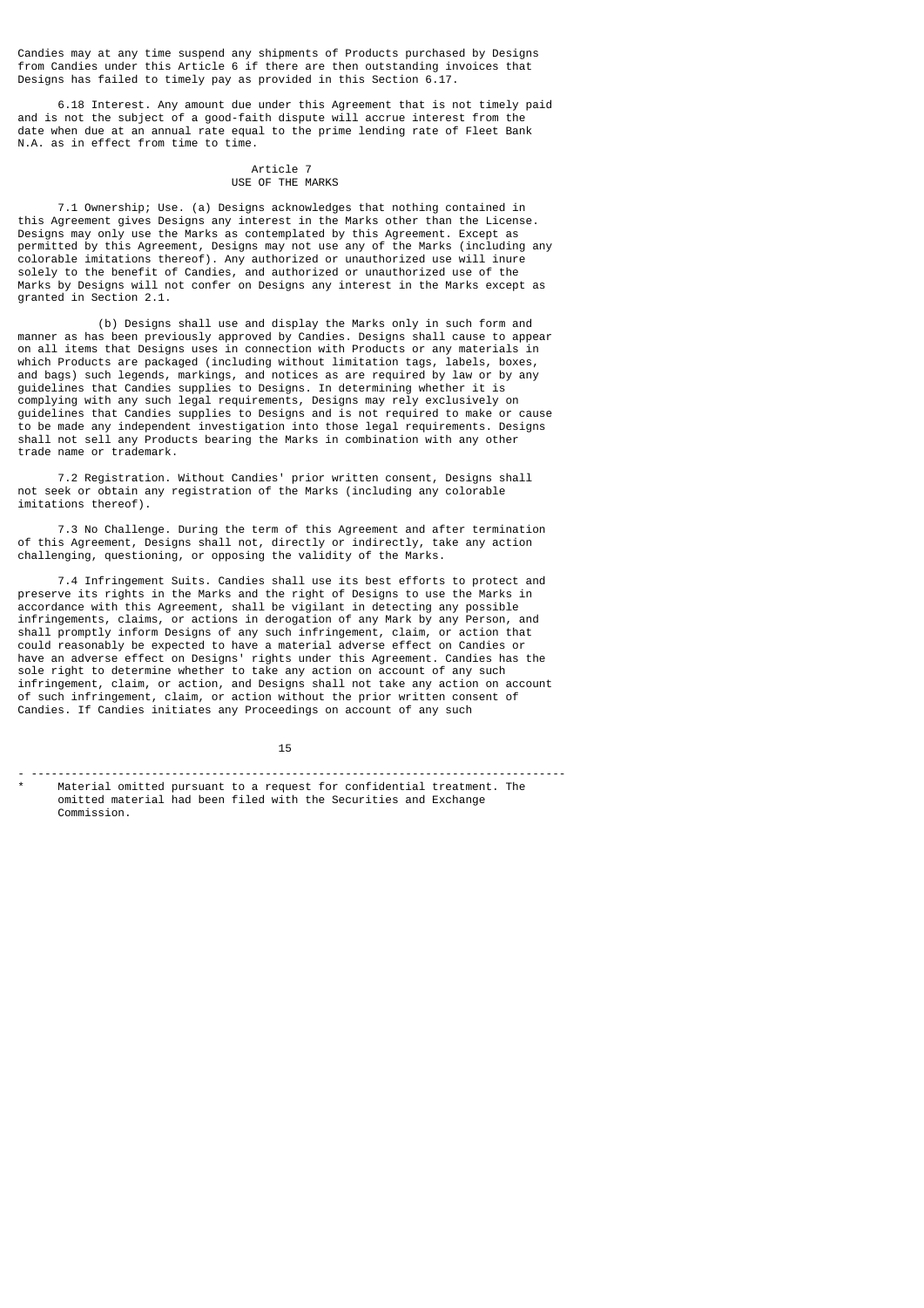Candies may at any time suspend any shipments of Products purchased by Designs from Candies under this Article 6 if there are then outstanding invoices that Designs has failed to timely pay as provided in this Section 6.17.

6.18 Interest. Any amount due under this Agreement that is not timely paid and is not the subject of a good-faith dispute will accrue interest from the date when due at an annual rate equal to the prime lending rate of Fleet Bank N.A. as in effect from time to time.

## Article 7
## USE OF THE MARKS

7.1 Ownership; Use. (a) Designs acknowledges that nothing contained in this Agreement gives Designs any interest in the Marks other than the License. Designs may only use the Marks as contemplated by this Agreement. Except as permitted by this Agreement, Designs may not use any of the Marks (including any colorable imitations thereof). Any authorized or unauthorized use will inure solely to the benefit of Candies, and authorized or unauthorized use of the Marks by Designs will not confer on Designs any interest in the Marks except as granted in Section 2.1.

(b) Designs shall use and display the Marks only in such form and manner as has been previously approved by Candies. Designs shall cause to appear on all items that Designs uses in connection with Products or any materials in which Products are packaged (including without limitation tags, labels, boxes, and bags) such legends, markings, and notices as are required by law or by any guidelines that Candies supplies to Designs. In determining whether it is complying with any such legal requirements, Designs may rely exclusively on guidelines that Candies supplies to Designs and is not required to make or cause to be made any independent investigation into those legal requirements. Designs shall not sell any Products bearing the Marks in combination with any other trade name or trademark.

7.2 Registration. Without Candies' prior written consent, Designs shall not seek or obtain any registration of the Marks (including any colorable imitations thereof).

7.3 No Challenge. During the term of this Agreement and after termination of this Agreement, Designs shall not, directly or indirectly, take any action challenging, questioning, or opposing the validity of the Marks.

7.4 Infringement Suits. Candies shall use its best efforts to protect and preserve its rights in the Marks and the right of Designs to use the Marks in accordance with this Agreement, shall be vigilant in detecting any possible infringements, claims, or actions in derogation of any Mark by any Person, and shall promptly inform Designs of any such infringement, claim, or action that could reasonably be expected to have a material adverse effect on Candies or have an adverse effect on Designs' rights under this Agreement. Candies has the sole right to determine whether to take any action on account of any such infringement, claim, or action, and Designs shall not take any action on account of such infringement, claim, or action without the prior written consent of Candies. If Candies initiates any Proceedings on account of any such

---

\* Material omitted pursuant to a request for confidential treatment. The omitted material had been filed with the Securities and Exchange Commission.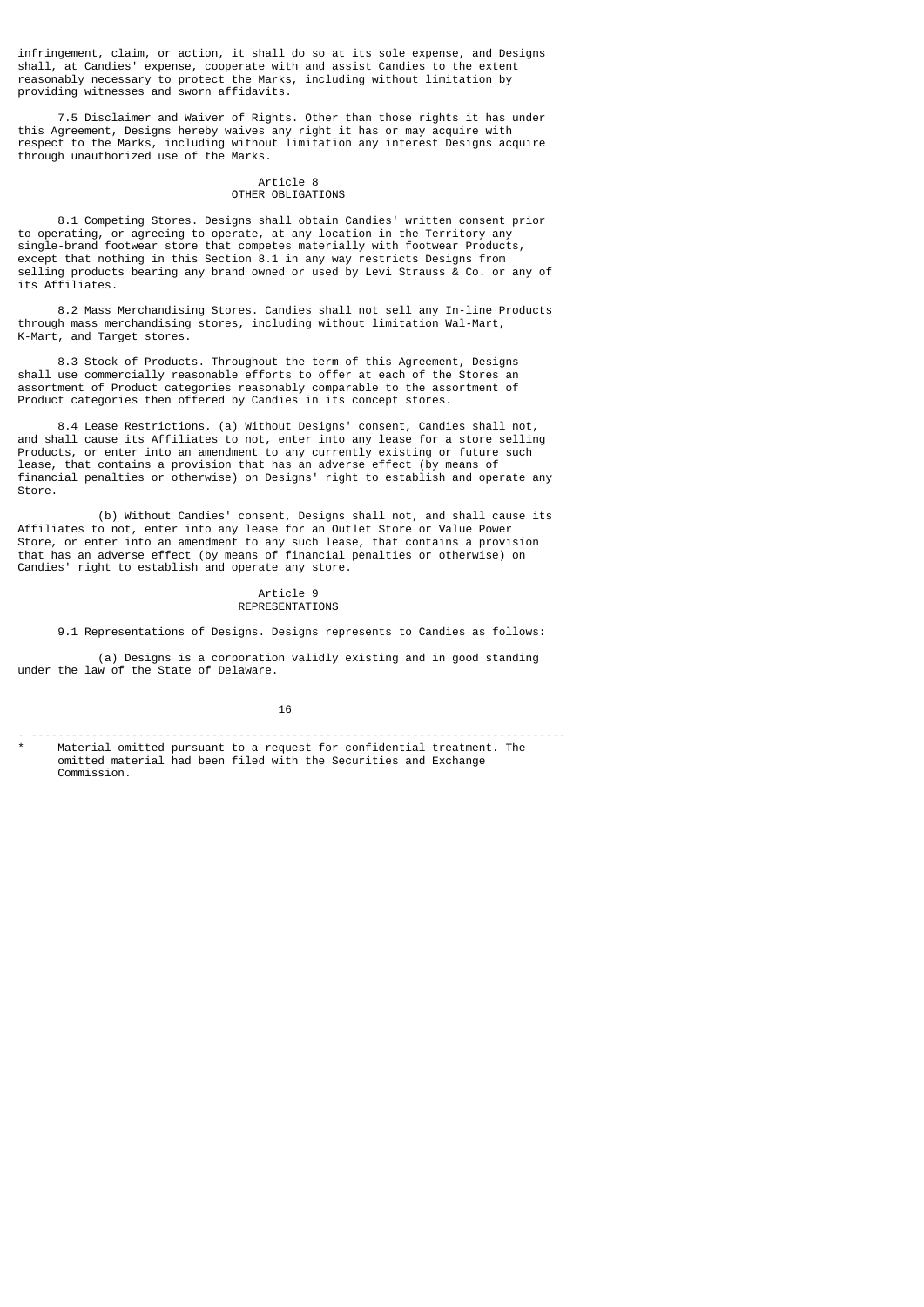infringement, claim, or action, it shall do so at its sole expense, and Designs shall, at Candies' expense, cooperate with and assist Candies to the extent reasonably necessary to protect the Marks, including without limitation by providing witnesses and sworn affidavits.

7.5 Disclaimer and Waiver of Rights. Other than those rights it has under this Agreement, Designs hereby waives any right it has or may acquire with respect to the Marks, including without limitation any interest Designs acquire through unauthorized use of the Marks.

## Article 8
## OTHER OBLIGATIONS

8.1 Competing Stores. Designs shall obtain Candies' written consent prior to operating, or agreeing to operate, at any location in the Territory any single-brand footwear store that competes materially with footwear Products, except that nothing in this Section 8.1 in any way restricts Designs from selling products bearing any brand owned or used by Levi Strauss & Co. or any of its Affiliates.

8.2 Mass Merchandising Stores. Candies shall not sell any In-line Products through mass merchandising stores, including without limitation Wal-Mart, K-Mart, and Target stores.

8.3 Stock of Products. Throughout the term of this Agreement, Designs shall use commercially reasonable efforts to offer at each of the Stores an assortment of Product categories reasonably comparable to the assortment of Product categories then offered by Candies in its concept stores.

8.4 Lease Restrictions. (a) Without Designs' consent, Candies shall not, and shall cause its Affiliates to not, enter into any lease for a store selling Products, or enter into an amendment to any currently existing or future such lease, that contains a provision that has an adverse effect (by means of financial penalties or otherwise) on Designs' right to establish and operate any Store.

(b) Without Candies' consent, Designs shall not, and shall cause its Affiliates to not, enter into any lease for an Outlet Store or Value Power Store, or enter into an amendment to any such lease, that contains a provision that has an adverse effect (by means of financial penalties or otherwise) on Candies' right to establish and operate any store.

## Article 9
## REPRESENTATIONS

9.1 Representations of Designs. Designs represents to Candies as follows:

(a) Designs is a corporation validly existing and in good standing under the law of the State of Delaware.

---

\* Material omitted pursuant to a request for confidential treatment. The omitted material had been filed with the Securities and Exchange Commission.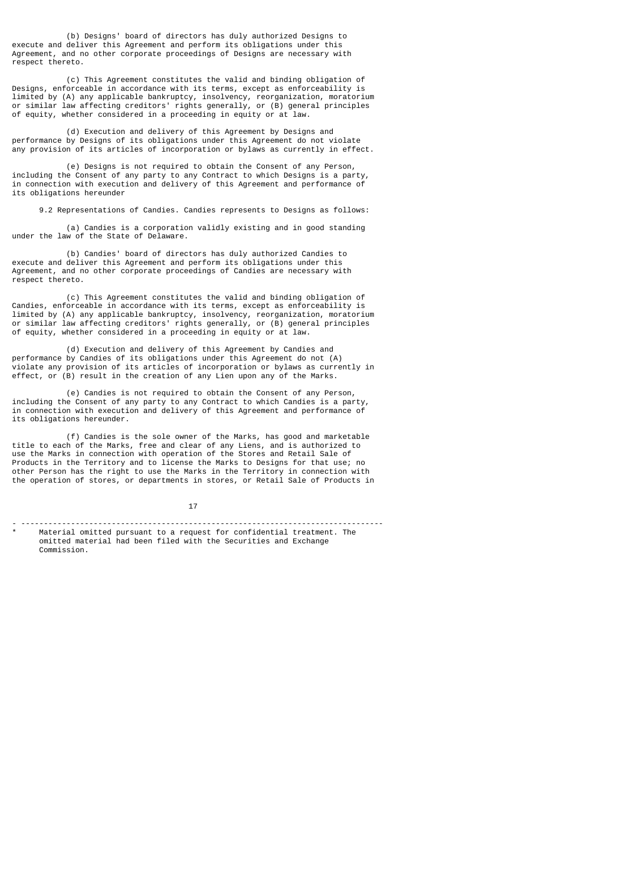(b) Designs' board of directors has duly authorized Designs to execute and deliver this Agreement and perform its obligations under this Agreement, and no other corporate proceedings of Designs are necessary with respect thereto.

(c) This Agreement constitutes the valid and binding obligation of Designs, enforceable in accordance with its terms, except as enforceability is limited by (A) any applicable bankruptcy, insolvency, reorganization, moratorium or similar law affecting creditors' rights generally, or (B) general principles of equity, whether considered in a proceeding in equity or at law.

(d) Execution and delivery of this Agreement by Designs and performance by Designs of its obligations under this Agreement do not violate any provision of its articles of incorporation or bylaws as currently in effect.

(e) Designs is not required to obtain the Consent of any Person, including the Consent of any party to any Contract to which Designs is a party, in connection with execution and delivery of this Agreement and performance of its obligations hereunder

9.2 Representations of Candies. Candies represents to Designs as follows:

(a) Candies is a corporation validly existing and in good standing under the law of the State of Delaware.

(b) Candies' board of directors has duly authorized Candies to execute and deliver this Agreement and perform its obligations under this Agreement, and no other corporate proceedings of Candies are necessary with respect thereto.

(c) This Agreement constitutes the valid and binding obligation of Candies, enforceable in accordance with its terms, except as enforceability is limited by (A) any applicable bankruptcy, insolvency, reorganization, moratorium or similar law affecting creditors' rights generally, or (B) general principles of equity, whether considered in a proceeding in equity or at law.

(d) Execution and delivery of this Agreement by Candies and performance by Candies of its obligations under this Agreement do not (A) violate any provision of its articles of incorporation or bylaws as currently in effect, or (B) result in the creation of any Lien upon any of the Marks.

(e) Candies is not required to obtain the Consent of any Person, including the Consent of any party to any Contract to which Candies is a party, in connection with execution and delivery of this Agreement and performance of its obligations hereunder.

(f) Candies is the sole owner of the Marks, has good and marketable title to each of the Marks, free and clear of any Liens, and is authorized to use the Marks in connection with operation of the Stores and Retail Sale of Products in the Territory and to license the Marks to Designs for that use; no other Person has the right to use the Marks in the Territory in connection with the operation of stores, or departments in stores, or Retail Sale of Products in

---

\* Material omitted pursuant to a request for confidential treatment. The omitted material had been filed with the Securities and Exchange Commission.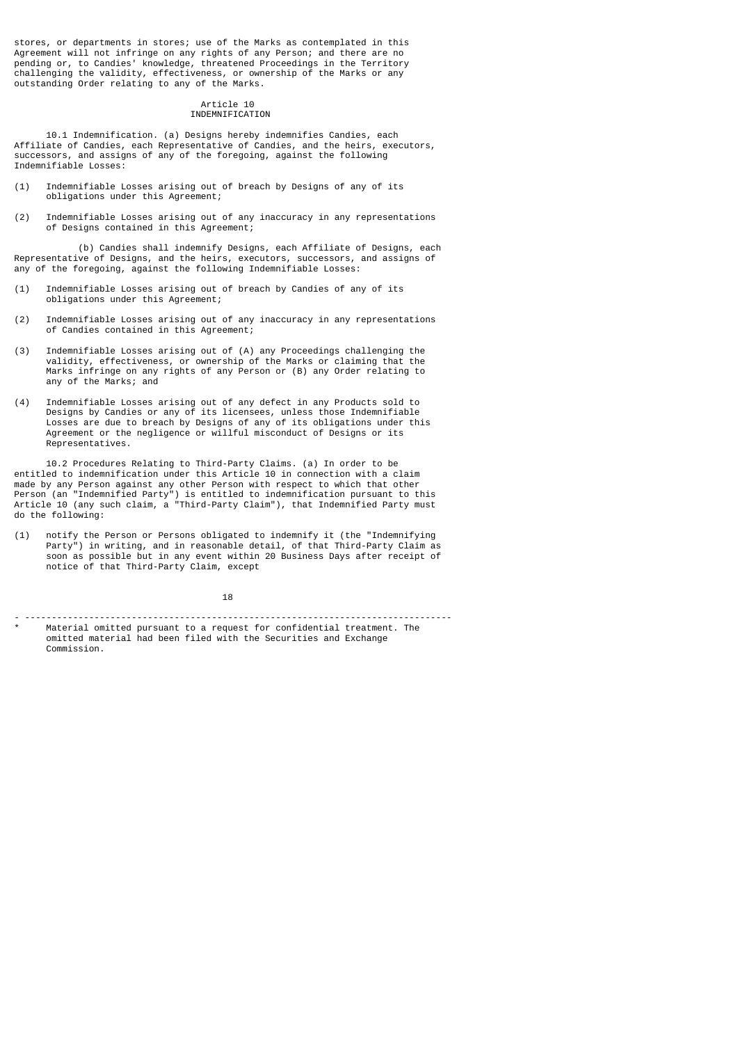stores, or departments in stores; use of the Marks as contemplated in this Agreement will not infringe on any rights of any Person; and there are no pending or, to Candies' knowledge, threatened Proceedings in the Territory challenging the validity, effectiveness, or ownership of the Marks or any outstanding Order relating to any of the Marks.

## Article 10
## INDEMNIFICATION

10.1 Indemnification. (a) Designs hereby indemnifies Candies, each Affiliate of Candies, each Representative of Candies, and the heirs, executors, successors, and assigns of any of the foregoing, against the following Indemnifiable Losses:

(1) Indemnifiable Losses arising out of breach by Designs of any of its obligations under this Agreement;

(2) Indemnifiable Losses arising out of any inaccuracy in any representations of Designs contained in this Agreement;

(b) Candies shall indemnify Designs, each Affiliate of Designs, each Representative of Designs, and the heirs, executors, successors, and assigns of any of the foregoing, against the following Indemnifiable Losses:

(1) Indemnifiable Losses arising out of breach by Candies of any of its obligations under this Agreement;

(2) Indemnifiable Losses arising out of any inaccuracy in any representations of Candies contained in this Agreement;

(3) Indemnifiable Losses arising out of (A) any Proceedings challenging the validity, effectiveness, or ownership of the Marks or claiming that the Marks infringe on any rights of any Person or (B) any Order relating to any of the Marks; and

(4) Indemnifiable Losses arising out of any defect in any Products sold to Designs by Candies or any of its licensees, unless those Indemnifiable Losses are due to breach by Designs of any of its obligations under this Agreement or the negligence or willful misconduct of Designs or its Representatives.

10.2 Procedures Relating to Third-Party Claims. (a) In order to be entitled to indemnification under this Article 10 in connection with a claim made by any Person against any other Person with respect to which that other Person (an "Indemnified Party") is entitled to indemnification pursuant to this Article 10 (any such claim, a "Third-Party Claim"), that Indemnified Party must do the following:

(1) notify the Person or Persons obligated to indemnify it (the "Indemnifying Party") in writing, and in reasonable detail, of that Third-Party Claim as soon as possible but in any event within 20 Business Days after receipt of notice of that Third-Party Claim, except

---

\* Material omitted pursuant to a request for confidential treatment. The omitted material had been filed with the Securities and Exchange Commission.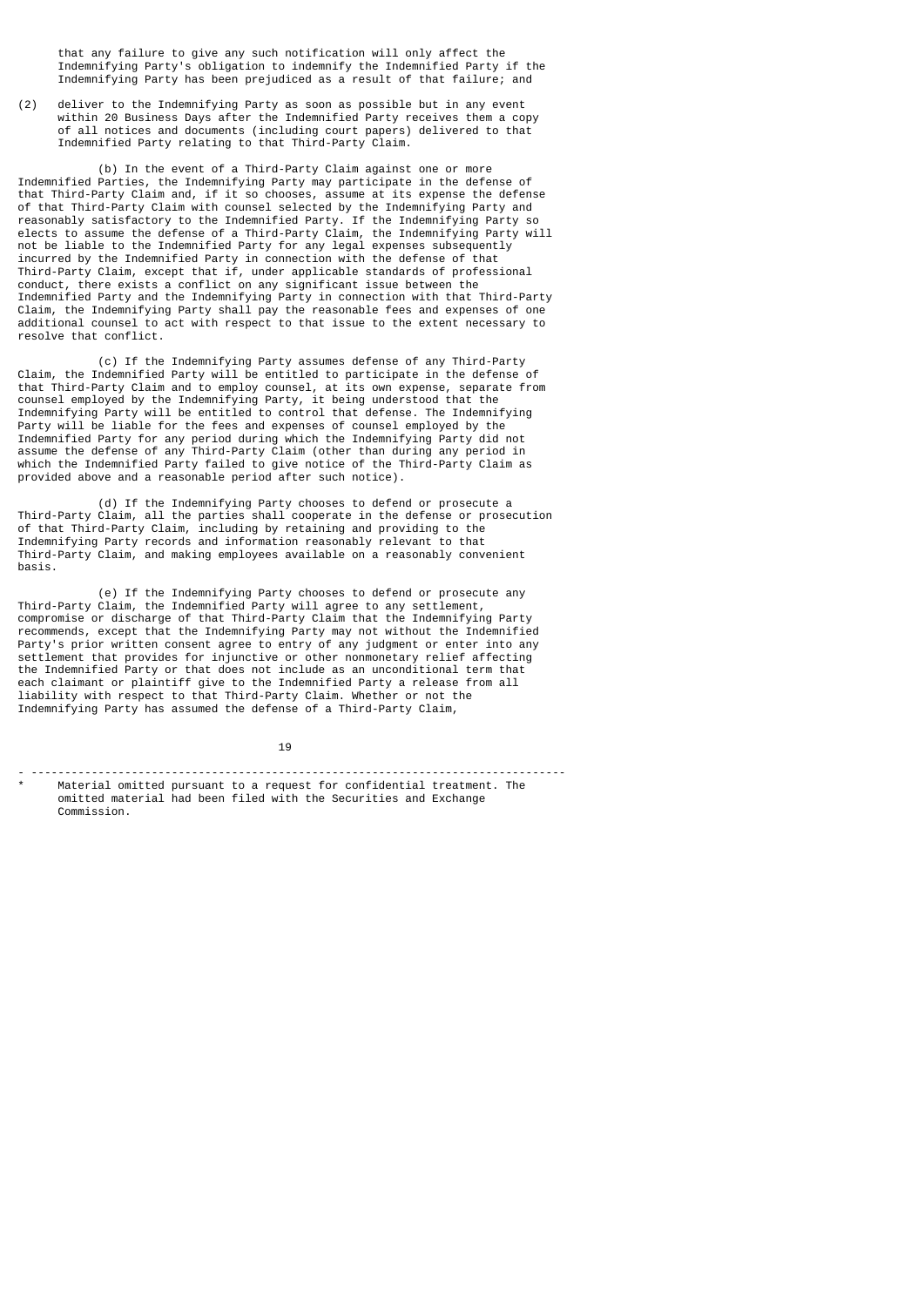that any failure to give any such notification will only affect the Indemnifying Party's obligation to indemnify the Indemnified Party if the Indemnifying Party has been prejudiced as a result of that failure; and

(2) deliver to the Indemnifying Party as soon as possible but in any event within 20 Business Days after the Indemnified Party receives them a copy of all notices and documents (including court papers) delivered to that Indemnified Party relating to that Third-Party Claim.

(b) In the event of a Third-Party Claim against one or more Indemnified Parties, the Indemnifying Party may participate in the defense of that Third-Party Claim and, if it so chooses, assume at its expense the defense of that Third-Party Claim with counsel selected by the Indemnifying Party and reasonably satisfactory to the Indemnified Party. If the Indemnifying Party so elects to assume the defense of a Third-Party Claim, the Indemnifying Party will not be liable to the Indemnified Party for any legal expenses subsequently incurred by the Indemnified Party in connection with the defense of that Third-Party Claim, except that if, under applicable standards of professional conduct, there exists a conflict on any significant issue between the Indemnified Party and the Indemnifying Party in connection with that Third-Party Claim, the Indemnifying Party shall pay the reasonable fees and expenses of one additional counsel to act with respect to that issue to the extent necessary to resolve that conflict.

(c) If the Indemnifying Party assumes defense of any Third-Party Claim, the Indemnified Party will be entitled to participate in the defense of that Third-Party Claim and to employ counsel, at its own expense, separate from counsel employed by the Indemnifying Party, it being understood that the Indemnifying Party will be entitled to control that defense. The Indemnifying Party will be liable for the fees and expenses of counsel employed by the Indemnified Party for any period during which the Indemnifying Party did not assume the defense of any Third-Party Claim (other than during any period in which the Indemnified Party failed to give notice of the Third-Party Claim as provided above and a reasonable period after such notice).

(d) If the Indemnifying Party chooses to defend or prosecute a Third-Party Claim, all the parties shall cooperate in the defense or prosecution of that Third-Party Claim, including by retaining and providing to the Indemnifying Party records and information reasonably relevant to that Third-Party Claim, and making employees available on a reasonably convenient basis.

(e) If the Indemnifying Party chooses to defend or prosecute any Third-Party Claim, the Indemnified Party will agree to any settlement, compromise or discharge of that Third-Party Claim that the Indemnifying Party recommends, except that the Indemnifying Party may not without the Indemnified Party's prior written consent agree to entry of any judgment or enter into any settlement that provides for injunctive or other nonmonetary relief affecting the Indemnified Party or that does not include as an unconditional term that each claimant or plaintiff give to the Indemnified Party a release from all liability with respect to that Third-Party Claim. Whether or not the Indemnifying Party has assumed the defense of a Third-Party Claim,

---

\* Material omitted pursuant to a request for confidential treatment. The omitted material had been filed with the Securities and Exchange Commission.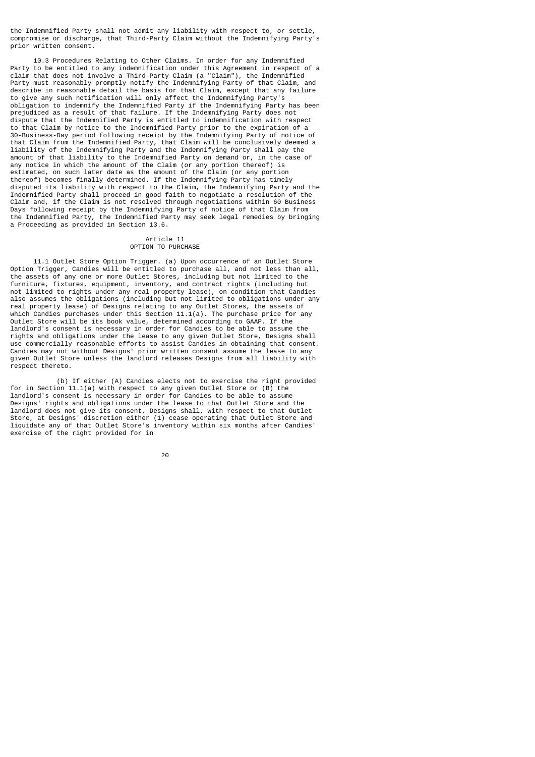the Indemnified Party shall not admit any liability with respect to, or settle, compromise or discharge, that Third-Party Claim without the Indemnifying Party's prior written consent.

10.3 Procedures Relating to Other Claims. In order for any Indemnified Party to be entitled to any indemnification under this Agreement in respect of a claim that does not involve a Third-Party Claim (a "Claim"), the Indemnified Party must reasonably promptly notify the Indemnifying Party of that Claim, and describe in reasonable detail the basis for that Claim, except that any failure to give any such notification will only affect the Indemnifying Party's obligation to indemnify the Indemnified Party if the Indemnifying Party has been prejudiced as a result of that failure. If the Indemnifying Party does not dispute that the Indemnified Party is entitled to indemnification with respect to that Claim by notice to the Indemnified Party prior to the expiration of a 30-Business-Day period following receipt by the Indemnifying Party of notice of that Claim from the Indemnified Party, that Claim will be conclusively deemed a liability of the Indemnifying Party and the Indemnifying Party shall pay the amount of that liability to the Indemnified Party on demand or, in the case of any notice in which the amount of the Claim (or any portion thereof) is estimated, on such later date as the amount of the Claim (or any portion thereof) becomes finally determined. If the Indemnifying Party has timely disputed its liability with respect to the Claim, the Indemnifying Party and the Indemnified Party shall proceed in good faith to negotiate a resolution of the Claim and, if the Claim is not resolved through negotiations within 60 Business Days following receipt by the Indemnifying Party of notice of that Claim from the Indemnified Party, the Indemnified Party may seek legal remedies by bringing a Proceeding as provided in Section 13.6.

## Article 11
## OPTION TO PURCHASE

11.1 Outlet Store Option Trigger. (a) Upon occurrence of an Outlet Store Option Trigger, Candies will be entitled to purchase all, and not less than all, the assets of any one or more Outlet Stores, including but not limited to the furniture, fixtures, equipment, inventory, and contract rights (including but not limited to rights under any real property lease), on condition that Candies also assumes the obligations (including but not limited to obligations under any real property lease) of Designs relating to any Outlet Stores, the assets of which Candies purchases under this Section 11.1(a). The purchase price for any Outlet Store will be its book value, determined according to GAAP. If the landlord's consent is necessary in order for Candies to be able to assume the rights and obligations under the lease to any given Outlet Store, Designs shall use commercially reasonable efforts to assist Candies in obtaining that consent. Candies may not without Designs' prior written consent assume the lease to any given Outlet Store unless the landlord releases Designs from all liability with respect thereto.

(b) If either (A) Candies elects not to exercise the right provided for in Section 11.1(a) with respect to any given Outlet Store or (B) the landlord's consent is necessary in order for Candies to be able to assume Designs' rights and obligations under the lease to that Outlet Store and the landlord does not give its consent, Designs shall, with respect to that Outlet Store, at Designs' discretion either (1) cease operating that Outlet Store and liquidate any of that Outlet Store's inventory within six months after Candies' exercise of the right provided for in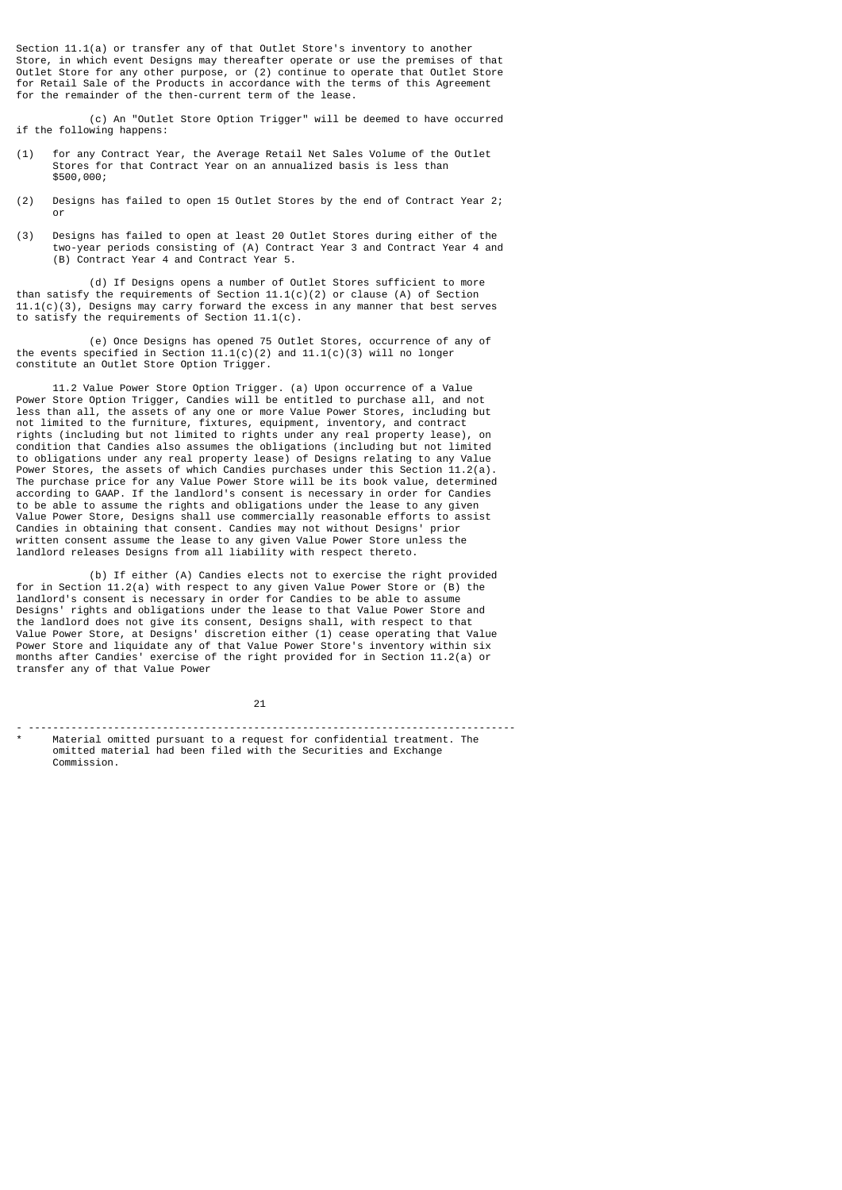Section 11.1(a) or transfer any of that Outlet Store's inventory to another Store, in which event Designs may thereafter operate or use the premises of that Outlet Store for any other purpose, or (2) continue to operate that Outlet Store for Retail Sale of the Products in accordance with the terms of this Agreement for the remainder of the then-current term of the lease.

(c) An "Outlet Store Option Trigger" will be deemed to have occurred if the following happens:

(1) for any Contract Year, the Average Retail Net Sales Volume of the Outlet Stores for that Contract Year on an annualized basis is less than $500,000;

(2) Designs has failed to open 15 Outlet Stores by the end of Contract Year 2; or

(3) Designs has failed to open at least 20 Outlet Stores during either of the two-year periods consisting of (A) Contract Year 3 and Contract Year 4 and (B) Contract Year 4 and Contract Year 5.

(d) If Designs opens a number of Outlet Stores sufficient to more than satisfy the requirements of Section 11.1(c)(2) or clause (A) of Section 11.1(c)(3), Designs may carry forward the excess in any manner that best serves to satisfy the requirements of Section 11.1(c).

(e) Once Designs has opened 75 Outlet Stores, occurrence of any of the events specified in Section 11.1(c)(2) and 11.1(c)(3) will no longer constitute an Outlet Store Option Trigger.

11.2 Value Power Store Option Trigger. (a) Upon occurrence of a Value Power Store Option Trigger, Candies will be entitled to purchase all, and not less than all, the assets of any one or more Value Power Stores, including but not limited to the furniture, fixtures, equipment, inventory, and contract rights (including but not limited to rights under any real property lease), on condition that Candies also assumes the obligations (including but not limited to obligations under any real property lease) of Designs relating to any Value Power Stores, the assets of which Candies purchases under this Section 11.2(a). The purchase price for any Value Power Store will be its book value, determined according to GAAP. If the landlord's consent is necessary in order for Candies to be able to assume the rights and obligations under the lease to any given Value Power Store, Designs shall use commercially reasonable efforts to assist Candies in obtaining that consent. Candies may not without Designs' prior written consent assume the lease to any given Value Power Store unless the landlord releases Designs from all liability with respect thereto.

(b) If either (A) Candies elects not to exercise the right provided for in Section 11.2(a) with respect to any given Value Power Store or (B) the landlord's consent is necessary in order for Candies to be able to assume Designs' rights and obligations under the lease to that Value Power Store and the landlord does not give its consent, Designs shall, with respect to that Value Power Store, at Designs' discretion either (1) cease operating that Value Power Store and liquidate any of that Value Power Store's inventory within six months after Candies' exercise of the right provided for in Section 11.2(a) or transfer any of that Value Power

---

* Material omitted pursuant to a request for confidential treatment. The omitted material had been filed with the Securities and Exchange Commission.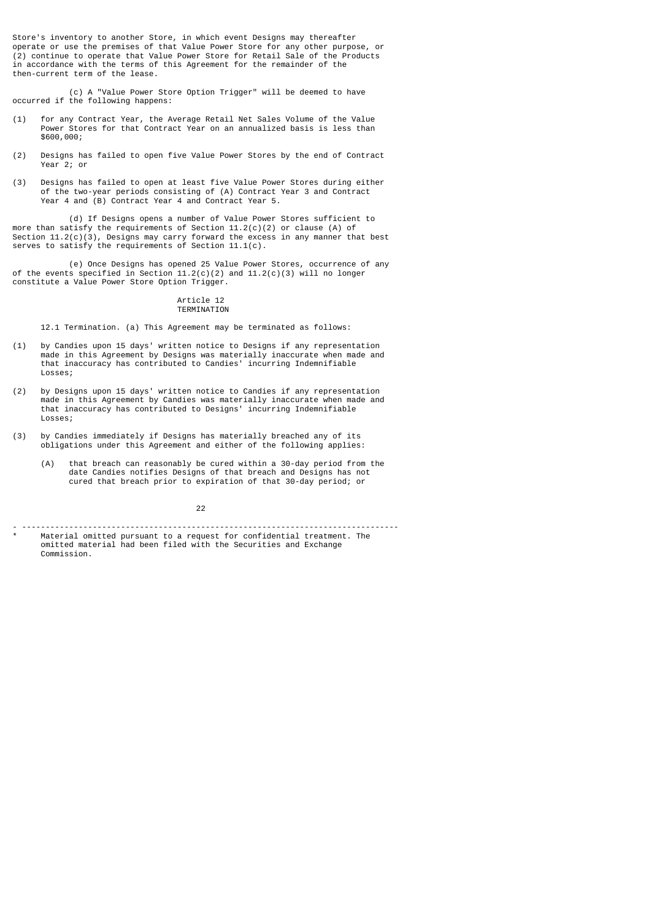Store's inventory to another Store, in which event Designs may thereafter operate or use the premises of that Value Power Store for any other purpose, or (2) continue to operate that Value Power Store for Retail Sale of the Products in accordance with the terms of this Agreement for the remainder of the then-current term of the lease.

(c) A "Value Power Store Option Trigger" will be deemed to have occurred if the following happens:

(1) for any Contract Year, the Average Retail Net Sales Volume of the Value Power Stores for that Contract Year on an annualized basis is less than $600,000;

(2) Designs has failed to open five Value Power Stores by the end of Contract Year 2; or

(3) Designs has failed to open at least five Value Power Stores during either of the two-year periods consisting of (A) Contract Year 3 and Contract Year 4 and (B) Contract Year 4 and Contract Year 5.

(d) If Designs opens a number of Value Power Stores sufficient to more than satisfy the requirements of Section 11.2(c)(2) or clause (A) of Section 11.2(c)(3), Designs may carry forward the excess in any manner that best serves to satisfy the requirements of Section 11.1(c).

(e) Once Designs has opened 25 Value Power Stores, occurrence of any of the events specified in Section 11.2(c)(2) and 11.2(c)(3) will no longer constitute a Value Power Store Option Trigger.

## Article 12
## TERMINATION

12.1 Termination. (a) This Agreement may be terminated as follows:

(1) by Candies upon 15 days' written notice to Designs if any representation made in this Agreement by Designs was materially inaccurate when made and that inaccuracy has contributed to Candies' incurring Indemnifiable Losses;

(2) by Designs upon 15 days' written notice to Candies if any representation made in this Agreement by Candies was materially inaccurate when made and that inaccuracy has contributed to Designs' incurring Indemnifiable Losses;

(3) by Candies immediately if Designs has materially breached any of its obligations under this Agreement and either of the following applies:

    (A) that breach can reasonably be cured within a 30-day period from the date Candies notifies Designs of that breach and Designs has not cured that breach prior to expiration of that 30-day period; or

---

* Material omitted pursuant to a request for confidential treatment. The omitted material had been filed with the Securities and Exchange Commission.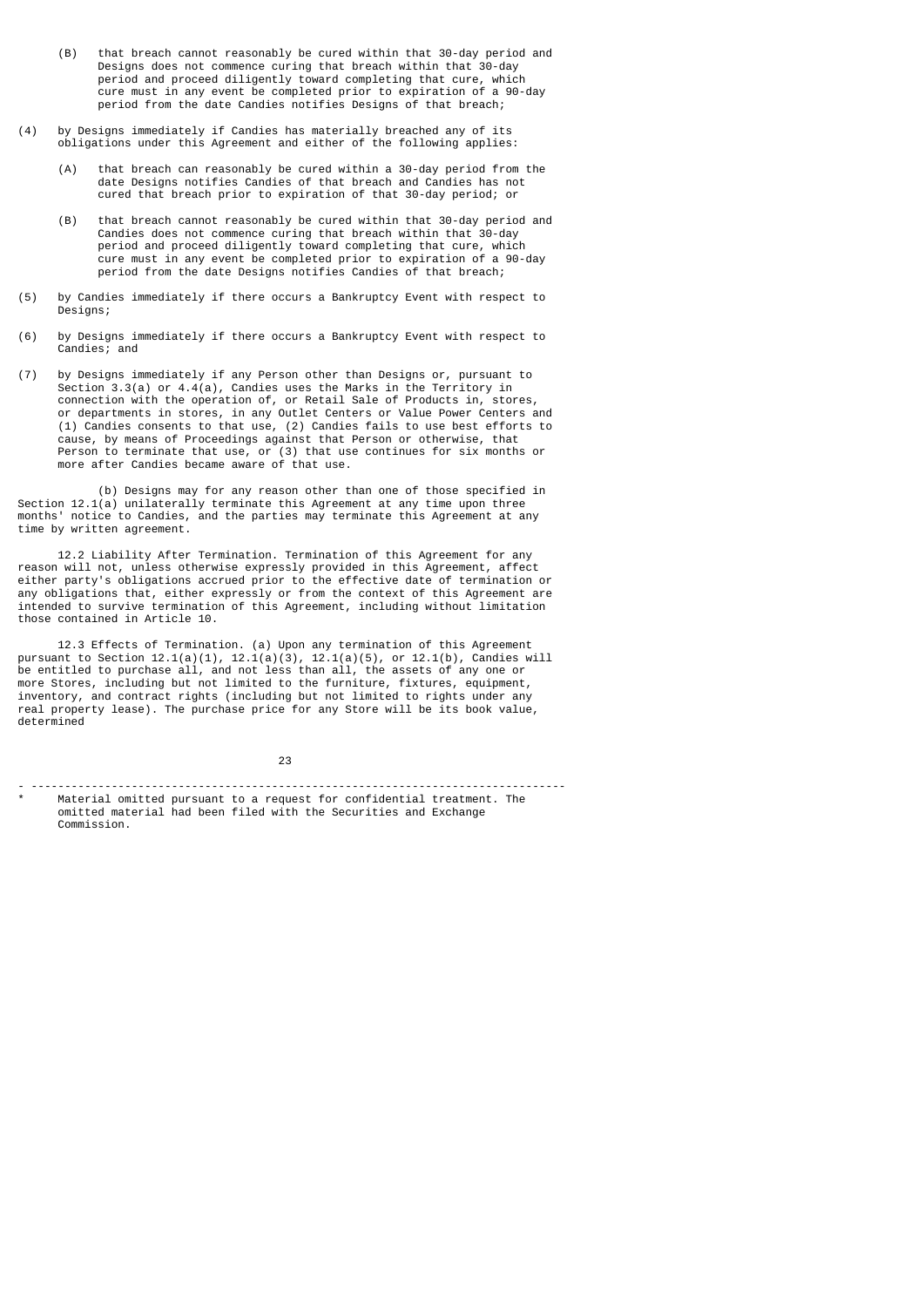(B) that breach cannot reasonably be cured within that 30-day period and Designs does not commence curing that breach within that 30-day period and proceed diligently toward completing that cure, which cure must in any event be completed prior to expiration of a 90-day period from the date Candies notifies Designs of that breach;

(4) by Designs immediately if Candies has materially breached any of its obligations under this Agreement and either of the following applies:

(A) that breach can reasonably be cured within a 30-day period from the date Designs notifies Candies of that breach and Candies has not cured that breach prior to expiration of that 30-day period; or

(B) that breach cannot reasonably be cured within that 30-day period and Candies does not commence curing that breach within that 30-day period and proceed diligently toward completing that cure, which cure must in any event be completed prior to expiration of a 90-day period from the date Designs notifies Candies of that breach;

(5) by Candies immediately if there occurs a Bankruptcy Event with respect to Designs;

(6) by Designs immediately if there occurs a Bankruptcy Event with respect to Candies; and

(7) by Designs immediately if any Person other than Designs or, pursuant to Section 3.3(a) or 4.4(a), Candies uses the Marks in the Territory in connection with the operation of, or Retail Sale of Products in, stores, or departments in stores, in any Outlet Centers or Value Power Centers and (1) Candies consents to that use, (2) Candies fails to use best efforts to cause, by means of Proceedings against that Person or otherwise, that Person to terminate that use, or (3) that use continues for six months or more after Candies became aware of that use.

(b) Designs may for any reason other than one of those specified in Section 12.1(a) unilaterally terminate this Agreement at any time upon three months' notice to Candies, and the parties may terminate this Agreement at any time by written agreement.

12.2 Liability After Termination. Termination of this Agreement for any reason will not, unless otherwise expressly provided in this Agreement, affect either party's obligations accrued prior to the effective date of termination or any obligations that, either expressly or from the context of this Agreement are intended to survive termination of this Agreement, including without limitation those contained in Article 10.

12.3 Effects of Termination. (a) Upon any termination of this Agreement pursuant to Section 12.1(a)(1), 12.1(a)(3), 12.1(a)(5), or 12.1(b), Candies will be entitled to purchase all, and not less than all, the assets of any one or more Stores, including but not limited to the furniture, fixtures, equipment, inventory, and contract rights (including but not limited to rights under any real property lease). The purchase price for any Store will be its book value, determined

---

* Material omitted pursuant to a request for confidential treatment. The omitted material had been filed with the Securities and Exchange Commission.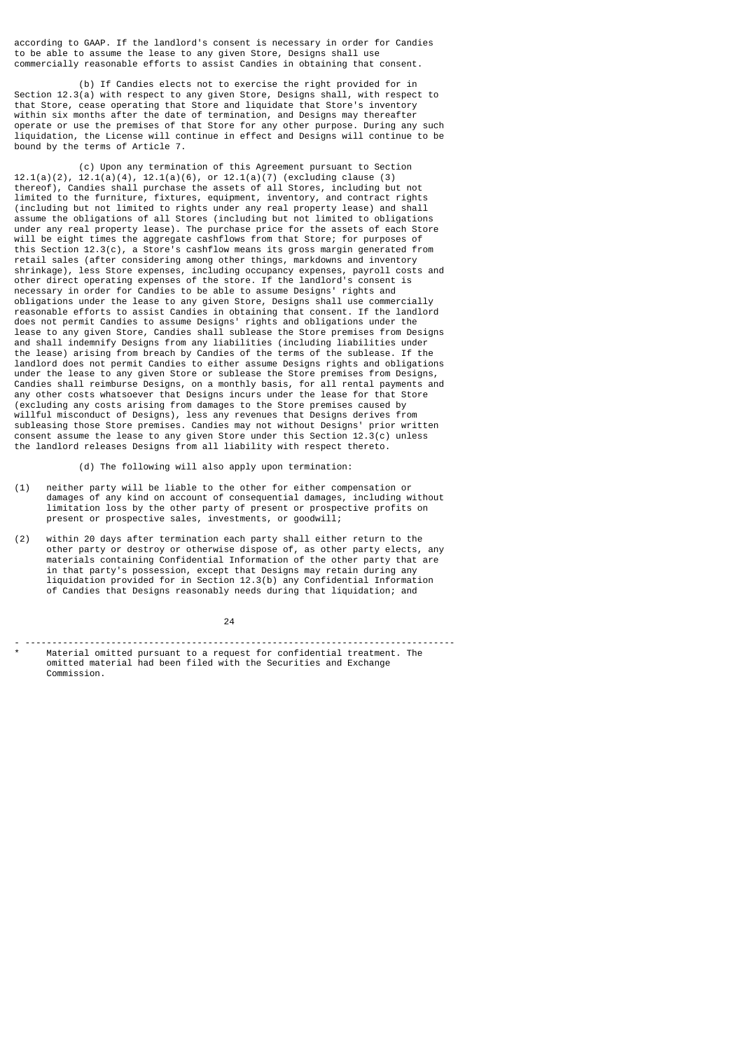according to GAAP. If the landlord's consent is necessary in order for Candies to be able to assume the lease to any given Store, Designs shall use commercially reasonable efforts to assist Candies in obtaining that consent.

(b) If Candies elects not to exercise the right provided for in Section 12.3(a) with respect to any given Store, Designs shall, with respect to that Store, cease operating that Store and liquidate that Store's inventory within six months after the date of termination, and Designs may thereafter operate or use the premises of that Store for any other purpose. During any such liquidation, the License will continue in effect and Designs will continue to be bound by the terms of Article 7.

(c) Upon any termination of this Agreement pursuant to Section 12.1(a)(2), 12.1(a)(4), 12.1(a)(6), or 12.1(a)(7) (excluding clause (3) thereof), Candies shall purchase the assets of all Stores, including but not limited to the furniture, fixtures, equipment, inventory, and contract rights (including but not limited to rights under any real property lease) and shall assume the obligations of all Stores (including but not limited to obligations under any real property lease). The purchase price for the assets of each Store will be eight times the aggregate cashflows from that Store; for purposes of this Section 12.3(c), a Store's cashflow means its gross margin generated from retail sales (after considering among other things, markdowns and inventory shrinkage), less Store expenses, including occupancy expenses, payroll costs and other direct operating expenses of the store. If the landlord's consent is necessary in order for Candies to be able to assume Designs' rights and obligations under the lease to any given Store, Designs shall use commercially reasonable efforts to assist Candies in obtaining that consent. If the landlord does not permit Candies to assume Designs' rights and obligations under the lease to any given Store, Candies shall sublease the Store premises from Designs and shall indemnify Designs from any liabilities (including liabilities under the lease) arising from breach by Candies of the terms of the sublease. If the landlord does not permit Candies to either assume Designs rights and obligations under the lease to any given Store or sublease the Store premises from Designs, Candies shall reimburse Designs, on a monthly basis, for all rental payments and any other costs whatsoever that Designs incurs under the lease for that Store (excluding any costs arising from damages to the Store premises caused by willful misconduct of Designs), less any revenues that Designs derives from subleasing those Store premises. Candies may not without Designs' prior written consent assume the lease to any given Store under this Section 12.3(c) unless the landlord releases Designs from all liability with respect thereto.

(d) The following will also apply upon termination:

(1) neither party will be liable to the other for either compensation or damages of any kind on account of consequential damages, including without limitation loss by the other party of present or prospective profits on present or prospective sales, investments, or goodwill;

(2) within 20 days after termination each party shall either return to the other party or destroy or otherwise dispose of, as other party elects, any materials containing Confidential Information of the other party that are in that party's possession, except that Designs may retain during any liquidation provided for in Section 12.3(b) any Confidential Information of Candies that Designs reasonably needs during that liquidation; and

---

\* Material omitted pursuant to a request for confidential treatment. The omitted material had been filed with the Securities and Exchange Commission.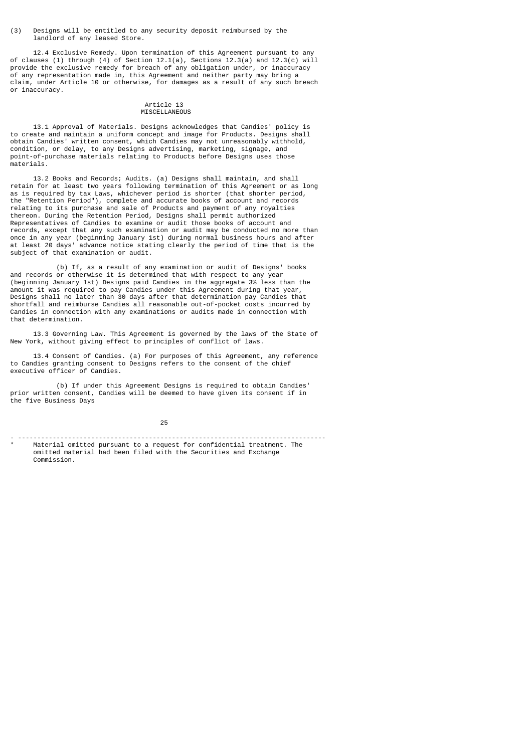(3) Designs will be entitled to any security deposit reimbursed by the landlord of any leased Store.

12.4 Exclusive Remedy. Upon termination of this Agreement pursuant to any of clauses (1) through (4) of Section 12.1(a), Sections 12.3(a) and 12.3(c) will provide the exclusive remedy for breach of any obligation under, or inaccuracy of any representation made in, this Agreement and neither party may bring a claim, under Article 10 or otherwise, for damages as a result of any such breach or inaccuracy.

## Article 13
## MISCELLANEOUS

13.1 Approval of Materials. Designs acknowledges that Candies' policy is to create and maintain a uniform concept and image for Products. Designs shall obtain Candies' written consent, which Candies may not unreasonably withhold, condition, or delay, to any Designs advertising, marketing, signage, and point-of-purchase materials relating to Products before Designs uses those materials.

13.2 Books and Records; Audits. (a) Designs shall maintain, and shall retain for at least two years following termination of this Agreement or as long as is required by tax Laws, whichever period is shorter (that shorter period, the "Retention Period"), complete and accurate books of account and records relating to its purchase and sale of Products and payment of any royalties thereon. During the Retention Period, Designs shall permit authorized Representatives of Candies to examine or audit those books of account and records, except that any such examination or audit may be conducted no more than once in any year (beginning January 1st) during normal business hours and after at least 20 days' advance notice stating clearly the period of time that is the subject of that examination or audit.

(b) If, as a result of any examination or audit of Designs' books and records or otherwise it is determined that with respect to any year (beginning January 1st) Designs paid Candies in the aggregate 3% less than the amount it was required to pay Candies under this Agreement during that year, Designs shall no later than 30 days after that determination pay Candies that shortfall and reimburse Candies all reasonable out-of-pocket costs incurred by Candies in connection with any examinations or audits made in connection with that determination.

13.3 Governing Law. This Agreement is governed by the laws of the State of New York, without giving effect to principles of conflict of laws.

13.4 Consent of Candies. (a) For purposes of this Agreement, any reference to Candies granting consent to Designs refers to the consent of the chief executive officer of Candies.

(b) If under this Agreement Designs is required to obtain Candies' prior written consent, Candies will be deemed to have given its consent if in the five Business Days

---

\* Material omitted pursuant to a request for confidential treatment. The omitted material had been filed with the Securities and Exchange Commission.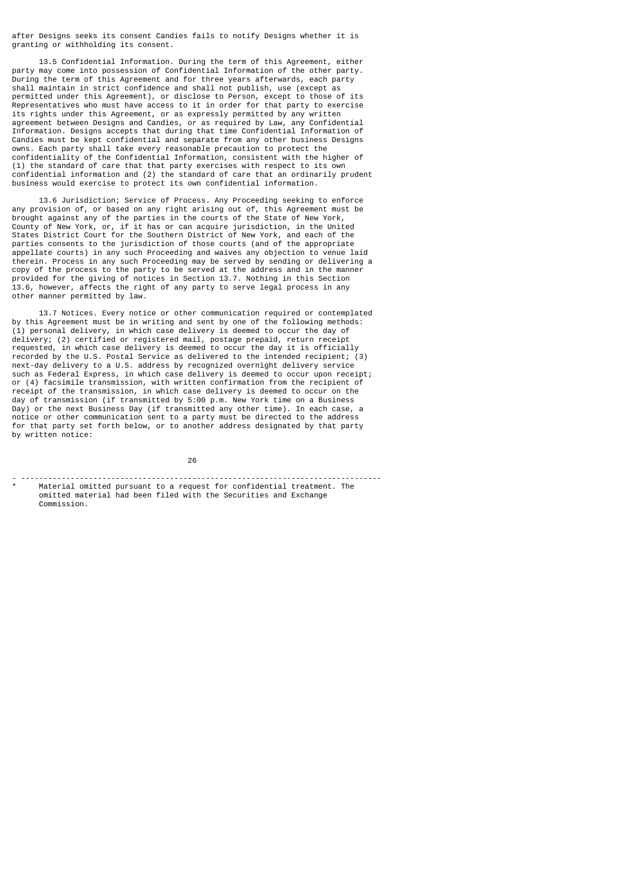after Designs seeks its consent Candies fails to notify Designs whether it is granting or withholding its consent.

13.5 Confidential Information. During the term of this Agreement, either party may come into possession of Confidential Information of the other party. During the term of this Agreement and for three years afterwards, each party shall maintain in strict confidence and shall not publish, use (except as permitted under this Agreement), or disclose to Person, except to those of its Representatives who must have access to it in order for that party to exercise its rights under this Agreement, or as expressly permitted by any written agreement between Designs and Candies, or as required by Law, any Confidential Information. Designs accepts that during that time Confidential Information of Candies must be kept confidential and separate from any other business Designs owns. Each party shall take every reasonable precaution to protect the confidentiality of the Confidential Information, consistent with the higher of (1) the standard of care that that party exercises with respect to its own confidential information and (2) the standard of care that an ordinarily prudent business would exercise to protect its own confidential information.

13.6 Jurisdiction; Service of Process. Any Proceeding seeking to enforce any provision of, or based on any right arising out of, this Agreement must be brought against any of the parties in the courts of the State of New York, County of New York, or, if it has or can acquire jurisdiction, in the United States District Court for the Southern District of New York, and each of the parties consents to the jurisdiction of those courts (and of the appropriate appellate courts) in any such Proceeding and waives any objection to venue laid therein. Process in any such Proceeding may be served by sending or delivering a copy of the process to the party to be served at the address and in the manner provided for the giving of notices in Section 13.7. Nothing in this Section 13.6, however, affects the right of any party to serve legal process in any other manner permitted by law.

13.7 Notices. Every notice or other communication required or contemplated by this Agreement must be in writing and sent by one of the following methods: (1) personal delivery, in which case delivery is deemed to occur the day of delivery; (2) certified or registered mail, postage prepaid, return receipt requested, in which case delivery is deemed to occur the day it is officially recorded by the U.S. Postal Service as delivered to the intended recipient; (3) next-day delivery to a U.S. address by recognized overnight delivery service such as Federal Express, in which case delivery is deemed to occur upon receipt; or (4) facsimile transmission, with written confirmation from the recipient of receipt of the transmission, in which case delivery is deemed to occur on the day of transmission (if transmitted by 5:00 p.m. New York time on a Business Day) or the next Business Day (if transmitted any other time). In each case, a notice or other communication sent to a party must be directed to the address for that party set forth below, or to another address designated by that party by written notice:

---

\* Material omitted pursuant to a request for confidential treatment. The omitted material had been filed with the Securities and Exchange Commission.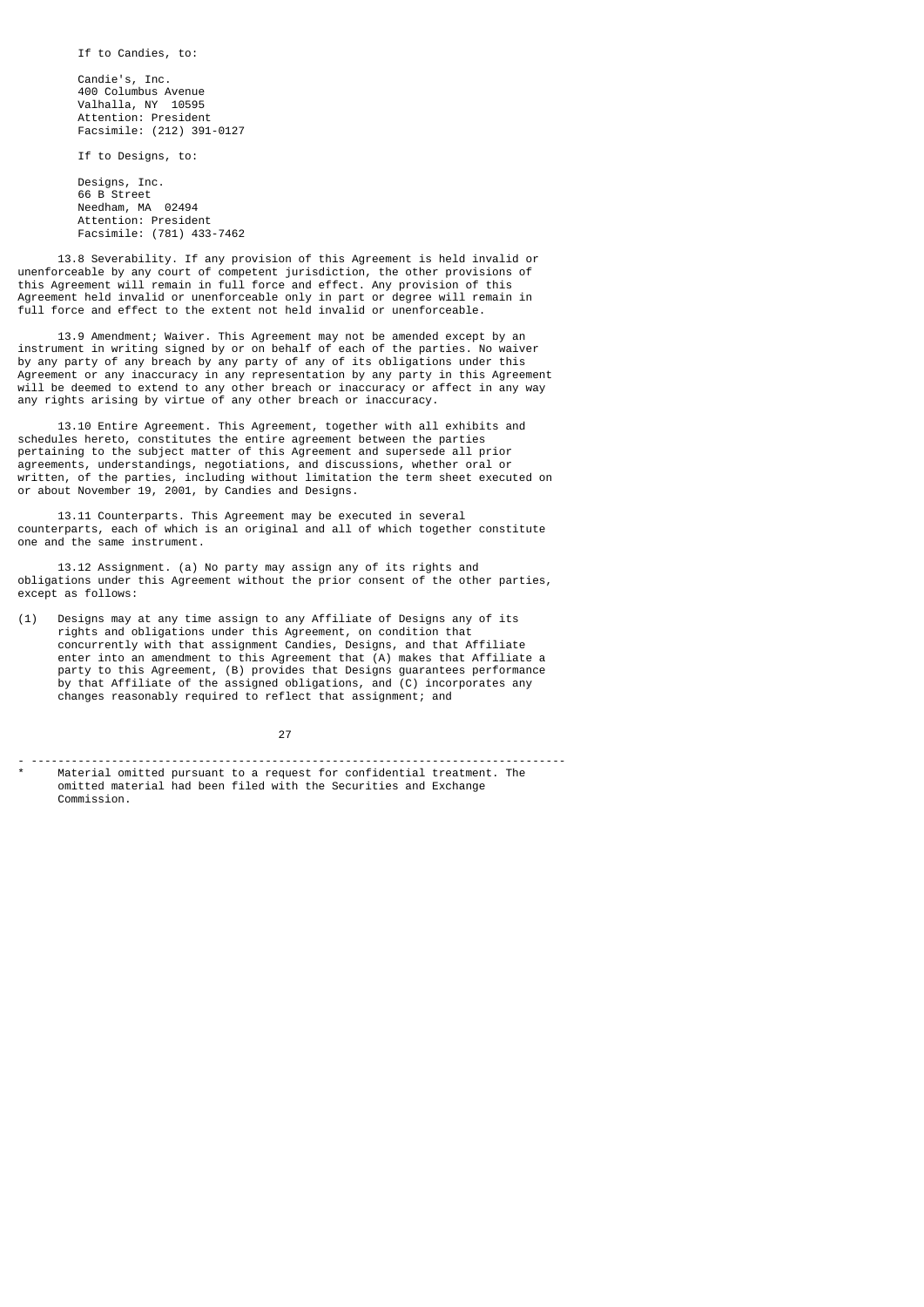If to Candies, to:

Candie's, Inc.
400 Columbus Avenue
Valhalla, NY 10595
Attention: President
Facsimile: (212) 391-0127

If to Designs, to:

Designs, Inc.
66 B Street
Needham, MA 02494
Attention: President
Facsimile: (781) 433-7462

13.8 Severability. If any provision of this Agreement is held invalid or unenforceable by any court of competent jurisdiction, the other provisions of this Agreement will remain in full force and effect. Any provision of this Agreement held invalid or unenforceable only in part or degree will remain in full force and effect to the extent not held invalid or unenforceable.

13.9 Amendment; Waiver. This Agreement may not be amended except by an instrument in writing signed by or on behalf of each of the parties. No waiver by any party of any breach by any party of any of its obligations under this Agreement or any inaccuracy in any representation by any party in this Agreement will be deemed to extend to any other breach or inaccuracy or affect in any way any rights arising by virtue of any other breach or inaccuracy.

13.10 Entire Agreement. This Agreement, together with all exhibits and schedules hereto, constitutes the entire agreement between the parties pertaining to the subject matter of this Agreement and supersede all prior agreements, understandings, negotiations, and discussions, whether oral or written, of the parties, including without limitation the term sheet executed on or about November 19, 2001, by Candies and Designs.

13.11 Counterparts. This Agreement may be executed in several counterparts, each of which is an original and all of which together constitute one and the same instrument.

13.12 Assignment. (a) No party may assign any of its rights and obligations under this Agreement without the prior consent of the other parties, except as follows:

(1) Designs may at any time assign to any Affiliate of Designs any of its rights and obligations under this Agreement, on condition that concurrently with that assignment Candies, Designs, and that Affiliate enter into an amendment to this Agreement that (A) makes that Affiliate a party to this Agreement, (B) provides that Designs guarantees performance by that Affiliate of the assigned obligations, and (C) incorporates any changes reasonably required to reflect that assignment; and

---

* Material omitted pursuant to a request for confidential treatment. The omitted material had been filed with the Securities and Exchange Commission.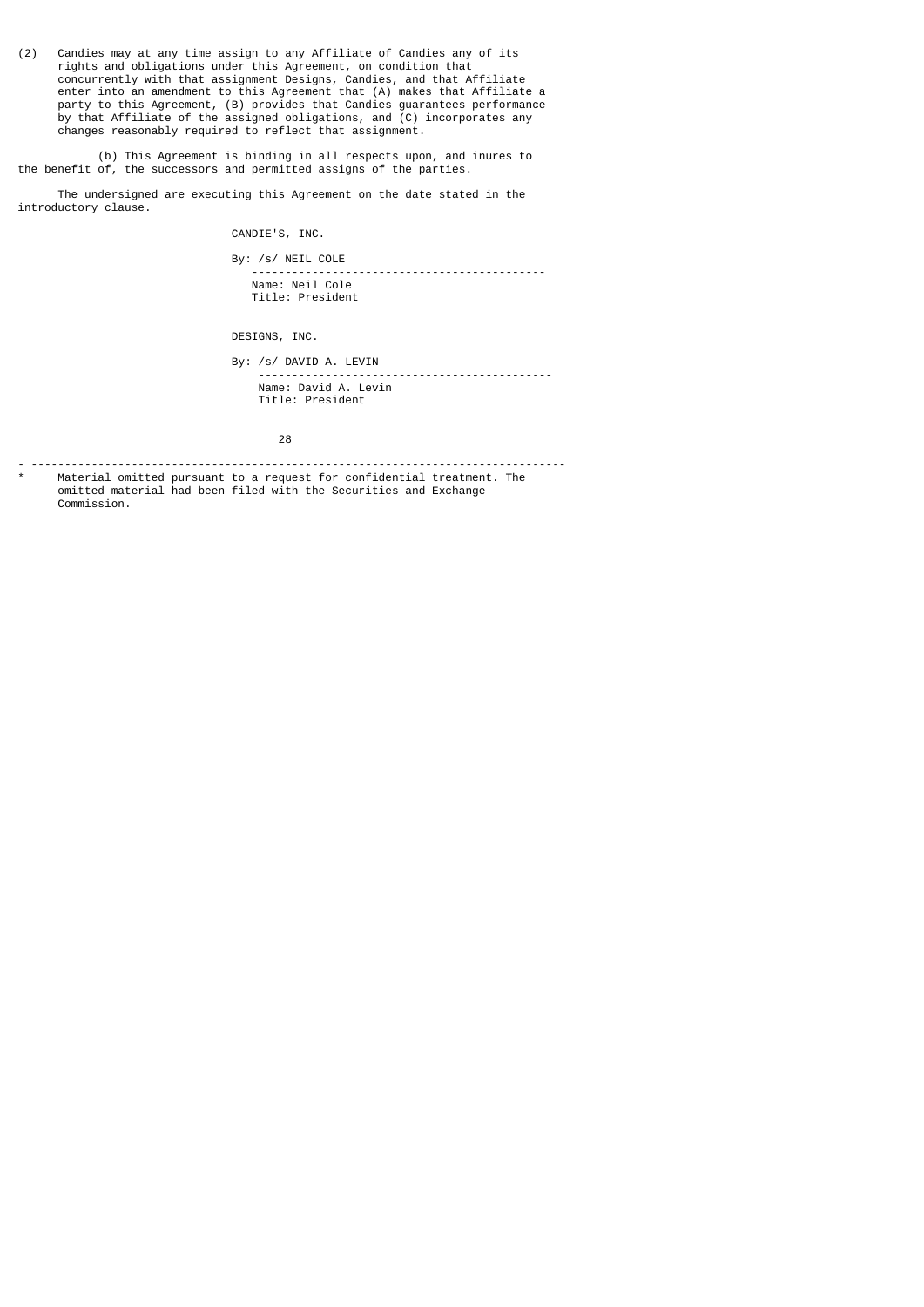(2) Candies may at any time assign to any Affiliate of Candies any of its rights and obligations under this Agreement, on condition that concurrently with that assignment Designs, Candies, and that Affiliate enter into an amendment to this Agreement that (A) makes that Affiliate a party to this Agreement, (B) provides that Candies guarantees performance by that Affiliate of the assigned obligations, and (C) incorporates any changes reasonably required to reflect that assignment.

(b) This Agreement is binding in all respects upon, and inures to the benefit of, the successors and permitted assigns of the parties.

The undersigned are executing this Agreement on the date stated in the introductory clause.

CANDIE'S, INC.

By: /s/ NEIL COLE
Name: Neil Cole
Title: President

DESIGNS, INC.

By: /s/ DAVID A. LEVIN
Name: David A. Levin
Title: President

---

\* Material omitted pursuant to a request for confidential treatment. The omitted material had been filed with the Securities and Exchange Commission.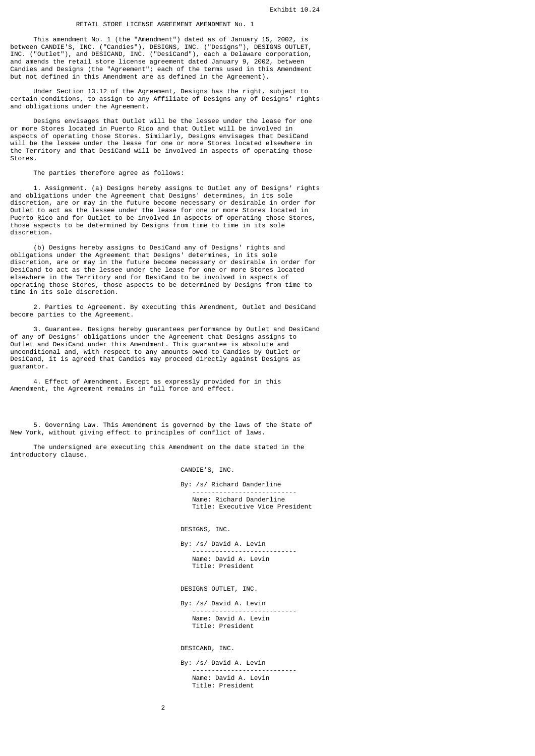Exhibit 10.24

# RETAIL STORE LICENSE AGREEMENT AMENDMENT No. 1

This amendment No. 1 (the "Amendment") dated as of January 15, 2002, is between CANDIE'S, INC. ("Candies"), DESIGNS, INC. ("Designs"), DESIGNS OUTLET, INC. ("Outlet"), and DESICAND, INC. ("DesiCand"), each a Delaware corporation, and amends the retail store license agreement dated January 9, 2002, between Candies and Designs (the "Agreement"; each of the terms used in this Amendment but not defined in this Amendment are as defined in the Agreement).

Under Section 13.12 of the Agreement, Designs has the right, subject to certain conditions, to assign to any Affiliate of Designs any of Designs' rights and obligations under the Agreement.

Designs envisages that Outlet will be the lessee under the lease for one or more Stores located in Puerto Rico and that Outlet will be involved in aspects of operating those Stores. Similarly, Designs envisages that DesiCand will be the lessee under the lease for one or more Stores located elsewhere in the Territory and that DesiCand will be involved in aspects of operating those Stores.

The parties therefore agree as follows:

1. Assignment. (a) Designs hereby assigns to Outlet any of Designs' rights and obligations under the Agreement that Designs' determines, in its sole discretion, are or may in the future become necessary or desirable in order for Outlet to act as the lessee under the lease for one or more Stores located in Puerto Rico and for Outlet to be involved in aspects of operating those Stores, those aspects to be determined by Designs from time to time in its sole discretion.

(b) Designs hereby assigns to DesiCand any of Designs' rights and obligations under the Agreement that Designs' determines, in its sole discretion, are or may in the future become necessary or desirable in order for DesiCand to act as the lessee under the lease for one or more Stores located elsewhere in the Territory and for DesiCand to be involved in aspects of operating those Stores, those aspects to be determined by Designs from time to time in its sole discretion.

2. Parties to Agreement. By executing this Amendment, Outlet and DesiCand become parties to the Agreement.

3. Guarantee. Designs hereby guarantees performance by Outlet and DesiCand of any of Designs' obligations under the Agreement that Designs assigns to Outlet and DesiCand under this Amendment. This guarantee is absolute and unconditional and, with respect to any amounts owed to Candies by Outlet or DesiCand, it is agreed that Candies may proceed directly against Designs as guarantor.

4. Effect of Amendment. Except as expressly provided for in this Amendment, the Agreement remains in full force and effect.

5. Governing Law. This Amendment is governed by the laws of the State of New York, without giving effect to principles of conflict of laws.

The undersigned are executing this Amendment on the date stated in the introductory clause.

CANDIE'S, INC.

By: /s/ Richard Danderline
Name: Richard Danderline
Title: Executive Vice President

DESIGNS, INC.

By: /s/ David A. Levin
Name: David A. Levin
Title: President

DESIGNS OUTLET, INC.

By: /s/ David A. Levin
Name: David A. Levin
Title: President

DESICAND, INC.

By: /s/ David A. Levin
Name: David A. Levin
Title: President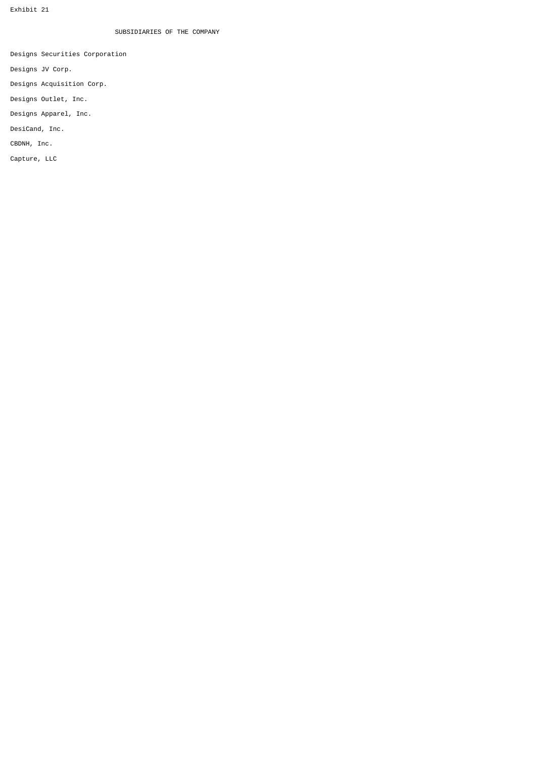Exhibit 21

## SUBSIDIARIES OF THE COMPANY

Designs Securities Corporation

Designs JV Corp.

Designs Acquisition Corp.

Designs Outlet, Inc.

Designs Apparel, Inc.

DesiCand, Inc.

CBDNH, Inc.

Capture, LLC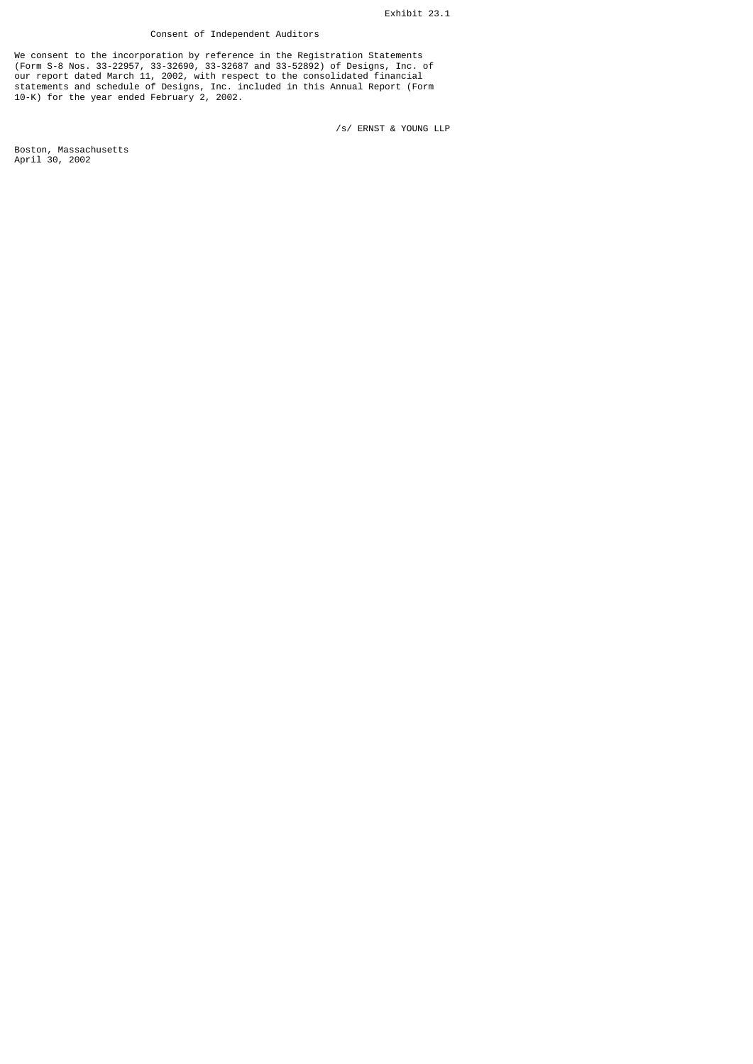Exhibit 23.1

# Consent of Independent Auditors

We consent to the incorporation by reference in the Registration Statements (Form S-8 Nos. 33-22957, 33-32690, 33-32687 and 33-52892) of Designs, Inc. of our report dated March 11, 2002, with respect to the consolidated financial statements and schedule of Designs, Inc. included in this Annual Report (Form 10-K) for the year ended February 2, 2002.

/s/ ERNST & YOUNG LLP

Boston, Massachusetts
April 30, 2002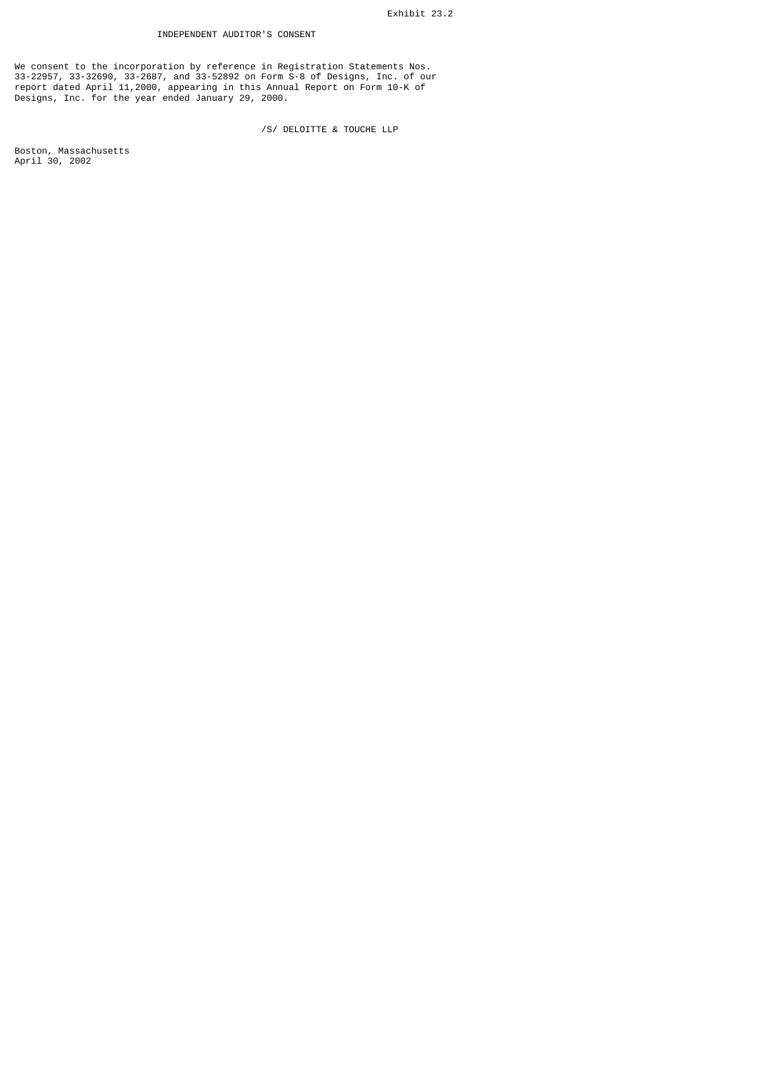Exhibit 23.2

# INDEPENDENT AUDITOR'S CONSENT

We consent to the incorporation by reference in Registration Statements Nos. 33-22957, 33-32690, 33-2687, and 33-52892 on Form S-8 of Designs, Inc. of our report dated April 11,2000, appearing in this Annual Report on Form 10-K of Designs, Inc. for the year ended January 29, 2000.

/S/ DELOITTE & TOUCHE LLP

Boston, Massachusetts
April 30, 2002